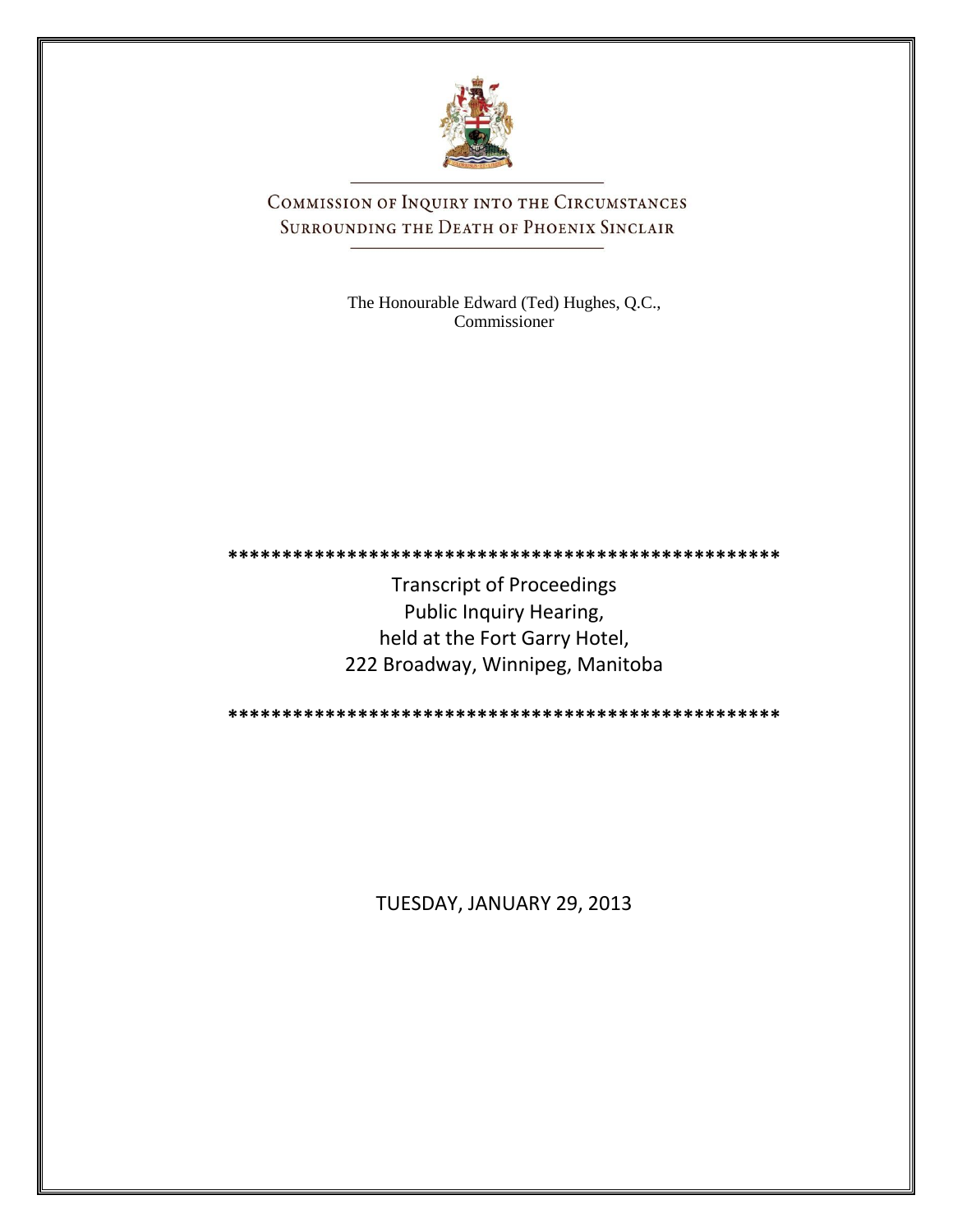# Commission of Inquiry into the Circumstances Surrounding the Death of Phoenix Sinclair

The Honourable Edward (Ted) Hughes, Q.C.,
Commissioner

\*\*\*\*\*\*\*\*\*\*\*\*\*\*\*\*\*\*\*\*\*\*\*\*\*\*\*\*\*\*\*\*\*\*\*\*\*\*\*\*\*\*\*\*\*\*\*\*\*\*\*\*

Transcript of Proceedings
Public Inquiry Hearing,
held at the Fort Garry Hotel,
222 Broadway, Winnipeg, Manitoba

\*\*\*\*\*\*\*\*\*\*\*\*\*\*\*\*\*\*\*\*\*\*\*\*\*\*\*\*\*\*\*\*\*\*\*\*\*\*\*\*\*\*\*\*\*\*\*\*\*\*\*\*

TUESDAY, JANUARY 29, 2013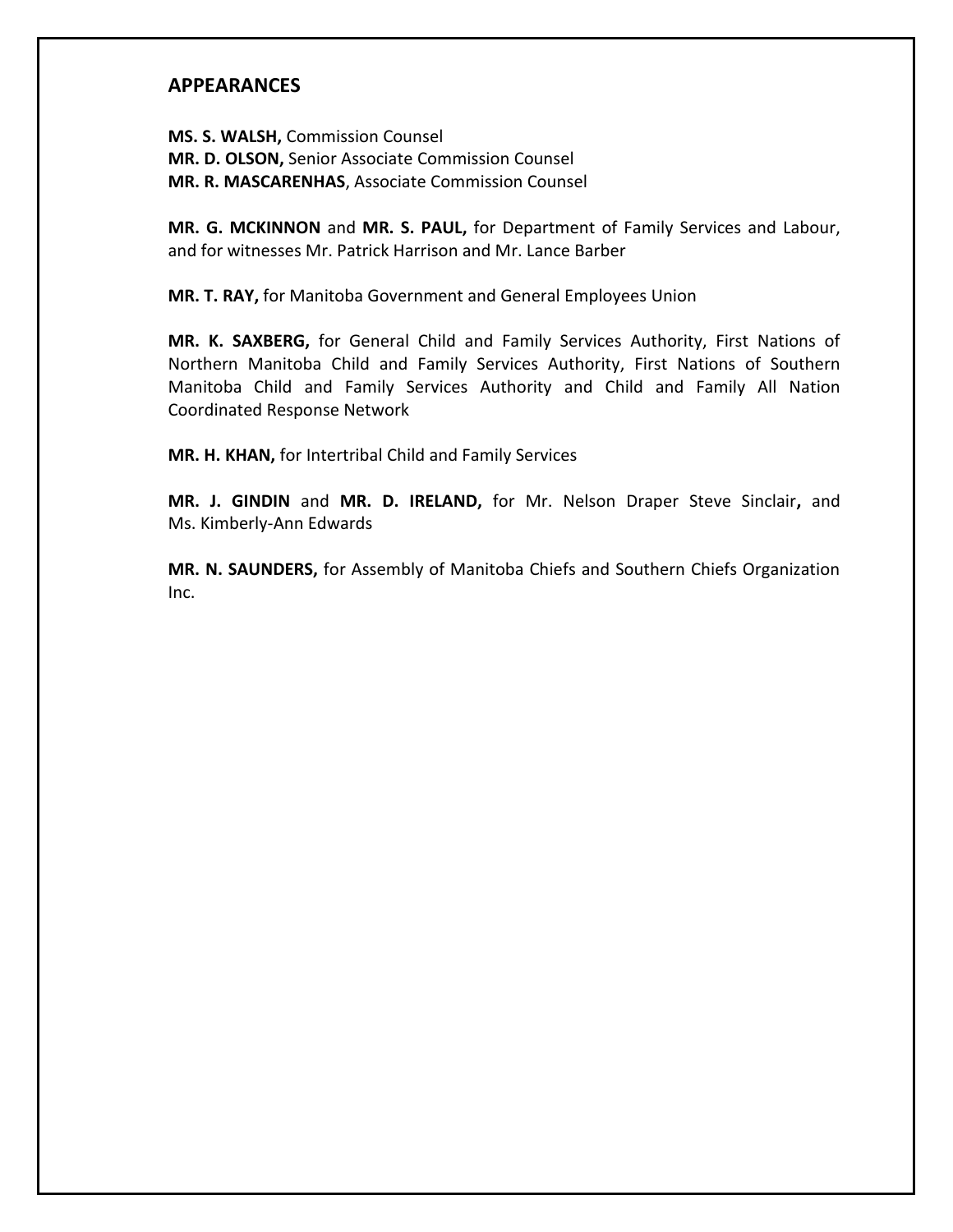## APPEARANCES

**MS. S. WALSH,** Commission Counsel
**MR. D. OLSON,** Senior Associate Commission Counsel
**MR. R. MASCARENHAS**, Associate Commission Counsel

**MR. G. MCKINNON** and **MR. S. PAUL,** for Department of Family Services and Labour, and for witnesses Mr. Patrick Harrison and Mr. Lance Barber

**MR. T. RAY,** for Manitoba Government and General Employees Union

**MR. K. SAXBERG,** for General Child and Family Services Authority, First Nations of Northern Manitoba Child and Family Services Authority, First Nations of Southern Manitoba Child and Family Services Authority and Child and Family All Nation Coordinated Response Network

**MR. H. KHAN,** for Intertribal Child and Family Services

**MR. J. GINDIN** and **MR. D. IRELAND,** for Mr. Nelson Draper Steve Sinclair**,** and Ms. Kimberly-Ann Edwards

**MR. N. SAUNDERS,** for Assembly of Manitoba Chiefs and Southern Chiefs Organization Inc.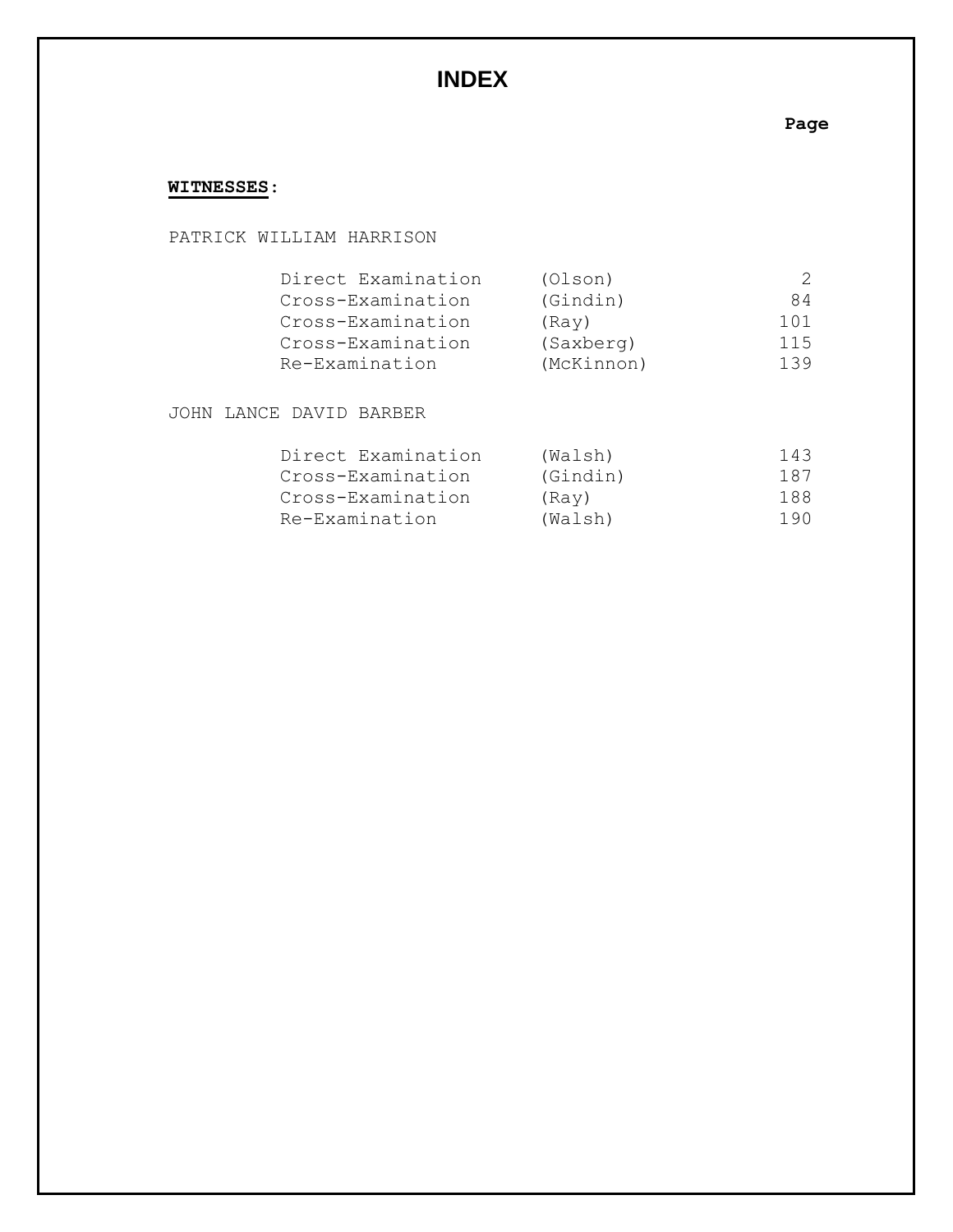# INDEX

**WITNESSES:**

PATRICK WILLIAM HARRISON

| | | Page |
|---|---|---|
| Direct Examination | (Olson) | 2 |
| Cross-Examination | (Gindin) | 84 |
| Cross-Examination | (Ray) | 101 |
| Cross-Examination | (Saxberg) | 115 |
| Re-Examination | (McKinnon) | 139 |

JOHN LANCE DAVID BARBER

| | | Page |
|---|---|---|
| Direct Examination | (Walsh) | 143 |
| Cross-Examination | (Gindin) | 187 |
| Cross-Examination | (Ray) | 188 |
| Re-Examination | (Walsh) | 190 |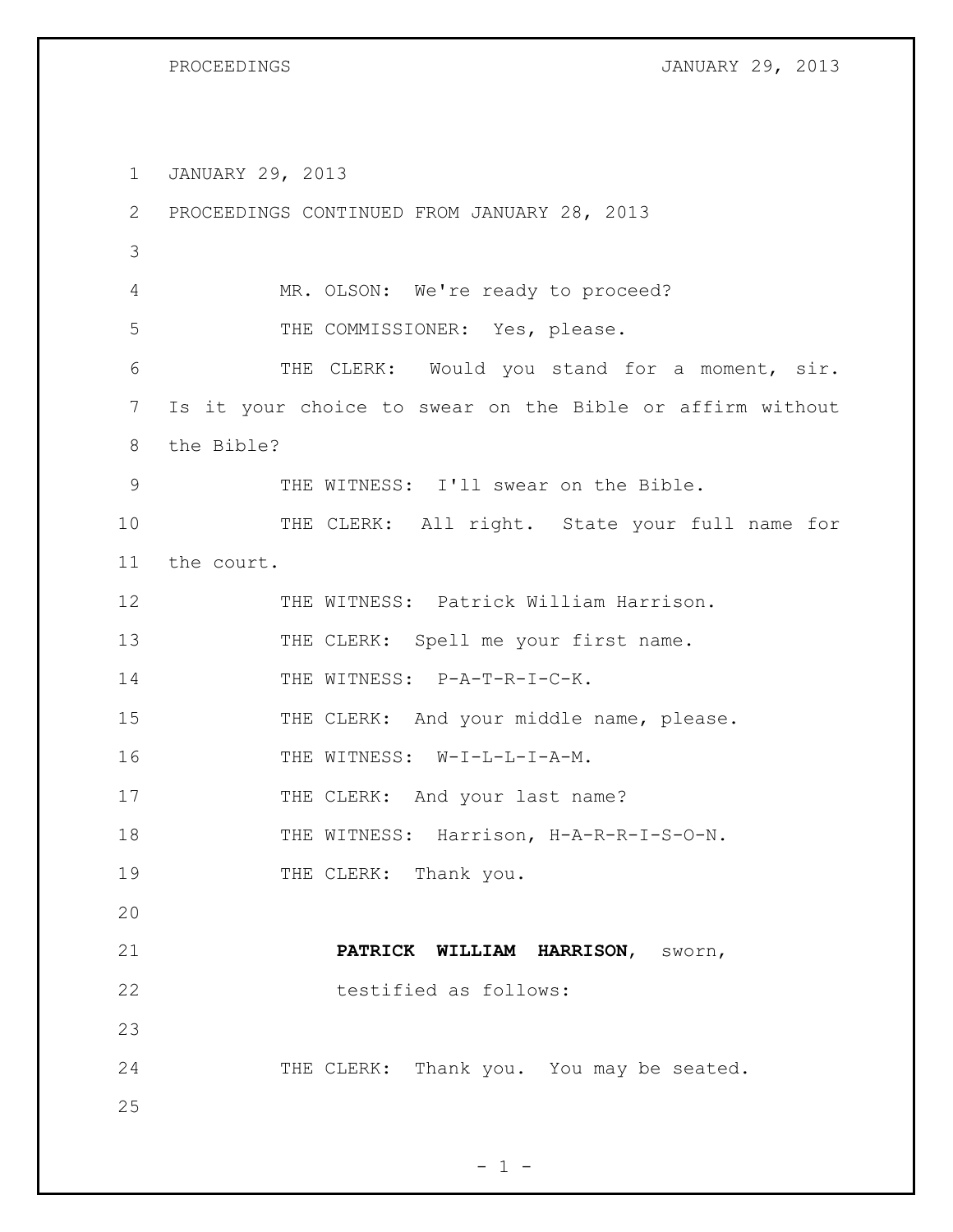JANUARY 29, 2013

PROCEEDINGS CONTINUED FROM JANUARY 28, 2013

MR. OLSON: We're ready to proceed?

THE COMMISSIONER: Yes, please.

THE CLERK: Would you stand for a moment, sir. Is it your choice to swear on the Bible or affirm without the Bible?

THE WITNESS: I'll swear on the Bible.

THE CLERK: All right. State your full name for the court.

THE WITNESS: Patrick William Harrison.

THE CLERK: Spell me your first name.

THE WITNESS: P-A-T-R-I-C-K.

THE CLERK: And your middle name, please.

THE WITNESS: W-I-L-L-I-A-M.

THE CLERK: And your last name?

THE WITNESS: Harrison, H-A-R-R-I-S-O-N.

THE CLERK: Thank you.

**PATRICK WILLIAM HARRISON**, sworn, testified as follows:

THE CLERK: Thank you. You may be seated.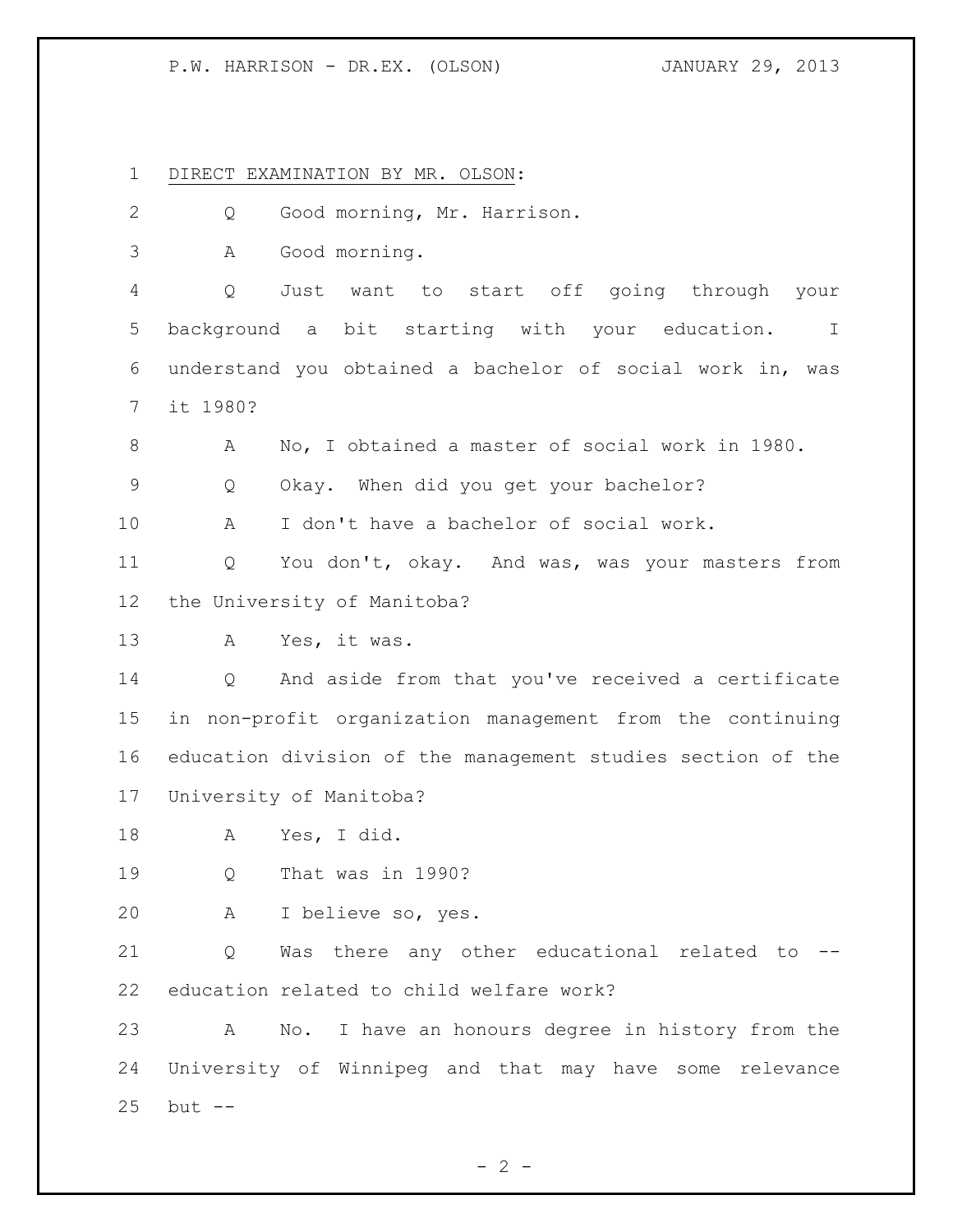DIRECT EXAMINATION BY MR. OLSON:

Q Good morning, Mr. Harrison.

A Good morning.

Q Just want to start off going through your background a bit starting with your education. I understand you obtained a bachelor of social work in, was it 1980?

A No, I obtained a master of social work in 1980.

Q Okay. When did you get your bachelor?

A I don't have a bachelor of social work.

Q You don't, okay. And was, was your masters from the University of Manitoba?

A Yes, it was.

Q And aside from that you've received a certificate in non-profit organization management from the continuing education division of the management studies section of the University of Manitoba?

A Yes, I did.

Q That was in 1990?

A I believe so, yes.

Q Was there any other educational related to -- education related to child welfare work?

A No. I have an honours degree in history from the University of Winnipeg and that may have some relevance but --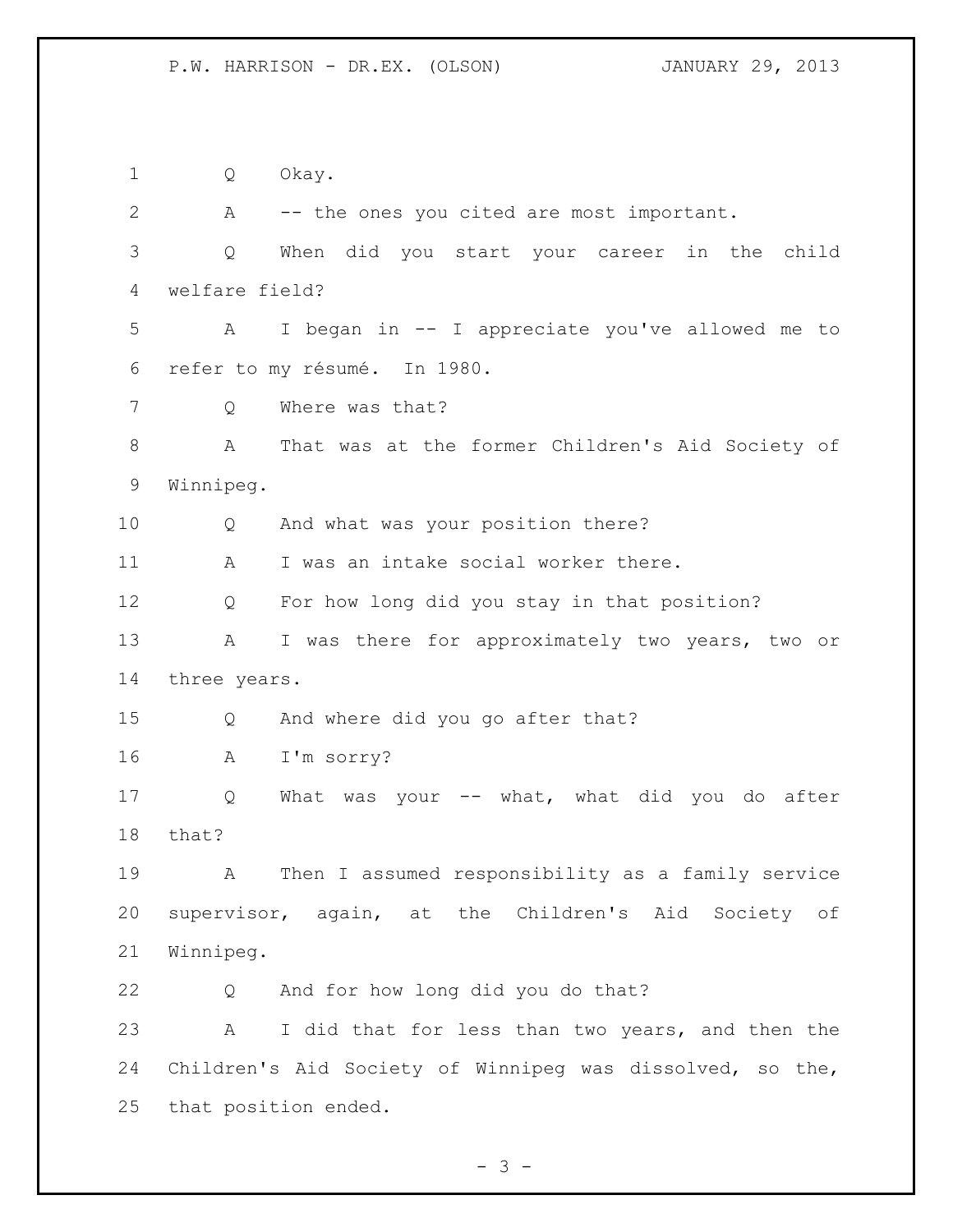Q Okay.

A -- the ones you cited are most important.

Q When did you start your career in the child welfare field?

A I began in -- I appreciate you've allowed me to refer to my résumé. In 1980.

Q Where was that?

A That was at the former Children's Aid Society of Winnipeg.

Q And what was your position there?

A I was an intake social worker there.

Q For how long did you stay in that position?

A I was there for approximately two years, two or three years.

Q And where did you go after that?

A I'm sorry?

Q What was your -- what, what did you do after that?

A Then I assumed responsibility as a family service supervisor, again, at the Children's Aid Society of Winnipeg.

Q And for how long did you do that?

A I did that for less than two years, and then the Children's Aid Society of Winnipeg was dissolved, so the, that position ended.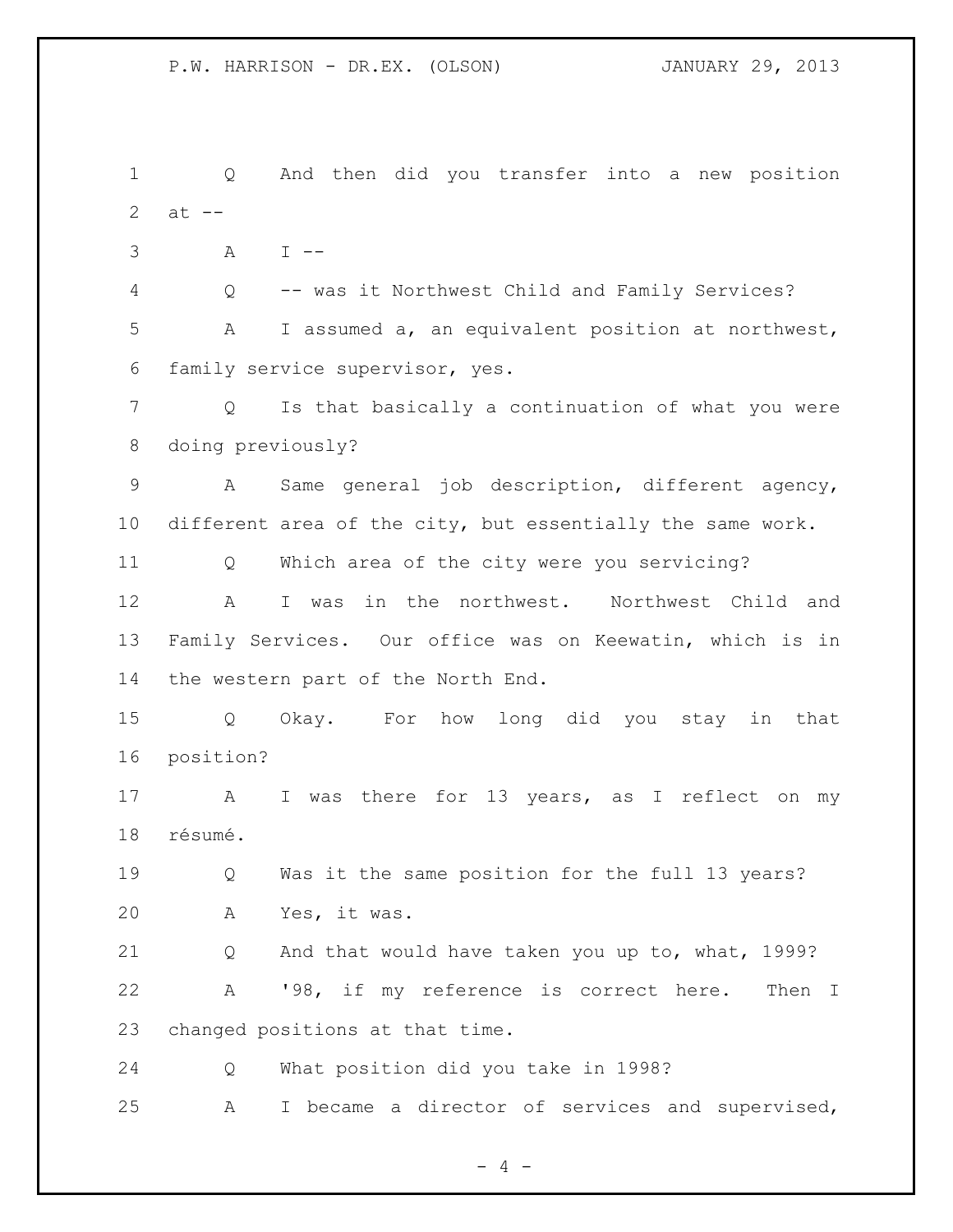Q And then did you transfer into a new position at --

A I --

Q -- was it Northwest Child and Family Services?

A I assumed a, an equivalent position at northwest, family service supervisor, yes.

Q Is that basically a continuation of what you were doing previously?

A Same general job description, different agency, different area of the city, but essentially the same work.

Q Which area of the city were you servicing?

A I was in the northwest. Northwest Child and Family Services. Our office was on Keewatin, which is in the western part of the North End.

Q Okay. For how long did you stay in that position?

A I was there for 13 years, as I reflect on my résumé.

Q Was it the same position for the full 13 years?

A Yes, it was.

Q And that would have taken you up to, what, 1999?

A '98, if my reference is correct here. Then I changed positions at that time.

Q What position did you take in 1998?

A I became a director of services and supervised,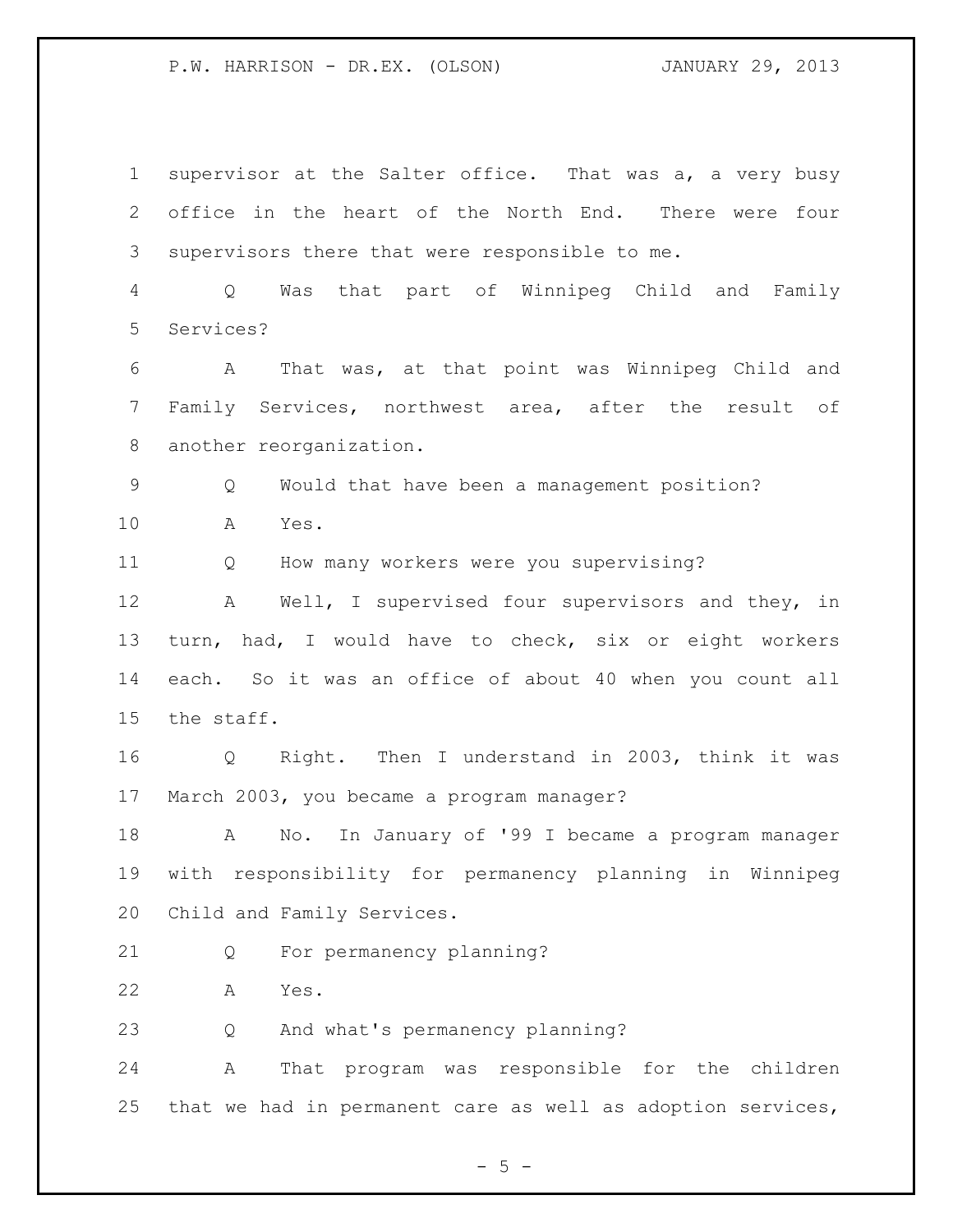supervisor at the Salter office. That was a, a very busy office in the heart of the North End. There were four supervisors there that were responsible to me.

Q Was that part of Winnipeg Child and Family Services?

A That was, at that point was Winnipeg Child and Family Services, northwest area, after the result of another reorganization.

Q Would that have been a management position?

A Yes.

Q How many workers were you supervising?

A Well, I supervised four supervisors and they, in turn, had, I would have to check, six or eight workers each. So it was an office of about 40 when you count all the staff.

Q Right. Then I understand in 2003, think it was March 2003, you became a program manager?

A No. In January of '99 I became a program manager with responsibility for permanency planning in Winnipeg Child and Family Services.

Q For permanency planning?

A Yes.

Q And what's permanency planning?

A That program was responsible for the children that we had in permanent care as well as adoption services,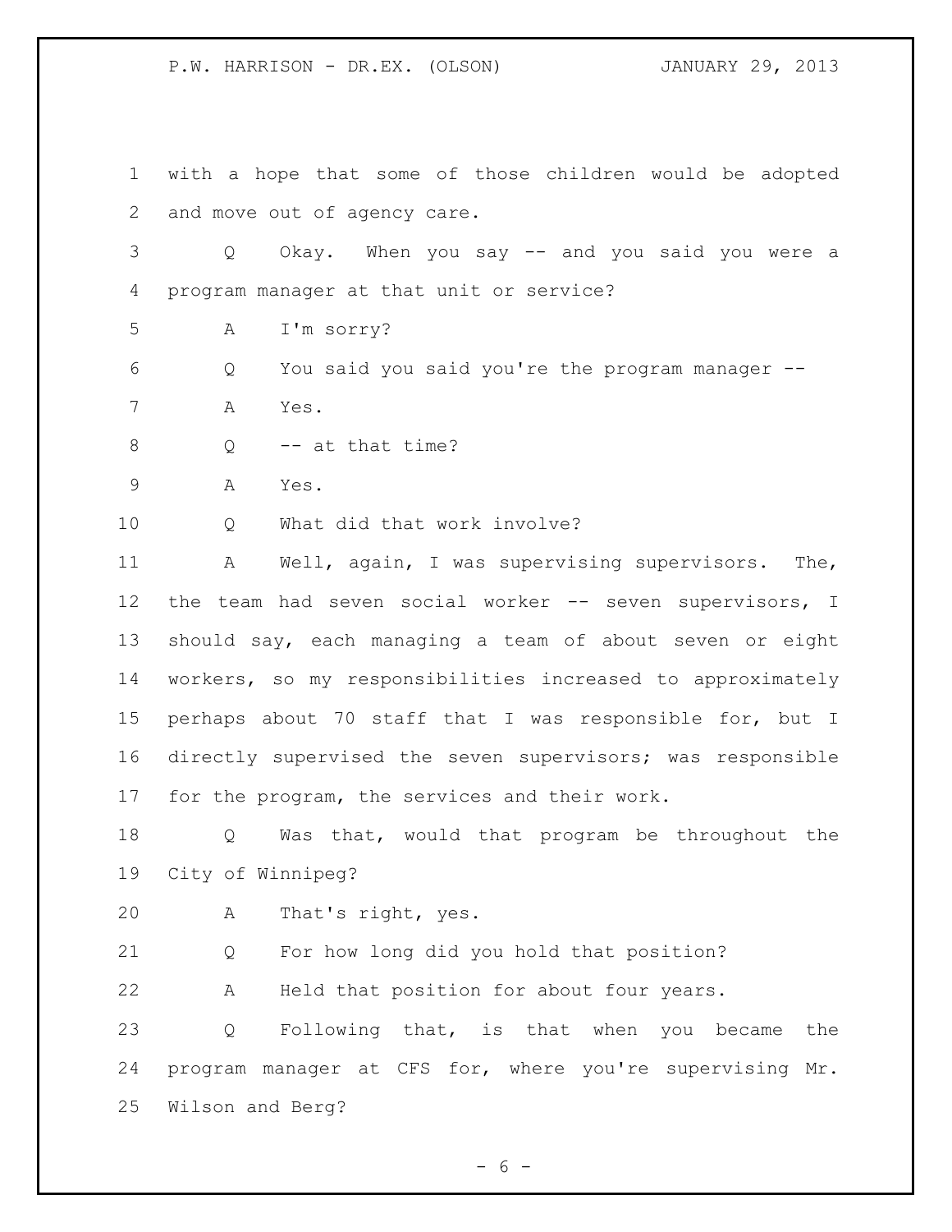with a hope that some of those children would be adopted and move out of agency care.

Q Okay. When you say -- and you said you were a program manager at that unit or service?

A I'm sorry?

Q You said you said you're the program manager --

A Yes.

Q -- at that time?

A Yes.

Q What did that work involve?

A Well, again, I was supervising supervisors. The, the team had seven social worker -- seven supervisors, I should say, each managing a team of about seven or eight workers, so my responsibilities increased to approximately perhaps about 70 staff that I was responsible for, but I directly supervised the seven supervisors; was responsible for the program, the services and their work.

Q Was that, would that program be throughout the City of Winnipeg?

A That's right, yes.

Q For how long did you hold that position?

A Held that position for about four years.

Q Following that, is that when you became the program manager at CFS for, where you're supervising Mr. Wilson and Berg?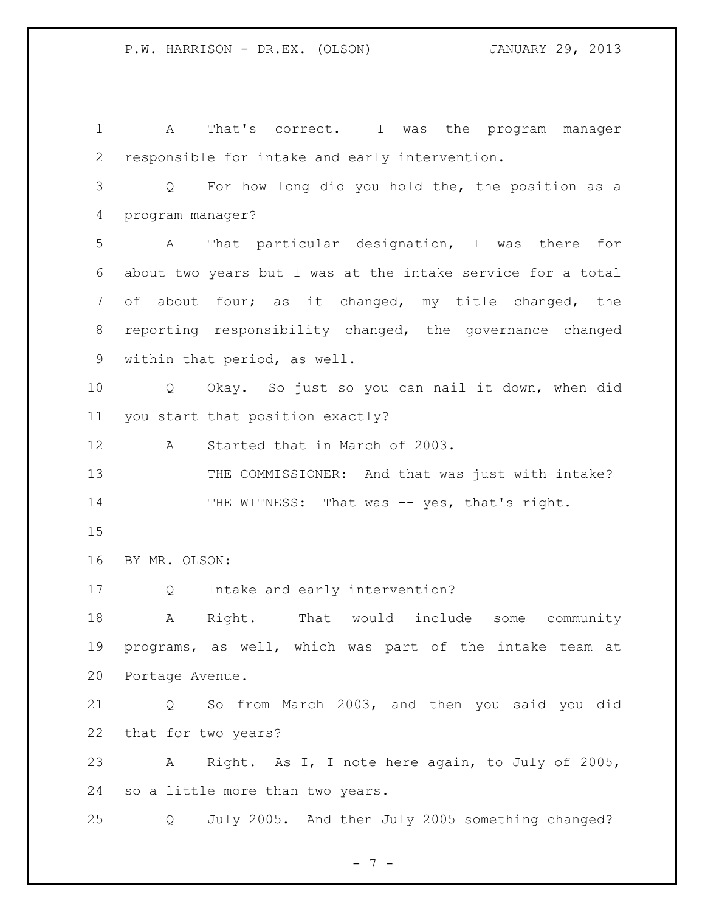A That's correct. I was the program manager responsible for intake and early intervention.

Q For how long did you hold the, the position as a program manager?

A That particular designation, I was there for about two years but I was at the intake service for a total of about four; as it changed, my title changed, the reporting responsibility changed, the governance changed within that period, as well.

Q Okay. So just so you can nail it down, when did you start that position exactly?

A Started that in March of 2003.

THE COMMISSIONER: And that was just with intake?

THE WITNESS: That was -- yes, that's right.

BY MR. OLSON:

Q Intake and early intervention?

A Right. That would include some community programs, as well, which was part of the intake team at Portage Avenue.

Q So from March 2003, and then you said you did that for two years?

A Right. As I, I note here again, to July of 2005, so a little more than two years.

Q July 2005. And then July 2005 something changed?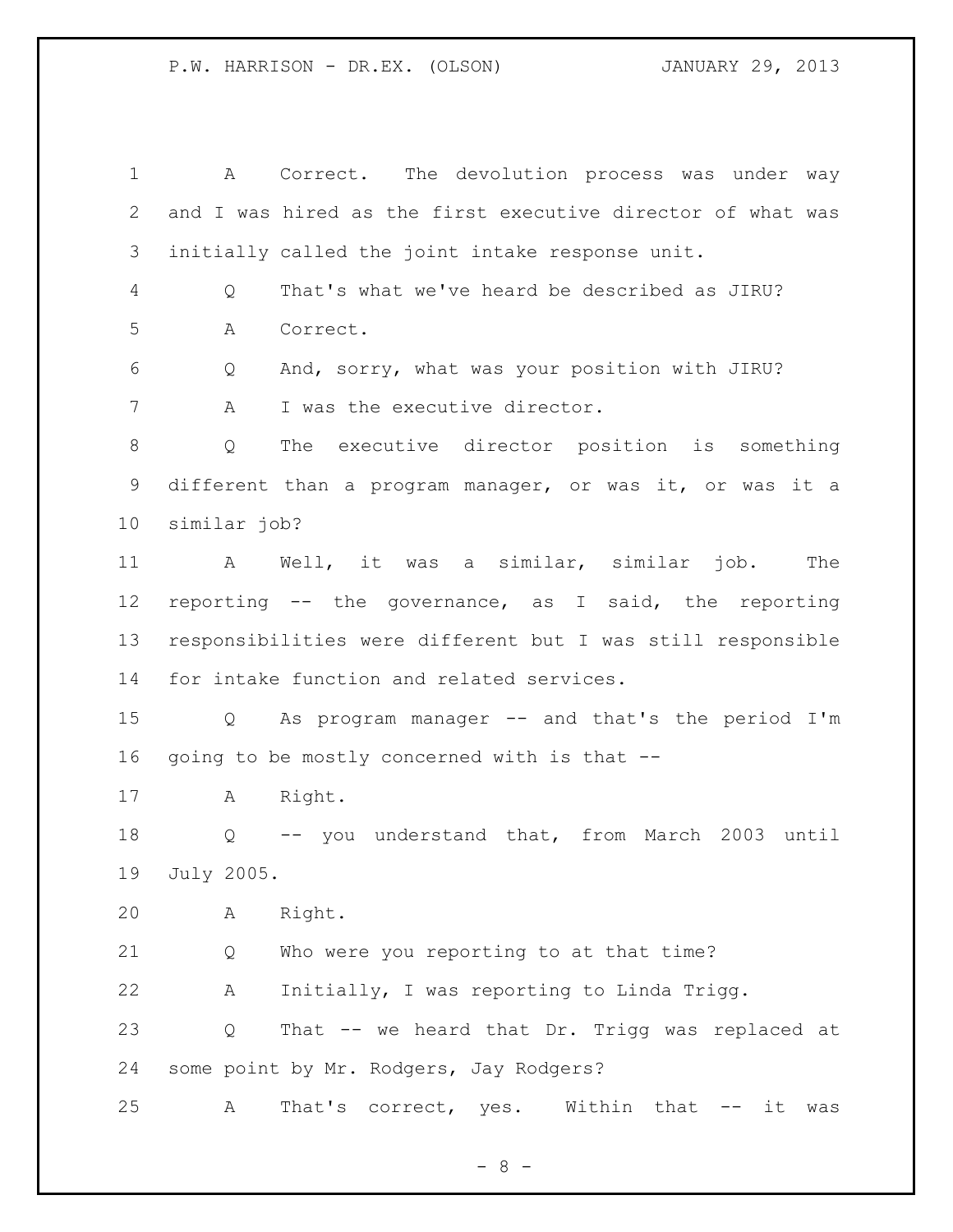A Correct. The devolution process was under way and I was hired as the first executive director of what was initially called the joint intake response unit.

Q That's what we've heard be described as JIRU?

A Correct.

Q And, sorry, what was your position with JIRU?

A I was the executive director.

Q The executive director position is something different than a program manager, or was it, or was it a similar job?

A Well, it was a similar, similar job. The reporting -- the governance, as I said, the reporting responsibilities were different but I was still responsible for intake function and related services.

Q As program manager -- and that's the period I'm going to be mostly concerned with is that --

A Right.

Q -- you understand that, from March 2003 until July 2005.

A Right.

Q Who were you reporting to at that time?

A Initially, I was reporting to Linda Trigg.

Q That -- we heard that Dr. Trigg was replaced at some point by Mr. Rodgers, Jay Rodgers?

A That's correct, yes. Within that -- it was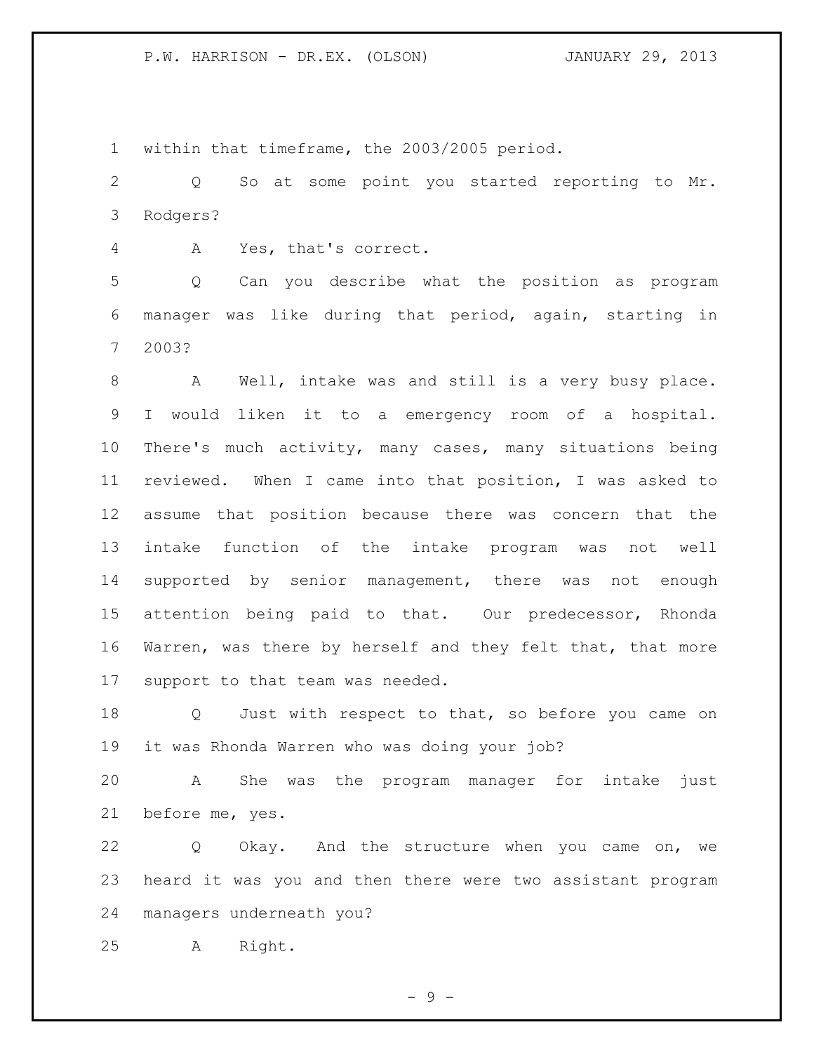within that timeframe, the 2003/2005 period.

Q So at some point you started reporting to Mr. Rodgers?

A Yes, that's correct.

Q Can you describe what the position as program manager was like during that period, again, starting in 2003?

A Well, intake was and still is a very busy place. I would liken it to a emergency room of a hospital. There's much activity, many cases, many situations being reviewed. When I came into that position, I was asked to assume that position because there was concern that the intake function of the intake program was not well supported by senior management, there was not enough attention being paid to that. Our predecessor, Rhonda Warren, was there by herself and they felt that, that more support to that team was needed.

Q Just with respect to that, so before you came on it was Rhonda Warren who was doing your job?

A She was the program manager for intake just before me, yes.

Q Okay. And the structure when you came on, we heard it was you and then there were two assistant program managers underneath you?

A Right.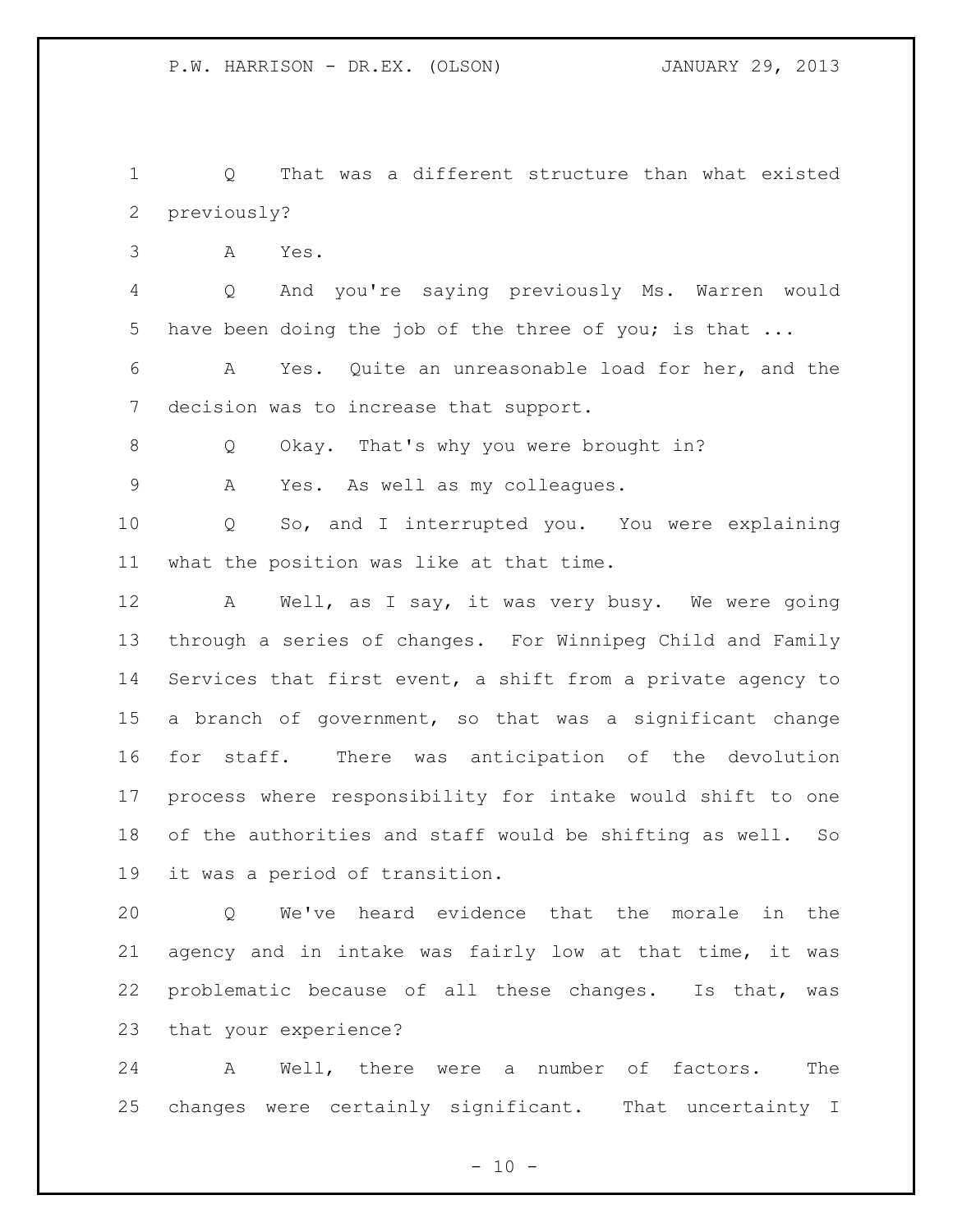Q That was a different structure than what existed previously?

A Yes.

Q And you're saying previously Ms. Warren would have been doing the job of the three of you; is that ...

A Yes. Quite an unreasonable load for her, and the decision was to increase that support.

Q Okay. That's why you were brought in?

A Yes. As well as my colleagues.

Q So, and I interrupted you. You were explaining what the position was like at that time.

A Well, as I say, it was very busy. We were going through a series of changes. For Winnipeg Child and Family Services that first event, a shift from a private agency to a branch of government, so that was a significant change for staff. There was anticipation of the devolution process where responsibility for intake would shift to one of the authorities and staff would be shifting as well. So it was a period of transition.

Q We've heard evidence that the morale in the agency and in intake was fairly low at that time, it was problematic because of all these changes. Is that, was that your experience?

A Well, there were a number of factors. The changes were certainly significant. That uncertainty I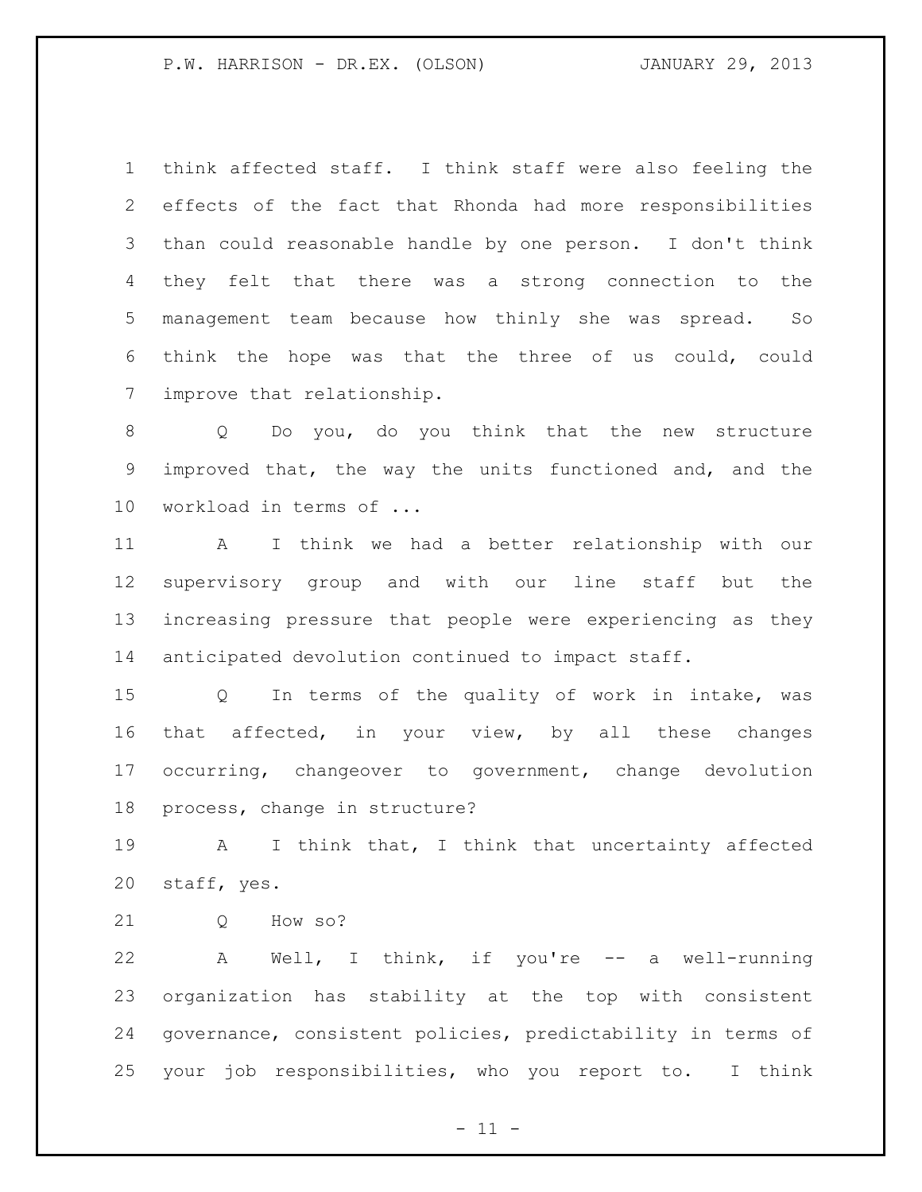think affected staff. I think staff were also feeling the effects of the fact that Rhonda had more responsibilities than could reasonable handle by one person. I don't think they felt that there was a strong connection to the management team because how thinly she was spread. So think the hope was that the three of us could, could improve that relationship.

Q Do you, do you think that the new structure improved that, the way the units functioned and, and the workload in terms of ...

A I think we had a better relationship with our supervisory group and with our line staff but the increasing pressure that people were experiencing as they anticipated devolution continued to impact staff.

Q In terms of the quality of work in intake, was that affected, in your view, by all these changes occurring, changeover to government, change devolution process, change in structure?

A I think that, I think that uncertainty affected staff, yes.

Q How so?

A Well, I think, if you're -- a well-running organization has stability at the top with consistent governance, consistent policies, predictability in terms of your job responsibilities, who you report to. I think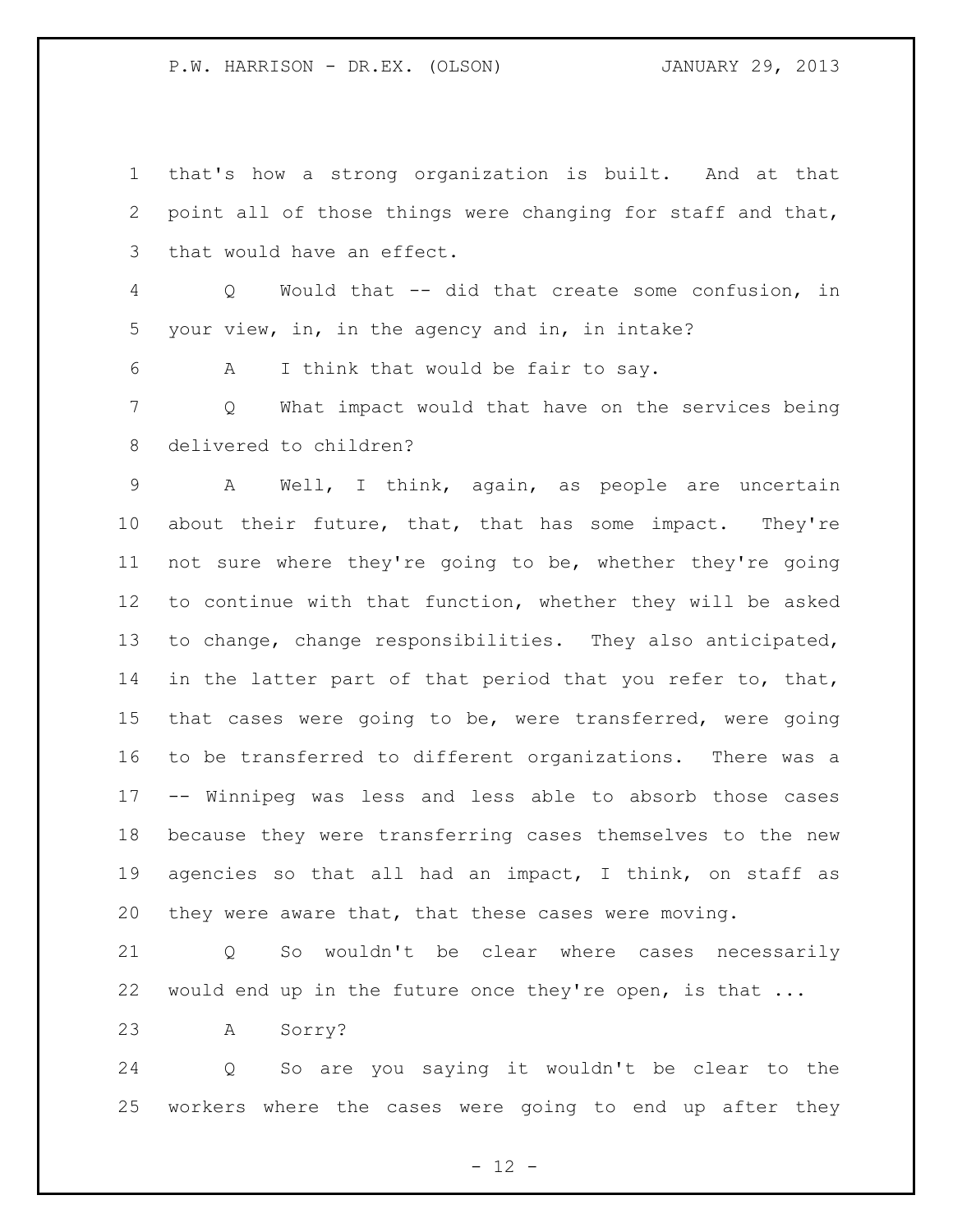that's how a strong organization is built. And at that point all of those things were changing for staff and that, that would have an effect.

Q Would that -- did that create some confusion, in your view, in, in the agency and in, in intake?

A I think that would be fair to say.

Q What impact would that have on the services being delivered to children?

A Well, I think, again, as people are uncertain about their future, that, that has some impact. They're not sure where they're going to be, whether they're going to continue with that function, whether they will be asked to change, change responsibilities. They also anticipated, in the latter part of that period that you refer to, that, that cases were going to be, were transferred, were going to be transferred to different organizations. There was a -- Winnipeg was less and less able to absorb those cases because they were transferring cases themselves to the new agencies so that all had an impact, I think, on staff as they were aware that, that these cases were moving.

Q So wouldn't be clear where cases necessarily would end up in the future once they're open, is that ...

A Sorry?

Q So are you saying it wouldn't be clear to the workers where the cases were going to end up after they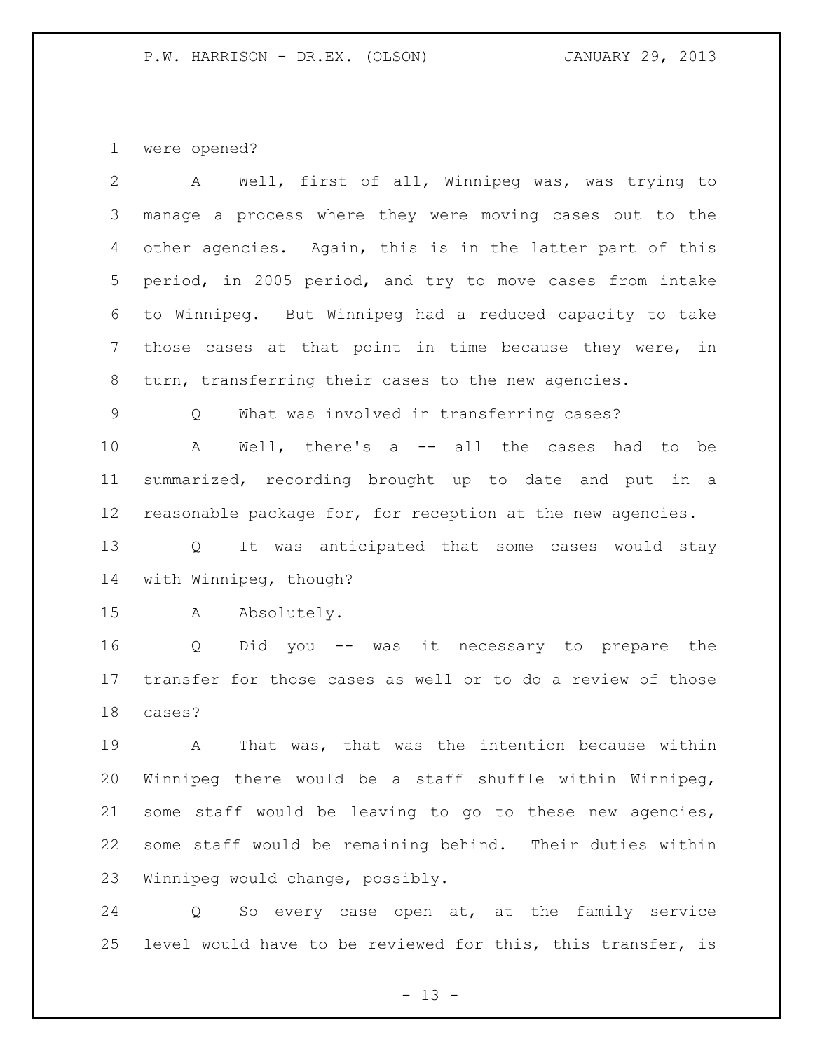were opened?

A Well, first of all, Winnipeg was, was trying to manage a process where they were moving cases out to the other agencies. Again, this is in the latter part of this period, in 2005 period, and try to move cases from intake to Winnipeg. But Winnipeg had a reduced capacity to take those cases at that point in time because they were, in turn, transferring their cases to the new agencies.

Q What was involved in transferring cases?

A Well, there's a -- all the cases had to be summarized, recording brought up to date and put in a reasonable package for, for reception at the new agencies.

Q It was anticipated that some cases would stay with Winnipeg, though?

A Absolutely.

Q Did you -- was it necessary to prepare the transfer for those cases as well or to do a review of those cases?

A That was, that was the intention because within Winnipeg there would be a staff shuffle within Winnipeg, some staff would be leaving to go to these new agencies, some staff would be remaining behind. Their duties within Winnipeg would change, possibly.

Q So every case open at, at the family service level would have to be reviewed for this, this transfer, is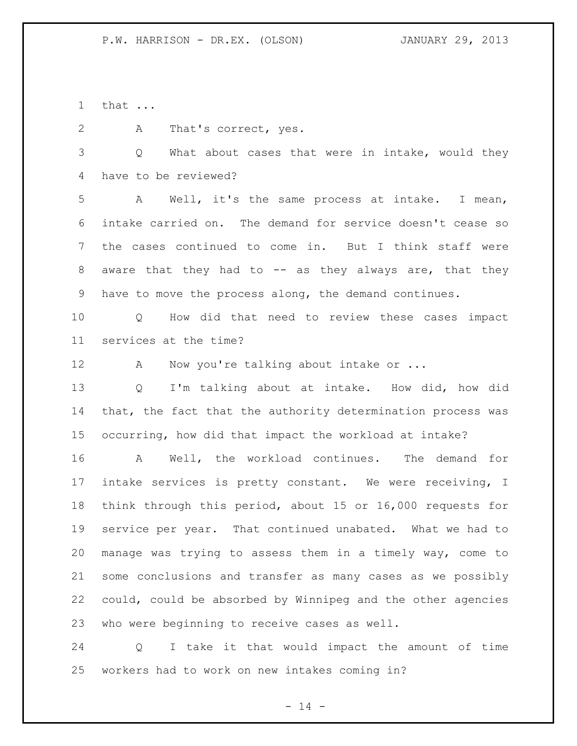that ...

A That's correct, yes.

Q What about cases that were in intake, would they have to be reviewed?

A Well, it's the same process at intake. I mean, intake carried on. The demand for service doesn't cease so the cases continued to come in. But I think staff were aware that they had to -- as they always are, that they have to move the process along, the demand continues.

Q How did that need to review these cases impact services at the time?

A Now you're talking about intake or ...

Q I'm talking about at intake. How did, how did that, the fact that the authority determination process was occurring, how did that impact the workload at intake?

A Well, the workload continues. The demand for intake services is pretty constant. We were receiving, I think through this period, about 15 or 16,000 requests for service per year. That continued unabated. What we had to manage was trying to assess them in a timely way, come to some conclusions and transfer as many cases as we possibly could, could be absorbed by Winnipeg and the other agencies who were beginning to receive cases as well.

Q I take it that would impact the amount of time workers had to work on new intakes coming in?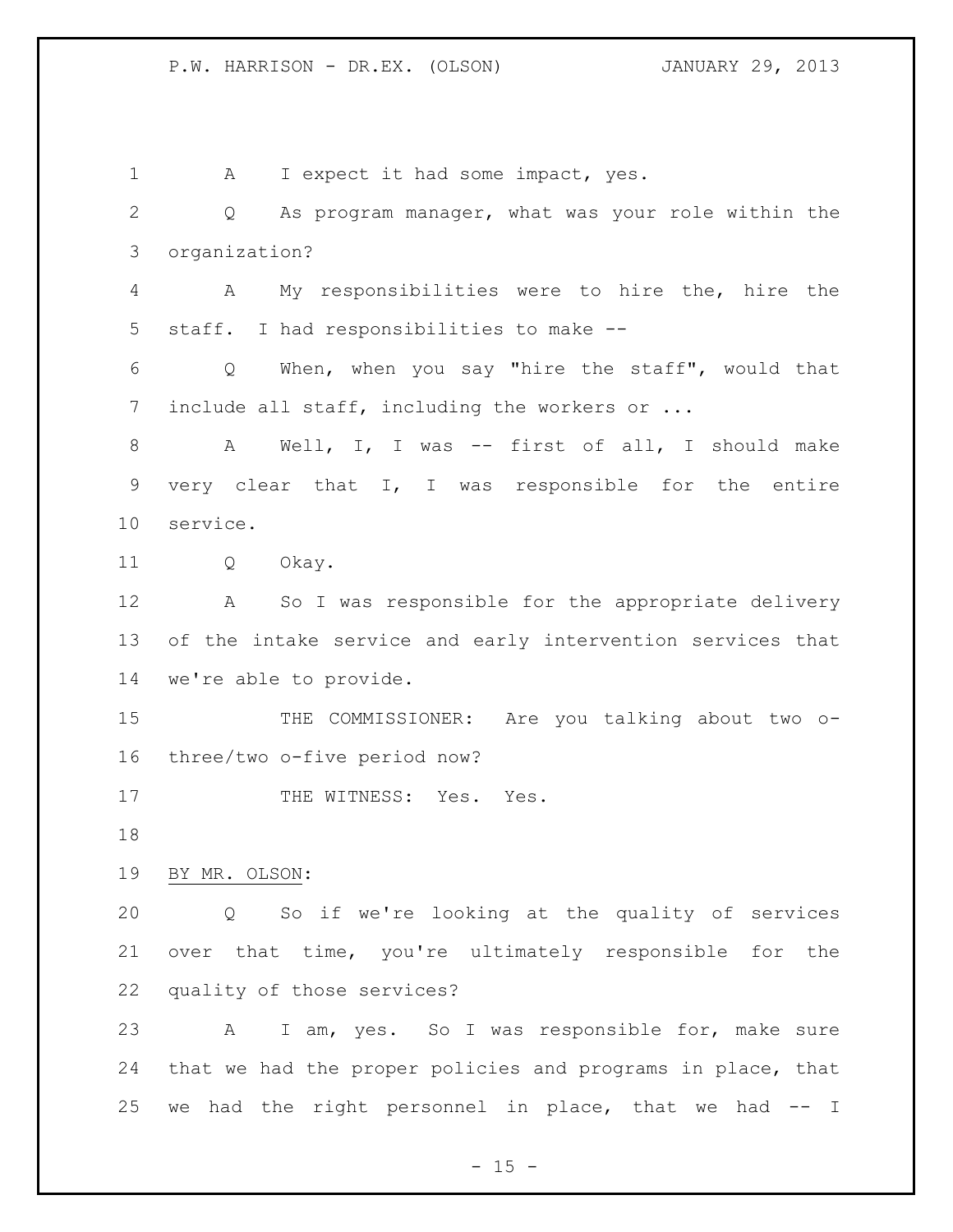A I expect it had some impact, yes.

Q As program manager, what was your role within the organization?

A My responsibilities were to hire the, hire the staff. I had responsibilities to make --

Q When, when you say "hire the staff", would that include all staff, including the workers or ...

A Well, I, I was -- first of all, I should make very clear that I, I was responsible for the entire service.

Q Okay.

A So I was responsible for the appropriate delivery of the intake service and early intervention services that we're able to provide.

THE COMMISSIONER: Are you talking about two o-three/two o-five period now?

THE WITNESS: Yes. Yes.

BY MR. OLSON:

Q So if we're looking at the quality of services over that time, you're ultimately responsible for the quality of those services?

A I am, yes. So I was responsible for, make sure that we had the proper policies and programs in place, that we had the right personnel in place, that we had -- I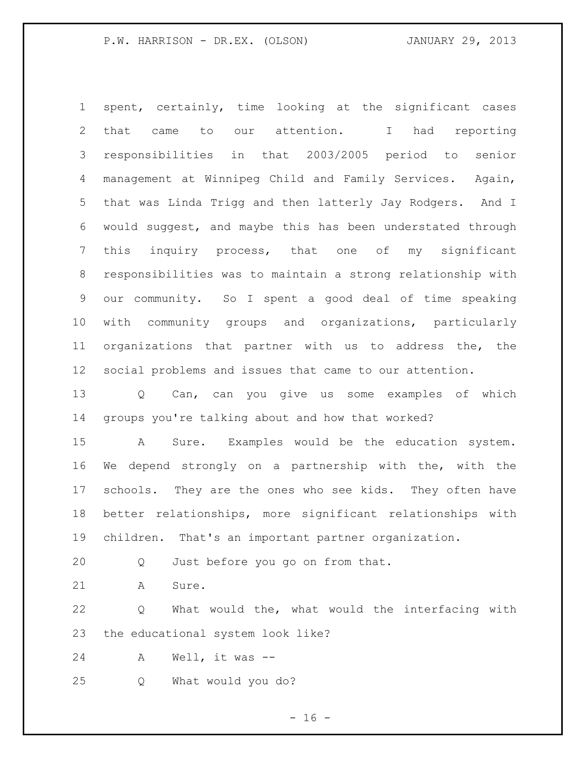spent, certainly, time looking at the significant cases that came to our attention. I had reporting responsibilities in that 2003/2005 period to senior management at Winnipeg Child and Family Services. Again, that was Linda Trigg and then latterly Jay Rodgers. And I would suggest, and maybe this has been understated through this inquiry process, that one of my significant responsibilities was to maintain a strong relationship with our community. So I spent a good deal of time speaking with community groups and organizations, particularly organizations that partner with us to address the, the social problems and issues that came to our attention.

Q Can, can you give us some examples of which groups you're talking about and how that worked?

A Sure. Examples would be the education system. We depend strongly on a partnership with the, with the schools. They are the ones who see kids. They often have better relationships, more significant relationships with children. That's an important partner organization.

Q Just before you go on from that.

A Sure.

Q What would the, what would the interfacing with the educational system look like?

A Well, it was --

Q What would you do?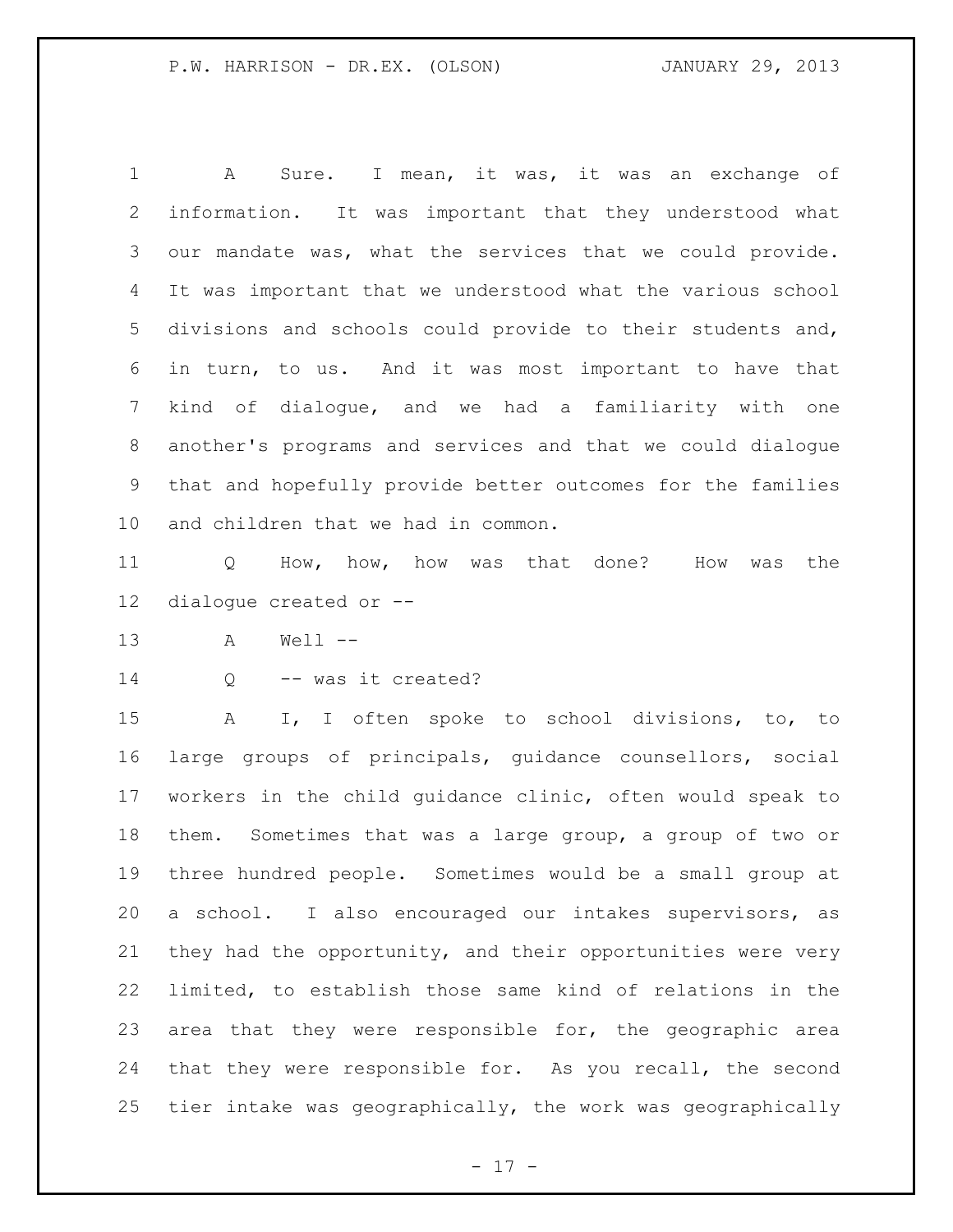A Sure. I mean, it was, it was an exchange of information. It was important that they understood what our mandate was, what the services that we could provide. It was important that we understood what the various school divisions and schools could provide to their students and, in turn, to us. And it was most important to have that kind of dialogue, and we had a familiarity with one another's programs and services and that we could dialogue that and hopefully provide better outcomes for the families and children that we had in common.

Q How, how, how was that done? How was the dialogue created or --

A Well --

Q -- was it created?

A I, I often spoke to school divisions, to, to large groups of principals, guidance counsellors, social workers in the child guidance clinic, often would speak to them. Sometimes that was a large group, a group of two or three hundred people. Sometimes would be a small group at a school. I also encouraged our intakes supervisors, as they had the opportunity, and their opportunities were very limited, to establish those same kind of relations in the area that they were responsible for, the geographic area that they were responsible for. As you recall, the second tier intake was geographically, the work was geographically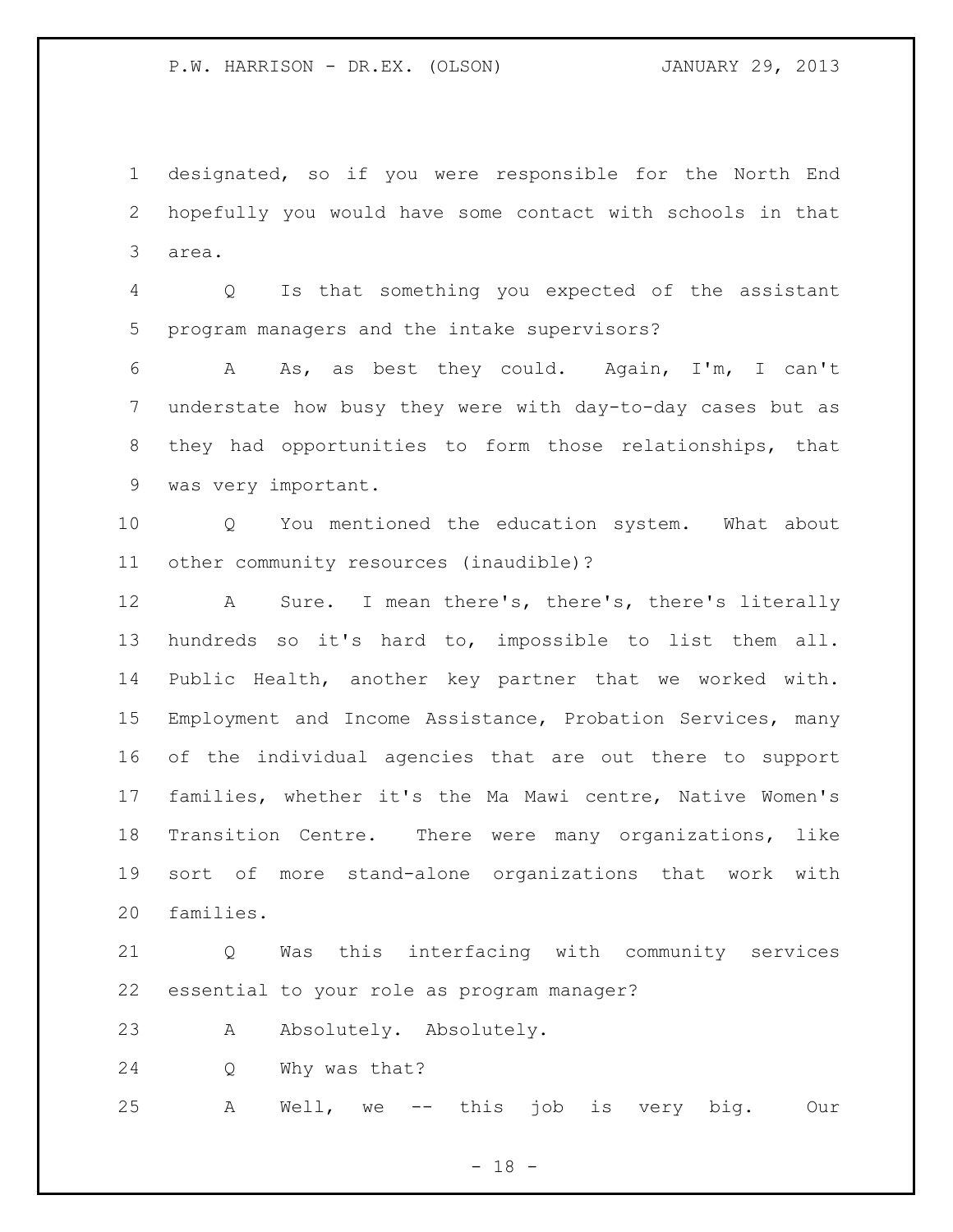designated, so if you were responsible for the North End hopefully you would have some contact with schools in that area.

Q Is that something you expected of the assistant program managers and the intake supervisors?

A As, as best they could. Again, I'm, I can't understate how busy they were with day-to-day cases but as they had opportunities to form those relationships, that was very important.

Q You mentioned the education system. What about other community resources (inaudible)?

A Sure. I mean there's, there's, there's literally hundreds so it's hard to, impossible to list them all. Public Health, another key partner that we worked with. Employment and Income Assistance, Probation Services, many of the individual agencies that are out there to support families, whether it's the Ma Mawi centre, Native Women's Transition Centre. There were many organizations, like sort of more stand-alone organizations that work with families.

Q Was this interfacing with community services essential to your role as program manager?

A Absolutely. Absolutely.

Q Why was that?

A Well, we -- this job is very big. Our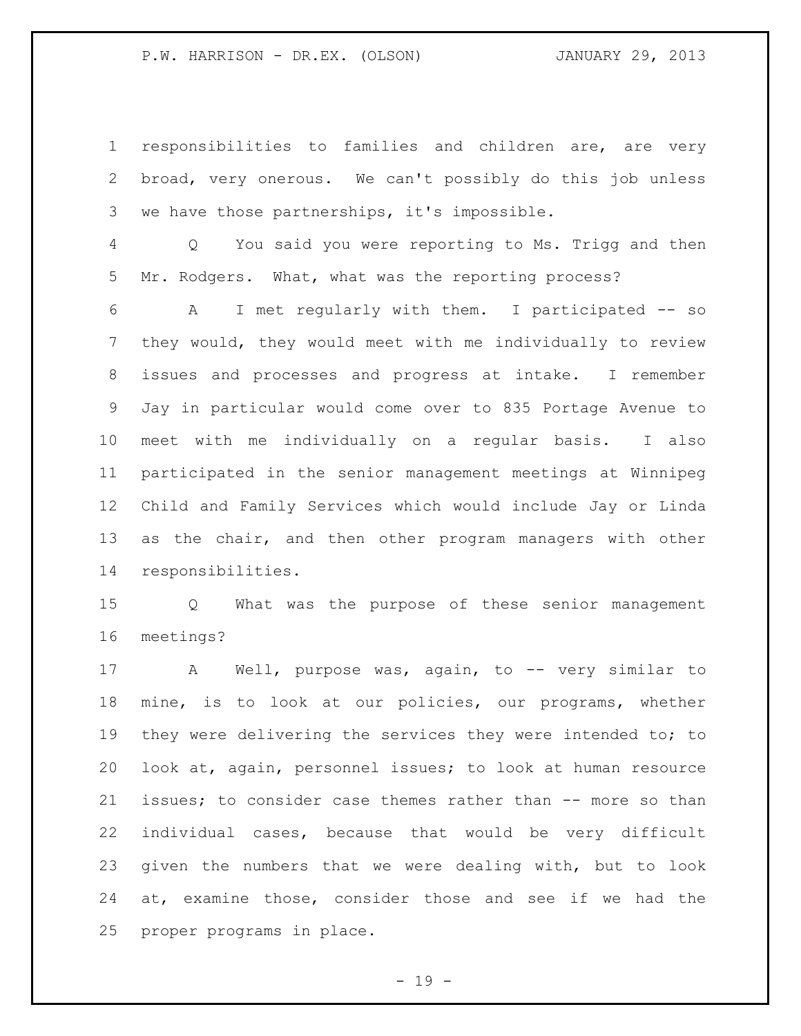responsibilities to families and children are, are very broad, very onerous. We can't possibly do this job unless we have those partnerships, it's impossible.

Q You said you were reporting to Ms. Trigg and then Mr. Rodgers. What, what was the reporting process?

A I met regularly with them. I participated -- so they would, they would meet with me individually to review issues and processes and progress at intake. I remember Jay in particular would come over to 835 Portage Avenue to meet with me individually on a regular basis. I also participated in the senior management meetings at Winnipeg Child and Family Services which would include Jay or Linda as the chair, and then other program managers with other responsibilities.

Q What was the purpose of these senior management meetings?

A Well, purpose was, again, to -- very similar to mine, is to look at our policies, our programs, whether they were delivering the services they were intended to; to look at, again, personnel issues; to look at human resource issues; to consider case themes rather than -- more so than individual cases, because that would be very difficult given the numbers that we were dealing with, but to look at, examine those, consider those and see if we had the proper programs in place.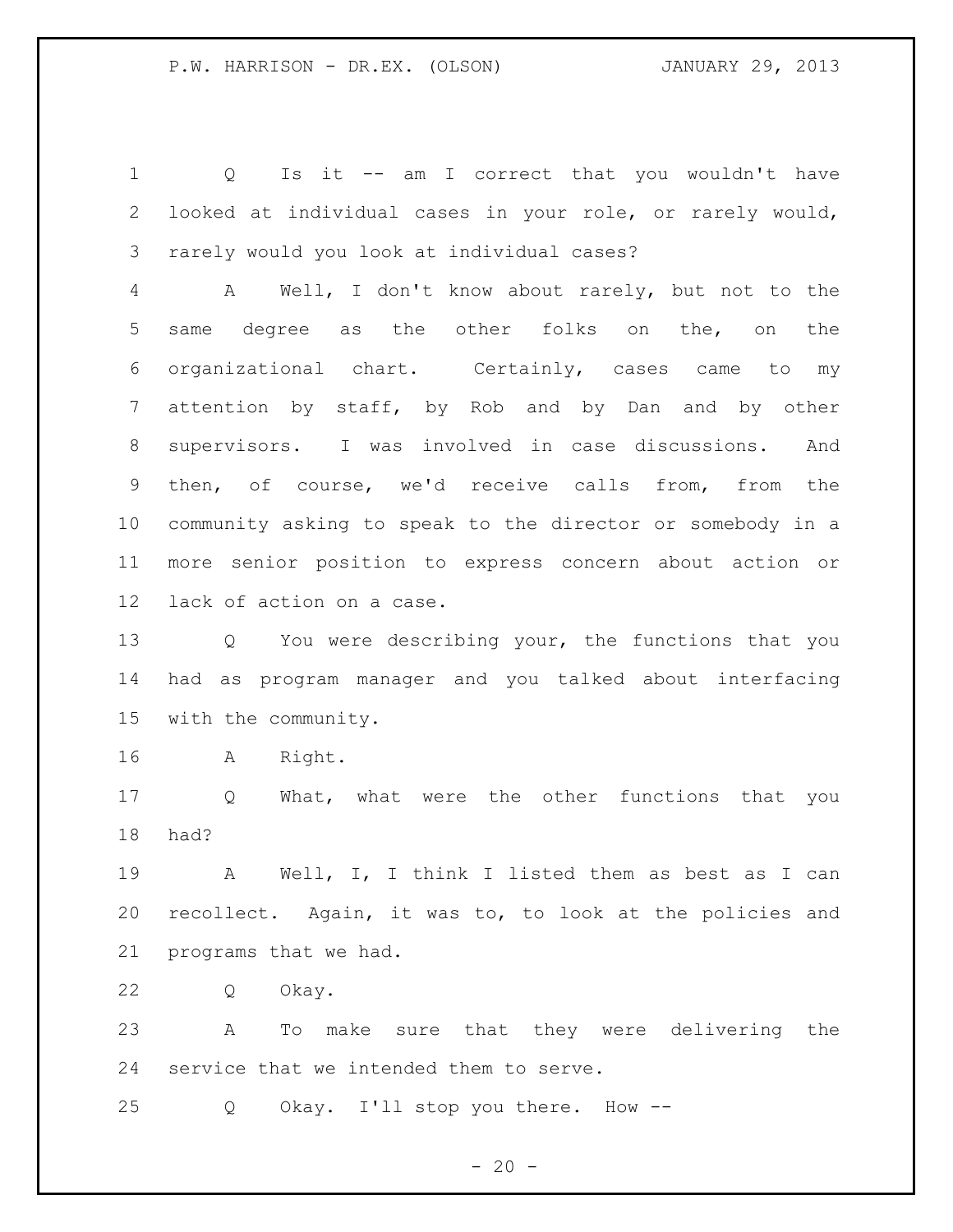Q Is it -- am I correct that you wouldn't have looked at individual cases in your role, or rarely would, rarely would you look at individual cases?

A Well, I don't know about rarely, but not to the same degree as the other folks on the, on the organizational chart. Certainly, cases came to my attention by staff, by Rob and by Dan and by other supervisors. I was involved in case discussions. And then, of course, we'd receive calls from, from the community asking to speak to the director or somebody in a more senior position to express concern about action or lack of action on a case.

Q You were describing your, the functions that you had as program manager and you talked about interfacing with the community.

A Right.

Q What, what were the other functions that you had?

A Well, I, I think I listed them as best as I can recollect. Again, it was to, to look at the policies and programs that we had.

Q Okay.

A To make sure that they were delivering the service that we intended them to serve.

Q Okay. I'll stop you there. How --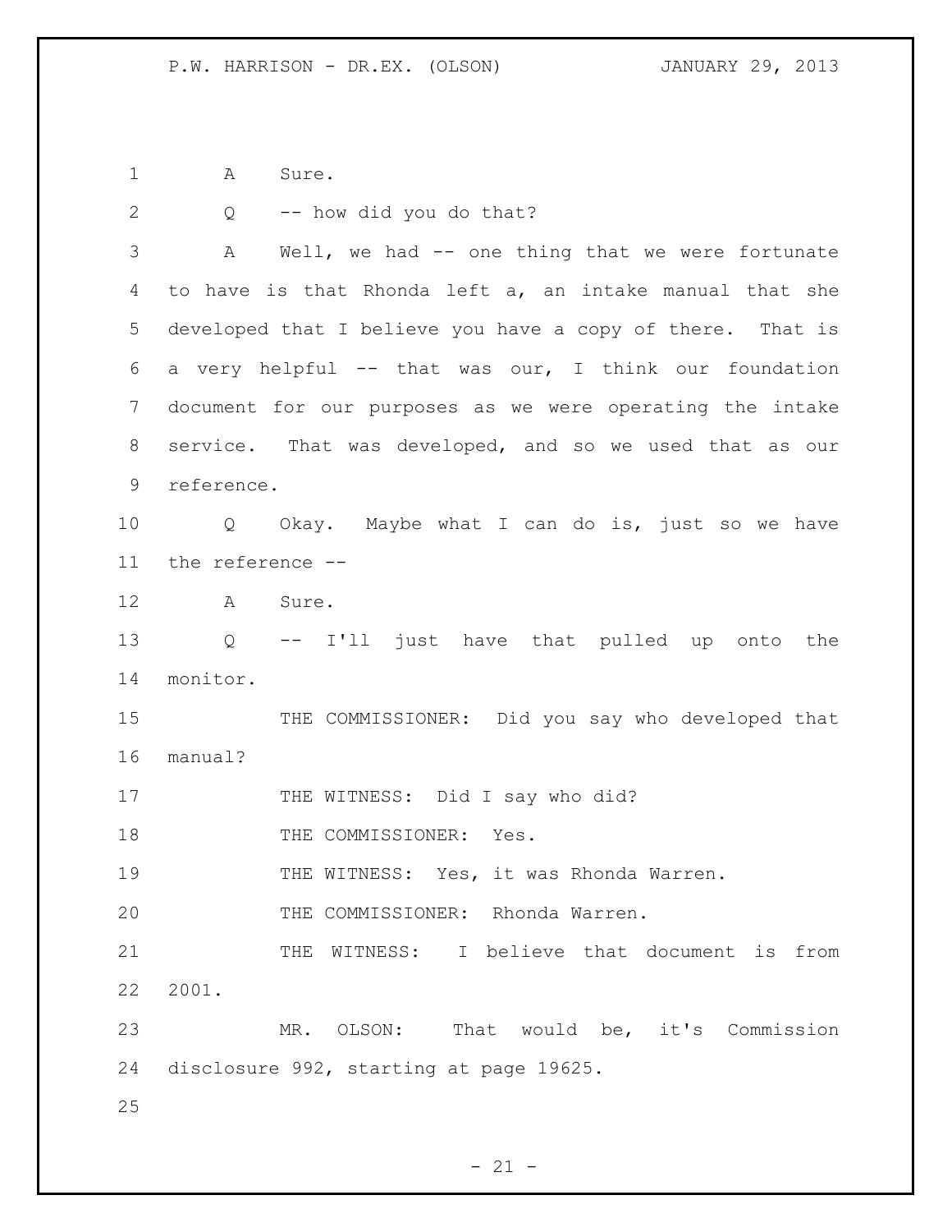A Sure.

Q -- how did you do that?

A Well, we had -- one thing that we were fortunate to have is that Rhonda left a, an intake manual that she developed that I believe you have a copy of there. That is a very helpful -- that was our, I think our foundation document for our purposes as we were operating the intake service. That was developed, and so we used that as our reference.

Q Okay. Maybe what I can do is, just so we have the reference --

A Sure.

Q -- I'll just have that pulled up onto the monitor.

THE COMMISSIONER: Did you say who developed that manual?

THE WITNESS: Did I say who did?

THE COMMISSIONER: Yes.

THE WITNESS: Yes, it was Rhonda Warren.

THE COMMISSIONER: Rhonda Warren.

THE WITNESS: I believe that document is from 2001.

MR. OLSON: That would be, it's Commission disclosure 992, starting at page 19625.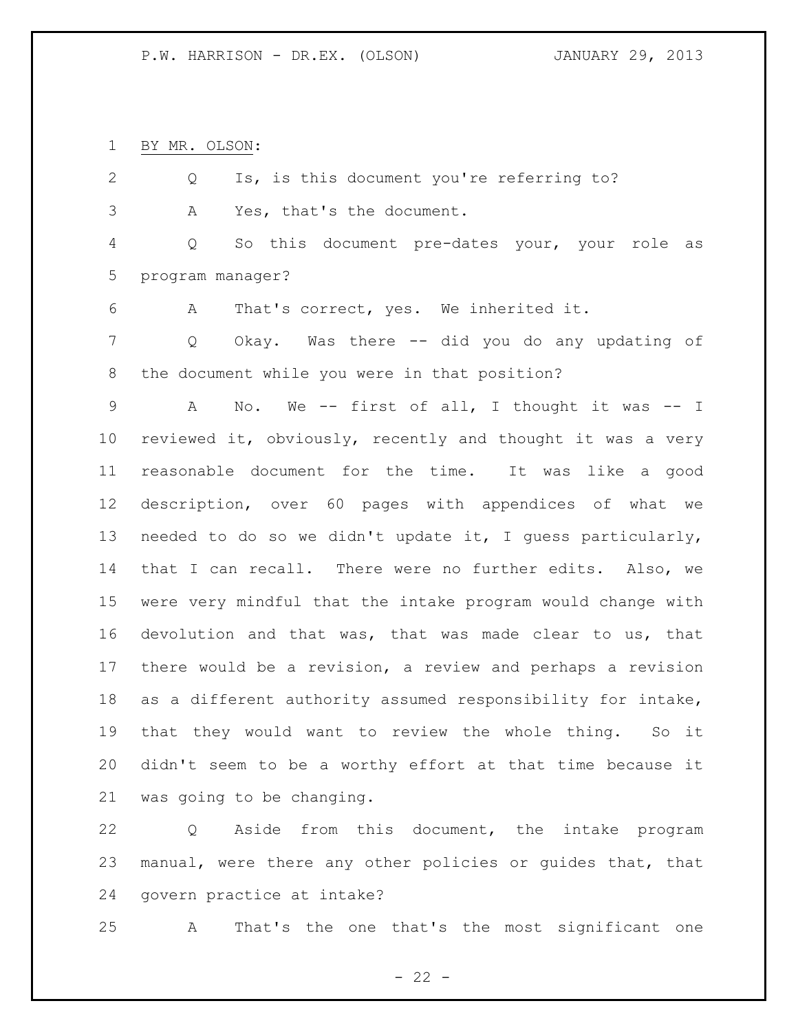BY MR. OLSON:

Q Is, is this document you're referring to?

A Yes, that's the document.

Q So this document pre-dates your, your role as program manager?

A That's correct, yes. We inherited it.

Q Okay. Was there -- did you do any updating of the document while you were in that position?

A No. We -- first of all, I thought it was -- I reviewed it, obviously, recently and thought it was a very reasonable document for the time. It was like a good description, over 60 pages with appendices of what we needed to do so we didn't update it, I guess particularly, that I can recall. There were no further edits. Also, we were very mindful that the intake program would change with devolution and that was, that was made clear to us, that there would be a revision, a review and perhaps a revision as a different authority assumed responsibility for intake, that they would want to review the whole thing. So it didn't seem to be a worthy effort at that time because it was going to be changing.

Q Aside from this document, the intake program manual, were there any other policies or guides that, that govern practice at intake?

A That's the one that's the most significant one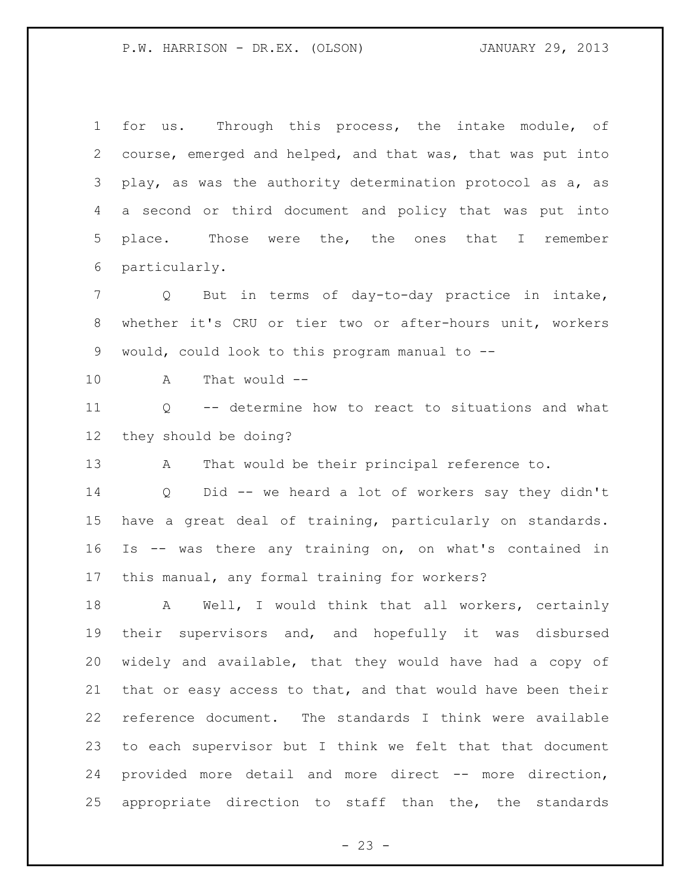for us. Through this process, the intake module, of course, emerged and helped, and that was, that was put into play, as was the authority determination protocol as a, as a second or third document and policy that was put into place. Those were the, the ones that I remember particularly.

Q But in terms of day-to-day practice in intake, whether it's CRU or tier two or after-hours unit, workers would, could look to this program manual to --

A That would --

Q -- determine how to react to situations and what they should be doing?

A That would be their principal reference to.

Q Did -- we heard a lot of workers say they didn't have a great deal of training, particularly on standards. Is -- was there any training on, on what's contained in this manual, any formal training for workers?

A Well, I would think that all workers, certainly their supervisors and, and hopefully it was disbursed widely and available, that they would have had a copy of that or easy access to that, and that would have been their reference document. The standards I think were available to each supervisor but I think we felt that that document provided more detail and more direct -- more direction, appropriate direction to staff than the, the standards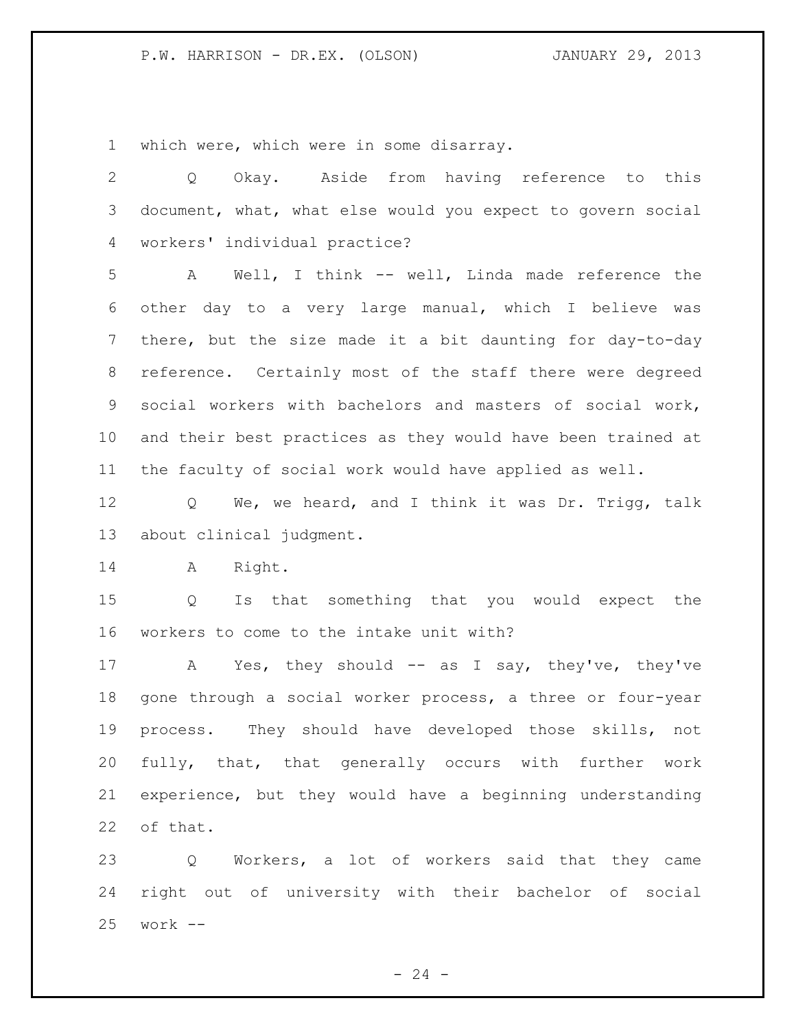which were, which were in some disarray.

Q Okay. Aside from having reference to this document, what, what else would you expect to govern social workers' individual practice?

A Well, I think -- well, Linda made reference the other day to a very large manual, which I believe was there, but the size made it a bit daunting for day-to-day reference. Certainly most of the staff there were degreed social workers with bachelors and masters of social work, and their best practices as they would have been trained at the faculty of social work would have applied as well.

Q We, we heard, and I think it was Dr. Trigg, talk about clinical judgment.

A Right.

Q Is that something that you would expect the workers to come to the intake unit with?

A Yes, they should -- as I say, they've, they've gone through a social worker process, a three or four-year process. They should have developed those skills, not fully, that, that generally occurs with further work experience, but they would have a beginning understanding of that.

Q Workers, a lot of workers said that they came right out of university with their bachelor of social work --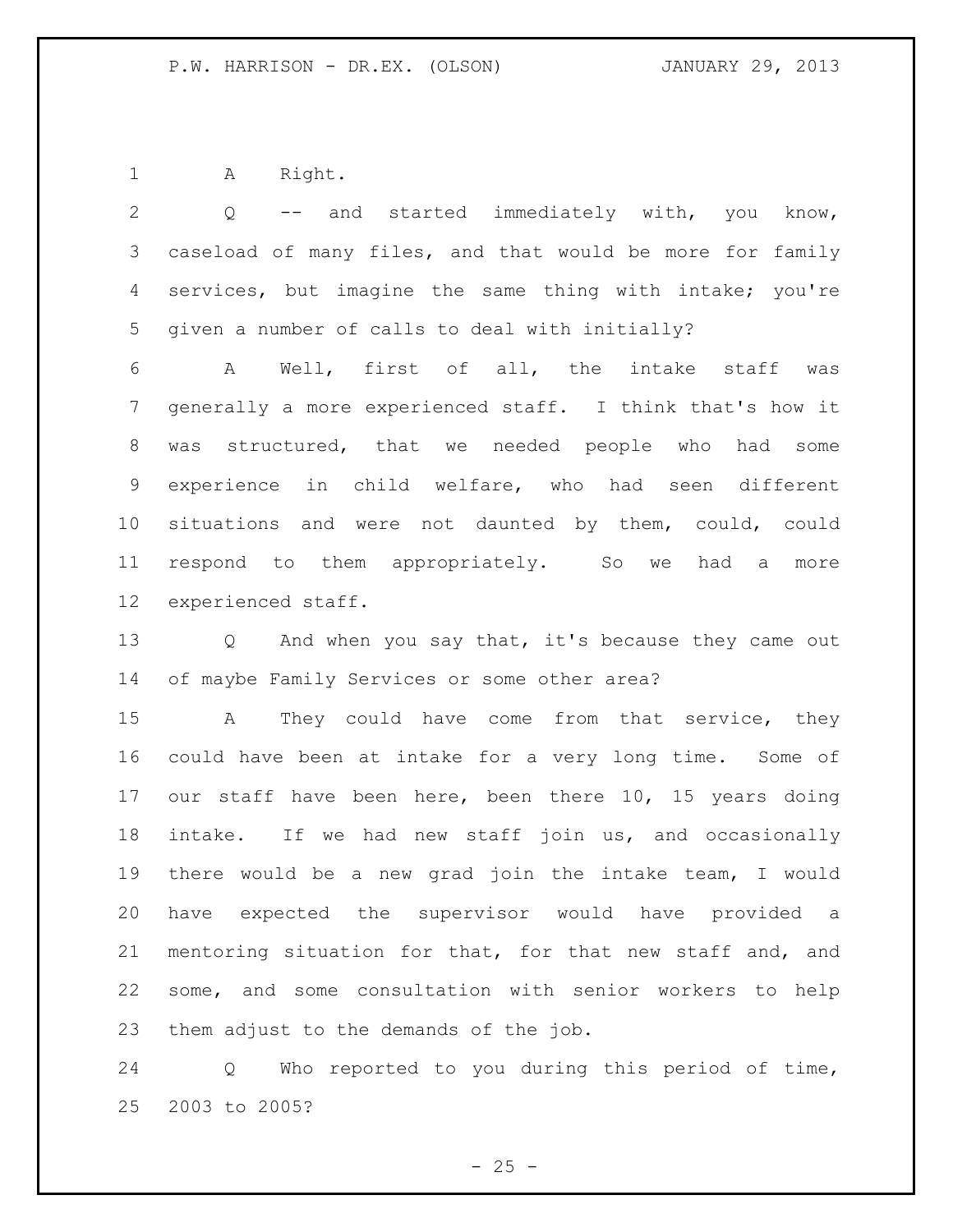A Right.

Q -- and started immediately with, you know, caseload of many files, and that would be more for family services, but imagine the same thing with intake; you're given a number of calls to deal with initially?

A Well, first of all, the intake staff was generally a more experienced staff. I think that's how it was structured, that we needed people who had some experience in child welfare, who had seen different situations and were not daunted by them, could, could respond to them appropriately. So we had a more experienced staff.

Q And when you say that, it's because they came out of maybe Family Services or some other area?

A They could have come from that service, they could have been at intake for a very long time. Some of our staff have been here, been there 10, 15 years doing intake. If we had new staff join us, and occasionally there would be a new grad join the intake team, I would have expected the supervisor would have provided a mentoring situation for that, for that new staff and, and some, and some consultation with senior workers to help them adjust to the demands of the job.

Q Who reported to you during this period of time, 2003 to 2005?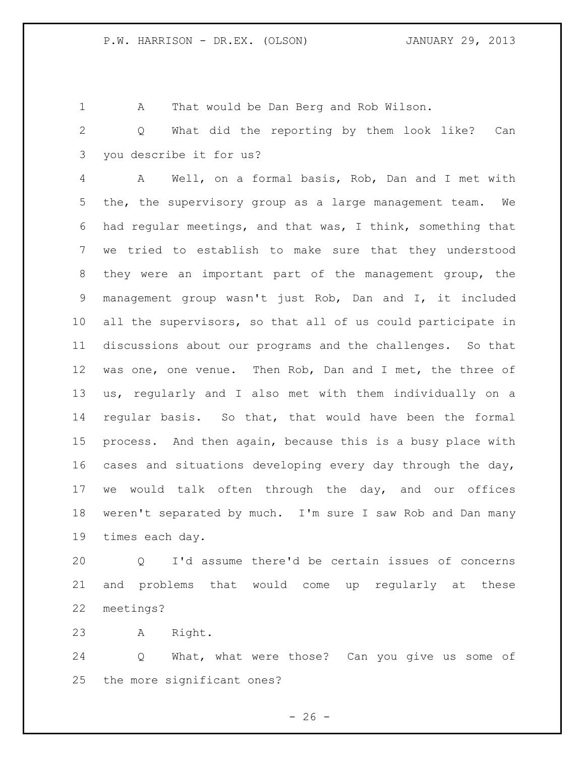A That would be Dan Berg and Rob Wilson.

Q What did the reporting by them look like? Can you describe it for us?

A Well, on a formal basis, Rob, Dan and I met with the, the supervisory group as a large management team. We had regular meetings, and that was, I think, something that we tried to establish to make sure that they understood they were an important part of the management group, the management group wasn't just Rob, Dan and I, it included all the supervisors, so that all of us could participate in discussions about our programs and the challenges. So that was one, one venue. Then Rob, Dan and I met, the three of us, regularly and I also met with them individually on a regular basis. So that, that would have been the formal process. And then again, because this is a busy place with cases and situations developing every day through the day, we would talk often through the day, and our offices weren't separated by much. I'm sure I saw Rob and Dan many times each day.

Q I'd assume there'd be certain issues of concerns and problems that would come up regularly at these meetings?

A Right.

Q What, what were those? Can you give us some of the more significant ones?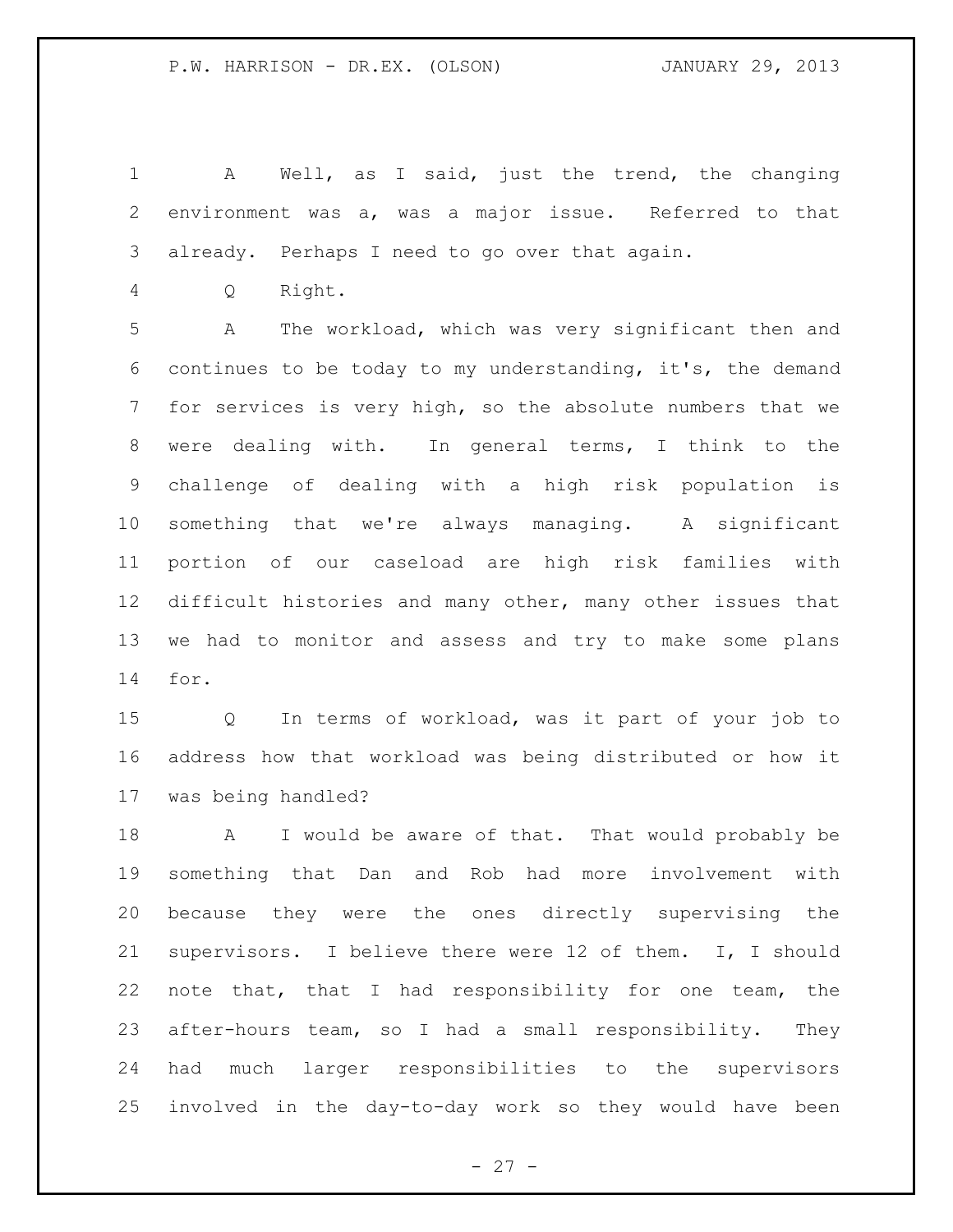A Well, as I said, just the trend, the changing environment was a, was a major issue. Referred to that already. Perhaps I need to go over that again.

Q Right.

A The workload, which was very significant then and continues to be today to my understanding, it's, the demand for services is very high, so the absolute numbers that we were dealing with. In general terms, I think to the challenge of dealing with a high risk population is something that we're always managing. A significant portion of our caseload are high risk families with difficult histories and many other, many other issues that we had to monitor and assess and try to make some plans for.

Q In terms of workload, was it part of your job to address how that workload was being distributed or how it was being handled?

A I would be aware of that. That would probably be something that Dan and Rob had more involvement with because they were the ones directly supervising the supervisors. I believe there were 12 of them. I, I should note that, that I had responsibility for one team, the after-hours team, so I had a small responsibility. They had much larger responsibilities to the supervisors involved in the day-to-day work so they would have been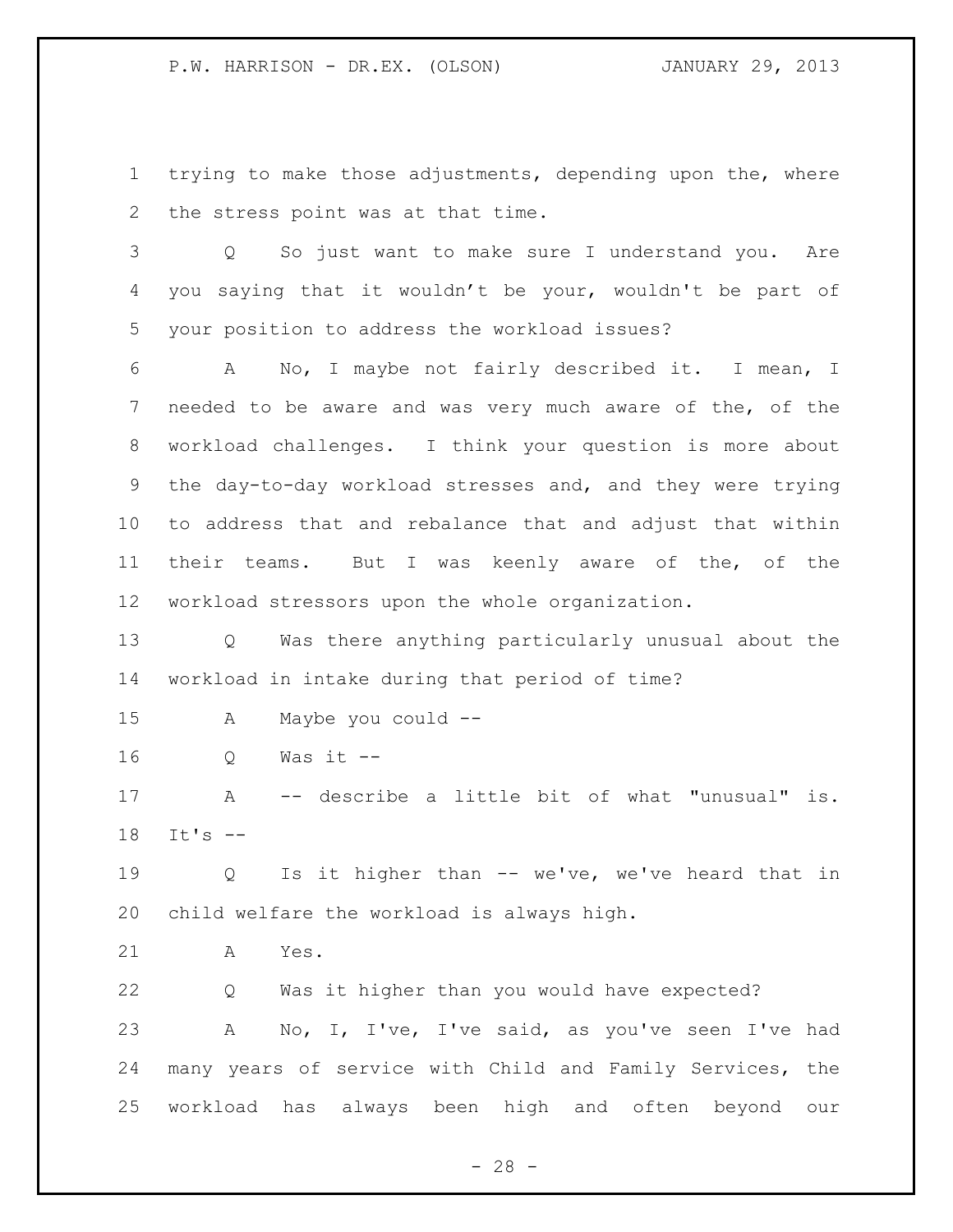trying to make those adjustments, depending upon the, where the stress point was at that time.

Q So just want to make sure I understand you. Are you saying that it wouldn't be your, wouldn't be part of your position to address the workload issues?

A No, I maybe not fairly described it. I mean, I needed to be aware and was very much aware of the, of the workload challenges. I think your question is more about the day-to-day workload stresses and, and they were trying to address that and rebalance that and adjust that within their teams. But I was keenly aware of the, of the workload stressors upon the whole organization.

Q Was there anything particularly unusual about the workload in intake during that period of time?

A Maybe you could --

Q Was it --

A -- describe a little bit of what "unusual" is. It's --

Q Is it higher than -- we've, we've heard that in child welfare the workload is always high.

A Yes.

Q Was it higher than you would have expected?

A No, I, I've, I've said, as you've seen I've had many years of service with Child and Family Services, the workload has always been high and often beyond our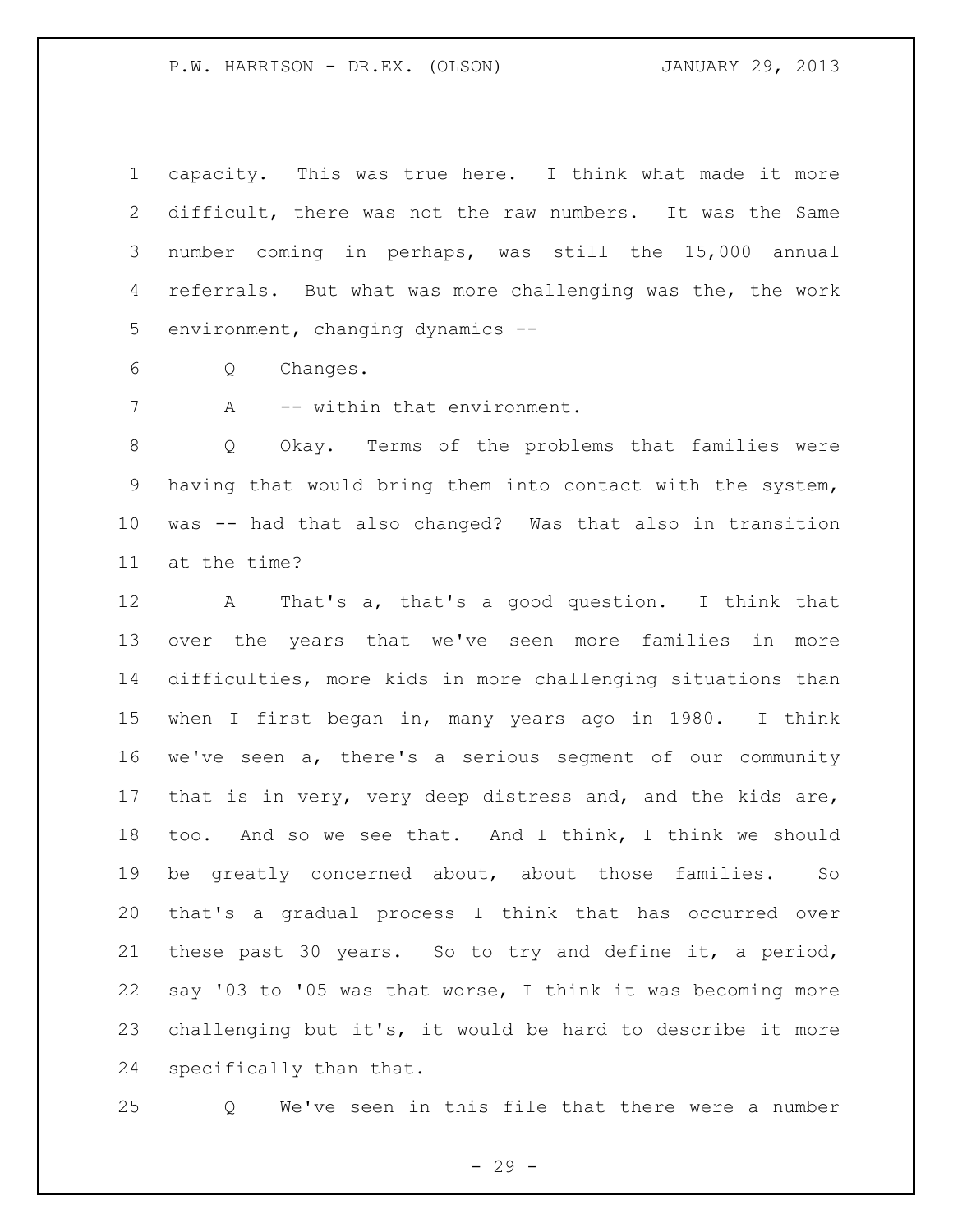capacity. This was true here. I think what made it more difficult, there was not the raw numbers. It was the Same number coming in perhaps, was still the 15,000 annual referrals. But what was more challenging was the, the work environment, changing dynamics --

Q Changes.

A -- within that environment.

Q Okay. Terms of the problems that families were having that would bring them into contact with the system, was -- had that also changed? Was that also in transition at the time?

A That's a, that's a good question. I think that over the years that we've seen more families in more difficulties, more kids in more challenging situations than when I first began in, many years ago in 1980. I think we've seen a, there's a serious segment of our community that is in very, very deep distress and, and the kids are, too. And so we see that. And I think, I think we should be greatly concerned about, about those families. So that's a gradual process I think that has occurred over these past 30 years. So to try and define it, a period, say '03 to '05 was that worse, I think it was becoming more challenging but it's, it would be hard to describe it more specifically than that.

Q We've seen in this file that there were a number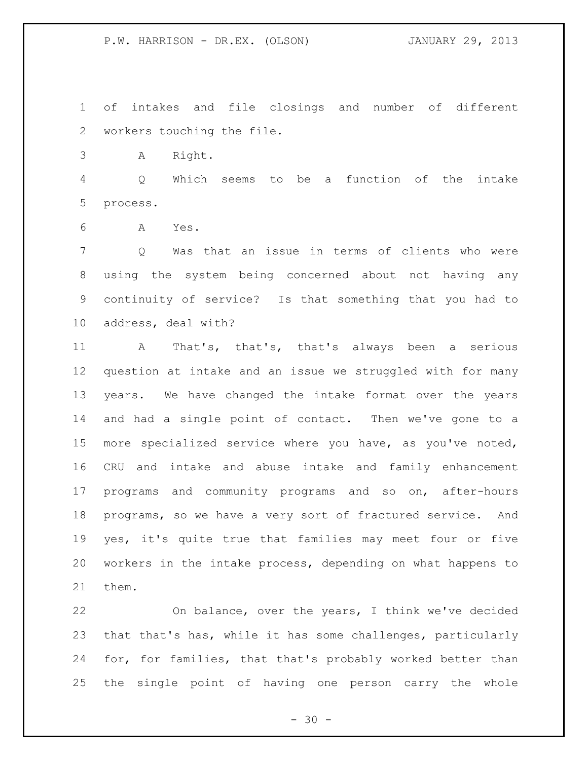of intakes and file closings and number of different workers touching the file.

A Right.

Q Which seems to be a function of the intake process.

A Yes.

Q Was that an issue in terms of clients who were using the system being concerned about not having any continuity of service? Is that something that you had to address, deal with?

A That's, that's, that's always been a serious question at intake and an issue we struggled with for many years. We have changed the intake format over the years and had a single point of contact. Then we've gone to a more specialized service where you have, as you've noted, CRU and intake and abuse intake and family enhancement programs and community programs and so on, after-hours programs, so we have a very sort of fractured service. And yes, it's quite true that families may meet four or five workers in the intake process, depending on what happens to them.

On balance, over the years, I think we've decided that that's has, while it has some challenges, particularly for, for families, that that's probably worked better than the single point of having one person carry the whole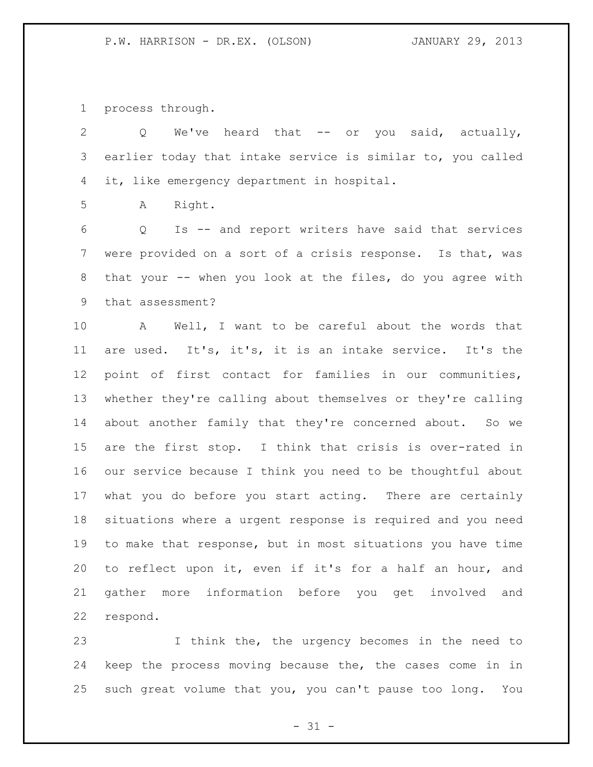process through.

Q We've heard that -- or you said, actually, earlier today that intake service is similar to, you called it, like emergency department in hospital.

A Right.

Q Is -- and report writers have said that services were provided on a sort of a crisis response. Is that, was that your -- when you look at the files, do you agree with that assessment?

A Well, I want to be careful about the words that are used. It's, it's, it is an intake service. It's the point of first contact for families in our communities, whether they're calling about themselves or they're calling about another family that they're concerned about. So we are the first stop. I think that crisis is over-rated in our service because I think you need to be thoughtful about what you do before you start acting. There are certainly situations where a urgent response is required and you need to make that response, but in most situations you have time to reflect upon it, even if it's for a half an hour, and gather more information before you get involved and respond.

I think the, the urgency becomes in the need to keep the process moving because the, the cases come in in such great volume that you, you can't pause too long. You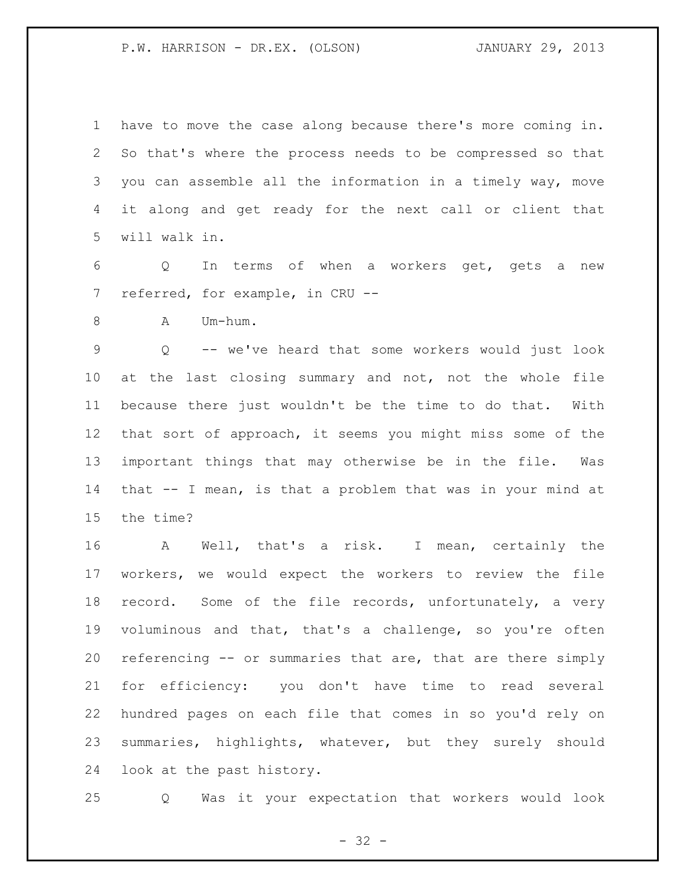have to move the case along because there's more coming in. So that's where the process needs to be compressed so that you can assemble all the information in a timely way, move it along and get ready for the next call or client that will walk in.

Q In terms of when a workers get, gets a new referred, for example, in CRU --

A Um-hum.

Q -- we've heard that some workers would just look at the last closing summary and not, not the whole file because there just wouldn't be the time to do that. With that sort of approach, it seems you might miss some of the important things that may otherwise be in the file. Was that -- I mean, is that a problem that was in your mind at the time?

A Well, that's a risk. I mean, certainly the workers, we would expect the workers to review the file record. Some of the file records, unfortunately, a very voluminous and that, that's a challenge, so you're often referencing -- or summaries that are, that are there simply for efficiency: you don't have time to read several hundred pages on each file that comes in so you'd rely on summaries, highlights, whatever, but they surely should look at the past history.

Q Was it your expectation that workers would look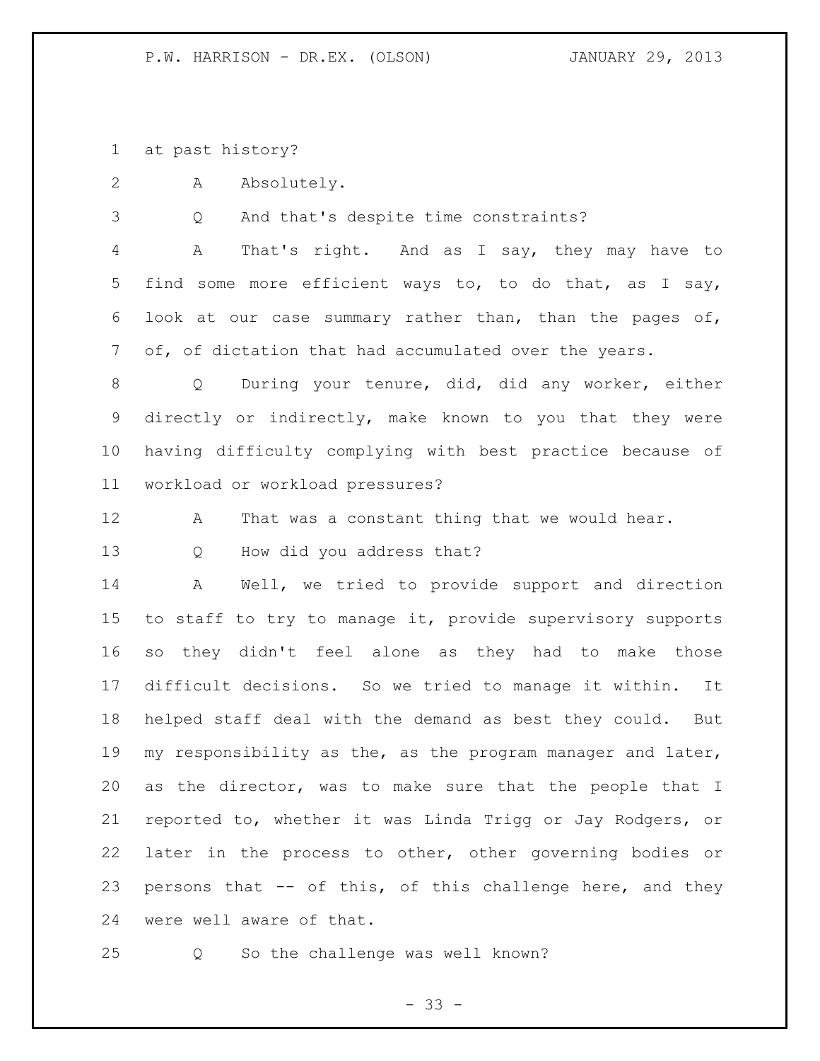at past history?

A Absolutely.

Q And that's despite time constraints?

A That's right. And as I say, they may have to find some more efficient ways to, to do that, as I say, look at our case summary rather than, than the pages of, of, of dictation that had accumulated over the years.

Q During your tenure, did, did any worker, either directly or indirectly, make known to you that they were having difficulty complying with best practice because of workload or workload pressures?

A That was a constant thing that we would hear.

Q How did you address that?

A Well, we tried to provide support and direction to staff to try to manage it, provide supervisory supports so they didn't feel alone as they had to make those difficult decisions. So we tried to manage it within. It helped staff deal with the demand as best they could. But my responsibility as the, as the program manager and later, as the director, was to make sure that the people that I reported to, whether it was Linda Trigg or Jay Rodgers, or later in the process to other, other governing bodies or persons that -- of this, of this challenge here, and they were well aware of that.

Q So the challenge was well known?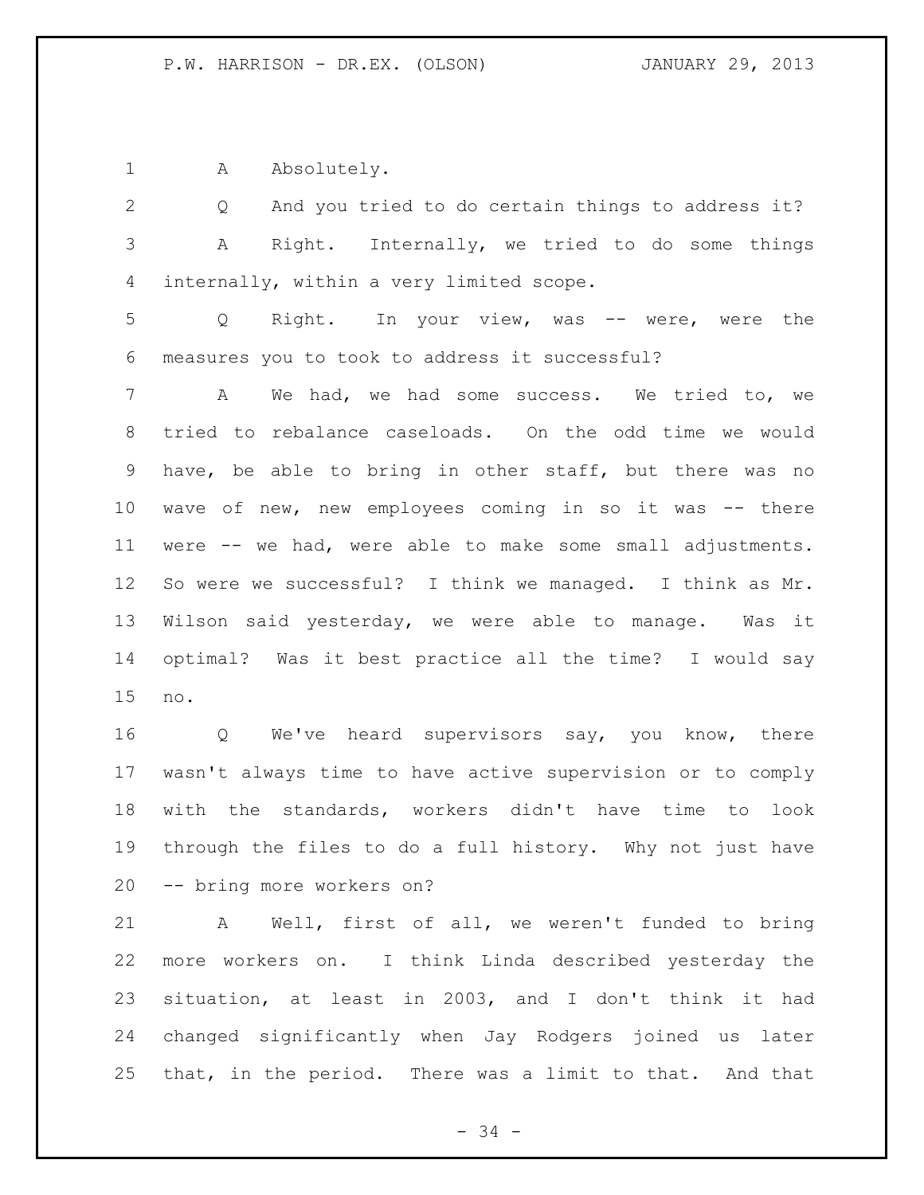A Absolutely.

Q And you tried to do certain things to address it?

A Right. Internally, we tried to do some things internally, within a very limited scope.

Q Right. In your view, was -- were, were the measures you to took to address it successful?

A We had, we had some success. We tried to, we tried to rebalance caseloads. On the odd time we would have, be able to bring in other staff, but there was no wave of new, new employees coming in so it was -- there were -- we had, were able to make some small adjustments. So were we successful? I think we managed. I think as Mr. Wilson said yesterday, we were able to manage. Was it optimal? Was it best practice all the time? I would say no.

Q We've heard supervisors say, you know, there wasn't always time to have active supervision or to comply with the standards, workers didn't have time to look through the files to do a full history. Why not just have -- bring more workers on?

A Well, first of all, we weren't funded to bring more workers on. I think Linda described yesterday the situation, at least in 2003, and I don't think it had changed significantly when Jay Rodgers joined us later that, in the period. There was a limit to that. And that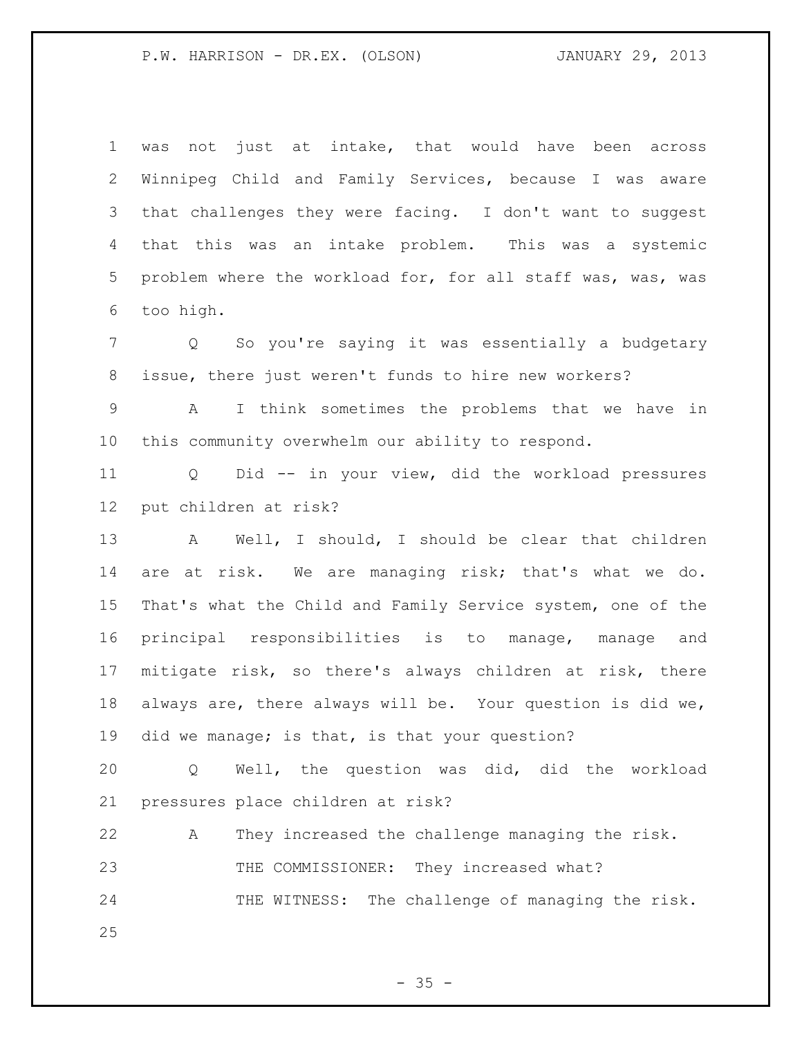was not just at intake, that would have been across Winnipeg Child and Family Services, because I was aware that challenges they were facing. I don't want to suggest that this was an intake problem. This was a systemic problem where the workload for, for all staff was, was, was too high.

Q So you're saying it was essentially a budgetary issue, there just weren't funds to hire new workers?

A I think sometimes the problems that we have in this community overwhelm our ability to respond.

Q Did -- in your view, did the workload pressures put children at risk?

A Well, I should, I should be clear that children are at risk. We are managing risk; that's what we do. That's what the Child and Family Service system, one of the principal responsibilities is to manage, manage and mitigate risk, so there's always children at risk, there always are, there always will be. Your question is did we, did we manage; is that, is that your question?

Q Well, the question was did, did the workload pressures place children at risk?

A They increased the challenge managing the risk.

THE COMMISSIONER: They increased what?

THE WITNESS: The challenge of managing the risk.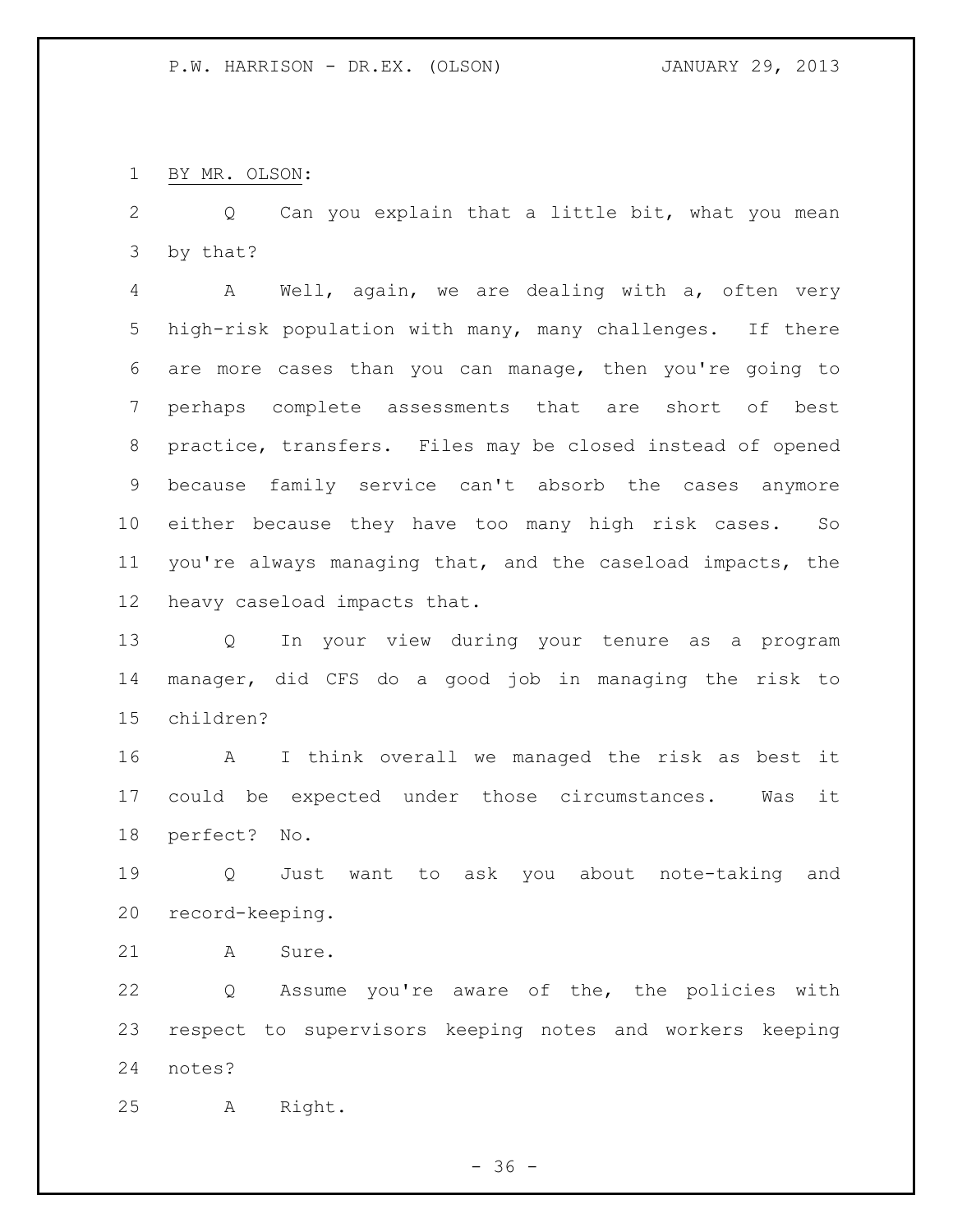BY MR. OLSON:

Q Can you explain that a little bit, what you mean by that?

A Well, again, we are dealing with a, often very high-risk population with many, many challenges. If there are more cases than you can manage, then you're going to perhaps complete assessments that are short of best practice, transfers. Files may be closed instead of opened because family service can't absorb the cases anymore either because they have too many high risk cases. So you're always managing that, and the caseload impacts, the heavy caseload impacts that.

Q In your view during your tenure as a program manager, did CFS do a good job in managing the risk to children?

A I think overall we managed the risk as best it could be expected under those circumstances. Was it perfect? No.

Q Just want to ask you about note-taking and record-keeping.

A Sure.

Q Assume you're aware of the, the policies with respect to supervisors keeping notes and workers keeping notes?

A Right.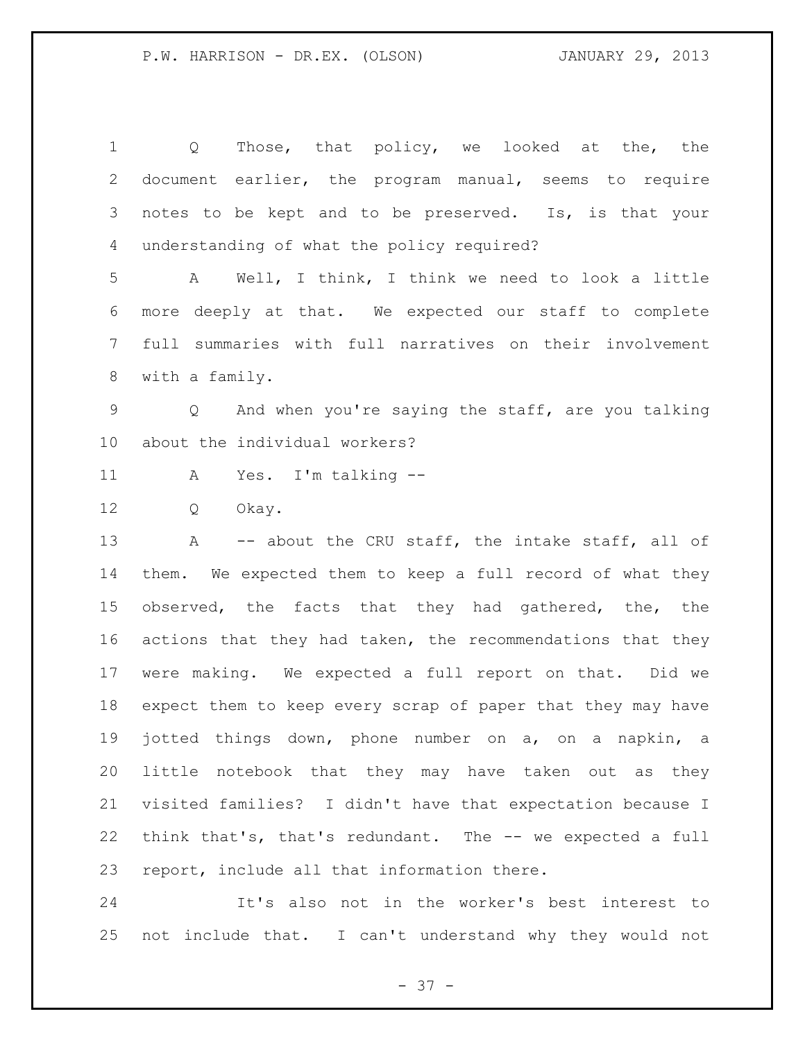Q Those, that policy, we looked at the, the document earlier, the program manual, seems to require notes to be kept and to be preserved. Is, is that your understanding of what the policy required?

A Well, I think, I think we need to look a little more deeply at that. We expected our staff to complete full summaries with full narratives on their involvement with a family.

Q And when you're saying the staff, are you talking about the individual workers?

A Yes. I'm talking --

Q Okay.

A -- about the CRU staff, the intake staff, all of them. We expected them to keep a full record of what they observed, the facts that they had gathered, the, the actions that they had taken, the recommendations that they were making. We expected a full report on that. Did we expect them to keep every scrap of paper that they may have jotted things down, phone number on a, on a napkin, a little notebook that they may have taken out as they visited families? I didn't have that expectation because I think that's, that's redundant. The -- we expected a full report, include all that information there.

It's also not in the worker's best interest to not include that. I can't understand why they would not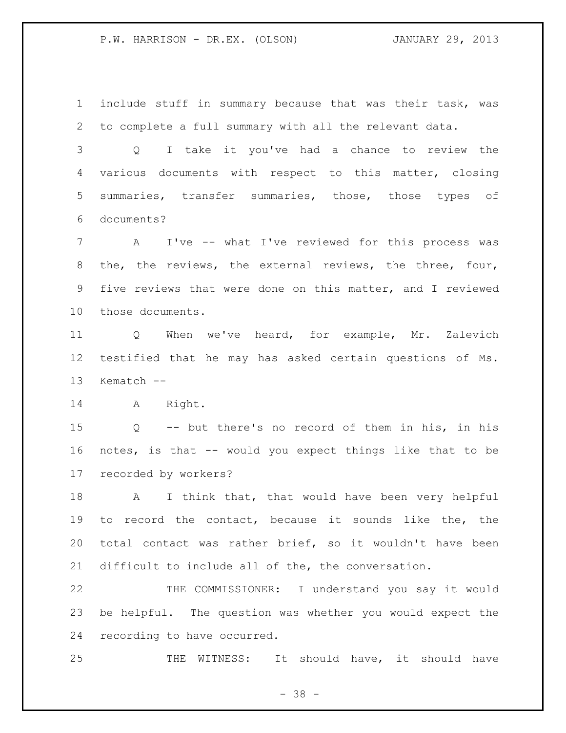include stuff in summary because that was their task, was to complete a full summary with all the relevant data.

Q I take it you've had a chance to review the various documents with respect to this matter, closing summaries, transfer summaries, those, those types of documents?

A I've -- what I've reviewed for this process was the, the reviews, the external reviews, the three, four, five reviews that were done on this matter, and I reviewed those documents.

Q When we've heard, for example, Mr. Zalevich testified that he may has asked certain questions of Ms. Kematch --

A Right.

Q -- but there's no record of them in his, in his notes, is that -- would you expect things like that to be recorded by workers?

A I think that, that would have been very helpful to record the contact, because it sounds like the, the total contact was rather brief, so it wouldn't have been difficult to include all of the, the conversation.

THE COMMISSIONER: I understand you say it would be helpful. The question was whether you would expect the recording to have occurred.

THE WITNESS: It should have, it should have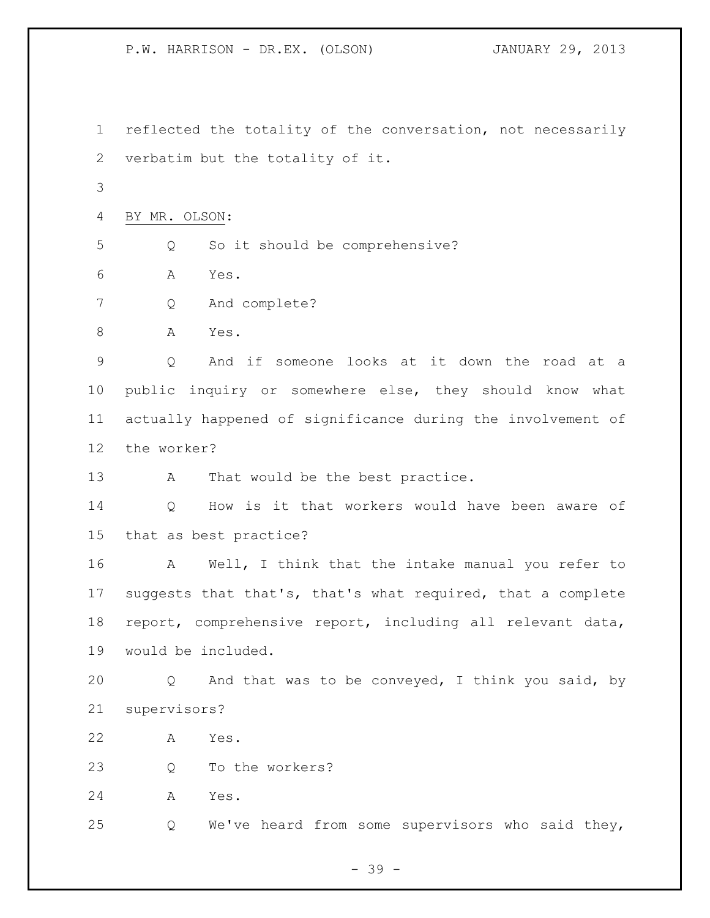reflected the totality of the conversation, not necessarily verbatim but the totality of it.

BY MR. OLSON:

Q So it should be comprehensive?

A Yes.

Q And complete?

A Yes.

Q And if someone looks at it down the road at a public inquiry or somewhere else, they should know what actually happened of significance during the involvement of the worker?

A That would be the best practice.

Q How is it that workers would have been aware of that as best practice?

A Well, I think that the intake manual you refer to suggests that that's, that's what required, that a complete report, comprehensive report, including all relevant data, would be included.

Q And that was to be conveyed, I think you said, by supervisors?

A Yes.

Q To the workers?

A Yes.

Q We've heard from some supervisors who said they,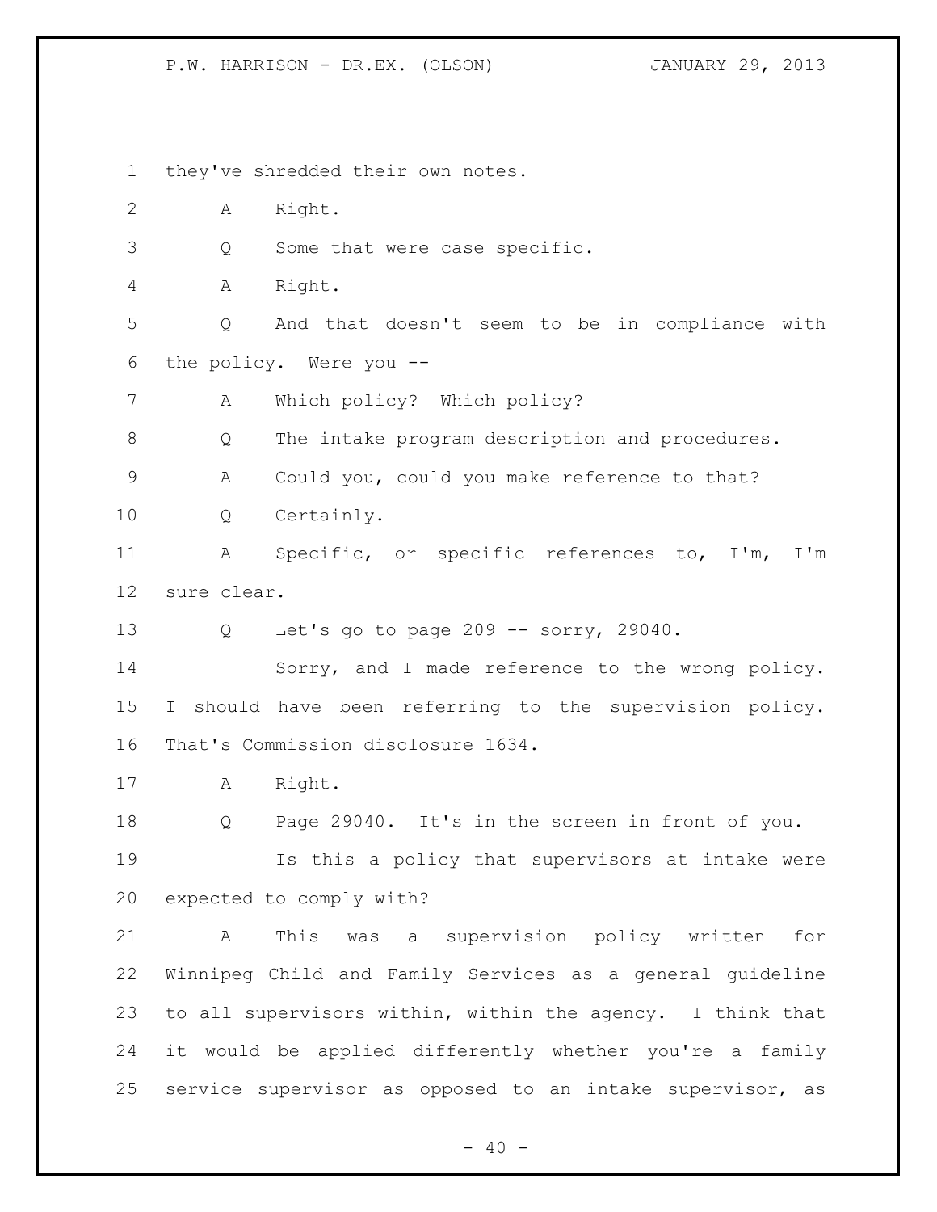they've shredded their own notes.

A Right.

Q Some that were case specific.

A Right.

Q And that doesn't seem to be in compliance with the policy. Were you --

A Which policy? Which policy?

Q The intake program description and procedures.

A Could you, could you make reference to that?

Q Certainly.

A Specific, or specific references to, I'm, I'm sure clear.

Q Let's go to page 209 -- sorry, 29040.

Sorry, and I made reference to the wrong policy. I should have been referring to the supervision policy. That's Commission disclosure 1634.

A Right.

Q Page 29040. It's in the screen in front of you.

Is this a policy that supervisors at intake were expected to comply with?

A This was a supervision policy written for Winnipeg Child and Family Services as a general guideline to all supervisors within, within the agency. I think that it would be applied differently whether you're a family service supervisor as opposed to an intake supervisor, as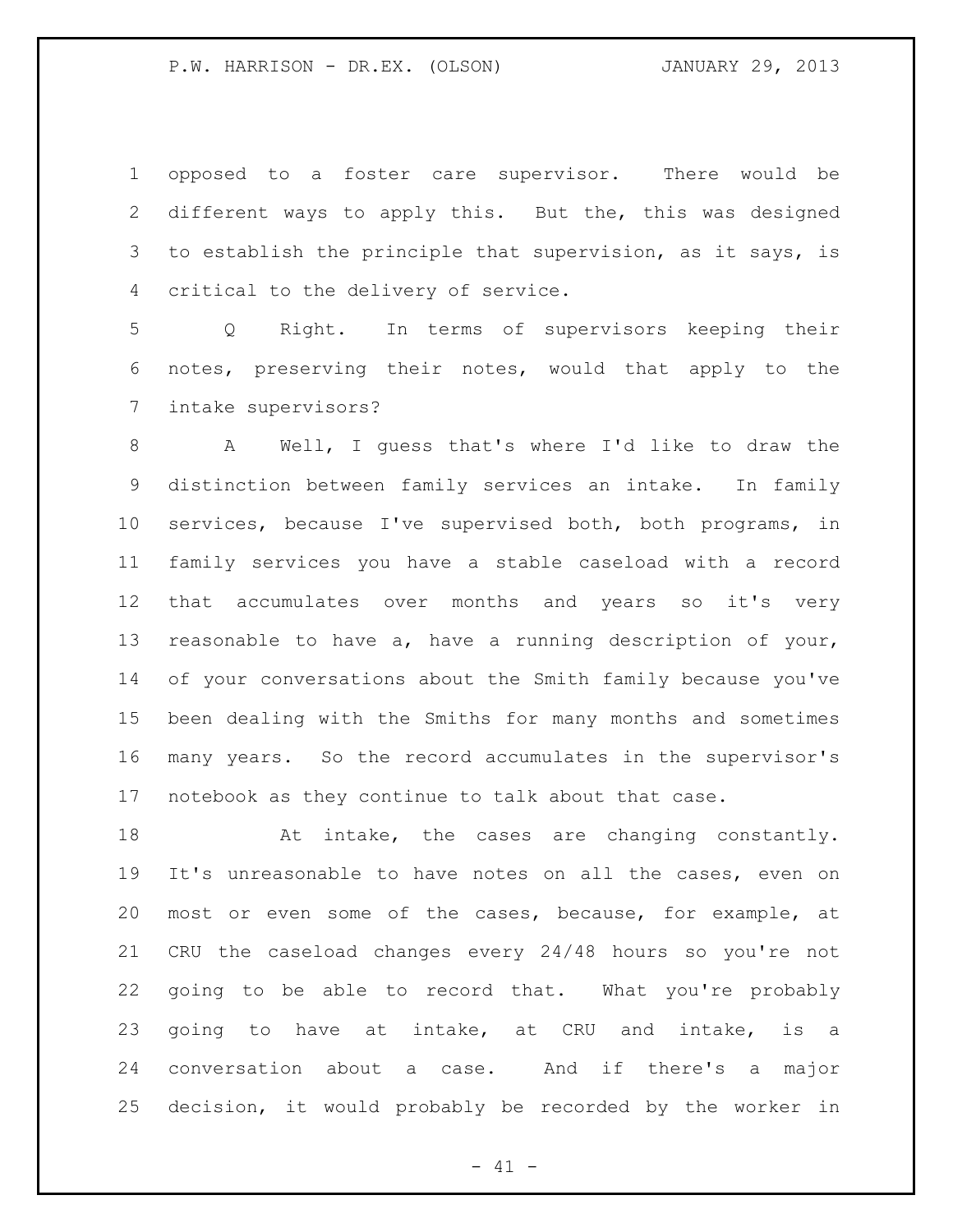opposed to a foster care supervisor. There would be different ways to apply this. But the, this was designed to establish the principle that supervision, as it says, is critical to the delivery of service.

Q Right. In terms of supervisors keeping their notes, preserving their notes, would that apply to the intake supervisors?

A Well, I guess that's where I'd like to draw the distinction between family services an intake. In family services, because I've supervised both, both programs, in family services you have a stable caseload with a record that accumulates over months and years so it's very reasonable to have a, have a running description of your, of your conversations about the Smith family because you've been dealing with the Smiths for many months and sometimes many years. So the record accumulates in the supervisor's notebook as they continue to talk about that case.

At intake, the cases are changing constantly. It's unreasonable to have notes on all the cases, even on most or even some of the cases, because, for example, at CRU the caseload changes every 24/48 hours so you're not going to be able to record that. What you're probably going to have at intake, at CRU and intake, is a conversation about a case. And if there's a major decision, it would probably be recorded by the worker in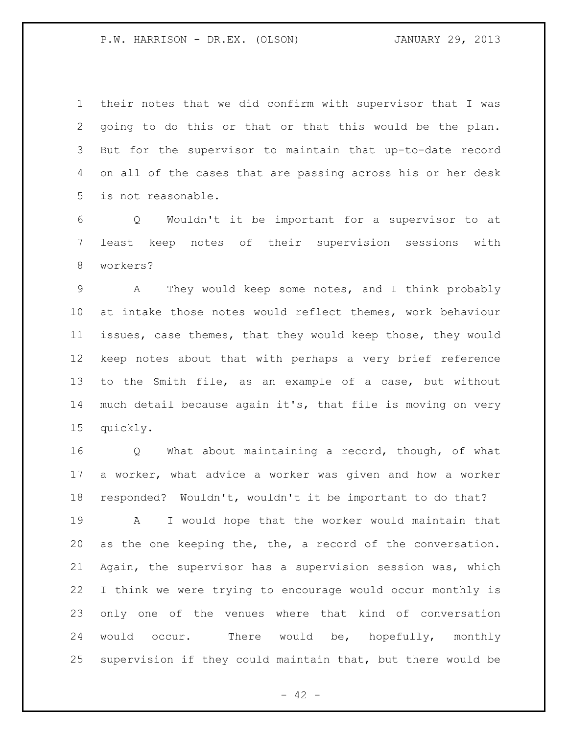their notes that we did confirm with supervisor that I was going to do this or that or that this would be the plan. But for the supervisor to maintain that up-to-date record on all of the cases that are passing across his or her desk is not reasonable.

Q Wouldn't it be important for a supervisor to at least keep notes of their supervision sessions with workers?

A They would keep some notes, and I think probably at intake those notes would reflect themes, work behaviour issues, case themes, that they would keep those, they would keep notes about that with perhaps a very brief reference to the Smith file, as an example of a case, but without much detail because again it's, that file is moving on very quickly.

Q What about maintaining a record, though, of what a worker, what advice a worker was given and how a worker responded? Wouldn't, wouldn't it be important to do that?

A I would hope that the worker would maintain that as the one keeping the, the, a record of the conversation. Again, the supervisor has a supervision session was, which I think we were trying to encourage would occur monthly is only one of the venues where that kind of conversation would occur. There would be, hopefully, monthly supervision if they could maintain that, but there would be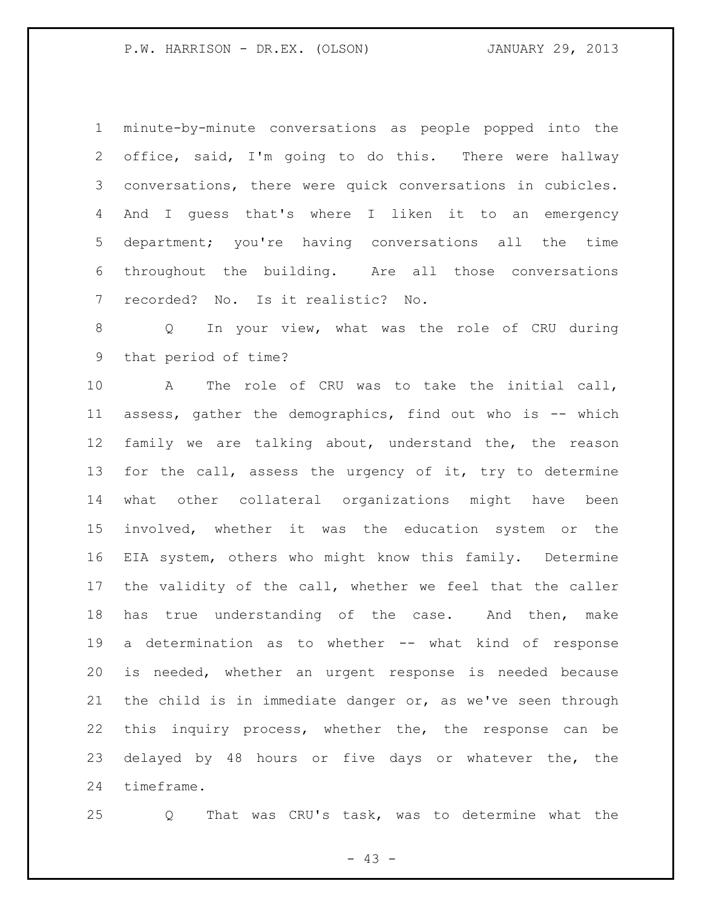minute-by-minute conversations as people popped into the office, said, I'm going to do this. There were hallway conversations, there were quick conversations in cubicles. And I guess that's where I liken it to an emergency department; you're having conversations all the time throughout the building. Are all those conversations recorded? No. Is it realistic? No.

Q In your view, what was the role of CRU during that period of time?

A The role of CRU was to take the initial call, assess, gather the demographics, find out who is -- which family we are talking about, understand the, the reason for the call, assess the urgency of it, try to determine what other collateral organizations might have been involved, whether it was the education system or the EIA system, others who might know this family. Determine the validity of the call, whether we feel that the caller has true understanding of the case. And then, make a determination as to whether -- what kind of response is needed, whether an urgent response is needed because the child is in immediate danger or, as we've seen through this inquiry process, whether the, the response can be delayed by 48 hours or five days or whatever the, the timeframe.

Q That was CRU's task, was to determine what the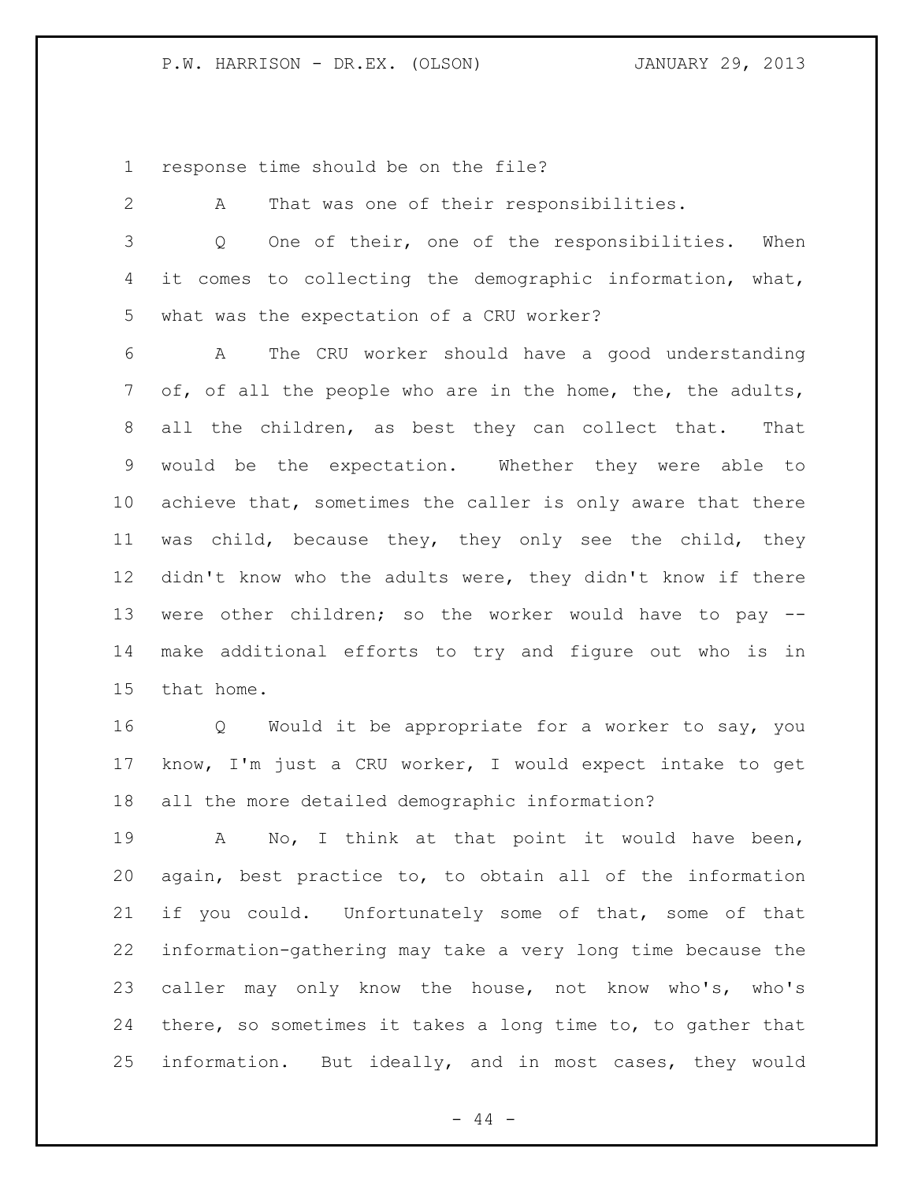response time should be on the file?

A That was one of their responsibilities.

Q One of their, one of the responsibilities. When it comes to collecting the demographic information, what, what was the expectation of a CRU worker?

A The CRU worker should have a good understanding of, of all the people who are in the home, the, the adults, all the children, as best they can collect that. That would be the expectation. Whether they were able to achieve that, sometimes the caller is only aware that there was child, because they, they only see the child, they didn't know who the adults were, they didn't know if there were other children; so the worker would have to pay -- make additional efforts to try and figure out who is in that home.

Q Would it be appropriate for a worker to say, you know, I'm just a CRU worker, I would expect intake to get all the more detailed demographic information?

A No, I think at that point it would have been, again, best practice to, to obtain all of the information if you could. Unfortunately some of that, some of that information-gathering may take a very long time because the caller may only know the house, not know who's, who's there, so sometimes it takes a long time to, to gather that information. But ideally, and in most cases, they would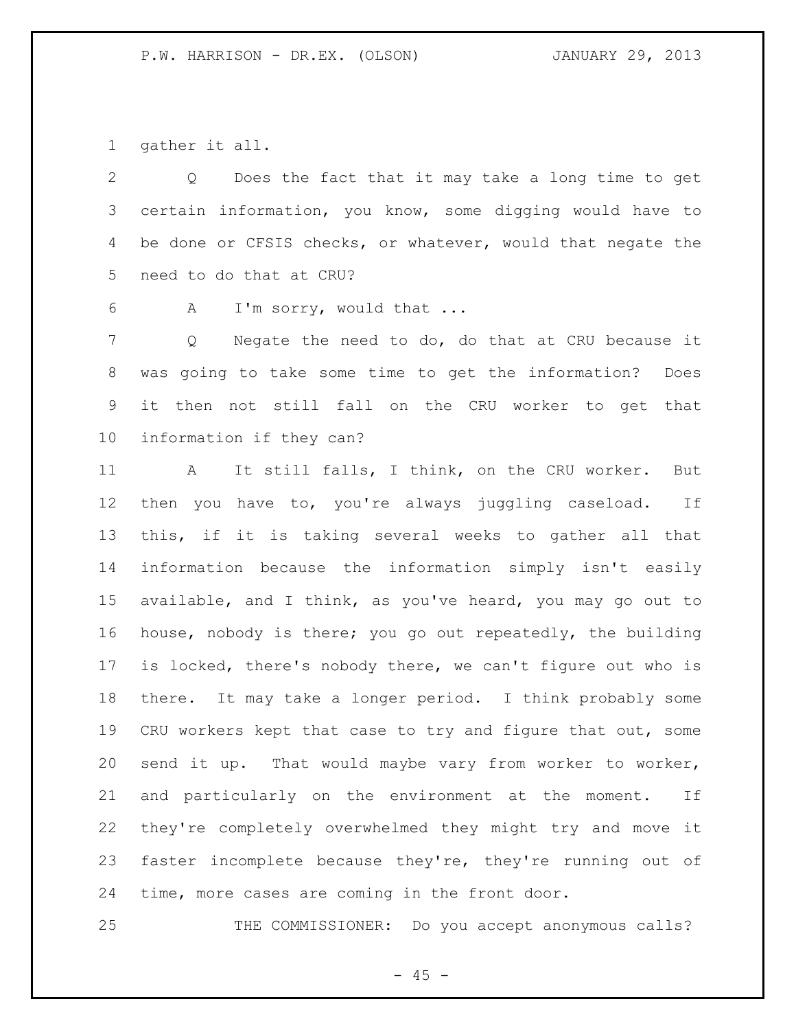gather it all.

Q Does the fact that it may take a long time to get certain information, you know, some digging would have to be done or CFSIS checks, or whatever, would that negate the need to do that at CRU?

A I'm sorry, would that ...

Q Negate the need to do, do that at CRU because it was going to take some time to get the information? Does it then not still fall on the CRU worker to get that information if they can?

A It still falls, I think, on the CRU worker. But then you have to, you're always juggling caseload. If this, if it is taking several weeks to gather all that information because the information simply isn't easily available, and I think, as you've heard, you may go out to house, nobody is there; you go out repeatedly, the building is locked, there's nobody there, we can't figure out who is there. It may take a longer period. I think probably some CRU workers kept that case to try and figure that out, some send it up. That would maybe vary from worker to worker, and particularly on the environment at the moment. If they're completely overwhelmed they might try and move it faster incomplete because they're, they're running out of time, more cases are coming in the front door.

THE COMMISSIONER: Do you accept anonymous calls?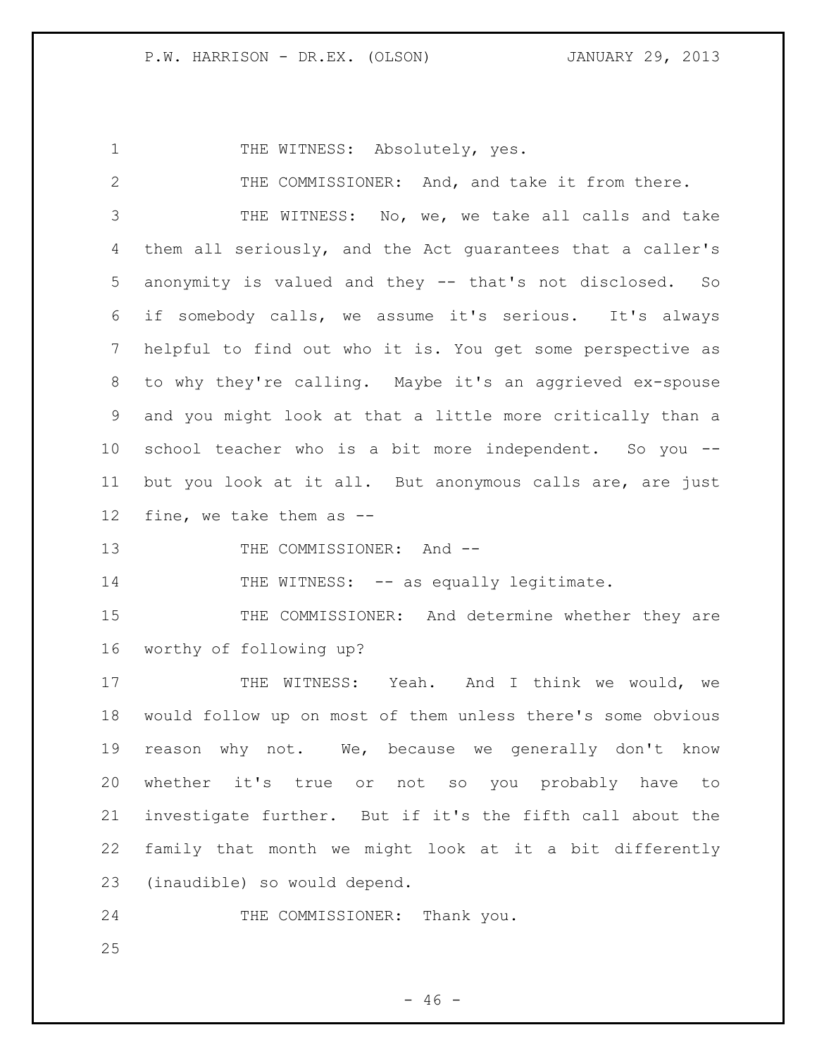THE WITNESS: Absolutely, yes.

THE COMMISSIONER: And, and take it from there.

THE WITNESS: No, we, we take all calls and take them all seriously, and the Act guarantees that a caller's anonymity is valued and they -- that's not disclosed. So if somebody calls, we assume it's serious. It's always helpful to find out who it is. You get some perspective as to why they're calling. Maybe it's an aggrieved ex-spouse and you might look at that a little more critically than a school teacher who is a bit more independent. So you -- but you look at it all. But anonymous calls are, are just fine, we take them as --

THE COMMISSIONER: And --

THE WITNESS: -- as equally legitimate.

THE COMMISSIONER: And determine whether they are worthy of following up?

THE WITNESS: Yeah. And I think we would, we would follow up on most of them unless there's some obvious reason why not. We, because we generally don't know whether it's true or not so you probably have to investigate further. But if it's the fifth call about the family that month we might look at it a bit differently (inaudible) so would depend.

THE COMMISSIONER: Thank you.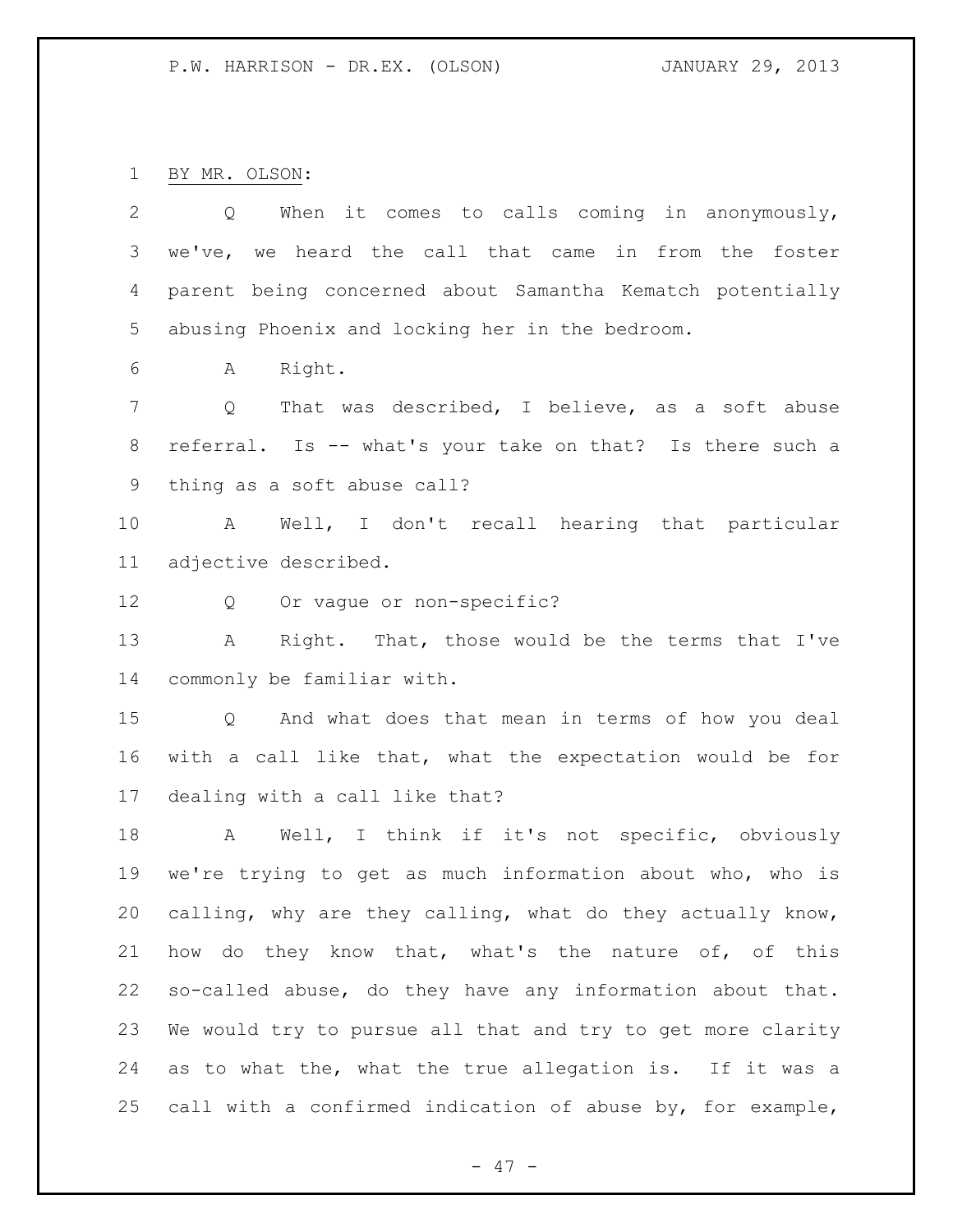BY MR. OLSON:

Q When it comes to calls coming in anonymously, we've, we heard the call that came in from the foster parent being concerned about Samantha Kematch potentially abusing Phoenix and locking her in the bedroom.

A Right.

Q That was described, I believe, as a soft abuse referral. Is -- what's your take on that? Is there such a thing as a soft abuse call?

A Well, I don't recall hearing that particular adjective described.

Q Or vague or non-specific?

A Right. That, those would be the terms that I've commonly be familiar with.

Q And what does that mean in terms of how you deal with a call like that, what the expectation would be for dealing with a call like that?

A Well, I think if it's not specific, obviously we're trying to get as much information about who, who is calling, why are they calling, what do they actually know, how do they know that, what's the nature of, of this so-called abuse, do they have any information about that. We would try to pursue all that and try to get more clarity as to what the, what the true allegation is. If it was a call with a confirmed indication of abuse by, for example,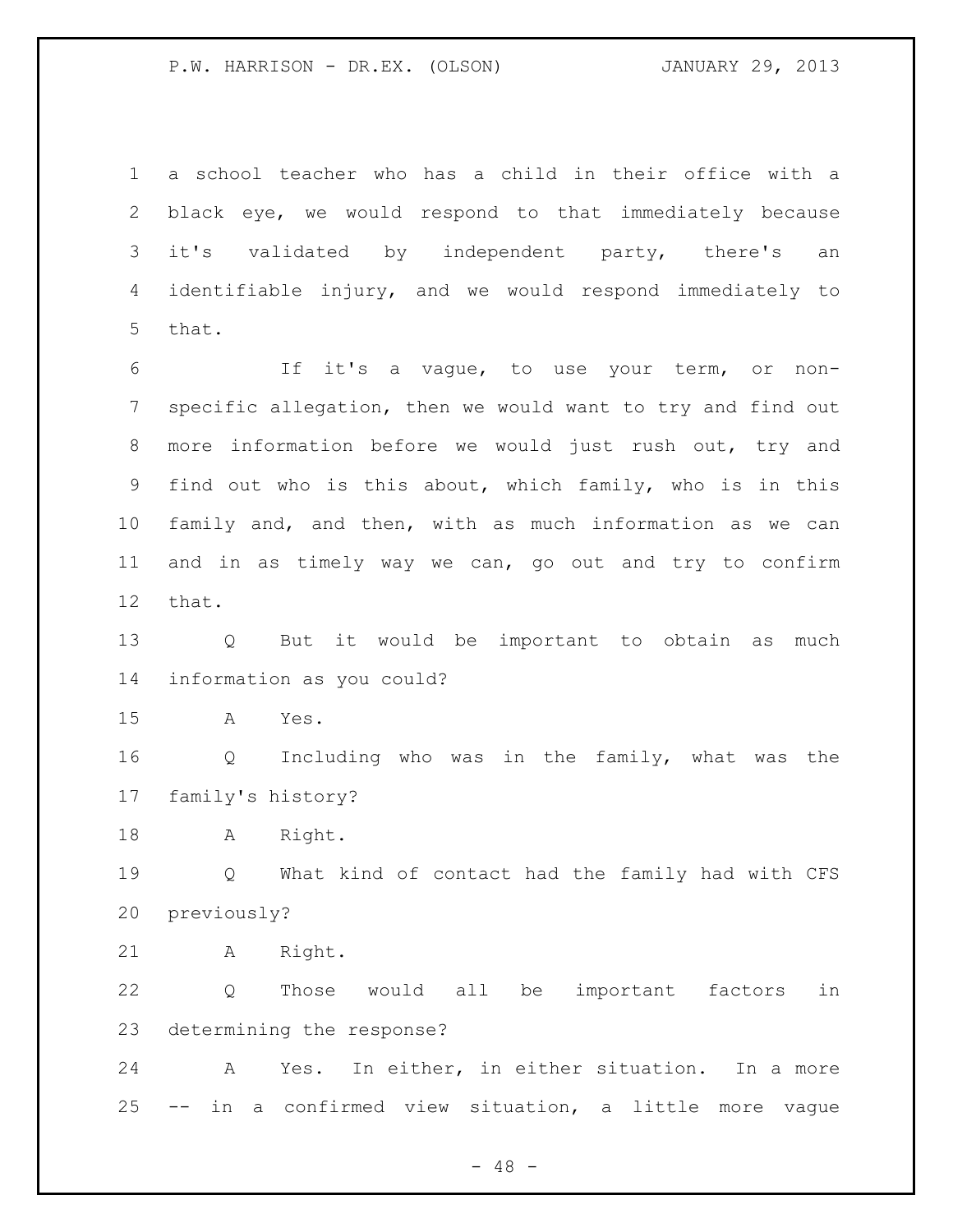a school teacher who has a child in their office with a black eye, we would respond to that immediately because it's validated by independent party, there's an identifiable injury, and we would respond immediately to that.

If it's a vague, to use your term, or non-specific allegation, then we would want to try and find out more information before we would just rush out, try and find out who is this about, which family, who is in this family and, and then, with as much information as we can and in as timely way we can, go out and try to confirm that.

Q But it would be important to obtain as much information as you could?

A Yes.

Q Including who was in the family, what was the family's history?

A Right.

Q What kind of contact had the family had with CFS previously?

A Right.

Q Those would all be important factors in determining the response?

A Yes. In either, in either situation. In a more -- in a confirmed view situation, a little more vague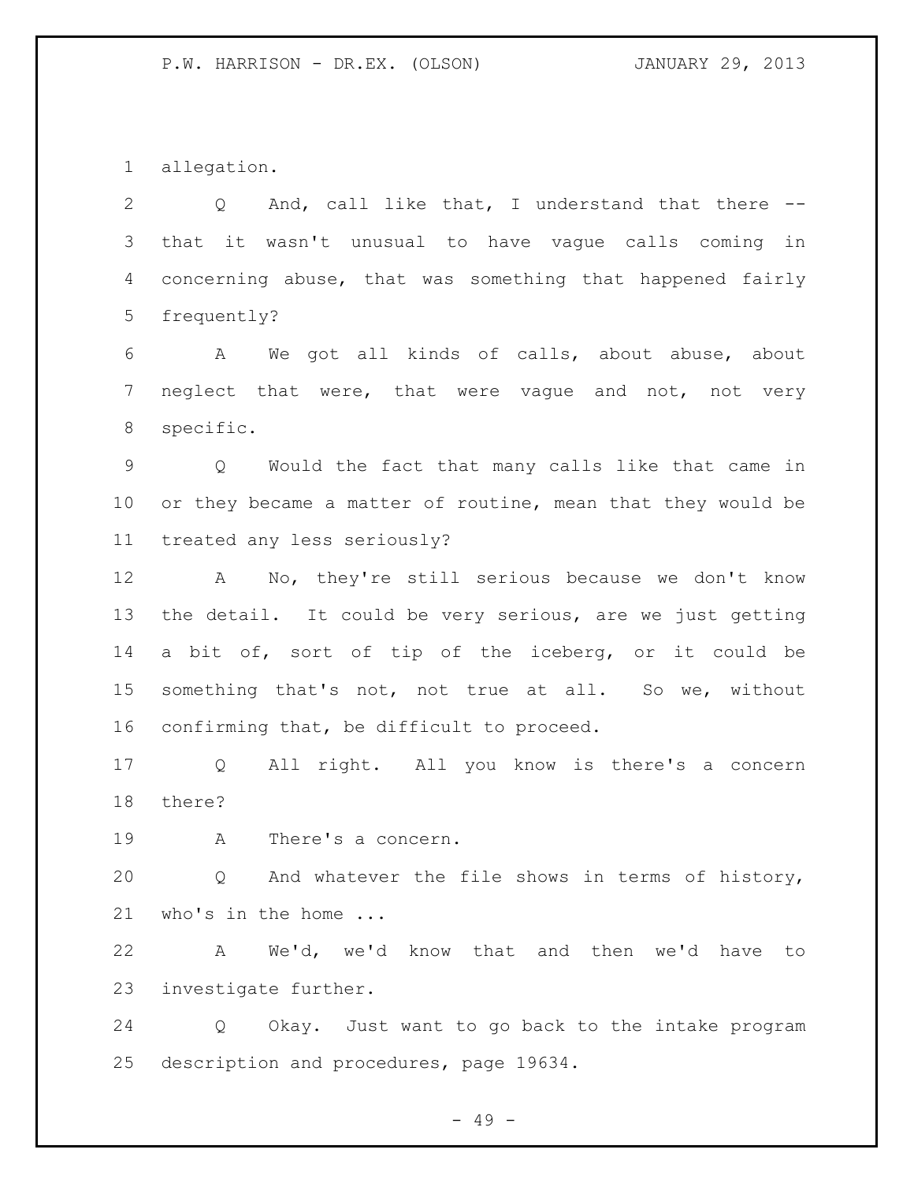allegation.

Q And, call like that, I understand that there -- that it wasn't unusual to have vague calls coming in concerning abuse, that was something that happened fairly frequently?

A We got all kinds of calls, about abuse, about neglect that were, that were vague and not, not very specific.

Q Would the fact that many calls like that came in or they became a matter of routine, mean that they would be treated any less seriously?

A No, they're still serious because we don't know the detail. It could be very serious, are we just getting a bit of, sort of tip of the iceberg, or it could be something that's not, not true at all. So we, without confirming that, be difficult to proceed.

Q All right. All you know is there's a concern there?

A There's a concern.

Q And whatever the file shows in terms of history, who's in the home ...

A We'd, we'd know that and then we'd have to investigate further.

Q Okay. Just want to go back to the intake program description and procedures, page 19634.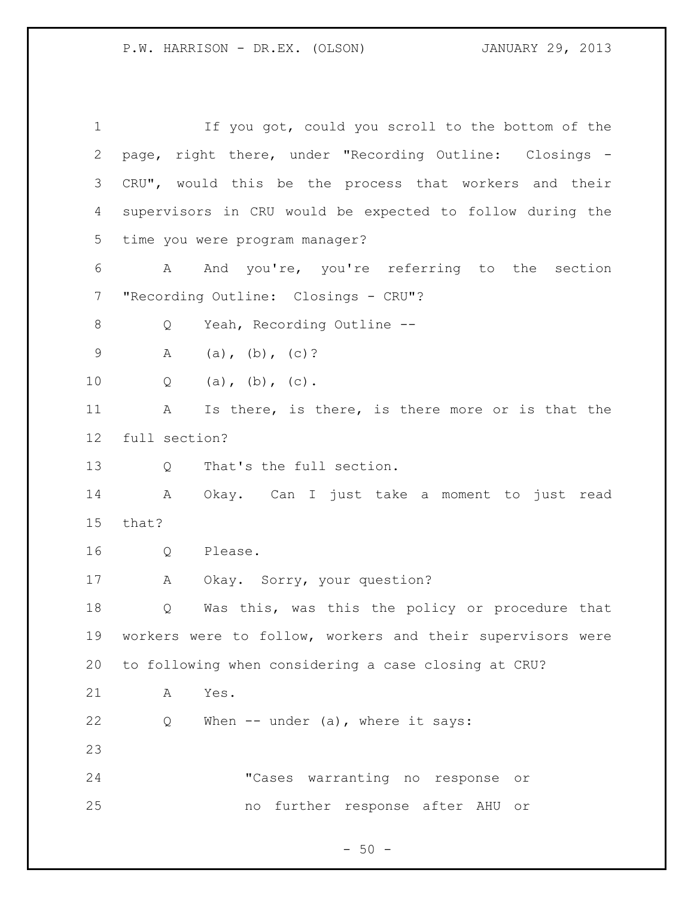If you got, could you scroll to the bottom of the page, right there, under "Recording Outline: Closings - CRU", would this be the process that workers and their supervisors in CRU would be expected to follow during the time you were program manager?

A And you're, you're referring to the section "Recording Outline: Closings - CRU"?

Q Yeah, Recording Outline --

A (a), (b), (c)?

Q (a), (b), (c).

A Is there, is there, is there more or is that the full section?

Q That's the full section.

A Okay. Can I just take a moment to just read that?

Q Please.

A Okay. Sorry, your question?

Q Was this, was this the policy or procedure that workers were to follow, workers and their supervisors were to following when considering a case closing at CRU?

A Yes.

Q When -- under (a), where it says:

> "Cases warranting no response or no further response after AHU or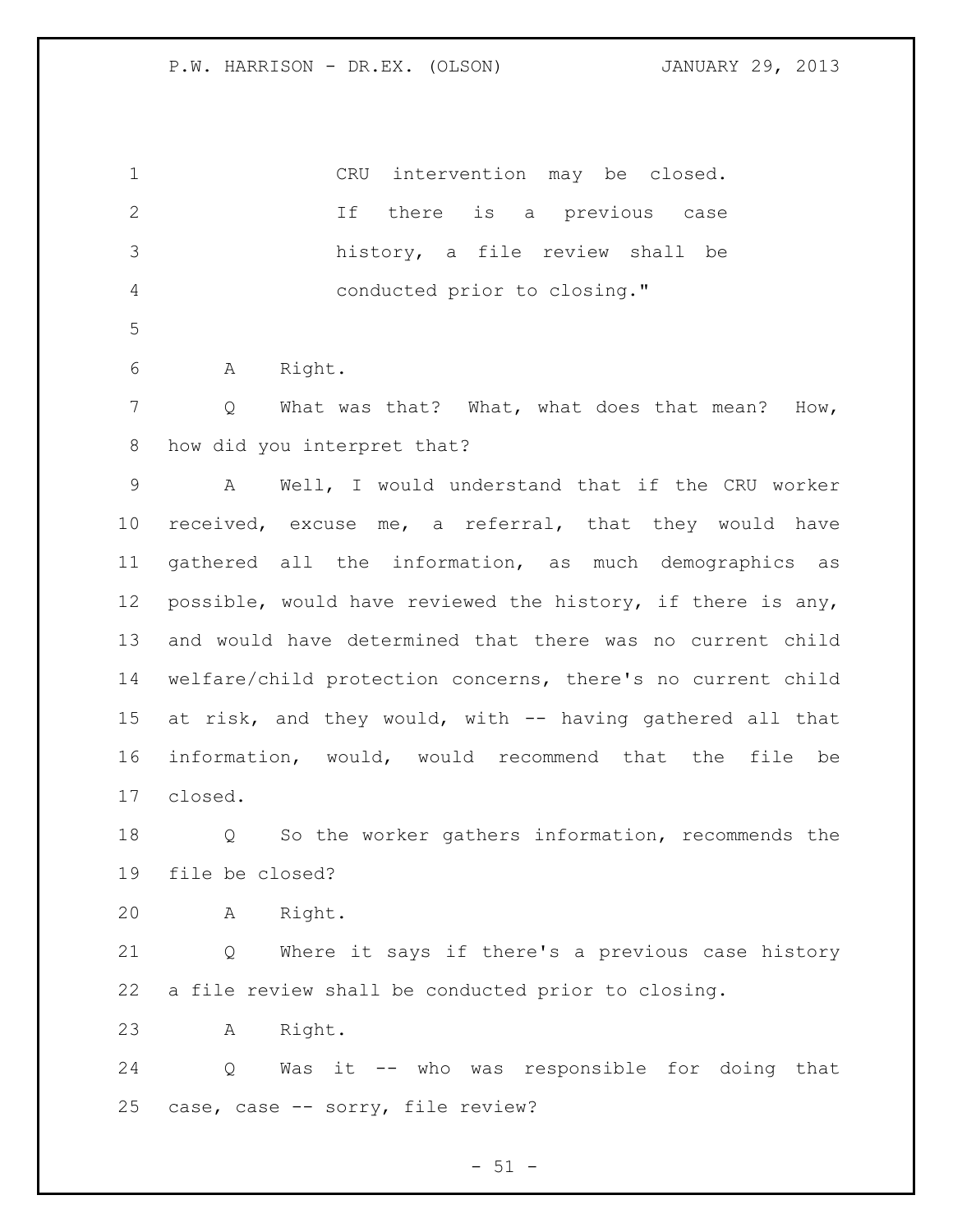CRU intervention may be closed. If there is a previous case history, a file review shall be conducted prior to closing."

A Right.

Q What was that? What, what does that mean? How, how did you interpret that?

A Well, I would understand that if the CRU worker received, excuse me, a referral, that they would have gathered all the information, as much demographics as possible, would have reviewed the history, if there is any, and would have determined that there was no current child welfare/child protection concerns, there's no current child at risk, and they would, with -- having gathered all that information, would, would recommend that the file be closed.

Q So the worker gathers information, recommends the file be closed?

A Right.

Q Where it says if there's a previous case history a file review shall be conducted prior to closing.

A Right.

Q Was it -- who was responsible for doing that case, case -- sorry, file review?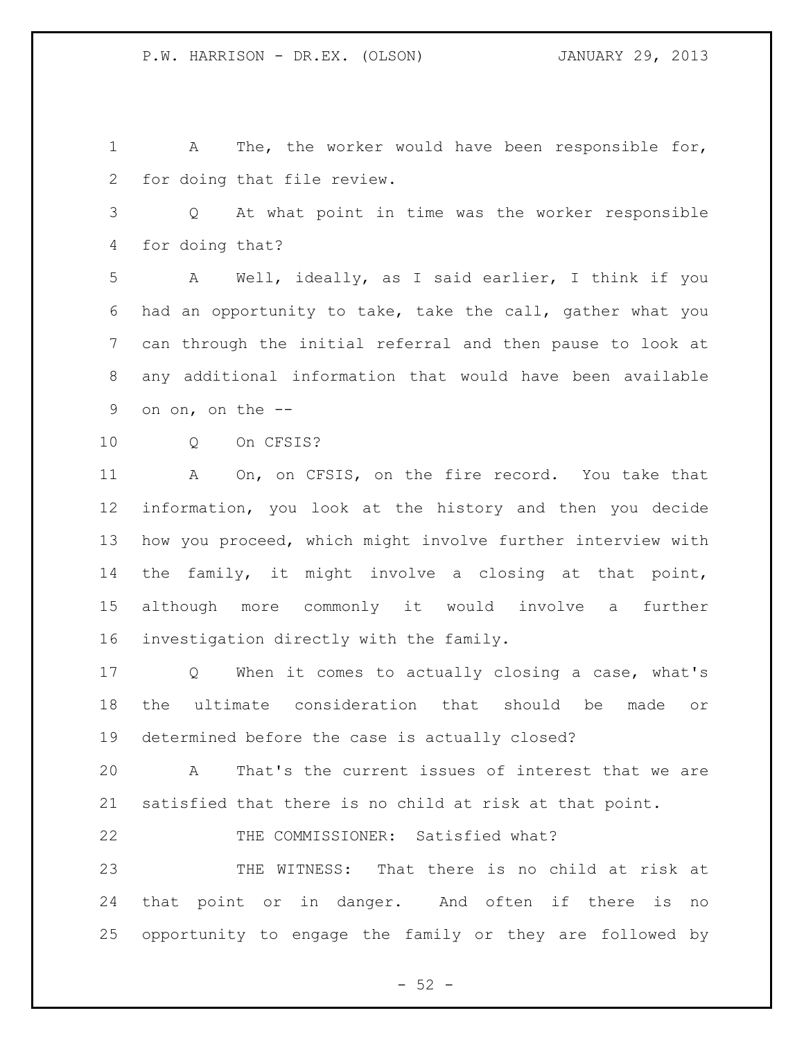A The, the worker would have been responsible for, for doing that file review.

Q At what point in time was the worker responsible for doing that?

A Well, ideally, as I said earlier, I think if you had an opportunity to take, take the call, gather what you can through the initial referral and then pause to look at any additional information that would have been available on on, on the --

Q On CFSIS?

A On, on CFSIS, on the fire record. You take that information, you look at the history and then you decide how you proceed, which might involve further interview with the family, it might involve a closing at that point, although more commonly it would involve a further investigation directly with the family.

Q When it comes to actually closing a case, what's the ultimate consideration that should be made or determined before the case is actually closed?

A That's the current issues of interest that we are satisfied that there is no child at risk at that point.

THE COMMISSIONER: Satisfied what?

THE WITNESS: That there is no child at risk at that point or in danger. And often if there is no opportunity to engage the family or they are followed by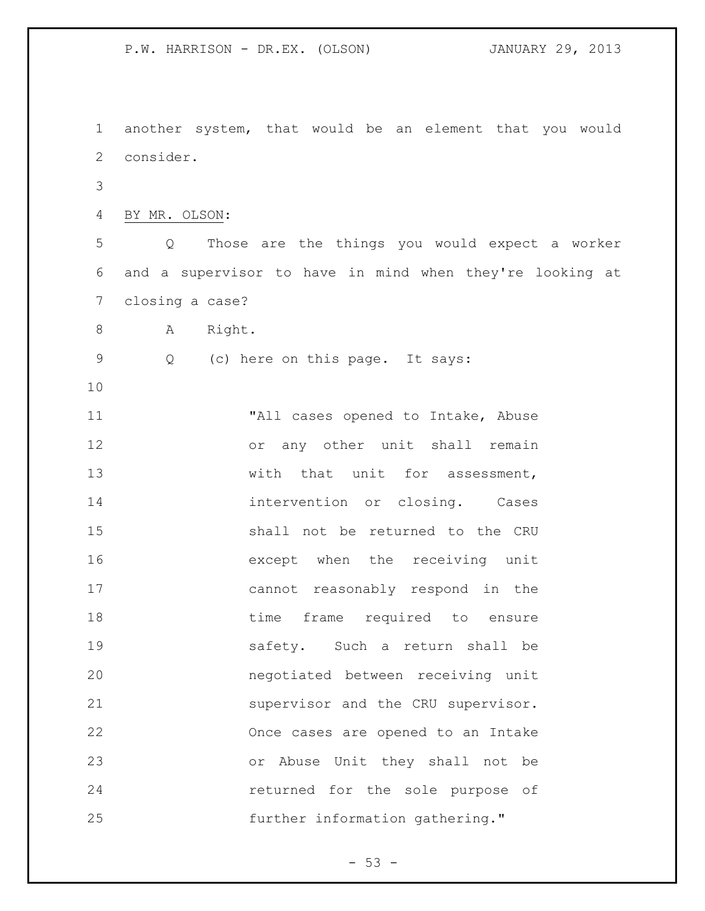another system, that would be an element that you would consider.

BY MR. OLSON:

Q Those are the things you would expect a worker and a supervisor to have in mind when they're looking at closing a case?

A Right.

Q (c) here on this page. It says:

> "All cases opened to Intake, Abuse or any other unit shall remain with that unit for assessment, intervention or closing. Cases shall not be returned to the CRU except when the receiving unit cannot reasonably respond in the time frame required to ensure safety. Such a return shall be negotiated between receiving unit supervisor and the CRU supervisor. Once cases are opened to an Intake or Abuse Unit they shall not be returned for the sole purpose of further information gathering."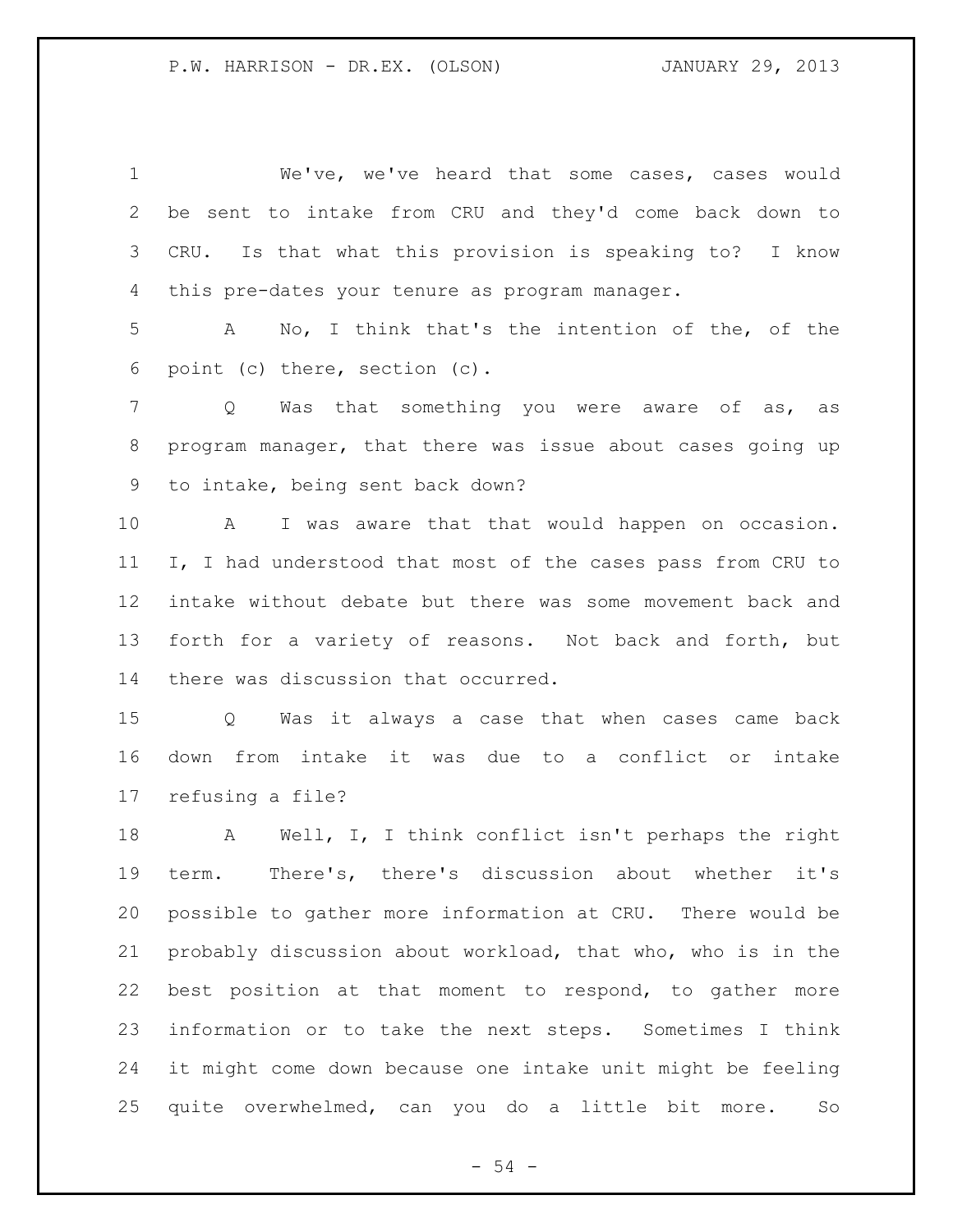We've, we've heard that some cases, cases would be sent to intake from CRU and they'd come back down to CRU. Is that what this provision is speaking to? I know this pre-dates your tenure as program manager.

A No, I think that's the intention of the, of the point (c) there, section (c).

Q Was that something you were aware of as, as program manager, that there was issue about cases going up to intake, being sent back down?

A I was aware that that would happen on occasion. I, I had understood that most of the cases pass from CRU to intake without debate but there was some movement back and forth for a variety of reasons. Not back and forth, but there was discussion that occurred.

Q Was it always a case that when cases came back down from intake it was due to a conflict or intake refusing a file?

A Well, I, I think conflict isn't perhaps the right term. There's, there's discussion about whether it's possible to gather more information at CRU. There would be probably discussion about workload, that who, who is in the best position at that moment to respond, to gather more information or to take the next steps. Sometimes I think it might come down because one intake unit might be feeling quite overwhelmed, can you do a little bit more. So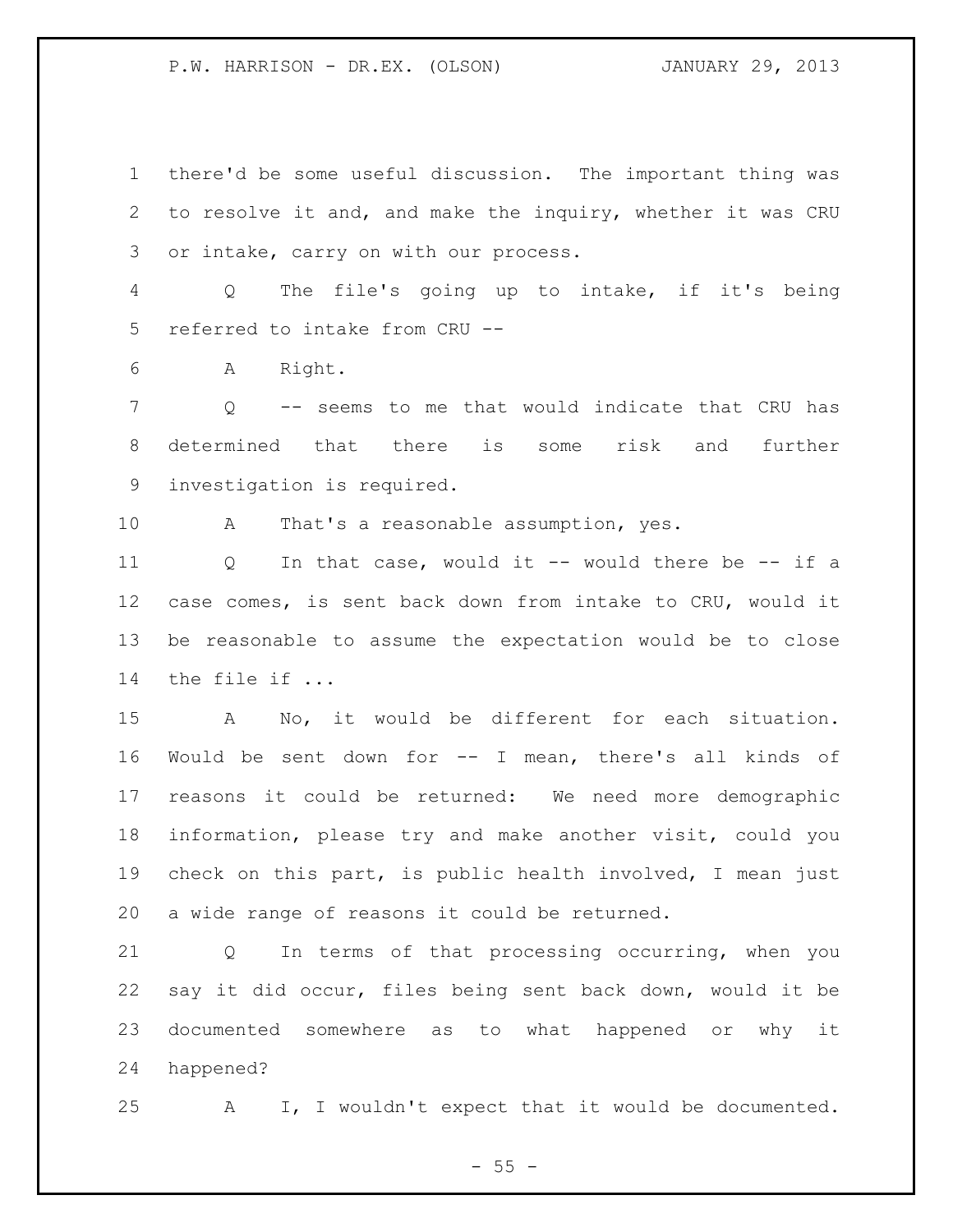there'd be some useful discussion. The important thing was to resolve it and, and make the inquiry, whether it was CRU or intake, carry on with our process.

Q The file's going up to intake, if it's being referred to intake from CRU --

A Right.

Q -- seems to me that would indicate that CRU has determined that there is some risk and further investigation is required.

A That's a reasonable assumption, yes.

Q In that case, would it -- would there be -- if a case comes, is sent back down from intake to CRU, would it be reasonable to assume the expectation would be to close the file if ...

A No, it would be different for each situation. Would be sent down for -- I mean, there's all kinds of reasons it could be returned: We need more demographic information, please try and make another visit, could you check on this part, is public health involved, I mean just a wide range of reasons it could be returned.

Q In terms of that processing occurring, when you say it did occur, files being sent back down, would it be documented somewhere as to what happened or why it happened?

A I, I wouldn't expect that it would be documented.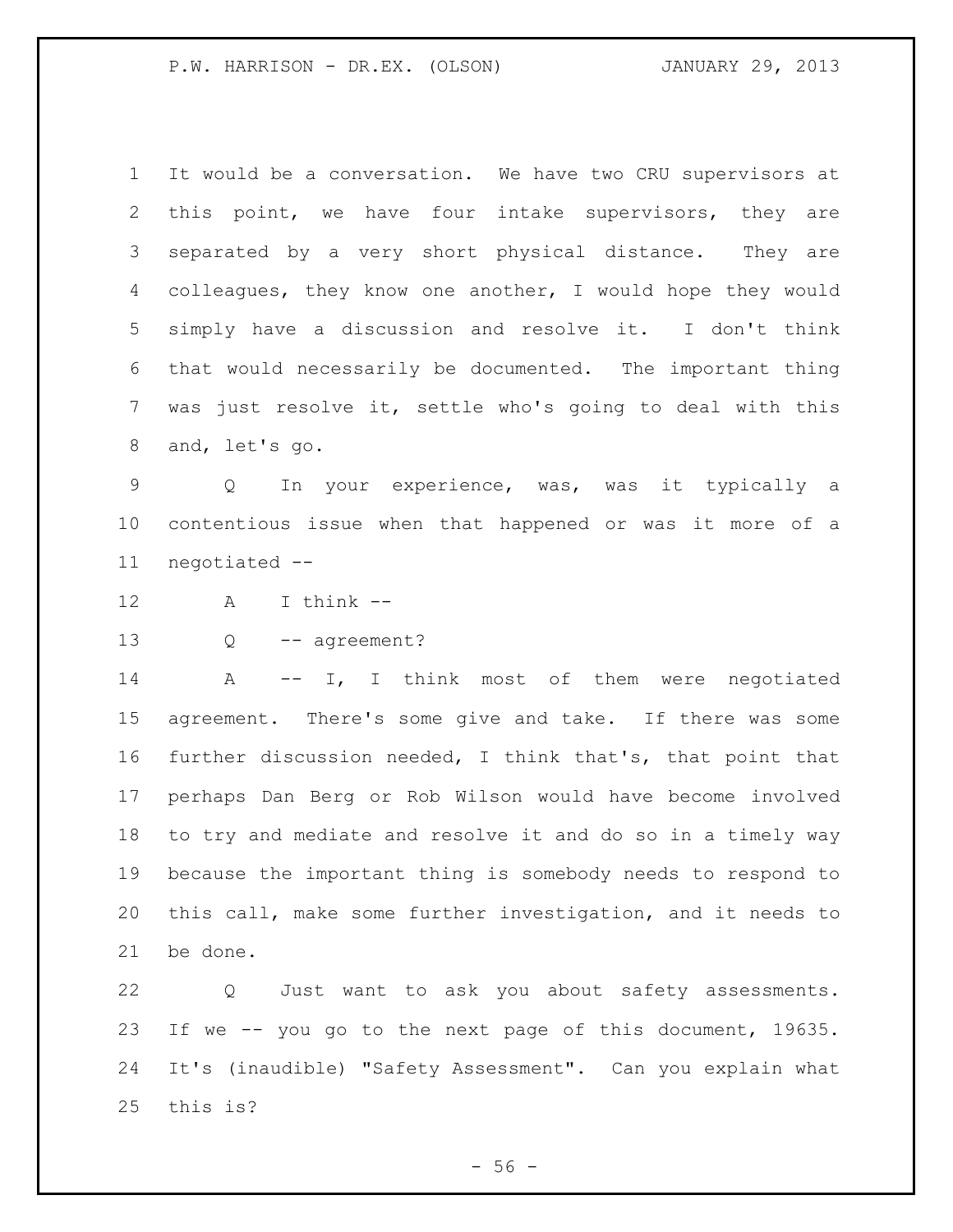It would be a conversation. We have two CRU supervisors at this point, we have four intake supervisors, they are separated by a very short physical distance. They are colleagues, they know one another, I would hope they would simply have a discussion and resolve it. I don't think that would necessarily be documented. The important thing was just resolve it, settle who's going to deal with this and, let's go.

Q In your experience, was, was it typically a contentious issue when that happened or was it more of a negotiated --

A I think --

Q -- agreement?

A -- I, I think most of them were negotiated agreement. There's some give and take. If there was some further discussion needed, I think that's, that point that perhaps Dan Berg or Rob Wilson would have become involved to try and mediate and resolve it and do so in a timely way because the important thing is somebody needs to respond to this call, make some further investigation, and it needs to be done.

Q Just want to ask you about safety assessments. If we -- you go to the next page of this document, 19635. It's (inaudible) "Safety Assessment". Can you explain what this is?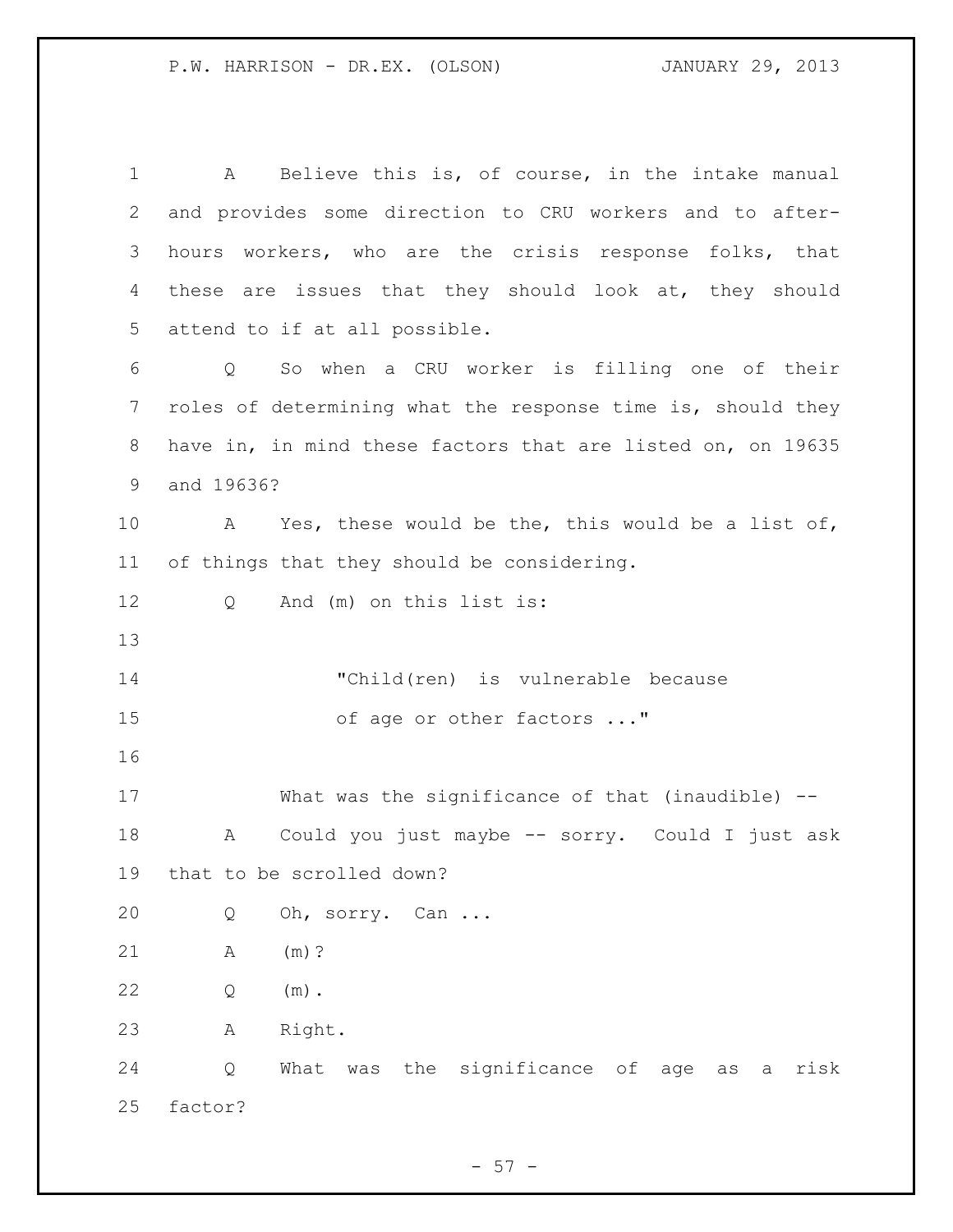A Believe this is, of course, in the intake manual and provides some direction to CRU workers and to after-hours workers, who are the crisis response folks, that these are issues that they should look at, they should attend to if at all possible.

Q So when a CRU worker is filling one of their roles of determining what the response time is, should they have in, in mind these factors that are listed on, on 19635 and 19636?

A Yes, these would be the, this would be a list of, of things that they should be considering.

Q And (m) on this list is:

> "Child(ren) is vulnerable because of age or other factors ..."

What was the significance of that (inaudible) --

A Could you just maybe -- sorry. Could I just ask that to be scrolled down?

Q Oh, sorry. Can ...

A (m)?

Q (m).

A Right.

Q What was the significance of age as a risk factor?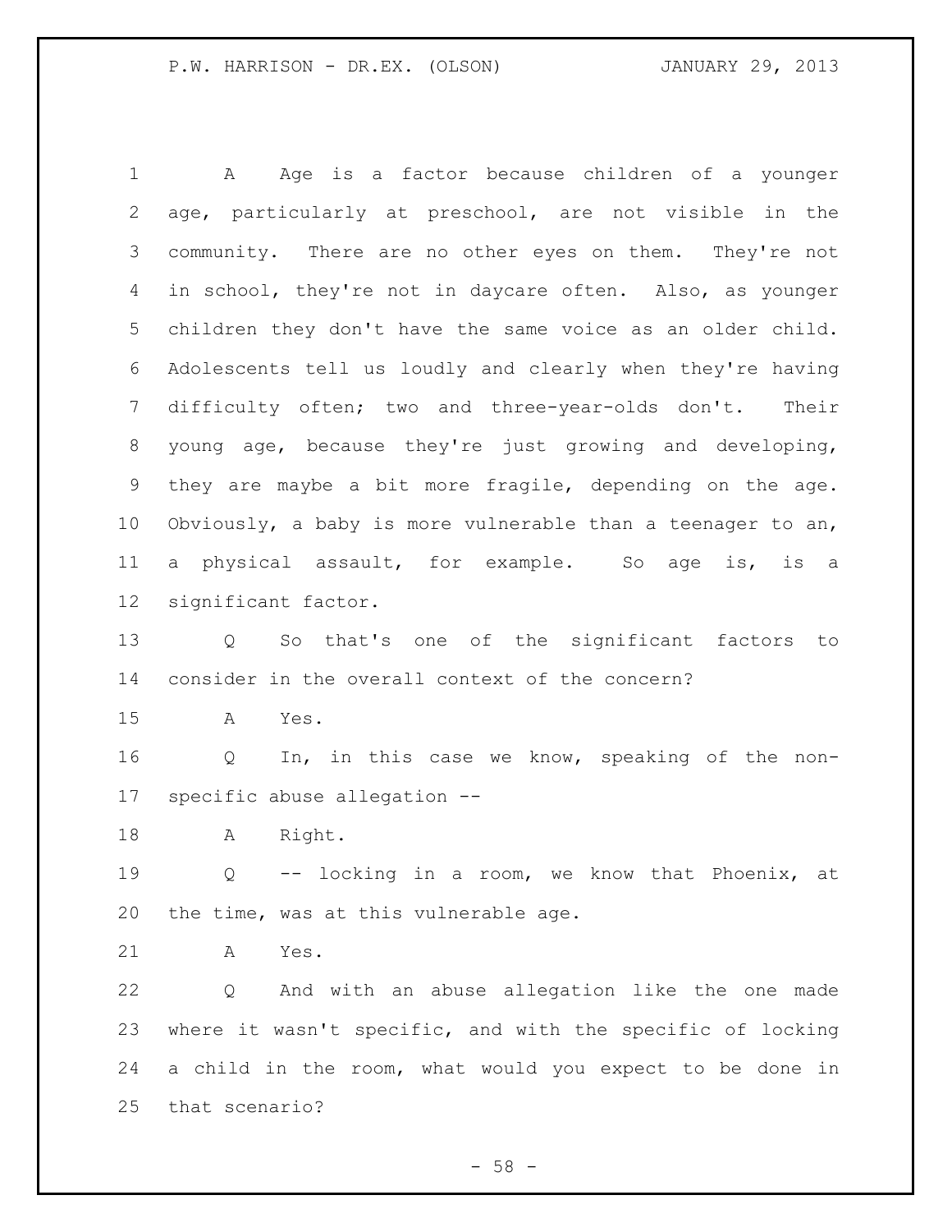A Age is a factor because children of a younger age, particularly at preschool, are not visible in the community. There are no other eyes on them. They're not in school, they're not in daycare often. Also, as younger children they don't have the same voice as an older child. Adolescents tell us loudly and clearly when they're having difficulty often; two and three-year-olds don't. Their young age, because they're just growing and developing, they are maybe a bit more fragile, depending on the age. Obviously, a baby is more vulnerable than a teenager to an, a physical assault, for example. So age is, is a significant factor.

Q So that's one of the significant factors to consider in the overall context of the concern?

A Yes.

Q In, in this case we know, speaking of the non-specific abuse allegation --

A Right.

Q -- locking in a room, we know that Phoenix, at the time, was at this vulnerable age.

A Yes.

Q And with an abuse allegation like the one made where it wasn't specific, and with the specific of locking a child in the room, what would you expect to be done in that scenario?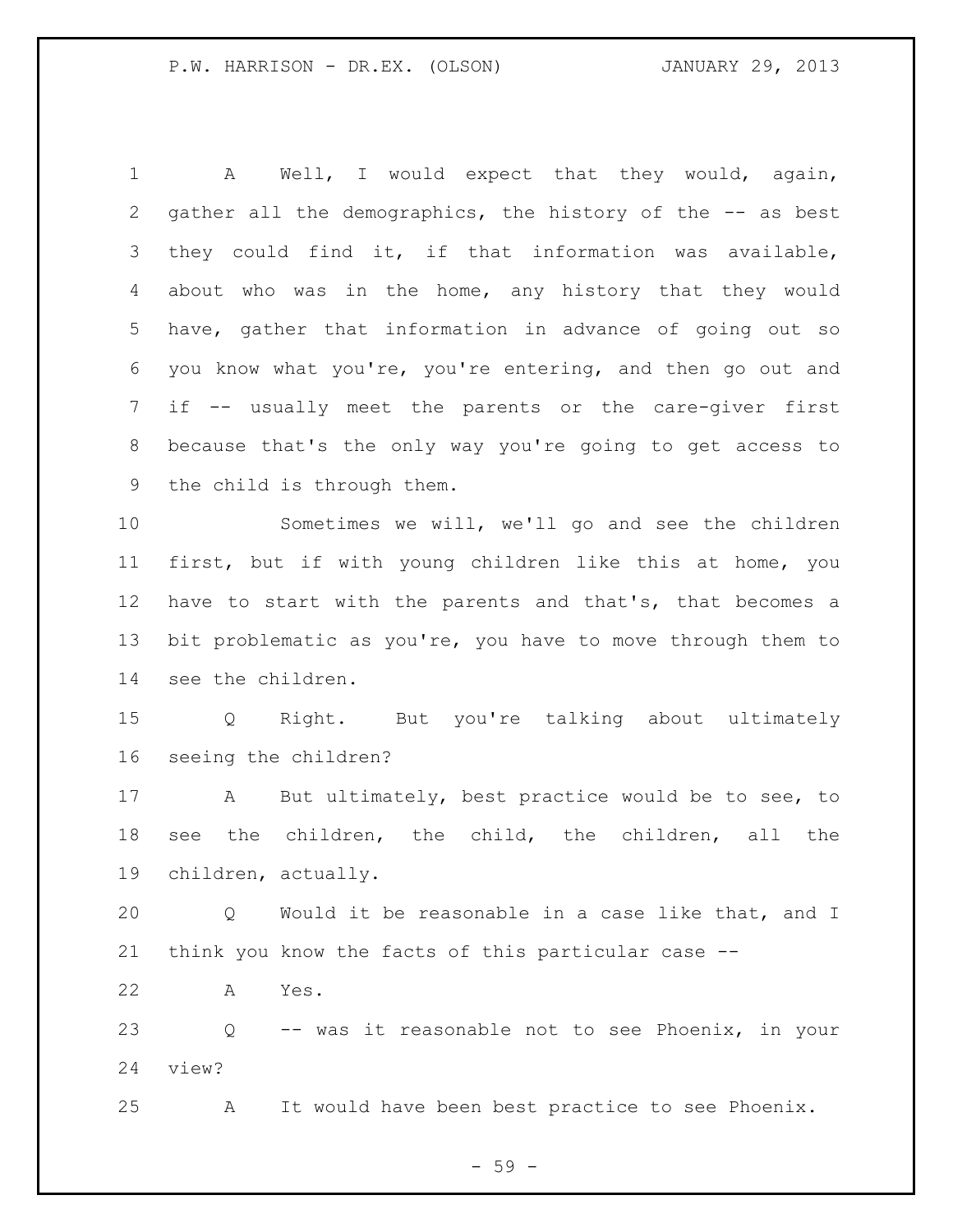A Well, I would expect that they would, again, gather all the demographics, the history of the -- as best they could find it, if that information was available, about who was in the home, any history that they would have, gather that information in advance of going out so you know what you're, you're entering, and then go out and if -- usually meet the parents or the care-giver first because that's the only way you're going to get access to the child is through them.

Sometimes we will, we'll go and see the children first, but if with young children like this at home, you have to start with the parents and that's, that becomes a bit problematic as you're, you have to move through them to see the children.

Q Right. But you're talking about ultimately seeing the children?

A But ultimately, best practice would be to see, to see the children, the child, the children, all the children, actually.

Q Would it be reasonable in a case like that, and I think you know the facts of this particular case --

A Yes.

Q -- was it reasonable not to see Phoenix, in your view?

A It would have been best practice to see Phoenix.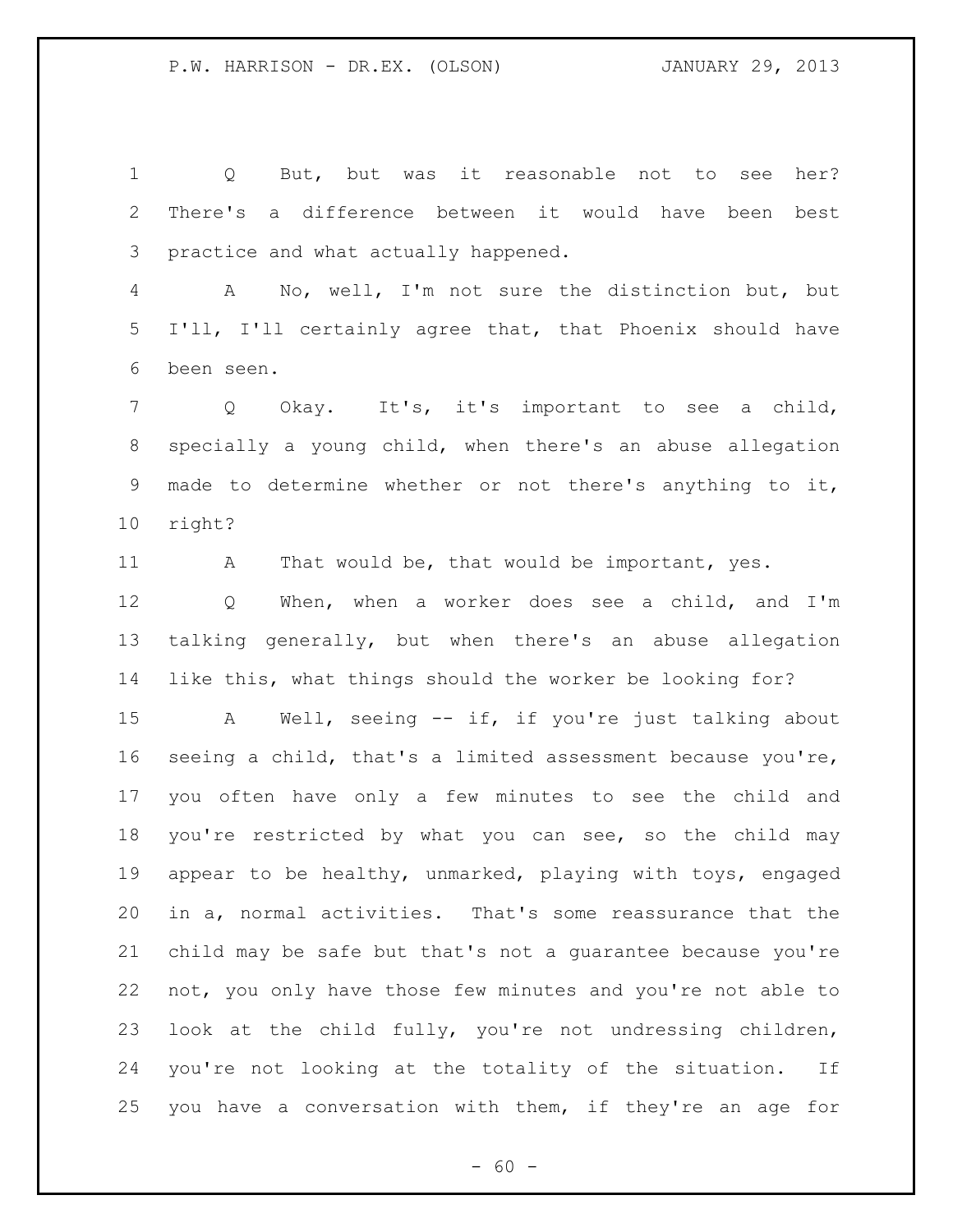Q But, but was it reasonable not to see her? There's a difference between it would have been best practice and what actually happened.

A No, well, I'm not sure the distinction but, but I'll, I'll certainly agree that, that Phoenix should have been seen.

Q Okay. It's, it's important to see a child, specially a young child, when there's an abuse allegation made to determine whether or not there's anything to it, right?

A That would be, that would be important, yes.

Q When, when a worker does see a child, and I'm talking generally, but when there's an abuse allegation like this, what things should the worker be looking for?

A Well, seeing -- if, if you're just talking about seeing a child, that's a limited assessment because you're, you often have only a few minutes to see the child and you're restricted by what you can see, so the child may appear to be healthy, unmarked, playing with toys, engaged in a, normal activities. That's some reassurance that the child may be safe but that's not a guarantee because you're not, you only have those few minutes and you're not able to look at the child fully, you're not undressing children, you're not looking at the totality of the situation. If you have a conversation with them, if they're an age for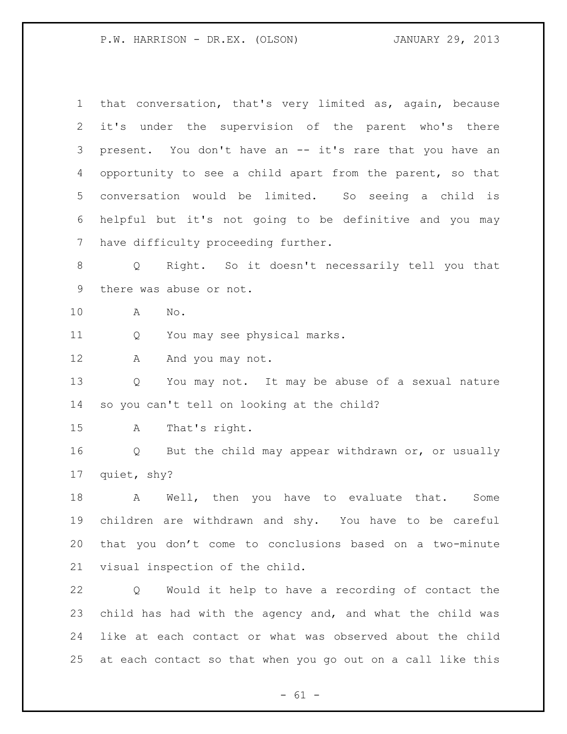that conversation, that's very limited as, again, because it's under the supervision of the parent who's there present. You don't have an -- it's rare that you have an opportunity to see a child apart from the parent, so that conversation would be limited. So seeing a child is helpful but it's not going to be definitive and you may have difficulty proceeding further.

Q Right. So it doesn't necessarily tell you that there was abuse or not.

A No.

Q You may see physical marks.

A And you may not.

Q You may not. It may be abuse of a sexual nature so you can't tell on looking at the child?

A That's right.

Q But the child may appear withdrawn or, or usually quiet, shy?

A Well, then you have to evaluate that. Some children are withdrawn and shy. You have to be careful that you don't come to conclusions based on a two-minute visual inspection of the child.

Q Would it help to have a recording of contact the child has had with the agency and, and what the child was like at each contact or what was observed about the child at each contact so that when you go out on a call like this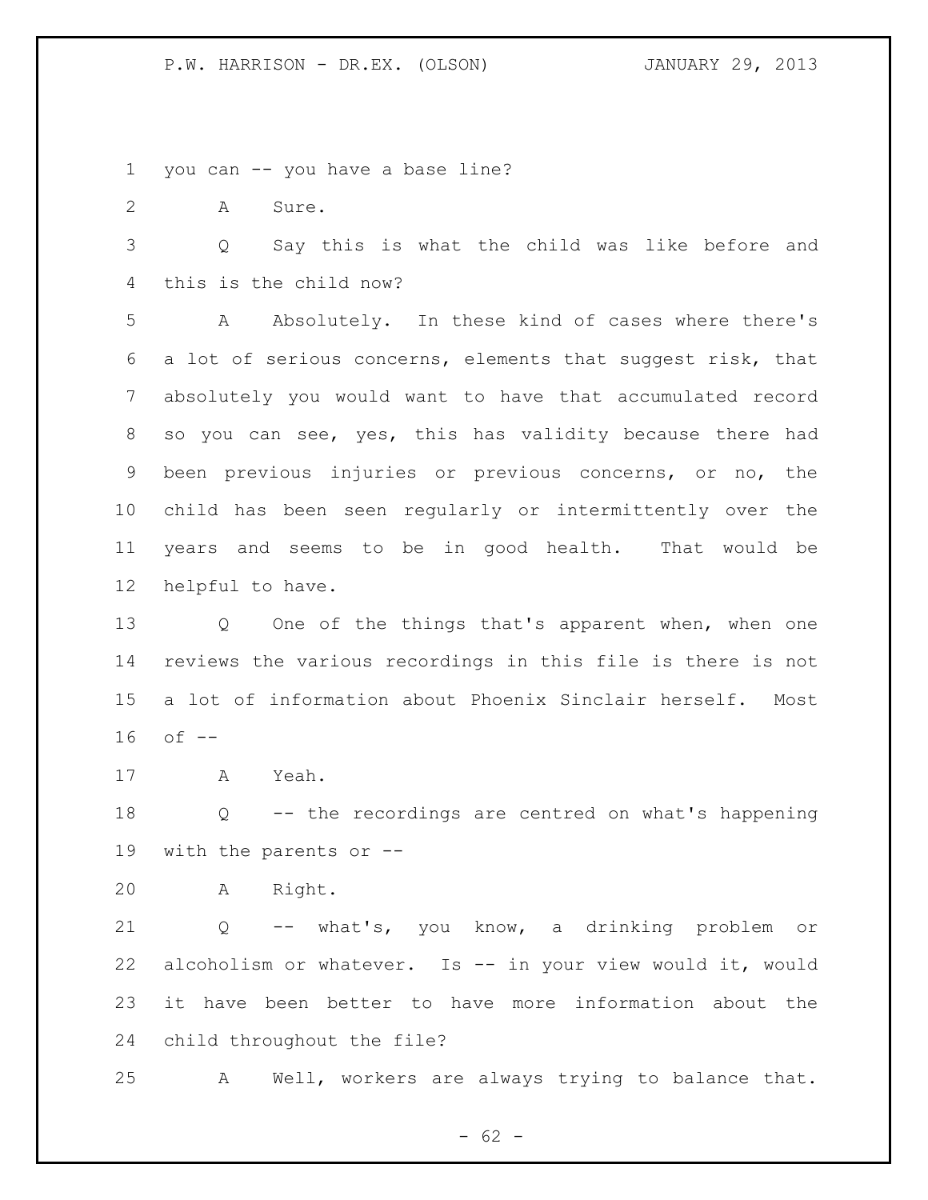you can -- you have a base line?

A Sure.

Q Say this is what the child was like before and this is the child now?

A Absolutely. In these kind of cases where there's a lot of serious concerns, elements that suggest risk, that absolutely you would want to have that accumulated record so you can see, yes, this has validity because there had been previous injuries or previous concerns, or no, the child has been seen regularly or intermittently over the years and seems to be in good health. That would be helpful to have.

Q One of the things that's apparent when, when one reviews the various recordings in this file is there is not a lot of information about Phoenix Sinclair herself. Most of --

A Yeah.

Q -- the recordings are centred on what's happening with the parents or --

A Right.

Q -- what's, you know, a drinking problem or alcoholism or whatever. Is -- in your view would it, would it have been better to have more information about the child throughout the file?

A Well, workers are always trying to balance that.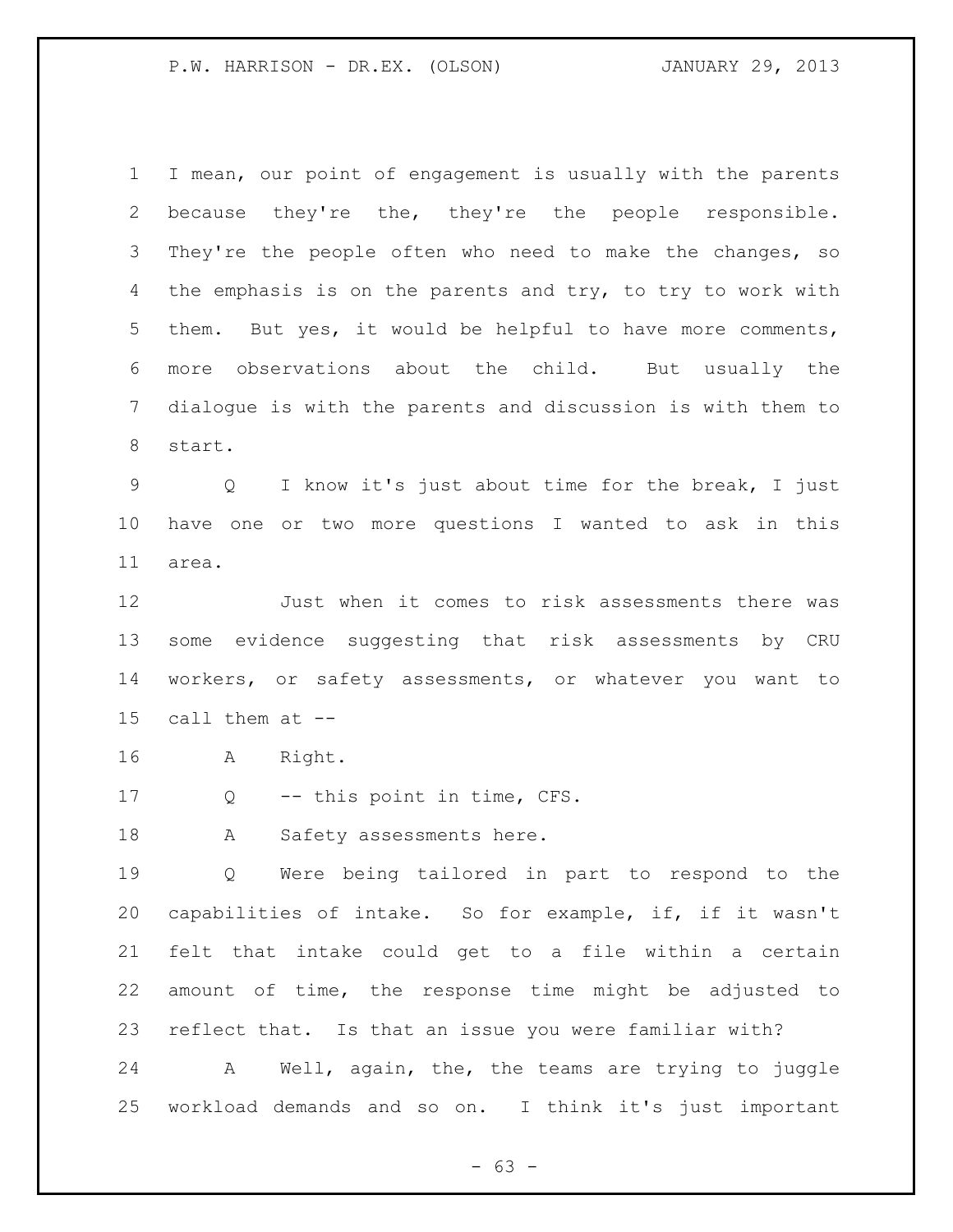I mean, our point of engagement is usually with the parents because they're the, they're the people responsible. They're the people often who need to make the changes, so the emphasis is on the parents and try, to try to work with them. But yes, it would be helpful to have more comments, more observations about the child. But usually the dialogue is with the parents and discussion is with them to start.

Q I know it's just about time for the break, I just have one or two more questions I wanted to ask in this area.

Just when it comes to risk assessments there was some evidence suggesting that risk assessments by CRU workers, or safety assessments, or whatever you want to call them at --

A Right.

Q -- this point in time, CFS.

A Safety assessments here.

Q Were being tailored in part to respond to the capabilities of intake. So for example, if, if it wasn't felt that intake could get to a file within a certain amount of time, the response time might be adjusted to reflect that. Is that an issue you were familiar with?

A Well, again, the, the teams are trying to juggle workload demands and so on. I think it's just important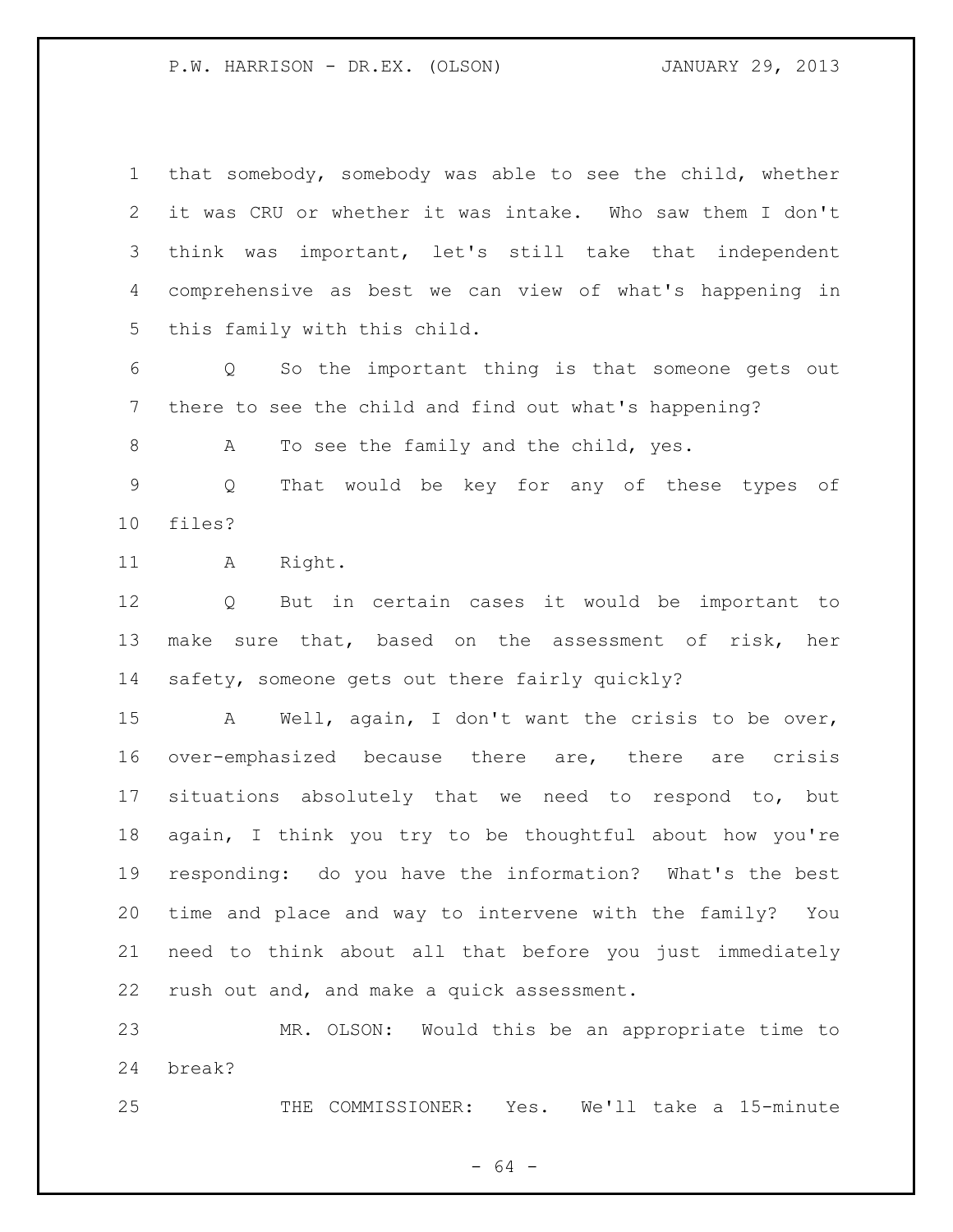that somebody, somebody was able to see the child, whether it was CRU or whether it was intake. Who saw them I don't think was important, let's still take that independent comprehensive as best we can view of what's happening in this family with this child.

Q So the important thing is that someone gets out there to see the child and find out what's happening?

A To see the family and the child, yes.

Q That would be key for any of these types of files?

A Right.

Q But in certain cases it would be important to make sure that, based on the assessment of risk, her safety, someone gets out there fairly quickly?

A Well, again, I don't want the crisis to be over, over-emphasized because there are, there are crisis situations absolutely that we need to respond to, but again, I think you try to be thoughtful about how you're responding: do you have the information? What's the best time and place and way to intervene with the family? You need to think about all that before you just immediately rush out and, and make a quick assessment.

MR. OLSON: Would this be an appropriate time to break?

THE COMMISSIONER: Yes. We'll take a 15-minute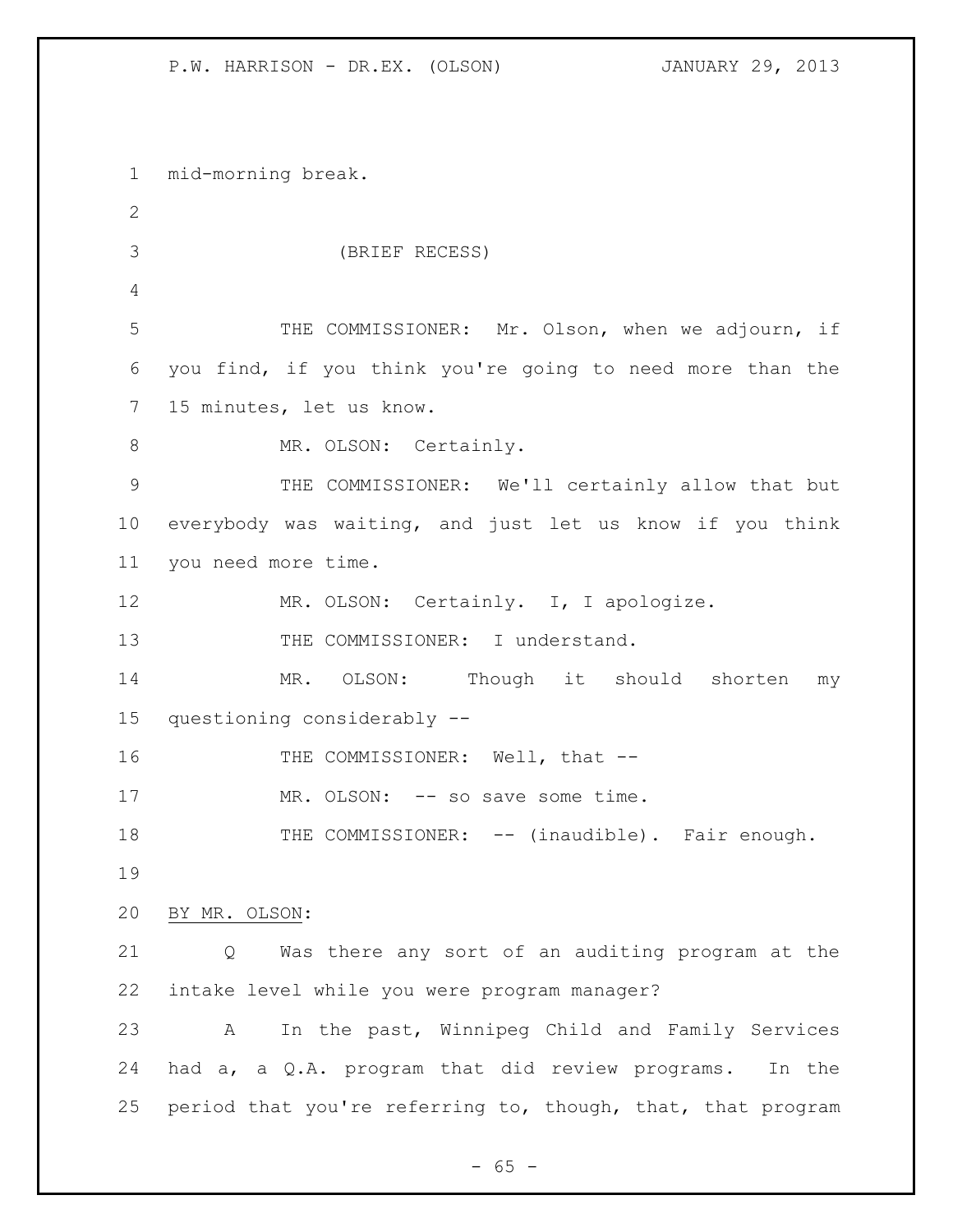mid-morning break.

(BRIEF RECESS)

THE COMMISSIONER: Mr. Olson, when we adjourn, if you find, if you think you're going to need more than the 15 minutes, let us know.

MR. OLSON: Certainly.

THE COMMISSIONER: We'll certainly allow that but everybody was waiting, and just let us know if you think you need more time.

MR. OLSON: Certainly. I, I apologize.

THE COMMISSIONER: I understand.

MR. OLSON: Though it should shorten my questioning considerably --

THE COMMISSIONER: Well, that --

MR. OLSON: -- so save some time.

THE COMMISSIONER: -- (inaudible). Fair enough.

BY MR. OLSON:

Q Was there any sort of an auditing program at the intake level while you were program manager?

A In the past, Winnipeg Child and Family Services had a, a Q.A. program that did review programs. In the period that you're referring to, though, that, that program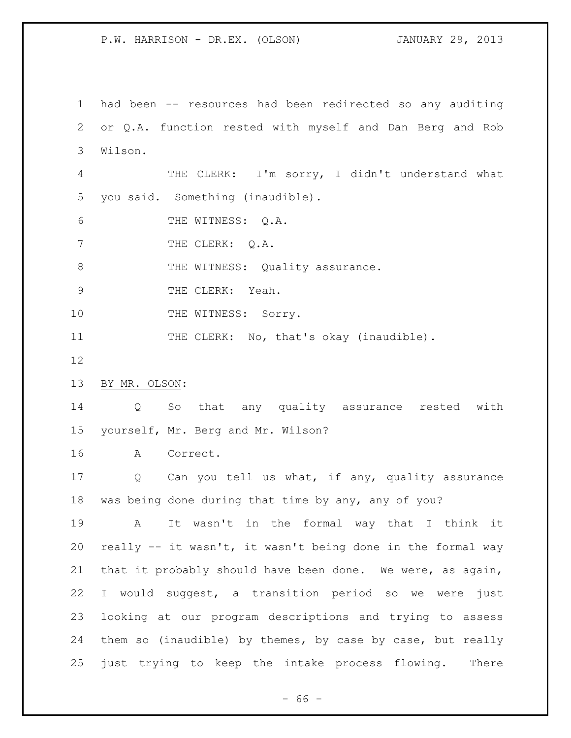had been -- resources had been redirected so any auditing or Q.A. function rested with myself and Dan Berg and Rob Wilson.

THE CLERK: I'm sorry, I didn't understand what you said. Something (inaudible).

THE WITNESS: Q.A.

THE CLERK: Q.A.

THE WITNESS: Quality assurance.

THE CLERK: Yeah.

THE WITNESS: Sorry.

THE CLERK: No, that's okay (inaudible).

BY MR. OLSON:

Q So that any quality assurance rested with yourself, Mr. Berg and Mr. Wilson?

A Correct.

Q Can you tell us what, if any, quality assurance was being done during that time by any, any of you?

A It wasn't in the formal way that I think it really -- it wasn't, it wasn't being done in the formal way that it probably should have been done. We were, as again, I would suggest, a transition period so we were just looking at our program descriptions and trying to assess them so (inaudible) by themes, by case by case, but really just trying to keep the intake process flowing. There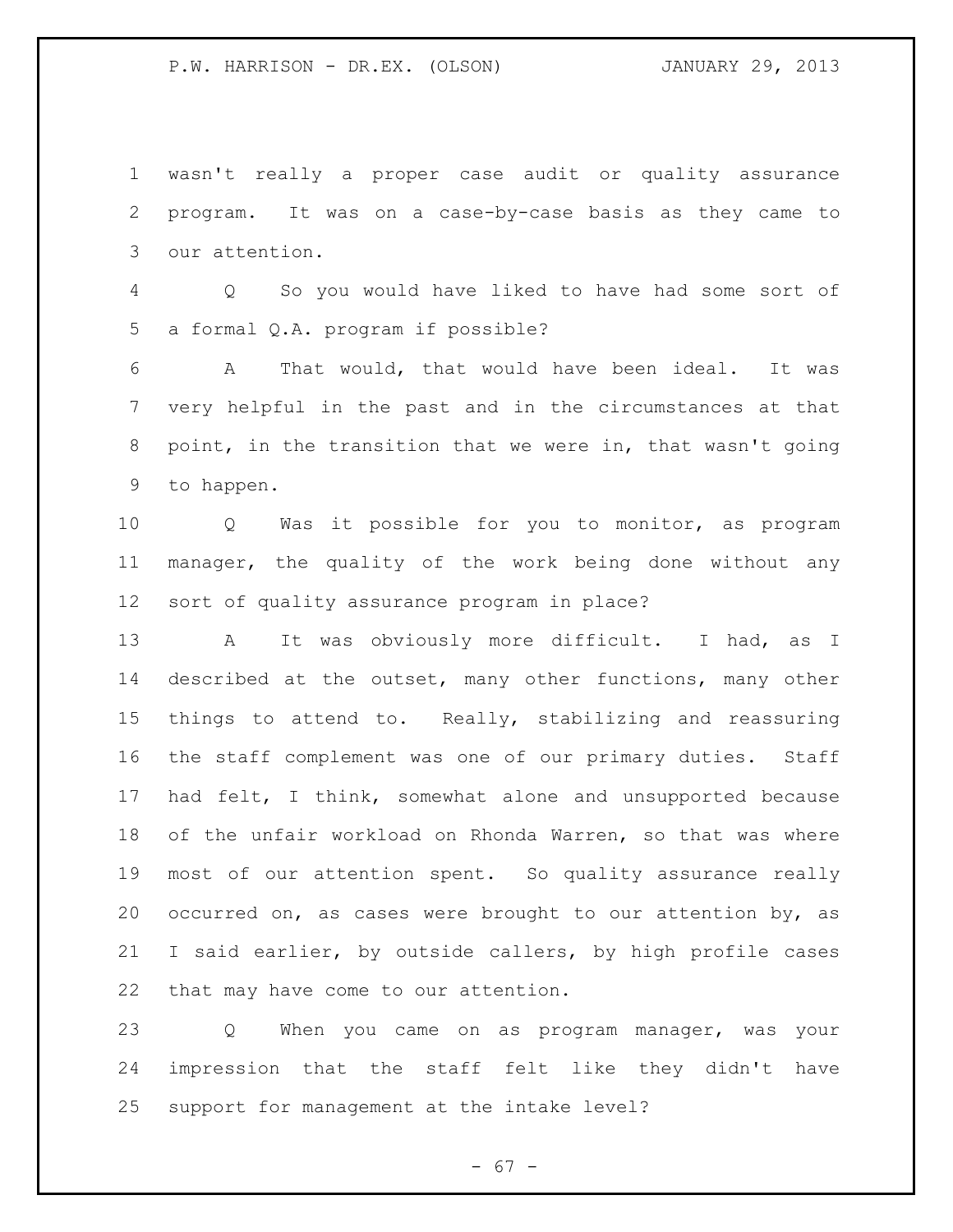wasn't really a proper case audit or quality assurance program. It was on a case-by-case basis as they came to our attention.

Q So you would have liked to have had some sort of a formal Q.A. program if possible?

A That would, that would have been ideal. It was very helpful in the past and in the circumstances at that point, in the transition that we were in, that wasn't going to happen.

Q Was it possible for you to monitor, as program manager, the quality of the work being done without any sort of quality assurance program in place?

A It was obviously more difficult. I had, as I described at the outset, many other functions, many other things to attend to. Really, stabilizing and reassuring the staff complement was one of our primary duties. Staff had felt, I think, somewhat alone and unsupported because of the unfair workload on Rhonda Warren, so that was where most of our attention spent. So quality assurance really occurred on, as cases were brought to our attention by, as I said earlier, by outside callers, by high profile cases that may have come to our attention.

Q When you came on as program manager, was your impression that the staff felt like they didn't have support for management at the intake level?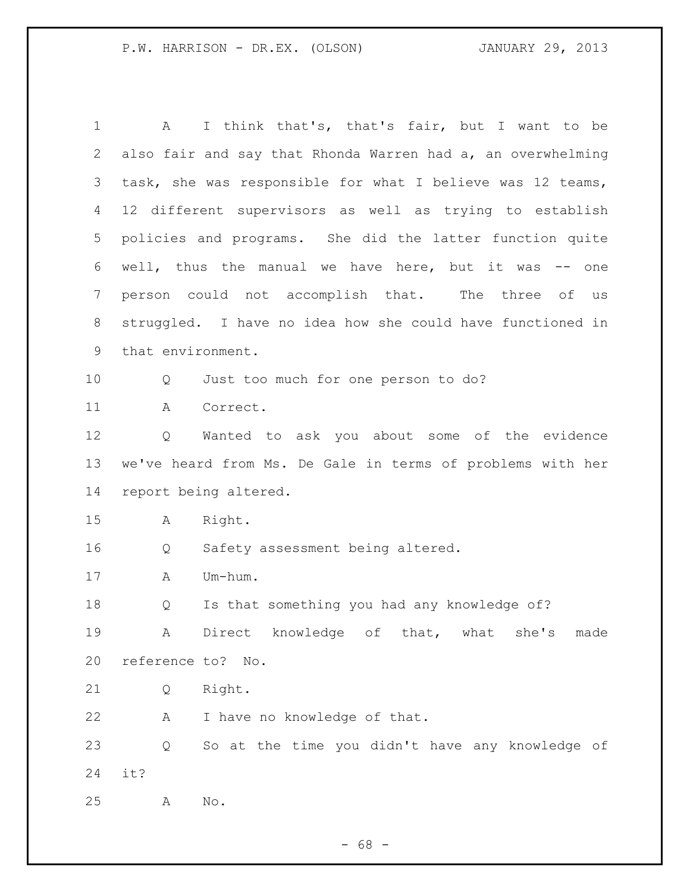A I think that's, that's fair, but I want to be also fair and say that Rhonda Warren had a, an overwhelming task, she was responsible for what I believe was 12 teams, 12 different supervisors as well as trying to establish policies and programs. She did the latter function quite well, thus the manual we have here, but it was -- one person could not accomplish that. The three of us struggled. I have no idea how she could have functioned in that environment.

Q Just too much for one person to do?

A Correct.

Q Wanted to ask you about some of the evidence we've heard from Ms. De Gale in terms of problems with her report being altered.

A Right.

Q Safety assessment being altered.

A Um-hum.

Q Is that something you had any knowledge of?

A Direct knowledge of that, what she's made reference to? No.

Q Right.

A I have no knowledge of that.

Q So at the time you didn't have any knowledge of it?

A No.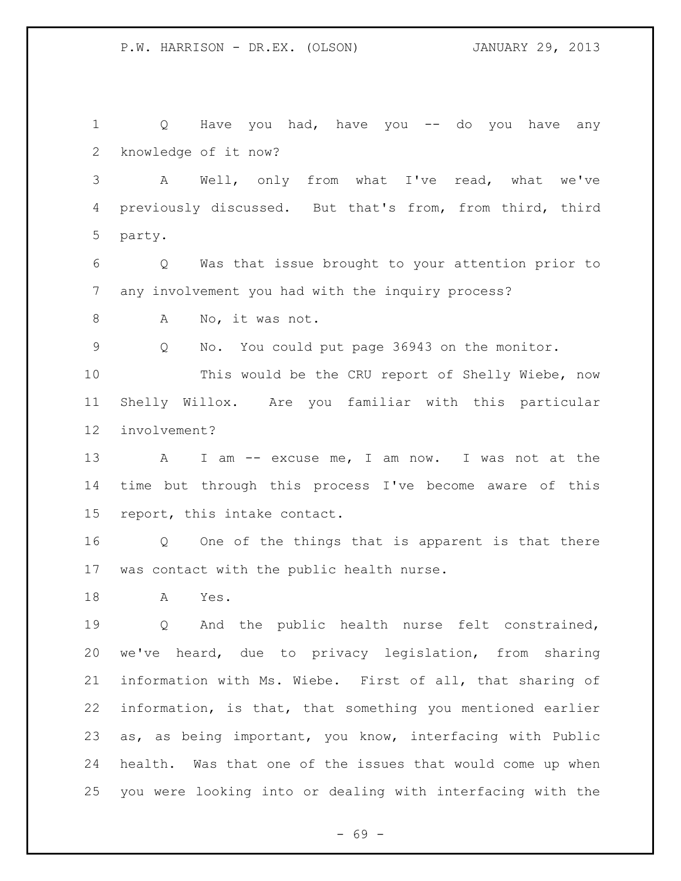Q Have you had, have you -- do you have any knowledge of it now?

A Well, only from what I've read, what we've previously discussed. But that's from, from third, third party.

Q Was that issue brought to your attention prior to any involvement you had with the inquiry process?

A No, it was not.

Q No. You could put page 36943 on the monitor.

This would be the CRU report of Shelly Wiebe, now Shelly Willox. Are you familiar with this particular involvement?

A I am -- excuse me, I am now. I was not at the time but through this process I've become aware of this report, this intake contact.

Q One of the things that is apparent is that there was contact with the public health nurse.

A Yes.

Q And the public health nurse felt constrained, we've heard, due to privacy legislation, from sharing information with Ms. Wiebe. First of all, that sharing of information, is that, that something you mentioned earlier as, as being important, you know, interfacing with Public health. Was that one of the issues that would come up when you were looking into or dealing with interfacing with the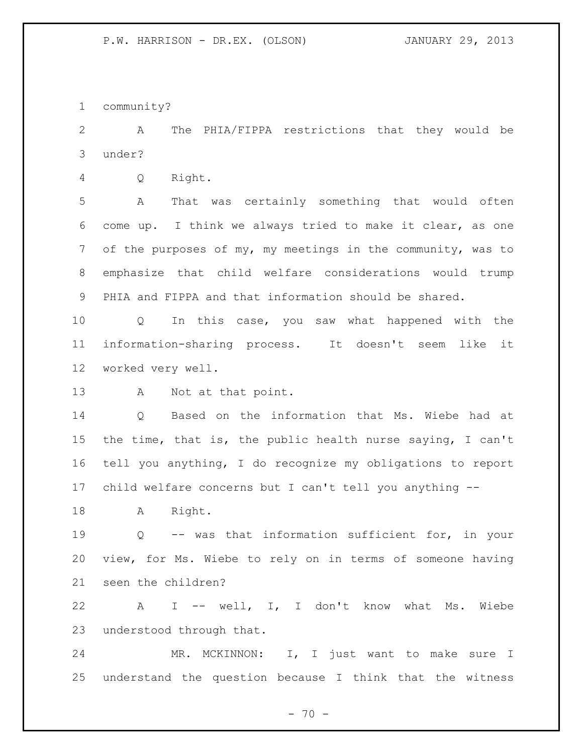community?

A The PHIA/FIPPA restrictions that they would be under?

Q Right.

A That was certainly something that would often come up. I think we always tried to make it clear, as one of the purposes of my, my meetings in the community, was to emphasize that child welfare considerations would trump PHIA and FIPPA and that information should be shared.

Q In this case, you saw what happened with the information-sharing process. It doesn't seem like it worked very well.

A Not at that point.

Q Based on the information that Ms. Wiebe had at the time, that is, the public health nurse saying, I can't tell you anything, I do recognize my obligations to report child welfare concerns but I can't tell you anything --

A Right.

Q -- was that information sufficient for, in your view, for Ms. Wiebe to rely on in terms of someone having seen the children?

A I -- well, I, I don't know what Ms. Wiebe understood through that.

MR. MCKINNON: I, I just want to make sure I understand the question because I think that the witness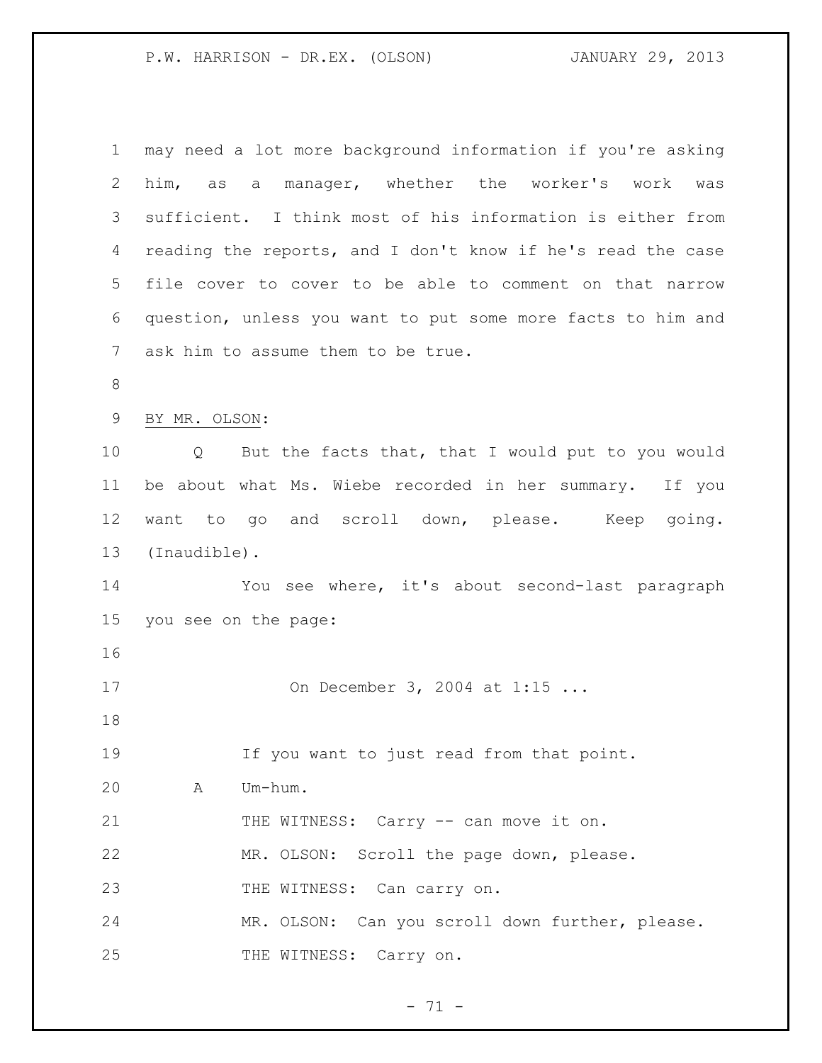may need a lot more background information if you're asking him, as a manager, whether the worker's work was sufficient. I think most of his information is either from reading the reports, and I don't know if he's read the case file cover to cover to be able to comment on that narrow question, unless you want to put some more facts to him and ask him to assume them to be true.

BY MR. OLSON:

Q But the facts that, that I would put to you would be about what Ms. Wiebe recorded in her summary. If you want to go and scroll down, please. Keep going. (Inaudible).

You see where, it's about second-last paragraph you see on the page:

> On December 3, 2004 at 1:15 ...

If you want to just read from that point.

A Um-hum.

THE WITNESS: Carry -- can move it on.

MR. OLSON: Scroll the page down, please.

THE WITNESS: Can carry on.

MR. OLSON: Can you scroll down further, please.

THE WITNESS: Carry on.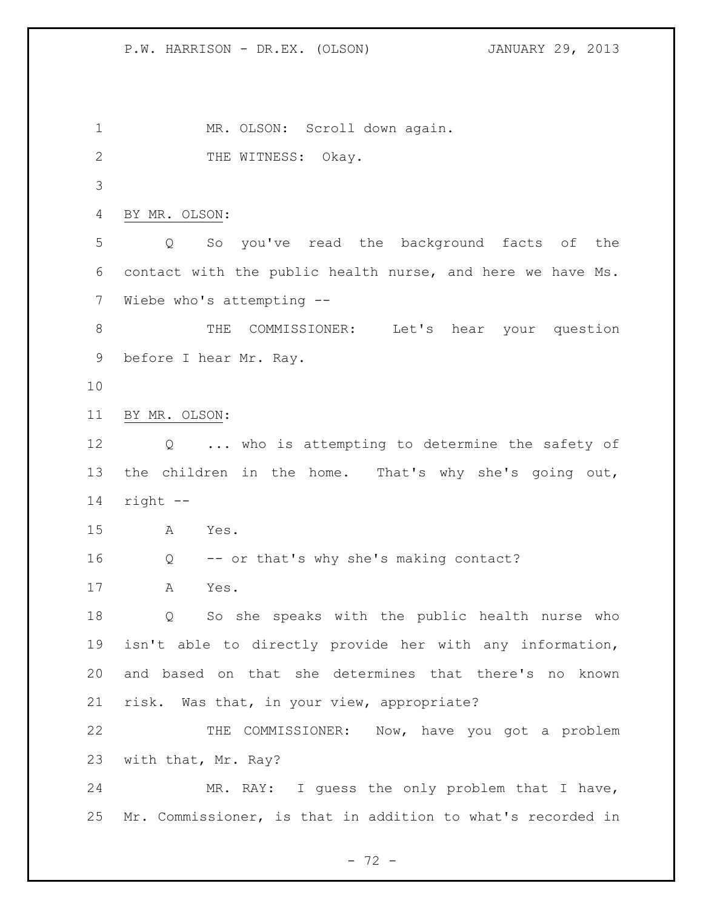MR. OLSON: Scroll down again.

THE WITNESS: Okay.

BY MR. OLSON:

Q So you've read the background facts of the contact with the public health nurse, and here we have Ms. Wiebe who's attempting --

THE COMMISSIONER: Let's hear your question before I hear Mr. Ray.

BY MR. OLSON:

Q ... who is attempting to determine the safety of the children in the home. That's why she's going out, right --

A Yes.

Q -- or that's why she's making contact?

A Yes.

Q So she speaks with the public health nurse who isn't able to directly provide her with any information, and based on that she determines that there's no known risk. Was that, in your view, appropriate?

THE COMMISSIONER: Now, have you got a problem with that, Mr. Ray?

MR. RAY: I guess the only problem that I have, Mr. Commissioner, is that in addition to what's recorded in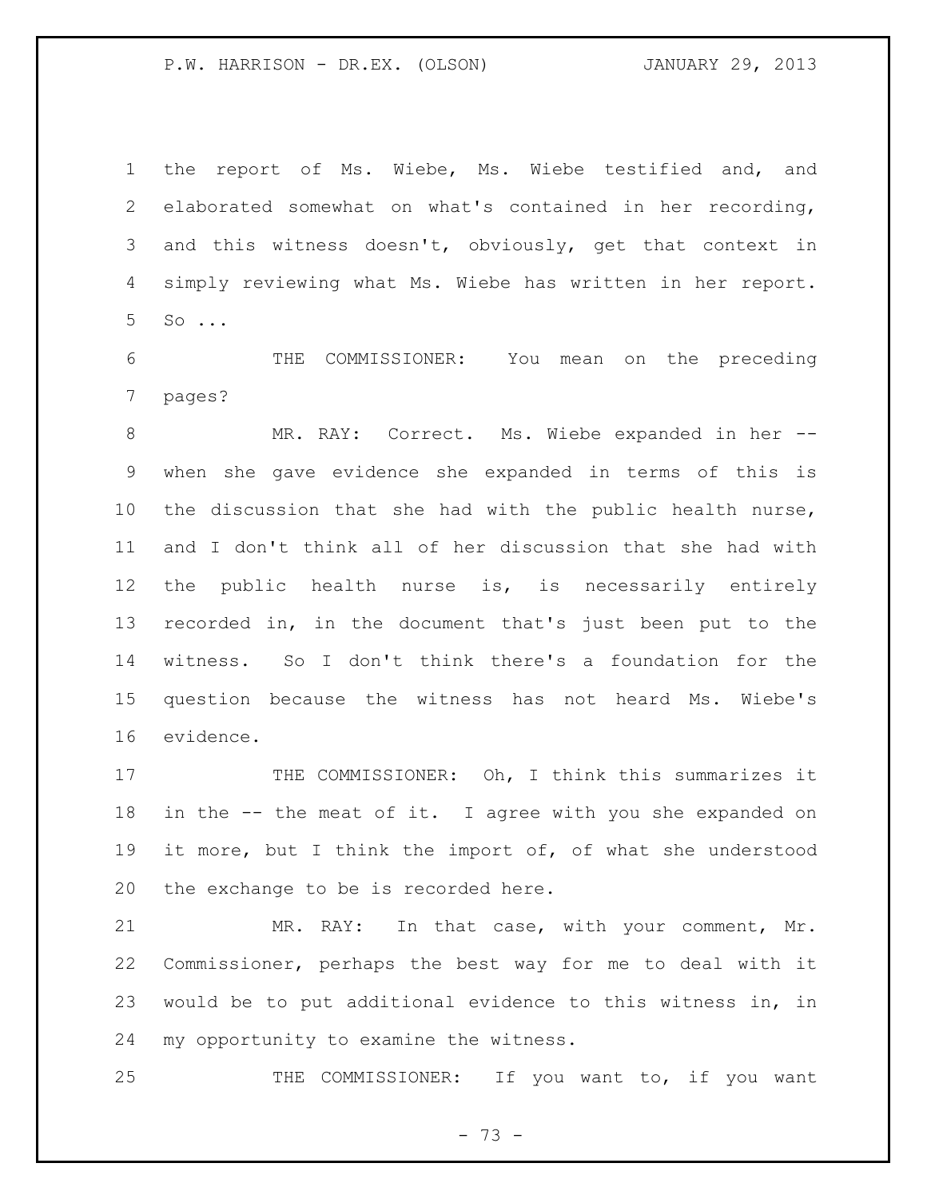the report of Ms. Wiebe, Ms. Wiebe testified and, and elaborated somewhat on what's contained in her recording, and this witness doesn't, obviously, get that context in simply reviewing what Ms. Wiebe has written in her report. So ...

THE COMMISSIONER: You mean on the preceding pages?

MR. RAY: Correct. Ms. Wiebe expanded in her -- when she gave evidence she expanded in terms of this is the discussion that she had with the public health nurse, and I don't think all of her discussion that she had with the public health nurse is, is necessarily entirely recorded in, in the document that's just been put to the witness. So I don't think there's a foundation for the question because the witness has not heard Ms. Wiebe's evidence.

THE COMMISSIONER: Oh, I think this summarizes it in the -- the meat of it. I agree with you she expanded on it more, but I think the import of, of what she understood the exchange to be is recorded here.

MR. RAY: In that case, with your comment, Mr. Commissioner, perhaps the best way for me to deal with it would be to put additional evidence to this witness in, in my opportunity to examine the witness.

THE COMMISSIONER: If you want to, if you want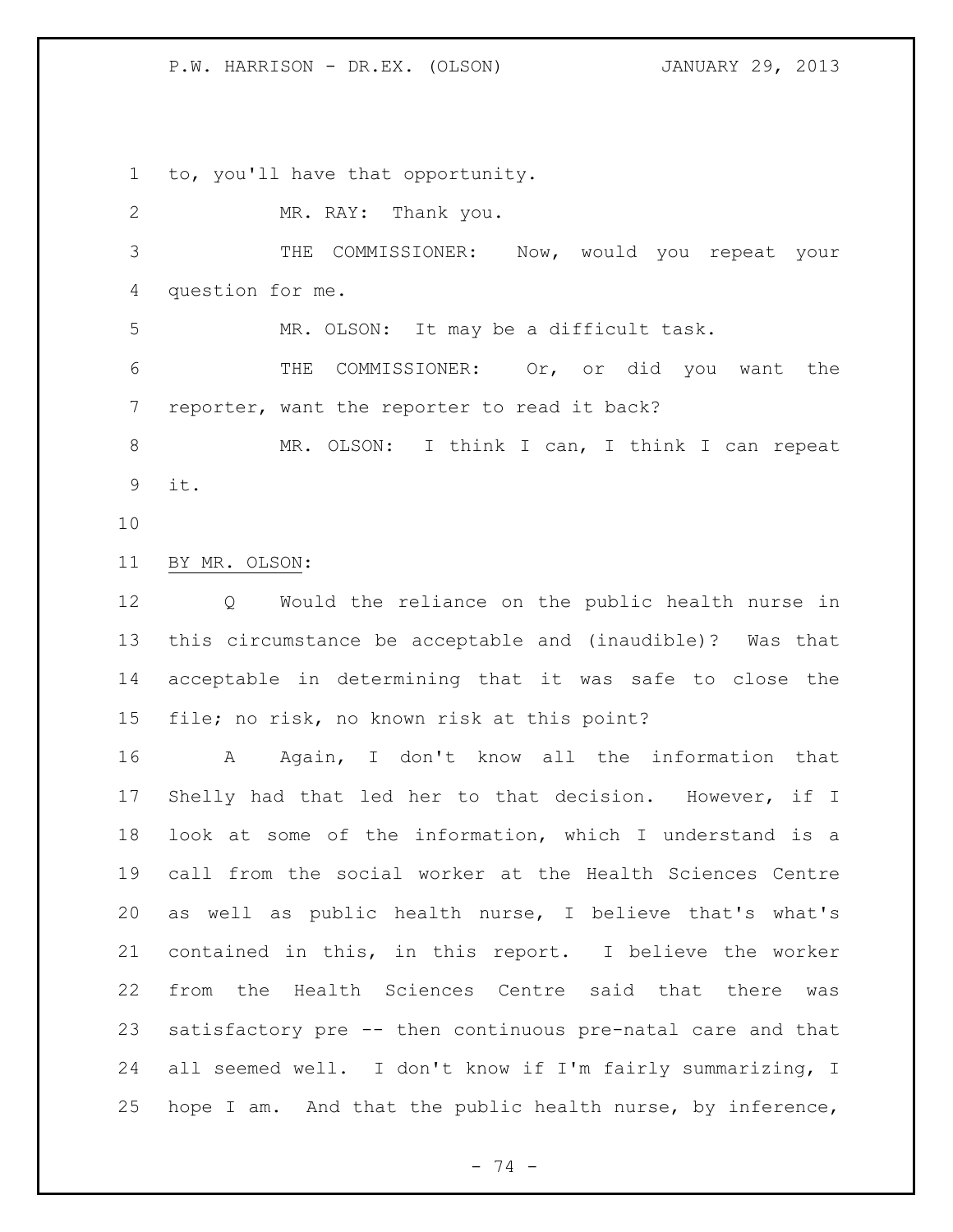to, you'll have that opportunity.

MR. RAY: Thank you.

THE COMMISSIONER: Now, would you repeat your question for me.

MR. OLSON: It may be a difficult task.

THE COMMISSIONER: Or, or did you want the reporter, want the reporter to read it back?

MR. OLSON: I think I can, I think I can repeat it.

BY MR. OLSON:

Q Would the reliance on the public health nurse in this circumstance be acceptable and (inaudible)? Was that acceptable in determining that it was safe to close the file; no risk, no known risk at this point?

A Again, I don't know all the information that Shelly had that led her to that decision. However, if I look at some of the information, which I understand is a call from the social worker at the Health Sciences Centre as well as public health nurse, I believe that's what's contained in this, in this report. I believe the worker from the Health Sciences Centre said that there was satisfactory pre -- then continuous pre-natal care and that all seemed well. I don't know if I'm fairly summarizing, I hope I am. And that the public health nurse, by inference,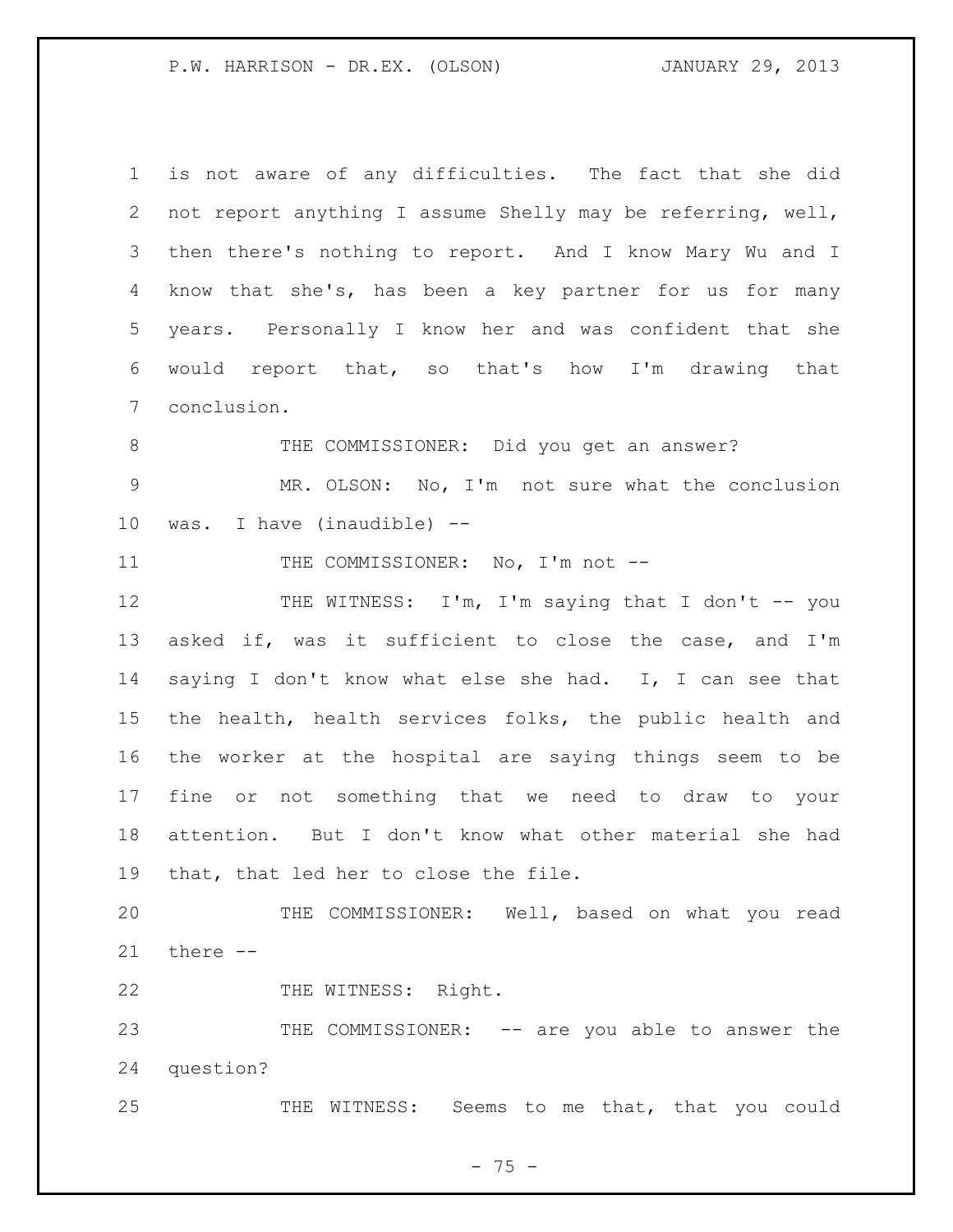is not aware of any difficulties. The fact that she did not report anything I assume Shelly may be referring, well, then there's nothing to report. And I know Mary Wu and I know that she's, has been a key partner for us for many years. Personally I know her and was confident that she would report that, so that's how I'm drawing that conclusion.

THE COMMISSIONER: Did you get an answer?

MR. OLSON: No, I'm not sure what the conclusion was. I have (inaudible) --

THE COMMISSIONER: No, I'm not --

THE WITNESS: I'm, I'm saying that I don't -- you asked if, was it sufficient to close the case, and I'm saying I don't know what else she had. I, I can see that the health, health services folks, the public health and the worker at the hospital are saying things seem to be fine or not something that we need to draw to your attention. But I don't know what other material she had that, that led her to close the file.

THE COMMISSIONER: Well, based on what you read there --

THE WITNESS: Right.

THE COMMISSIONER: -- are you able to answer the question?

THE WITNESS: Seems to me that, that you could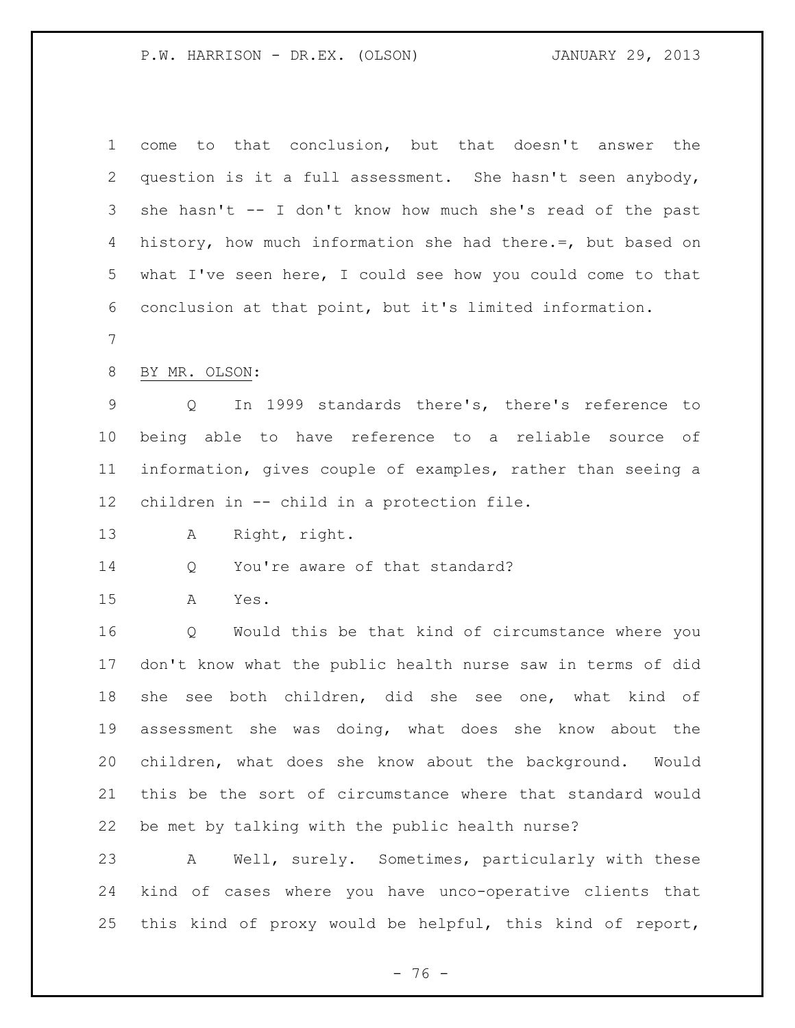come to that conclusion, but that doesn't answer the question is it a full assessment. She hasn't seen anybody, she hasn't -- I don't know how much she's read of the past history, how much information she had there.=, but based on what I've seen here, I could see how you could come to that conclusion at that point, but it's limited information.

BY MR. OLSON:

Q In 1999 standards there's, there's reference to being able to have reference to a reliable source of information, gives couple of examples, rather than seeing a children in -- child in a protection file.

A Right, right.

Q You're aware of that standard?

A Yes.

Q Would this be that kind of circumstance where you don't know what the public health nurse saw in terms of did she see both children, did she see one, what kind of assessment she was doing, what does she know about the children, what does she know about the background. Would this be the sort of circumstance where that standard would be met by talking with the public health nurse?

A Well, surely. Sometimes, particularly with these kind of cases where you have unco-operative clients that this kind of proxy would be helpful, this kind of report,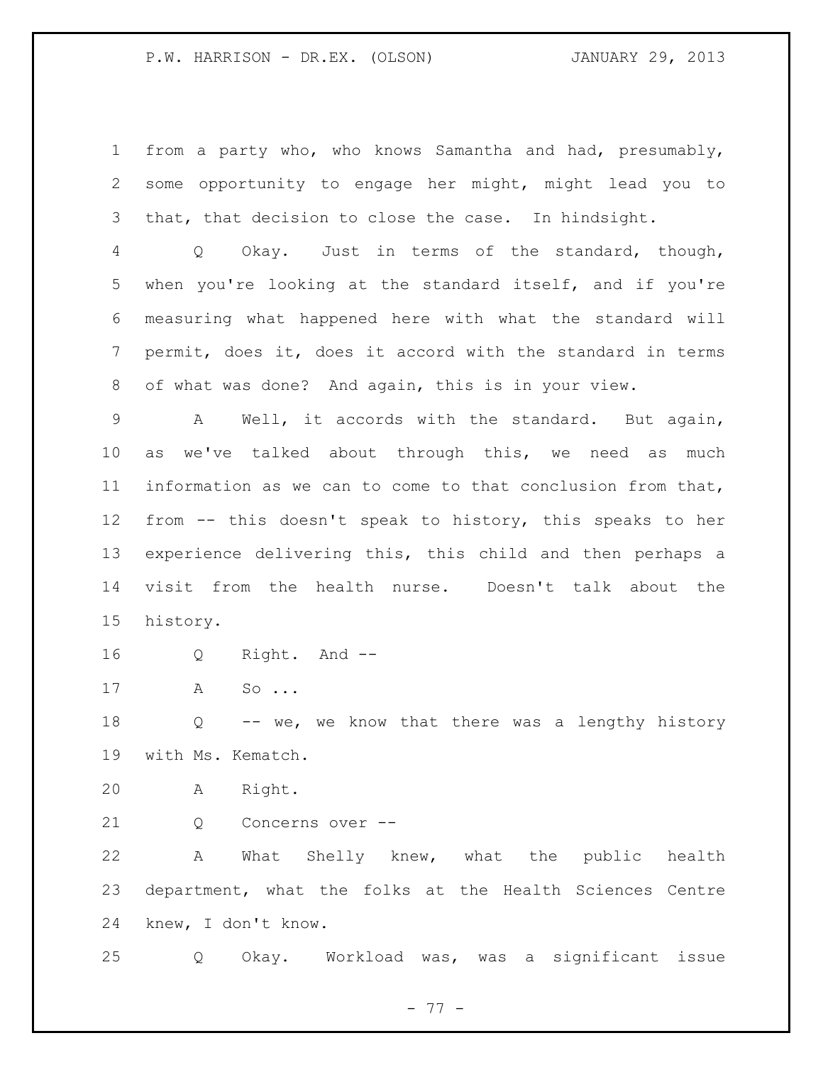from a party who, who knows Samantha and had, presumably, some opportunity to engage her might, might lead you to that, that decision to close the case. In hindsight.

Q Okay. Just in terms of the standard, though, when you're looking at the standard itself, and if you're measuring what happened here with what the standard will permit, does it, does it accord with the standard in terms of what was done? And again, this is in your view.

A Well, it accords with the standard. But again, as we've talked about through this, we need as much information as we can to come to that conclusion from that, from -- this doesn't speak to history, this speaks to her experience delivering this, this child and then perhaps a visit from the health nurse. Doesn't talk about the history.

Q Right. And --

A So ...

Q -- we, we know that there was a lengthy history with Ms. Kematch.

A Right.

Q Concerns over --

A What Shelly knew, what the public health department, what the folks at the Health Sciences Centre knew, I don't know.

Q Okay. Workload was, was a significant issue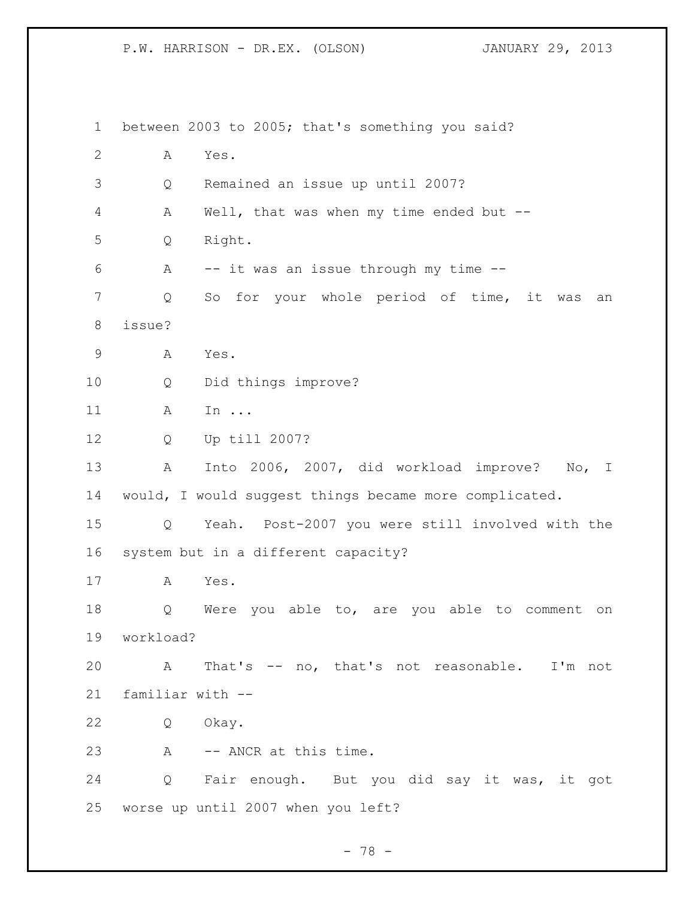between 2003 to 2005; that's something you said?

A Yes.

Q Remained an issue up until 2007?

A Well, that was when my time ended but --

Q Right.

A -- it was an issue through my time --

Q So for your whole period of time, it was an issue?

A Yes.

Q Did things improve?

A In ...

Q Up till 2007?

A Into 2006, 2007, did workload improve? No, I would, I would suggest things became more complicated.

Q Yeah. Post-2007 you were still involved with the system but in a different capacity?

A Yes.

Q Were you able to, are you able to comment on workload?

A That's -- no, that's not reasonable. I'm not familiar with --

Q Okay.

A -- ANCR at this time.

Q Fair enough. But you did say it was, it got worse up until 2007 when you left?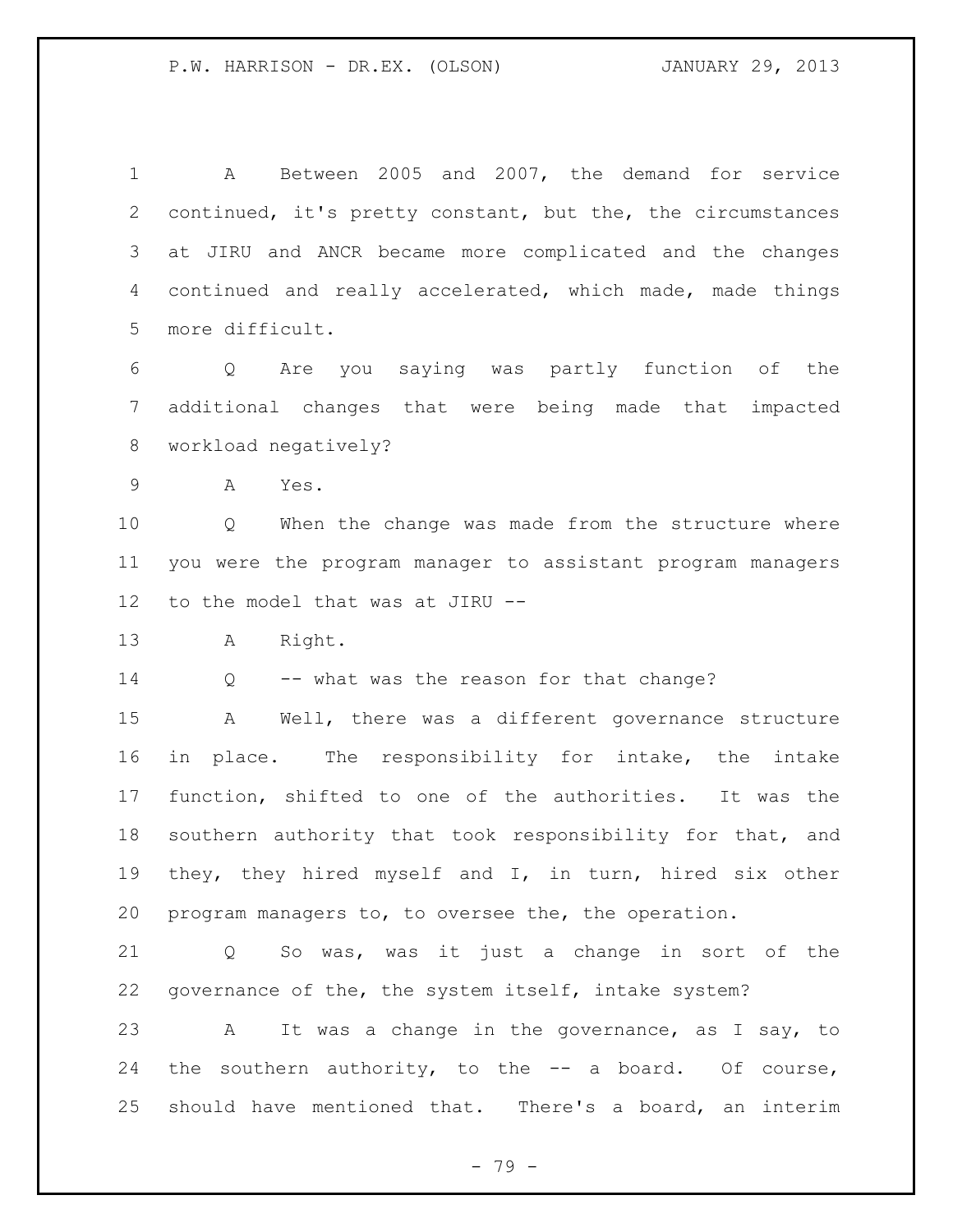A Between 2005 and 2007, the demand for service continued, it's pretty constant, but the, the circumstances at JIRU and ANCR became more complicated and the changes continued and really accelerated, which made, made things more difficult.

Q Are you saying was partly function of the additional changes that were being made that impacted workload negatively?

A Yes.

Q When the change was made from the structure where you were the program manager to assistant program managers to the model that was at JIRU --

A Right.

Q -- what was the reason for that change?

A Well, there was a different governance structure in place. The responsibility for intake, the intake function, shifted to one of the authorities. It was the southern authority that took responsibility for that, and they, they hired myself and I, in turn, hired six other program managers to, to oversee the, the operation.

Q So was, was it just a change in sort of the governance of the, the system itself, intake system?

A It was a change in the governance, as I say, to the southern authority, to the -- a board. Of course, should have mentioned that. There's a board, an interim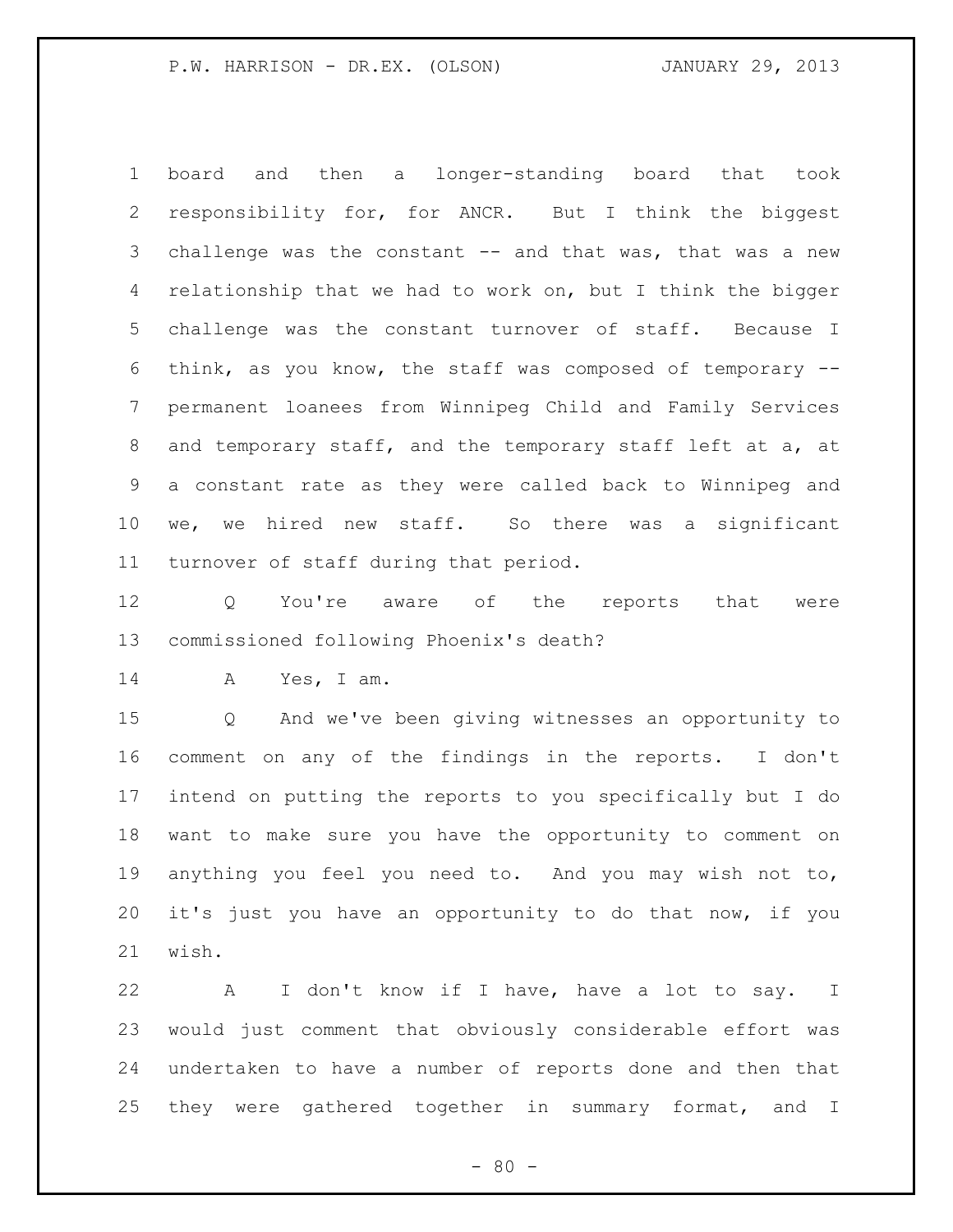board and then a longer-standing board that took responsibility for, for ANCR. But I think the biggest challenge was the constant -- and that was, that was a new relationship that we had to work on, but I think the bigger challenge was the constant turnover of staff. Because I think, as you know, the staff was composed of temporary -- permanent loanees from Winnipeg Child and Family Services and temporary staff, and the temporary staff left at a, at a constant rate as they were called back to Winnipeg and we, we hired new staff. So there was a significant turnover of staff during that period.

Q You're aware of the reports that were commissioned following Phoenix's death?

A Yes, I am.

Q And we've been giving witnesses an opportunity to comment on any of the findings in the reports. I don't intend on putting the reports to you specifically but I do want to make sure you have the opportunity to comment on anything you feel you need to. And you may wish not to, it's just you have an opportunity to do that now, if you wish.

A I don't know if I have, have a lot to say. I would just comment that obviously considerable effort was undertaken to have a number of reports done and then that they were gathered together in summary format, and I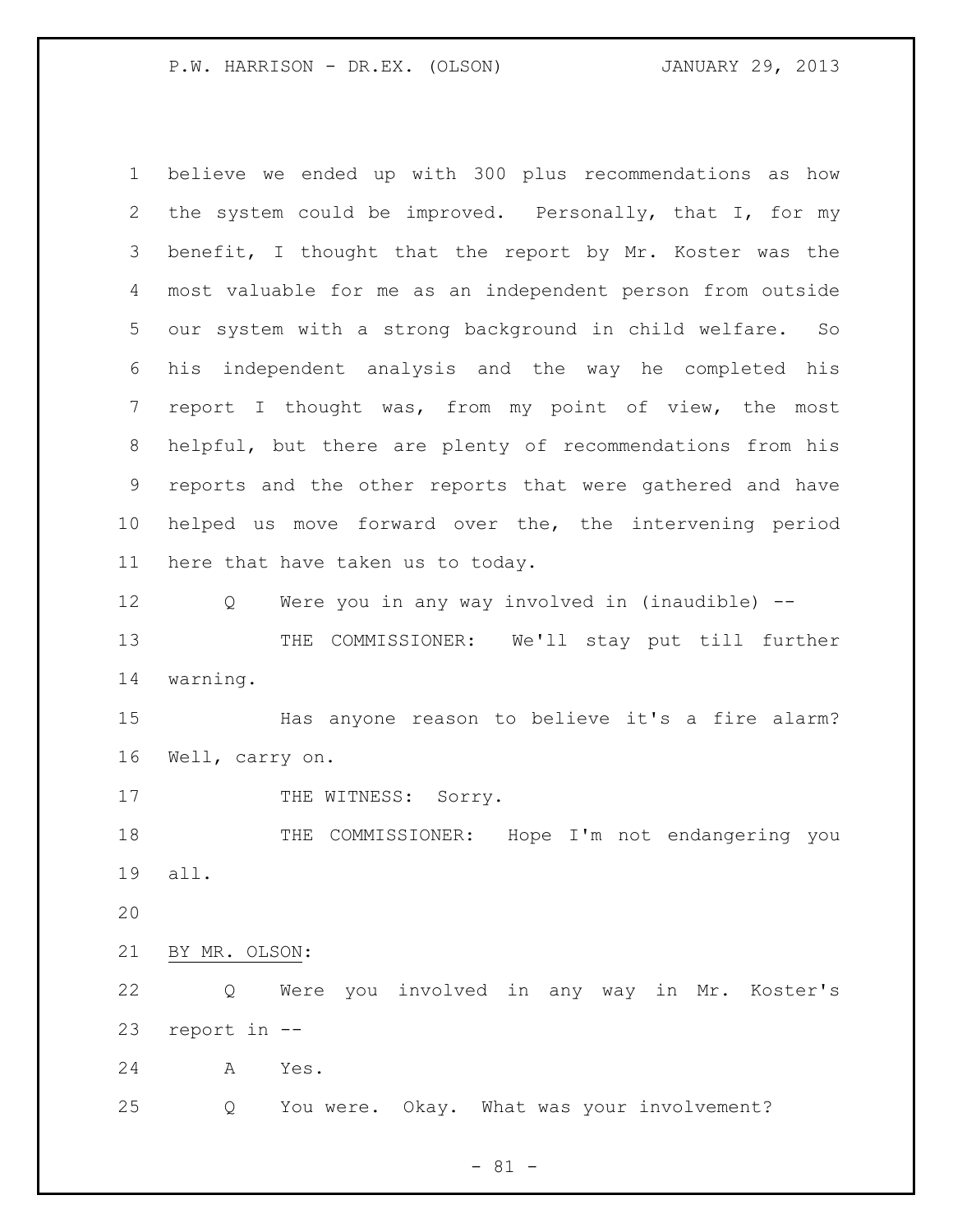believe we ended up with 300 plus recommendations as how the system could be improved. Personally, that I, for my benefit, I thought that the report by Mr. Koster was the most valuable for me as an independent person from outside our system with a strong background in child welfare. So his independent analysis and the way he completed his report I thought was, from my point of view, the most helpful, but there are plenty of recommendations from his reports and the other reports that were gathered and have helped us move forward over the, the intervening period here that have taken us to today.

Q Were you in any way involved in (inaudible) --

THE COMMISSIONER: We'll stay put till further warning.

Has anyone reason to believe it's a fire alarm? Well, carry on.

THE WITNESS: Sorry.

THE COMMISSIONER: Hope I'm not endangering you all.

BY MR. OLSON:

Q Were you involved in any way in Mr. Koster's report in --

A Yes.

Q You were. Okay. What was your involvement?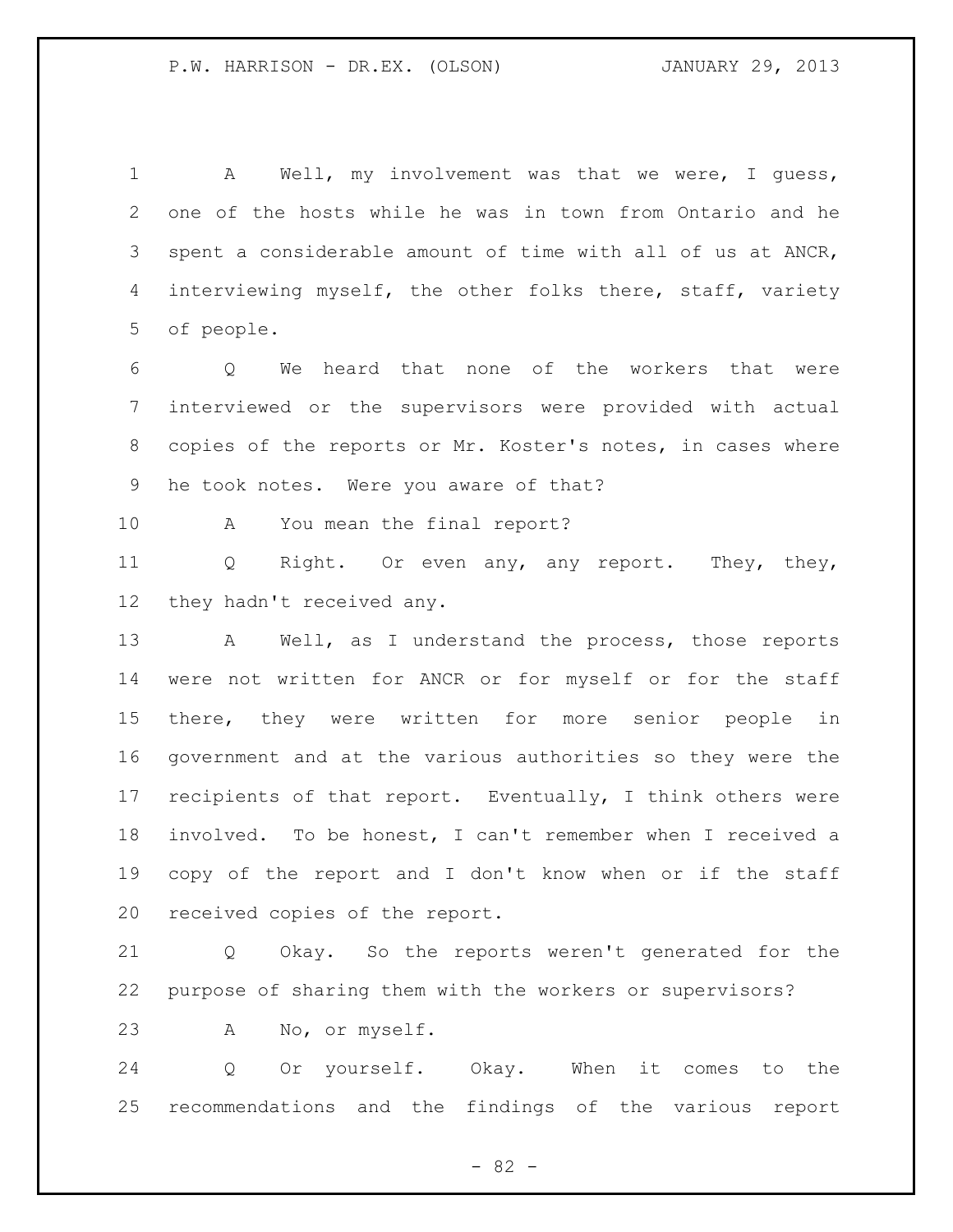A Well, my involvement was that we were, I guess, one of the hosts while he was in town from Ontario and he spent a considerable amount of time with all of us at ANCR, interviewing myself, the other folks there, staff, variety of people.

Q We heard that none of the workers that were interviewed or the supervisors were provided with actual copies of the reports or Mr. Koster's notes, in cases where he took notes. Were you aware of that?

A You mean the final report?

Q Right. Or even any, any report. They, they, they hadn't received any.

A Well, as I understand the process, those reports were not written for ANCR or for myself or for the staff there, they were written for more senior people in government and at the various authorities so they were the recipients of that report. Eventually, I think others were involved. To be honest, I can't remember when I received a copy of the report and I don't know when or if the staff received copies of the report.

Q Okay. So the reports weren't generated for the purpose of sharing them with the workers or supervisors?

A No, or myself.

Q Or yourself. Okay. When it comes to the recommendations and the findings of the various report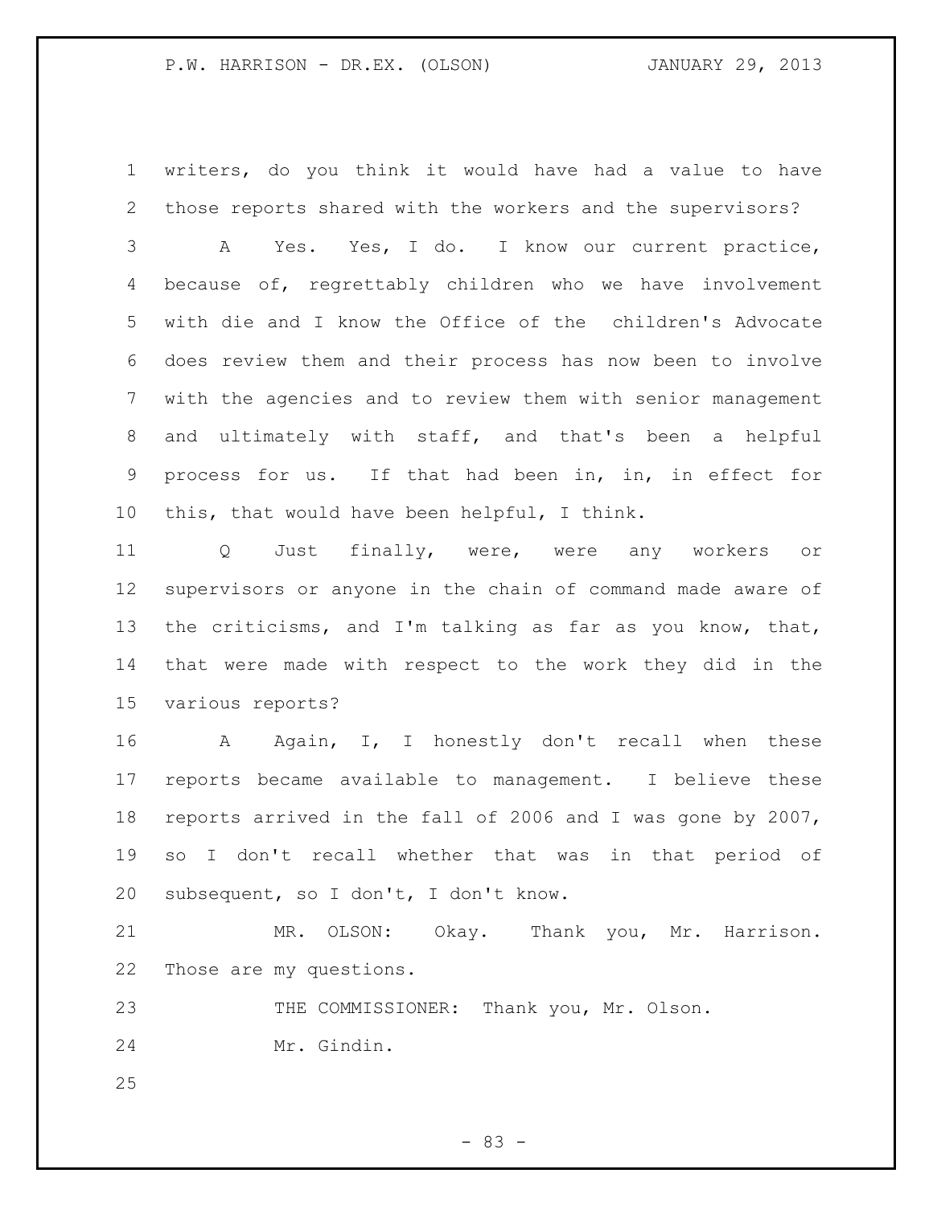writers, do you think it would have had a value to have those reports shared with the workers and the supervisors?

A Yes. Yes, I do. I know our current practice, because of, regrettably children who we have involvement with die and I know the Office of the children's Advocate does review them and their process has now been to involve with the agencies and to review them with senior management and ultimately with staff, and that's been a helpful process for us. If that had been in, in, in effect for this, that would have been helpful, I think.

Q Just finally, were, were any workers or supervisors or anyone in the chain of command made aware of the criticisms, and I'm talking as far as you know, that, that were made with respect to the work they did in the various reports?

A Again, I, I honestly don't recall when these reports became available to management. I believe these reports arrived in the fall of 2006 and I was gone by 2007, so I don't recall whether that was in that period of subsequent, so I don't, I don't know.

MR. OLSON: Okay. Thank you, Mr. Harrison. Those are my questions.

THE COMMISSIONER: Thank you, Mr. Olson.

Mr. Gindin.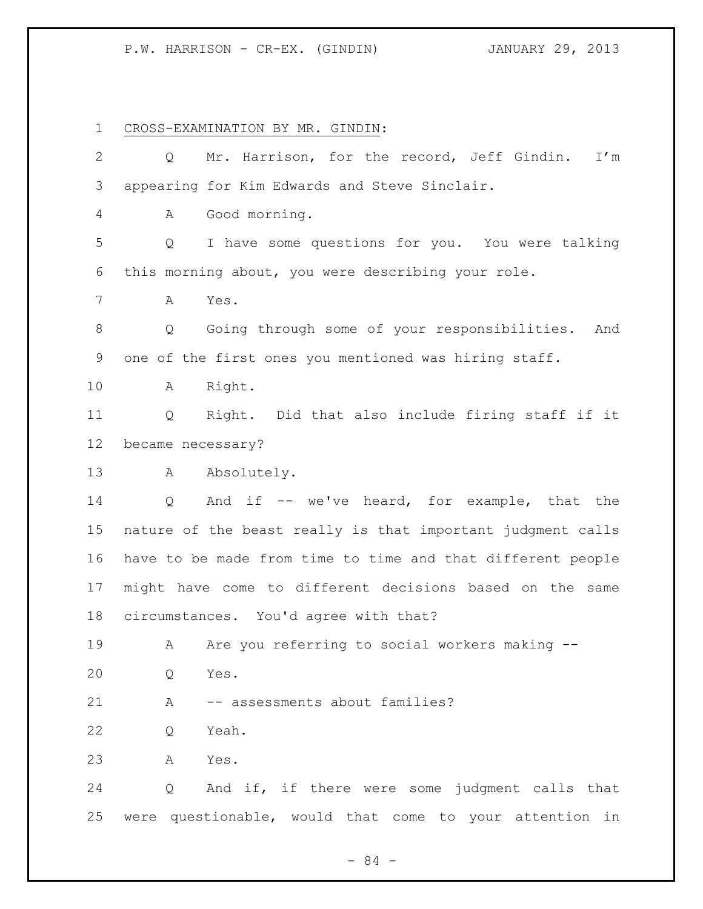CROSS-EXAMINATION BY MR. GINDIN:

Q Mr. Harrison, for the record, Jeff Gindin. I'm appearing for Kim Edwards and Steve Sinclair.

A Good morning.

Q I have some questions for you. You were talking this morning about, you were describing your role.

A Yes.

Q Going through some of your responsibilities. And one of the first ones you mentioned was hiring staff.

A Right.

Q Right. Did that also include firing staff if it became necessary?

A Absolutely.

Q And if -- we've heard, for example, that the nature of the beast really is that important judgment calls have to be made from time to time and that different people might have come to different decisions based on the same circumstances. You'd agree with that?

A Are you referring to social workers making --

Q Yes.

A -- assessments about families?

Q Yeah.

A Yes.

Q And if, if there were some judgment calls that were questionable, would that come to your attention in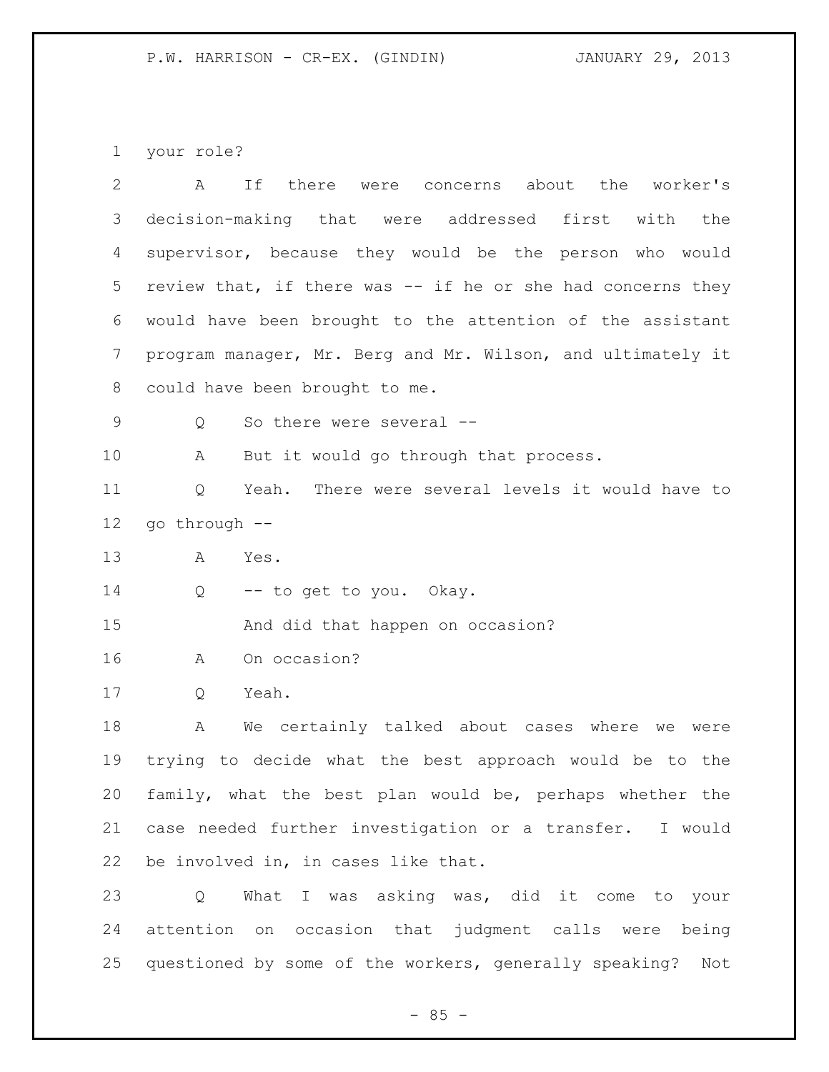your role?

A If there were concerns about the worker's decision-making that were addressed first with the supervisor, because they would be the person who would review that, if there was -- if he or she had concerns they would have been brought to the attention of the assistant program manager, Mr. Berg and Mr. Wilson, and ultimately it could have been brought to me.

Q So there were several --

A But it would go through that process.

Q Yeah. There were several levels it would have to go through --

A Yes.

Q -- to get to you. Okay.

And did that happen on occasion?

A On occasion?

Q Yeah.

A We certainly talked about cases where we were trying to decide what the best approach would be to the family, what the best plan would be, perhaps whether the case needed further investigation or a transfer. I would be involved in, in cases like that.

Q What I was asking was, did it come to your attention on occasion that judgment calls were being questioned by some of the workers, generally speaking? Not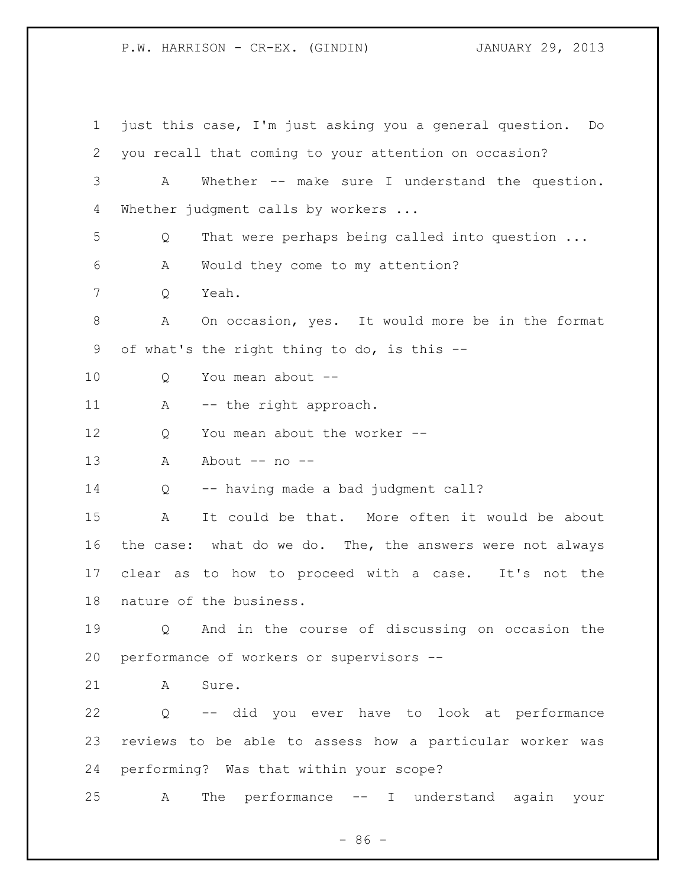just this case, I'm just asking you a general question. Do you recall that coming to your attention on occasion?

A Whether -- make sure I understand the question. Whether judgment calls by workers ...

Q That were perhaps being called into question ...

A Would they come to my attention?

Q Yeah.

A On occasion, yes. It would more be in the format of what's the right thing to do, is this --

Q You mean about --

A -- the right approach.

Q You mean about the worker --

A About -- no --

Q -- having made a bad judgment call?

A It could be that. More often it would be about the case: what do we do. The, the answers were not always clear as to how to proceed with a case. It's not the nature of the business.

Q And in the course of discussing on occasion the performance of workers or supervisors --

A Sure.

Q -- did you ever have to look at performance reviews to be able to assess how a particular worker was performing? Was that within your scope?

A The performance -- I understand again your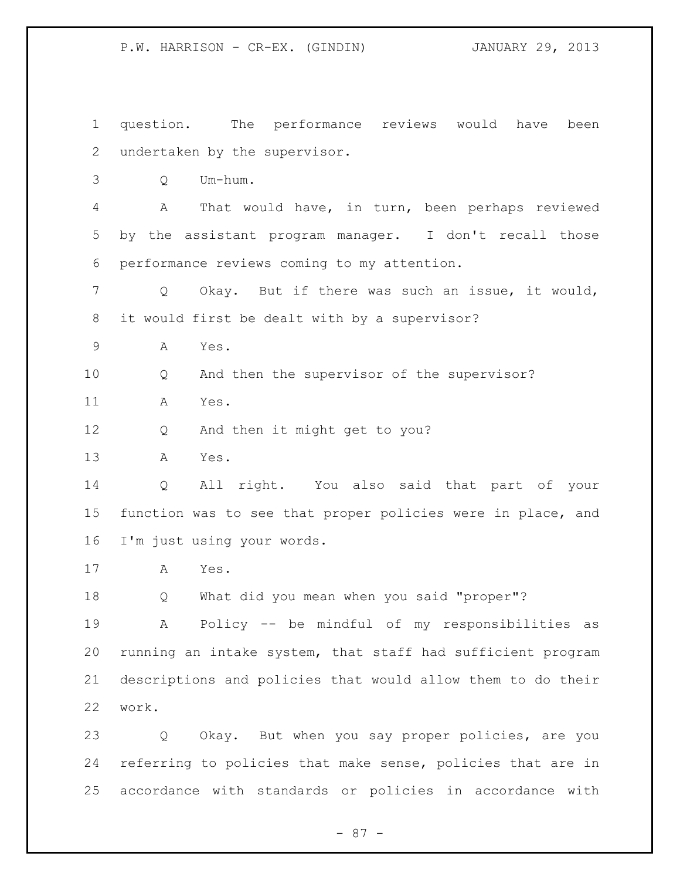question. The performance reviews would have been undertaken by the supervisor.

Q Um-hum.

A That would have, in turn, been perhaps reviewed by the assistant program manager. I don't recall those performance reviews coming to my attention.

Q Okay. But if there was such an issue, it would, it would first be dealt with by a supervisor?

A Yes.

Q And then the supervisor of the supervisor?

A Yes.

Q And then it might get to you?

A Yes.

Q All right. You also said that part of your function was to see that proper policies were in place, and I'm just using your words.

A Yes.

Q What did you mean when you said "proper"?

A Policy -- be mindful of my responsibilities as running an intake system, that staff had sufficient program descriptions and policies that would allow them to do their work.

Q Okay. But when you say proper policies, are you referring to policies that make sense, policies that are in accordance with standards or policies in accordance with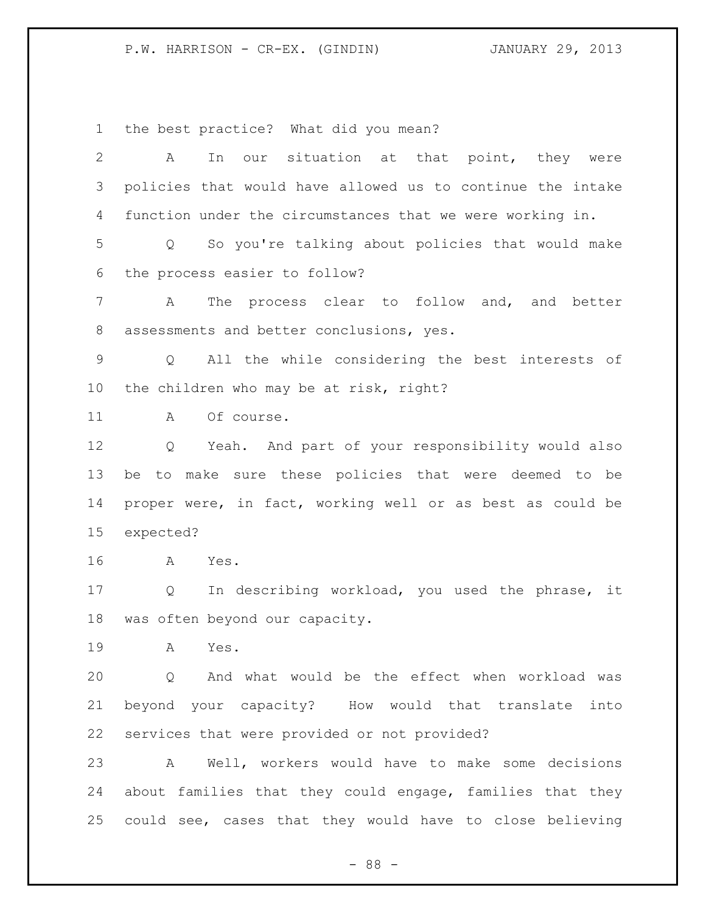the best practice? What did you mean?

A In our situation at that point, they were policies that would have allowed us to continue the intake function under the circumstances that we were working in.

Q So you're talking about policies that would make the process easier to follow?

A The process clear to follow and, and better assessments and better conclusions, yes.

Q All the while considering the best interests of the children who may be at risk, right?

A Of course.

Q Yeah. And part of your responsibility would also be to make sure these policies that were deemed to be proper were, in fact, working well or as best as could be expected?

A Yes.

Q In describing workload, you used the phrase, it was often beyond our capacity.

A Yes.

Q And what would be the effect when workload was beyond your capacity? How would that translate into services that were provided or not provided?

A Well, workers would have to make some decisions about families that they could engage, families that they could see, cases that they would have to close believing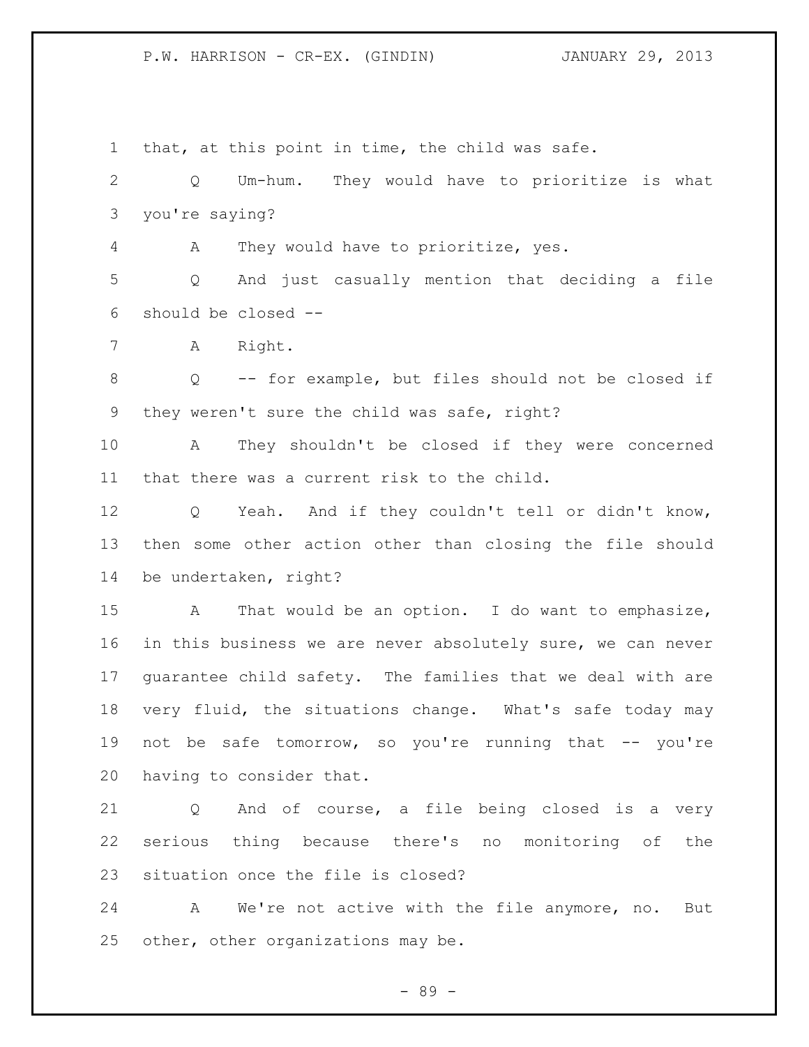that, at this point in time, the child was safe.

Q Um-hum. They would have to prioritize is what you're saying?

A They would have to prioritize, yes.

Q And just casually mention that deciding a file should be closed --

A Right.

Q -- for example, but files should not be closed if they weren't sure the child was safe, right?

A They shouldn't be closed if they were concerned that there was a current risk to the child.

Q Yeah. And if they couldn't tell or didn't know, then some other action other than closing the file should be undertaken, right?

A That would be an option. I do want to emphasize, in this business we are never absolutely sure, we can never guarantee child safety. The families that we deal with are very fluid, the situations change. What's safe today may not be safe tomorrow, so you're running that -- you're having to consider that.

Q And of course, a file being closed is a very serious thing because there's no monitoring of the situation once the file is closed?

A We're not active with the file anymore, no. But other, other organizations may be.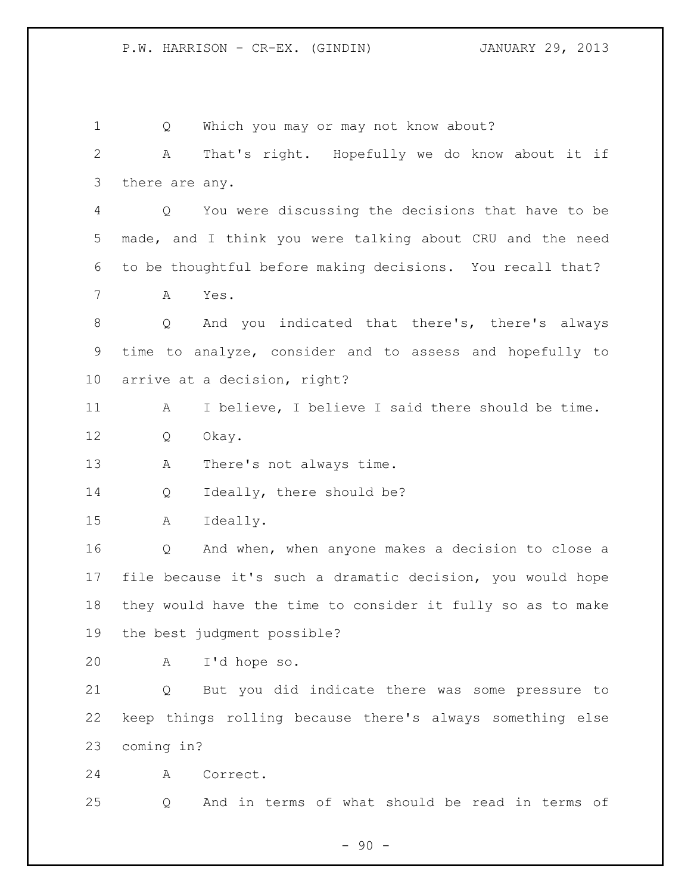Q Which you may or may not know about?

A That's right. Hopefully we do know about it if there are any.

Q You were discussing the decisions that have to be made, and I think you were talking about CRU and the need to be thoughtful before making decisions. You recall that?

A Yes.

Q And you indicated that there's, there's always time to analyze, consider and to assess and hopefully to arrive at a decision, right?

A I believe, I believe I said there should be time.

Q Okay.

A There's not always time.

Q Ideally, there should be?

A Ideally.

Q And when, when anyone makes a decision to close a file because it's such a dramatic decision, you would hope they would have the time to consider it fully so as to make the best judgment possible?

A I'd hope so.

Q But you did indicate there was some pressure to keep things rolling because there's always something else coming in?

A Correct.

Q And in terms of what should be read in terms of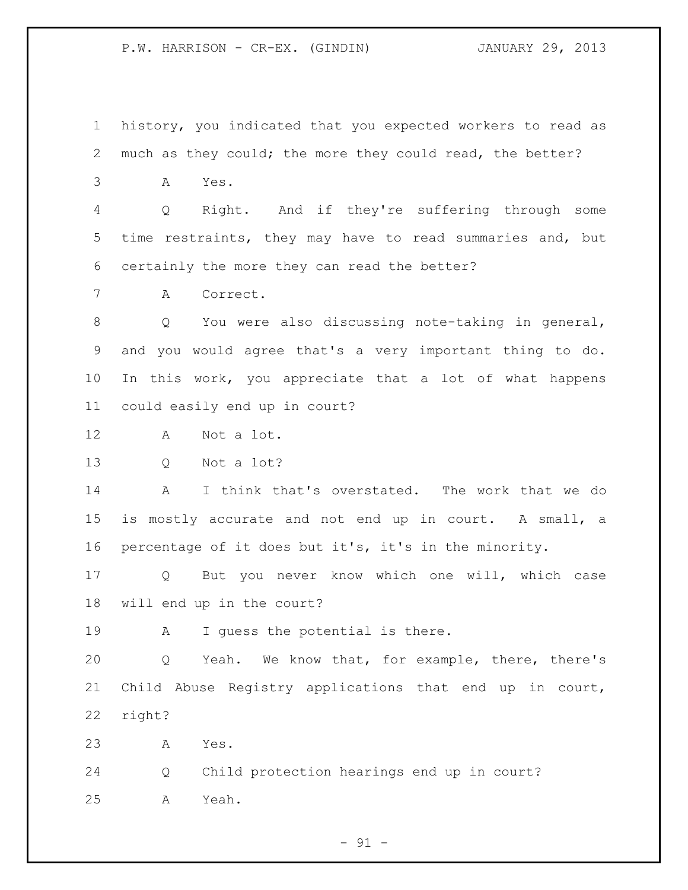history, you indicated that you expected workers to read as much as they could; the more they could read, the better?

A Yes.

Q Right. And if they're suffering through some time restraints, they may have to read summaries and, but certainly the more they can read the better?

A Correct.

Q You were also discussing note-taking in general, and you would agree that's a very important thing to do. In this work, you appreciate that a lot of what happens could easily end up in court?

A Not a lot.

Q Not a lot?

A I think that's overstated. The work that we do is mostly accurate and not end up in court. A small, a percentage of it does but it's, it's in the minority.

Q But you never know which one will, which case will end up in the court?

A I guess the potential is there.

Q Yeah. We know that, for example, there, there's Child Abuse Registry applications that end up in court, right?

A Yes.

Q Child protection hearings end up in court?

A Yeah.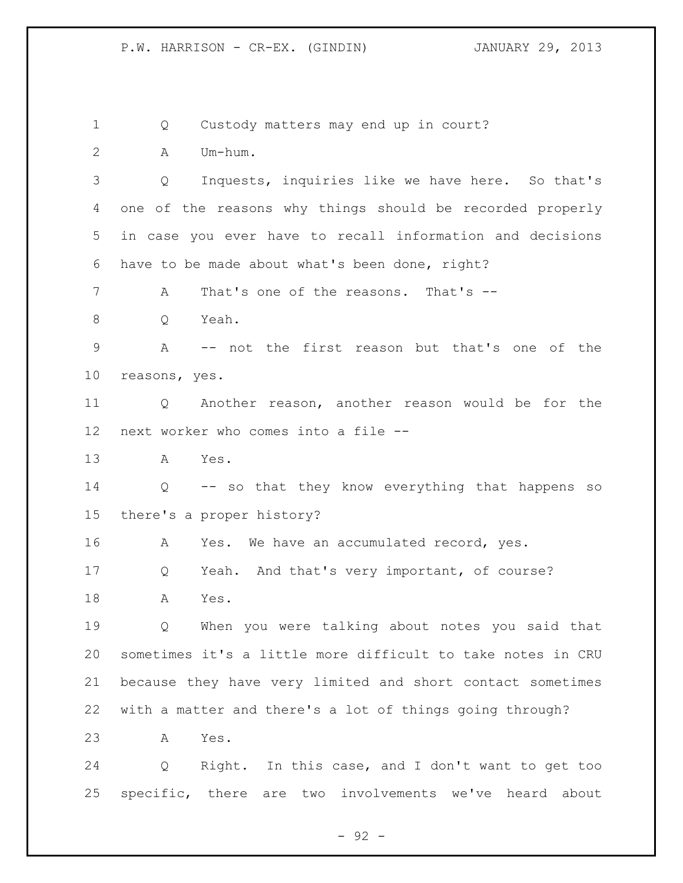Q Custody matters may end up in court?

A Um-hum.

Q Inquests, inquiries like we have here. So that's one of the reasons why things should be recorded properly in case you ever have to recall information and decisions have to be made about what's been done, right?

A That's one of the reasons. That's --

Q Yeah.

A -- not the first reason but that's one of the reasons, yes.

Q Another reason, another reason would be for the next worker who comes into a file --

A Yes.

Q -- so that they know everything that happens so there's a proper history?

A Yes. We have an accumulated record, yes.

Q Yeah. And that's very important, of course?

A Yes.

Q When you were talking about notes you said that sometimes it's a little more difficult to take notes in CRU because they have very limited and short contact sometimes with a matter and there's a lot of things going through?

A Yes.

Q Right. In this case, and I don't want to get too specific, there are two involvements we've heard about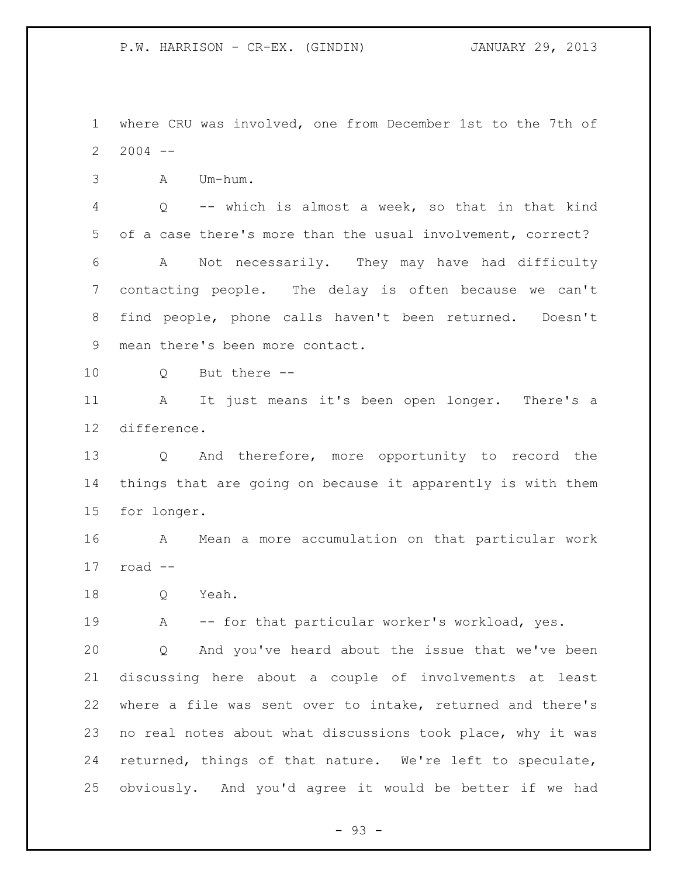where CRU was involved, one from December 1st to the 7th of 2004 --

A Um-hum.

Q -- which is almost a week, so that in that kind of a case there's more than the usual involvement, correct?

A Not necessarily. They may have had difficulty contacting people. The delay is often because we can't find people, phone calls haven't been returned. Doesn't mean there's been more contact.

Q But there --

A It just means it's been open longer. There's a difference.

Q And therefore, more opportunity to record the things that are going on because it apparently is with them for longer.

A Mean a more accumulation on that particular work road --

Q Yeah.

A -- for that particular worker's workload, yes.

Q And you've heard about the issue that we've been discussing here about a couple of involvements at least where a file was sent over to intake, returned and there's no real notes about what discussions took place, why it was returned, things of that nature. We're left to speculate, obviously. And you'd agree it would be better if we had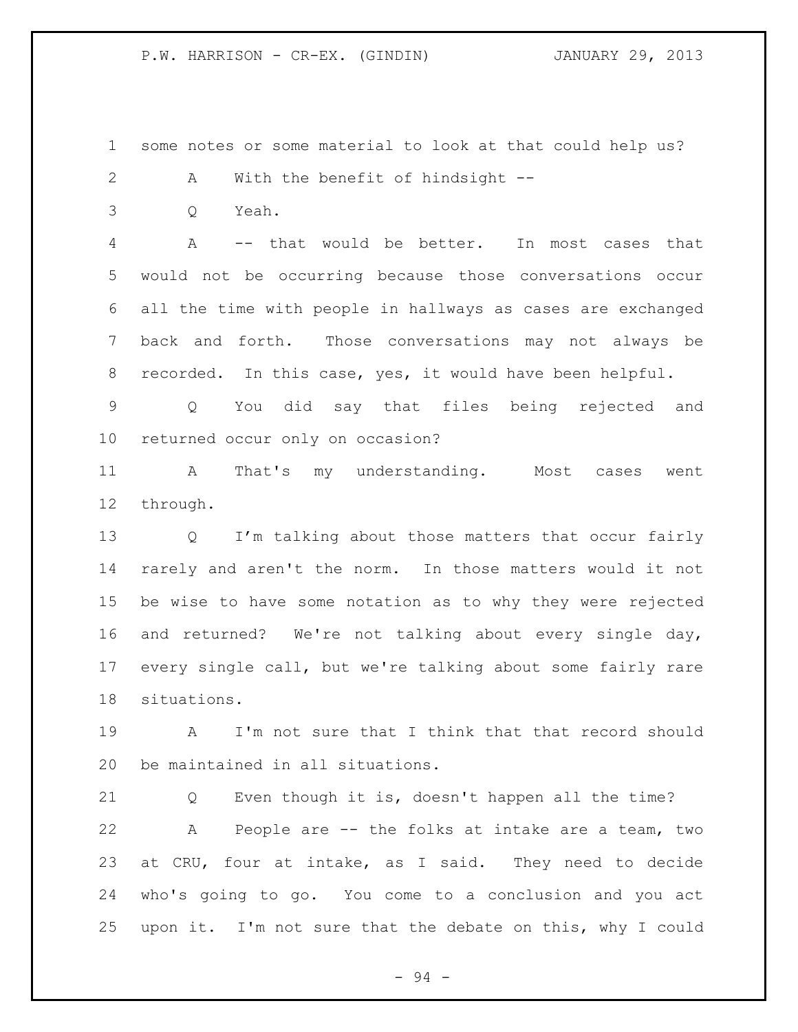some notes or some material to look at that could help us?

A With the benefit of hindsight --

Q Yeah.

A -- that would be better. In most cases that would not be occurring because those conversations occur all the time with people in hallways as cases are exchanged back and forth. Those conversations may not always be recorded. In this case, yes, it would have been helpful.

Q You did say that files being rejected and returned occur only on occasion?

A That's my understanding. Most cases went through.

Q I'm talking about those matters that occur fairly rarely and aren't the norm. In those matters would it not be wise to have some notation as to why they were rejected and returned? We're not talking about every single day, every single call, but we're talking about some fairly rare situations.

A I'm not sure that I think that that record should be maintained in all situations.

Q Even though it is, doesn't happen all the time?

A People are -- the folks at intake are a team, two at CRU, four at intake, as I said. They need to decide who's going to go. You come to a conclusion and you act upon it. I'm not sure that the debate on this, why I could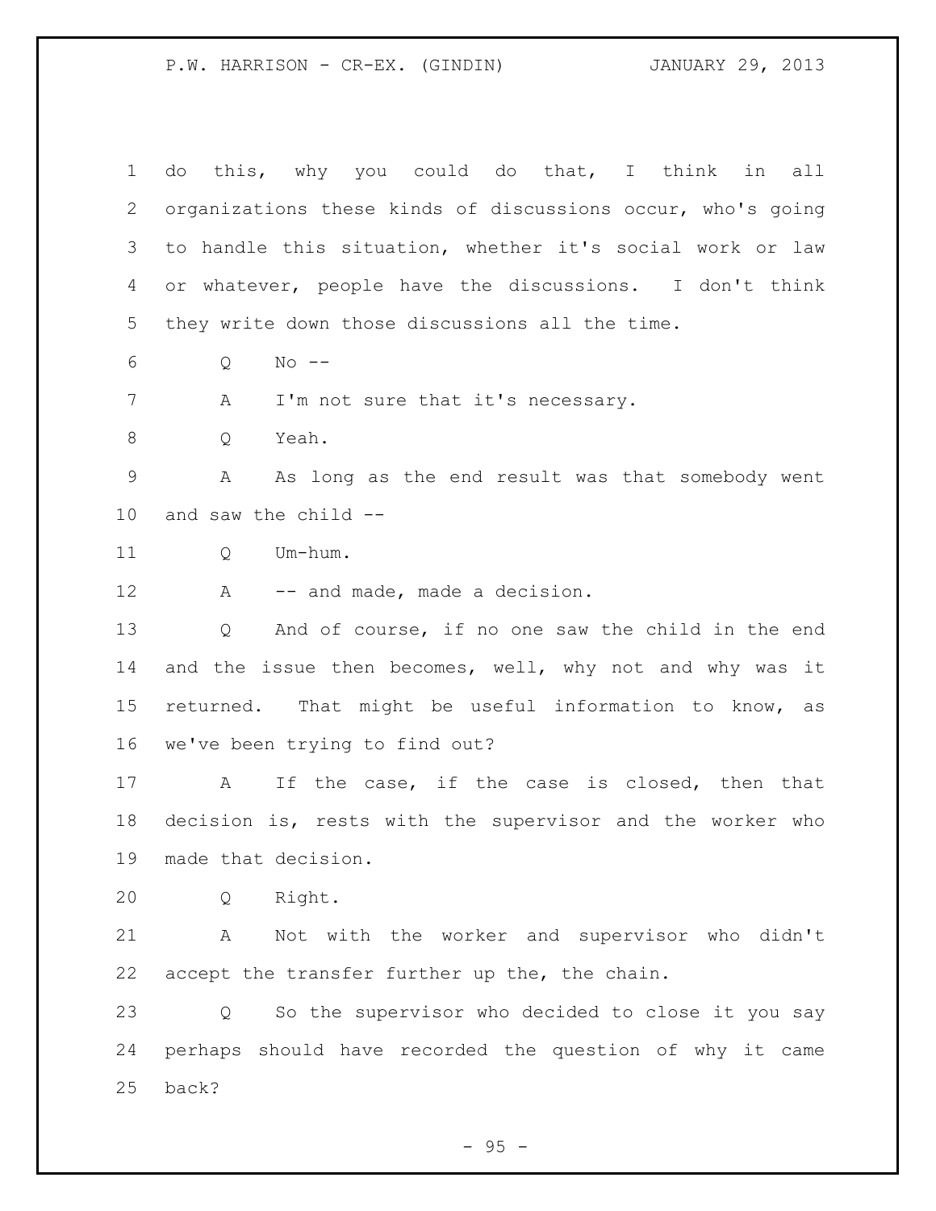do this, why you could do that, I think in all organizations these kinds of discussions occur, who's going to handle this situation, whether it's social work or law or whatever, people have the discussions. I don't think they write down those discussions all the time.

Q No --

A I'm not sure that it's necessary.

Q Yeah.

A As long as the end result was that somebody went and saw the child --

Q Um-hum.

A -- and made, made a decision.

Q And of course, if no one saw the child in the end and the issue then becomes, well, why not and why was it returned. That might be useful information to know, as we've been trying to find out?

A If the case, if the case is closed, then that decision is, rests with the supervisor and the worker who made that decision.

Q Right.

A Not with the worker and supervisor who didn't accept the transfer further up the, the chain.

Q So the supervisor who decided to close it you say perhaps should have recorded the question of why it came back?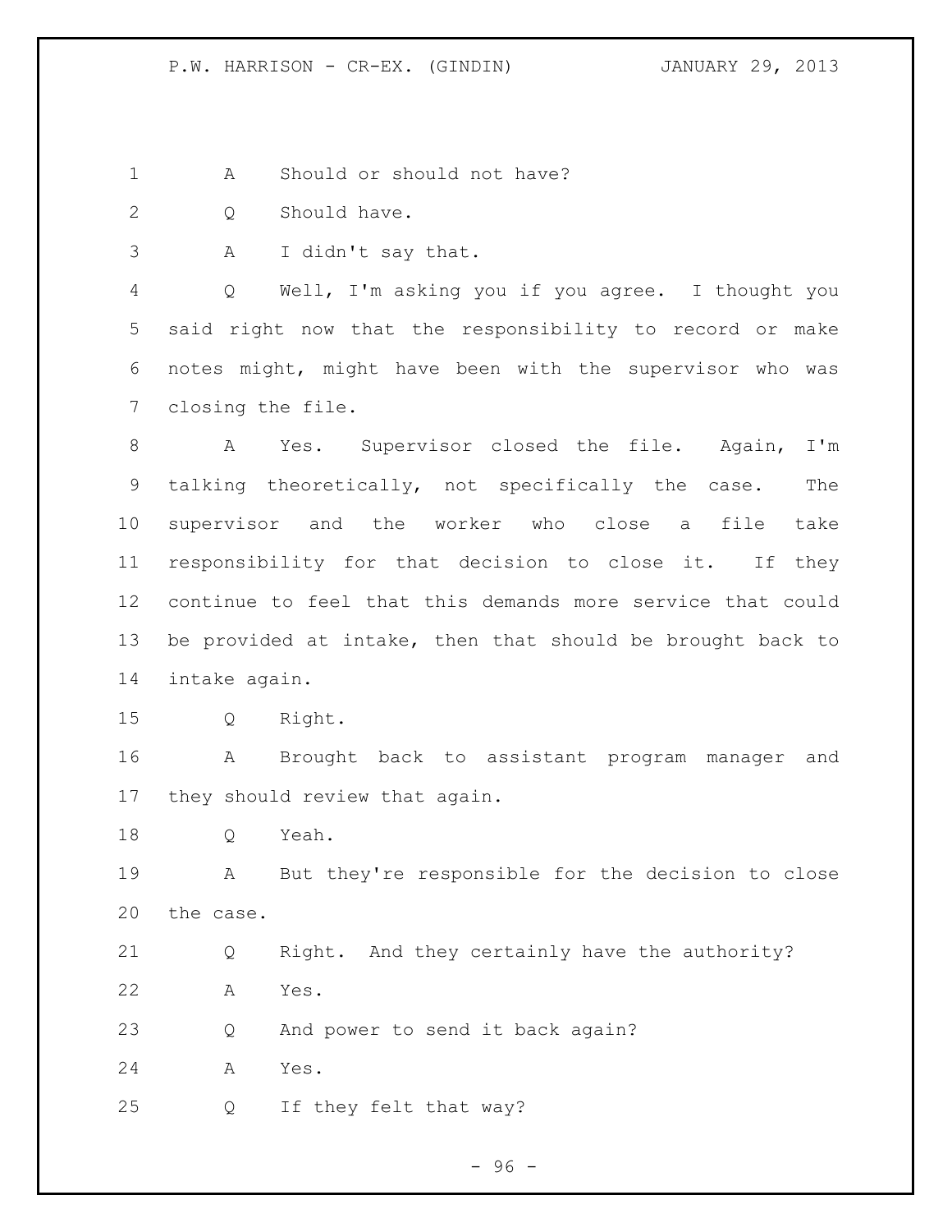A Should or should not have?

Q Should have.

A I didn't say that.

Q Well, I'm asking you if you agree. I thought you said right now that the responsibility to record or make notes might, might have been with the supervisor who was closing the file.

A Yes. Supervisor closed the file. Again, I'm talking theoretically, not specifically the case. The supervisor and the worker who close a file take responsibility for that decision to close it. If they continue to feel that this demands more service that could be provided at intake, then that should be brought back to intake again.

Q Right.

A Brought back to assistant program manager and they should review that again.

Q Yeah.

A But they're responsible for the decision to close the case.

Q Right. And they certainly have the authority?

A Yes.

Q And power to send it back again?

A Yes.

Q If they felt that way?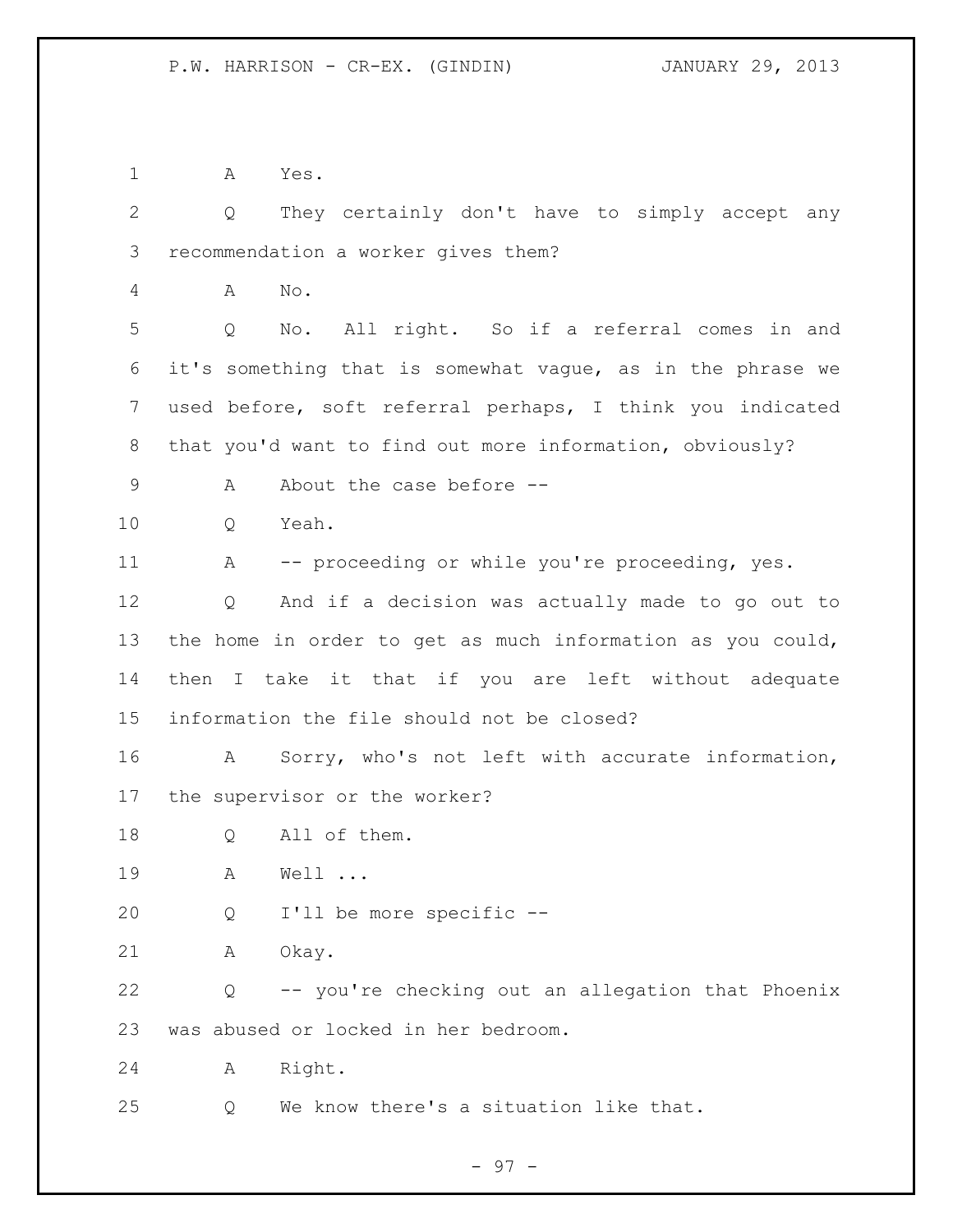A Yes.

Q They certainly don't have to simply accept any recommendation a worker gives them?

A No.

Q No. All right. So if a referral comes in and it's something that is somewhat vague, as in the phrase we used before, soft referral perhaps, I think you indicated that you'd want to find out more information, obviously?

A About the case before --

Q Yeah.

A -- proceeding or while you're proceeding, yes.

Q And if a decision was actually made to go out to the home in order to get as much information as you could, then I take it that if you are left without adequate information the file should not be closed?

A Sorry, who's not left with accurate information, the supervisor or the worker?

Q All of them.

A Well ...

Q I'll be more specific --

A Okay.

Q -- you're checking out an allegation that Phoenix was abused or locked in her bedroom.

A Right.

Q We know there's a situation like that.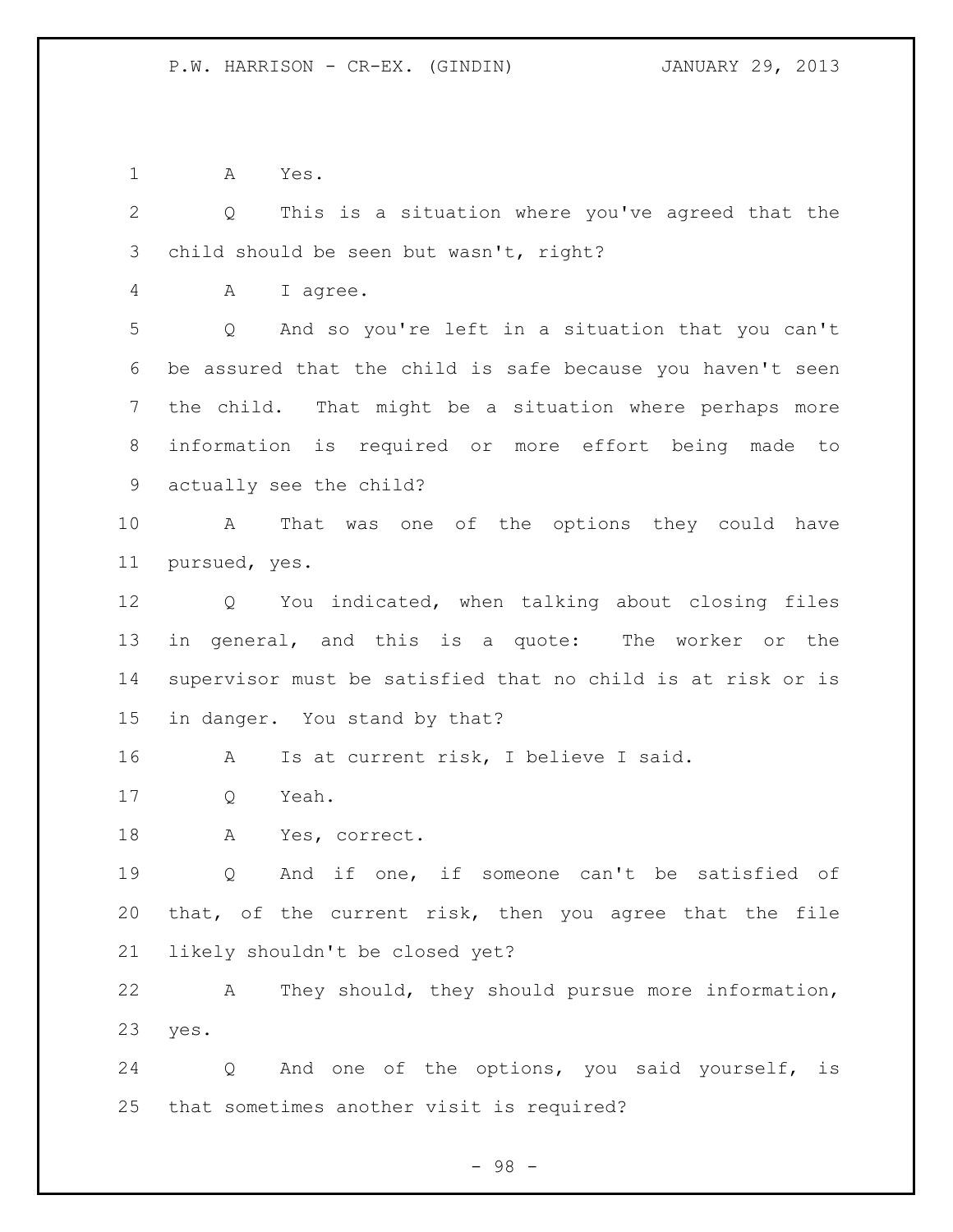A Yes.

Q This is a situation where you've agreed that the child should be seen but wasn't, right?

A I agree.

Q And so you're left in a situation that you can't be assured that the child is safe because you haven't seen the child. That might be a situation where perhaps more information is required or more effort being made to actually see the child?

A That was one of the options they could have pursued, yes.

Q You indicated, when talking about closing files in general, and this is a quote: The worker or the supervisor must be satisfied that no child is at risk or is in danger. You stand by that?

A Is at current risk, I believe I said.

Q Yeah.

A Yes, correct.

Q And if one, if someone can't be satisfied of that, of the current risk, then you agree that the file likely shouldn't be closed yet?

A They should, they should pursue more information, yes.

Q And one of the options, you said yourself, is that sometimes another visit is required?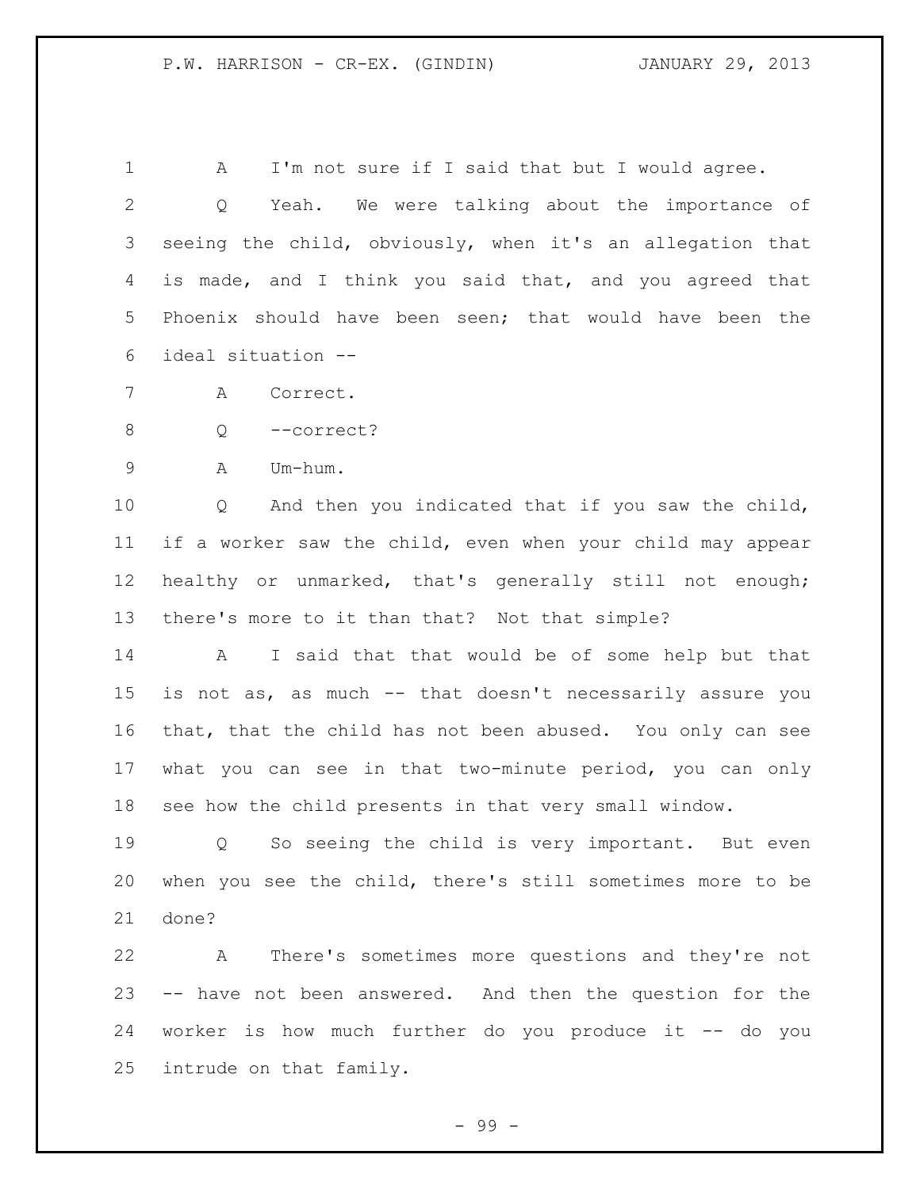A I'm not sure if I said that but I would agree.

Q Yeah. We were talking about the importance of seeing the child, obviously, when it's an allegation that is made, and I think you said that, and you agreed that Phoenix should have been seen; that would have been the ideal situation --

A Correct.

Q --correct?

A Um-hum.

Q And then you indicated that if you saw the child, if a worker saw the child, even when your child may appear healthy or unmarked, that's generally still not enough; there's more to it than that? Not that simple?

A I said that that would be of some help but that is not as, as much -- that doesn't necessarily assure you that, that the child has not been abused. You only can see what you can see in that two-minute period, you can only see how the child presents in that very small window.

Q So seeing the child is very important. But even when you see the child, there's still sometimes more to be done?

A There's sometimes more questions and they're not -- have not been answered. And then the question for the worker is how much further do you produce it -- do you intrude on that family.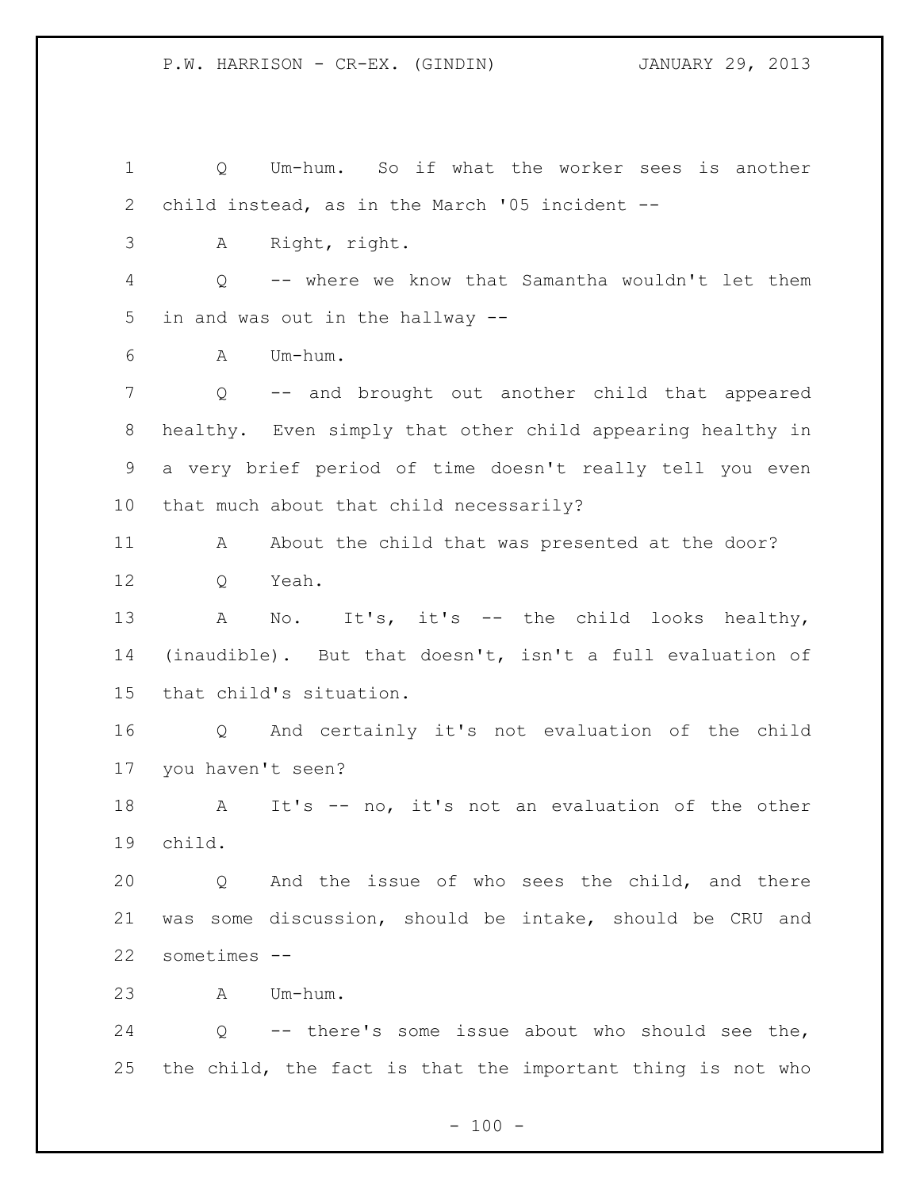Q Um-hum. So if what the worker sees is another child instead, as in the March '05 incident --

A Right, right.

Q -- where we know that Samantha wouldn't let them in and was out in the hallway --

A Um-hum.

Q -- and brought out another child that appeared healthy. Even simply that other child appearing healthy in a very brief period of time doesn't really tell you even that much about that child necessarily?

A About the child that was presented at the door?

Q Yeah.

A No. It's, it's -- the child looks healthy, (inaudible). But that doesn't, isn't a full evaluation of that child's situation.

Q And certainly it's not evaluation of the child you haven't seen?

A It's -- no, it's not an evaluation of the other child.

Q And the issue of who sees the child, and there was some discussion, should be intake, should be CRU and sometimes --

A Um-hum.

Q -- there's some issue about who should see the, the child, the fact is that the important thing is not who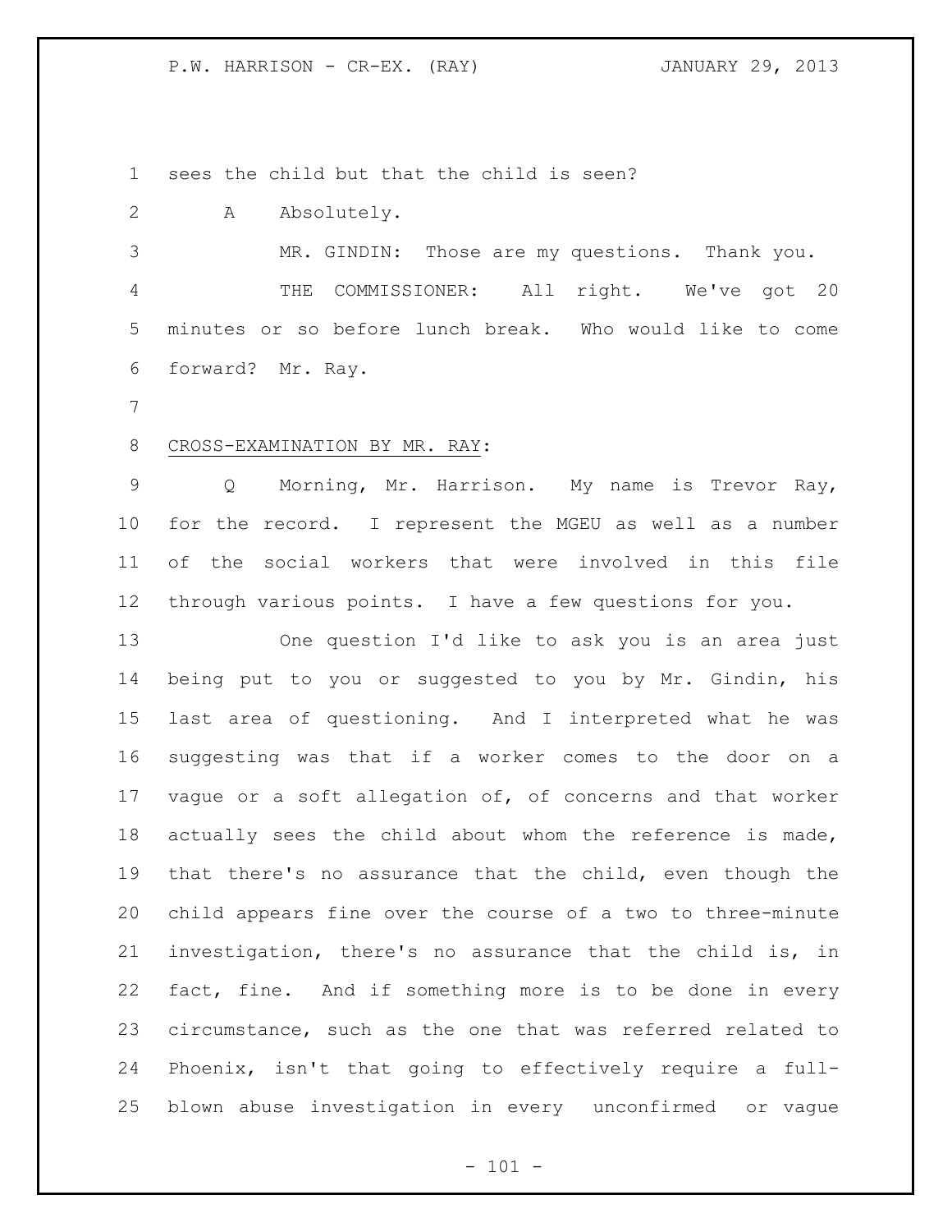sees the child but that the child is seen?

A Absolutely.

MR. GINDIN: Those are my questions. Thank you.

THE COMMISSIONER: All right. We've got 20 minutes or so before lunch break. Who would like to come forward? Mr. Ray.

CROSS-EXAMINATION BY MR. RAY:

Q Morning, Mr. Harrison. My name is Trevor Ray, for the record. I represent the MGEU as well as a number of the social workers that were involved in this file through various points. I have a few questions for you.

One question I'd like to ask you is an area just being put to you or suggested to you by Mr. Gindin, his last area of questioning. And I interpreted what he was suggesting was that if a worker comes to the door on a vague or a soft allegation of, of concerns and that worker actually sees the child about whom the reference is made, that there's no assurance that the child, even though the child appears fine over the course of a two to three-minute investigation, there's no assurance that the child is, in fact, fine. And if something more is to be done in every circumstance, such as the one that was referred related to Phoenix, isn't that going to effectively require a full-blown abuse investigation in every unconfirmed or vague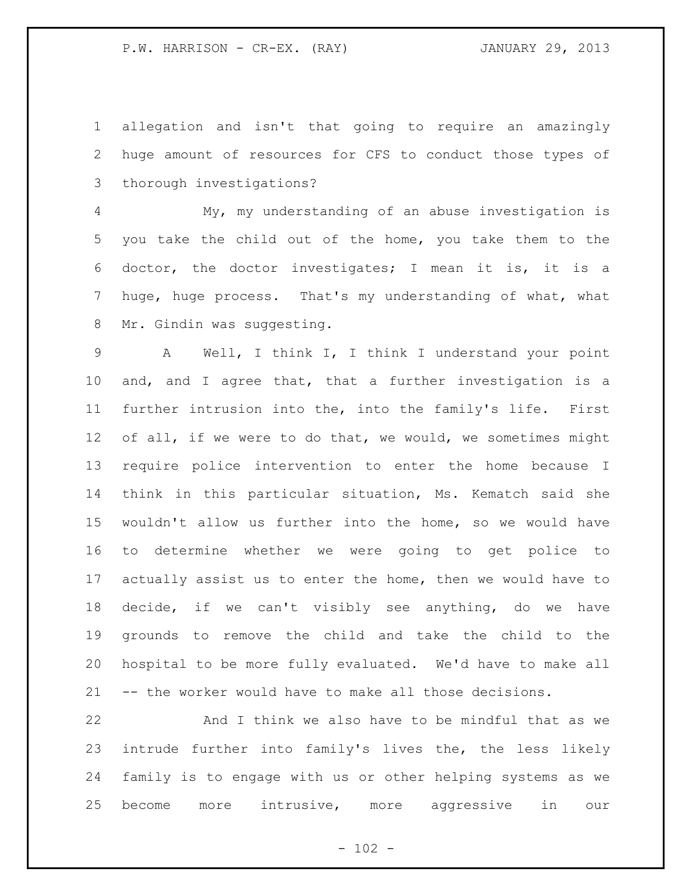allegation and isn't that going to require an amazingly huge amount of resources for CFS to conduct those types of thorough investigations?

My, my understanding of an abuse investigation is you take the child out of the home, you take them to the doctor, the doctor investigates; I mean it is, it is a huge, huge process. That's my understanding of what, what Mr. Gindin was suggesting.

A Well, I think I, I think I understand your point and, and I agree that, that a further investigation is a further intrusion into the, into the family's life. First of all, if we were to do that, we would, we sometimes might require police intervention to enter the home because I think in this particular situation, Ms. Kematch said she wouldn't allow us further into the home, so we would have to determine whether we were going to get police to actually assist us to enter the home, then we would have to decide, if we can't visibly see anything, do we have grounds to remove the child and take the child to the hospital to be more fully evaluated. We'd have to make all -- the worker would have to make all those decisions.

And I think we also have to be mindful that as we intrude further into family's lives the, the less likely family is to engage with us or other helping systems as we become more intrusive, more aggressive in our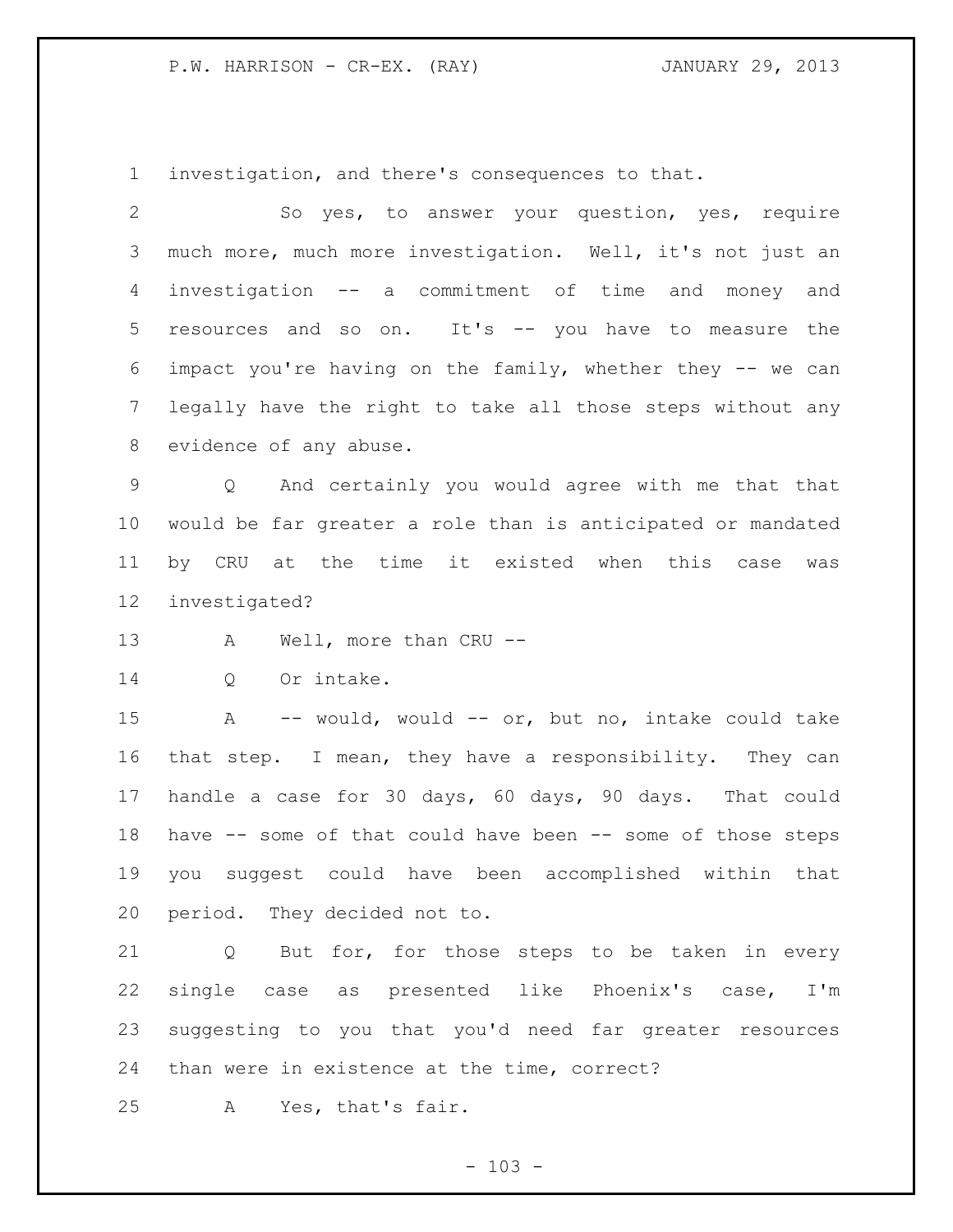investigation, and there's consequences to that.

So yes, to answer your question, yes, require much more, much more investigation. Well, it's not just an investigation -- a commitment of time and money and resources and so on. It's -- you have to measure the impact you're having on the family, whether they -- we can legally have the right to take all those steps without any evidence of any abuse.

Q And certainly you would agree with me that that would be far greater a role than is anticipated or mandated by CRU at the time it existed when this case was investigated?

A Well, more than CRU --

Q Or intake.

A -- would, would -- or, but no, intake could take that step. I mean, they have a responsibility. They can handle a case for 30 days, 60 days, 90 days. That could have -- some of that could have been -- some of those steps you suggest could have been accomplished within that period. They decided not to.

Q But for, for those steps to be taken in every single case as presented like Phoenix's case, I'm suggesting to you that you'd need far greater resources than were in existence at the time, correct?

A Yes, that's fair.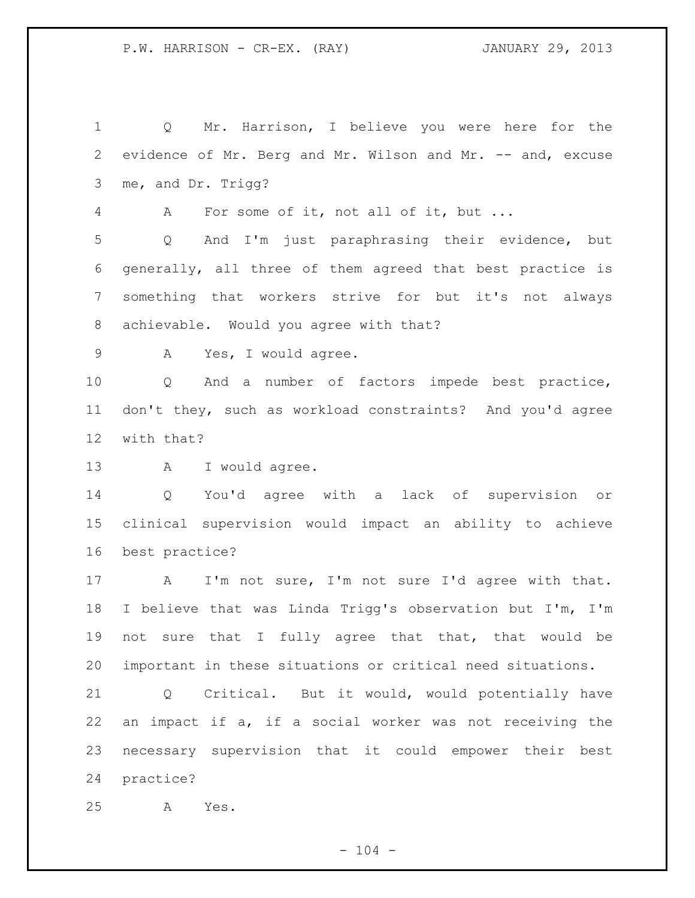Q Mr. Harrison, I believe you were here for the evidence of Mr. Berg and Mr. Wilson and Mr. -- and, excuse me, and Dr. Trigg?

A For some of it, not all of it, but ...

Q And I'm just paraphrasing their evidence, but generally, all three of them agreed that best practice is something that workers strive for but it's not always achievable. Would you agree with that?

A Yes, I would agree.

Q And a number of factors impede best practice, don't they, such as workload constraints? And you'd agree with that?

A I would agree.

Q You'd agree with a lack of supervision or clinical supervision would impact an ability to achieve best practice?

A I'm not sure, I'm not sure I'd agree with that. I believe that was Linda Trigg's observation but I'm, I'm not sure that I fully agree that that, that would be important in these situations or critical need situations.

Q Critical. But it would, would potentially have an impact if a, if a social worker was not receiving the necessary supervision that it could empower their best practice?

A Yes.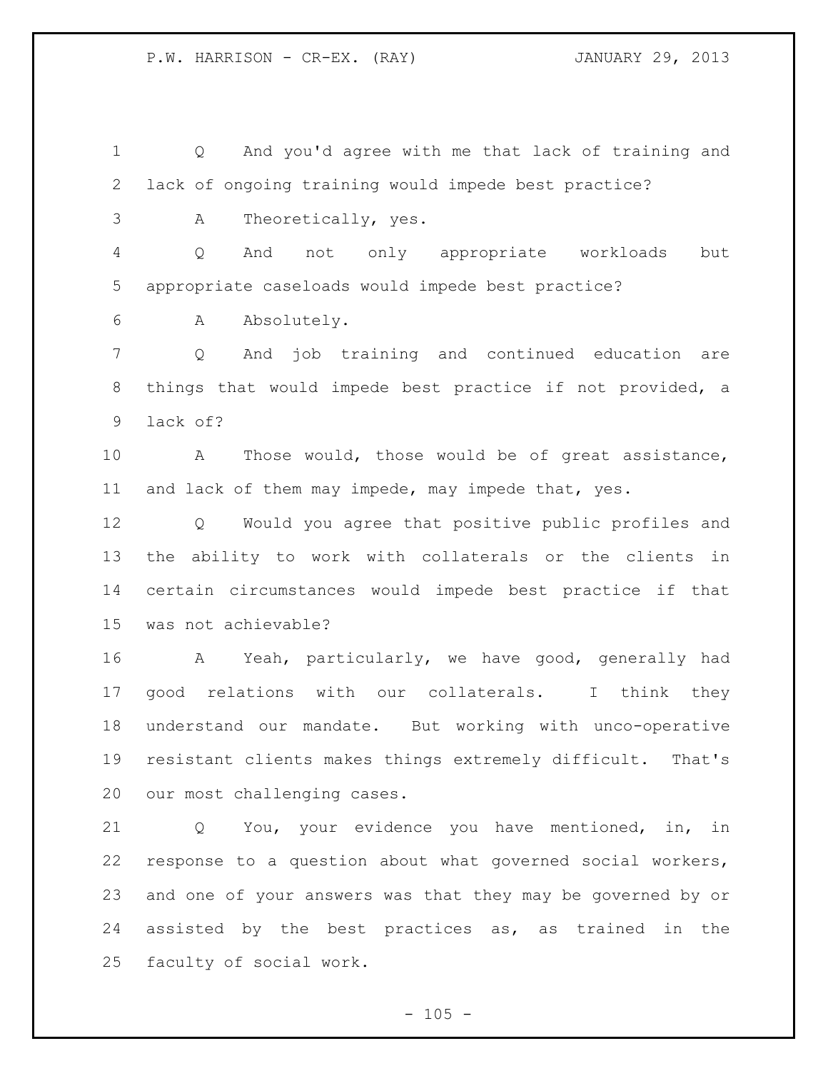Q And you'd agree with me that lack of training and lack of ongoing training would impede best practice?

A Theoretically, yes.

Q And not only appropriate workloads but appropriate caseloads would impede best practice?

A Absolutely.

Q And job training and continued education are things that would impede best practice if not provided, a lack of?

A Those would, those would be of great assistance, and lack of them may impede, may impede that, yes.

Q Would you agree that positive public profiles and the ability to work with collaterals or the clients in certain circumstances would impede best practice if that was not achievable?

A Yeah, particularly, we have good, generally had good relations with our collaterals. I think they understand our mandate. But working with unco-operative resistant clients makes things extremely difficult. That's our most challenging cases.

Q You, your evidence you have mentioned, in, in response to a question about what governed social workers, and one of your answers was that they may be governed by or assisted by the best practices as, as trained in the faculty of social work.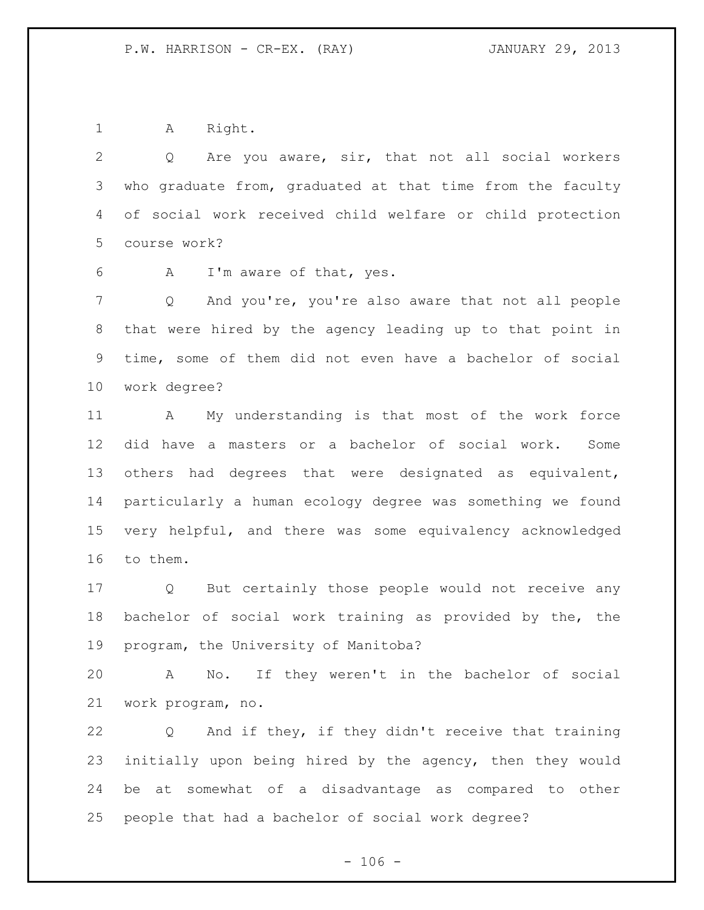A Right.

Q Are you aware, sir, that not all social workers who graduate from, graduated at that time from the faculty of social work received child welfare or child protection course work?

A I'm aware of that, yes.

Q And you're, you're also aware that not all people that were hired by the agency leading up to that point in time, some of them did not even have a bachelor of social work degree?

A My understanding is that most of the work force did have a masters or a bachelor of social work. Some others had degrees that were designated as equivalent, particularly a human ecology degree was something we found very helpful, and there was some equivalency acknowledged to them.

Q But certainly those people would not receive any bachelor of social work training as provided by the, the program, the University of Manitoba?

A No. If they weren't in the bachelor of social work program, no.

Q And if they, if they didn't receive that training initially upon being hired by the agency, then they would be at somewhat of a disadvantage as compared to other people that had a bachelor of social work degree?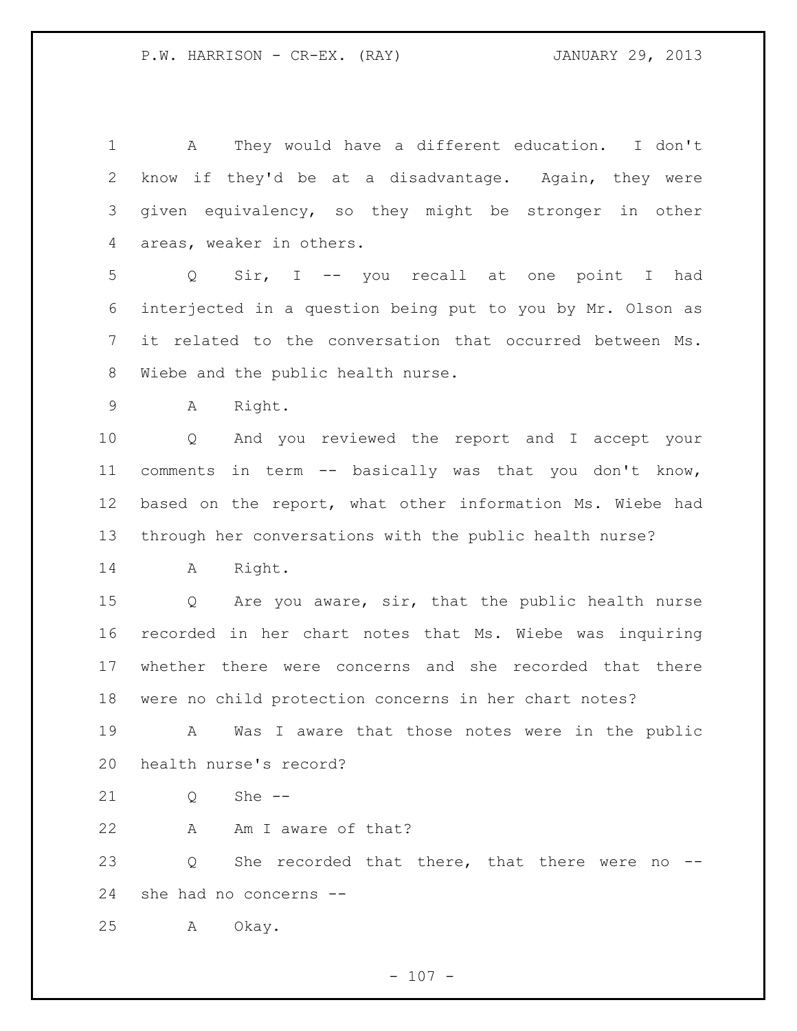A They would have a different education. I don't know if they'd be at a disadvantage. Again, they were given equivalency, so they might be stronger in other areas, weaker in others.

Q Sir, I -- you recall at one point I had interjected in a question being put to you by Mr. Olson as it related to the conversation that occurred between Ms. Wiebe and the public health nurse.

A Right.

Q And you reviewed the report and I accept your comments in term -- basically was that you don't know, based on the report, what other information Ms. Wiebe had through her conversations with the public health nurse?

A Right.

Q Are you aware, sir, that the public health nurse recorded in her chart notes that Ms. Wiebe was inquiring whether there were concerns and she recorded that there were no child protection concerns in her chart notes?

A Was I aware that those notes were in the public health nurse's record?

Q She --

A Am I aware of that?

Q She recorded that there, that there were no -- she had no concerns --

A Okay.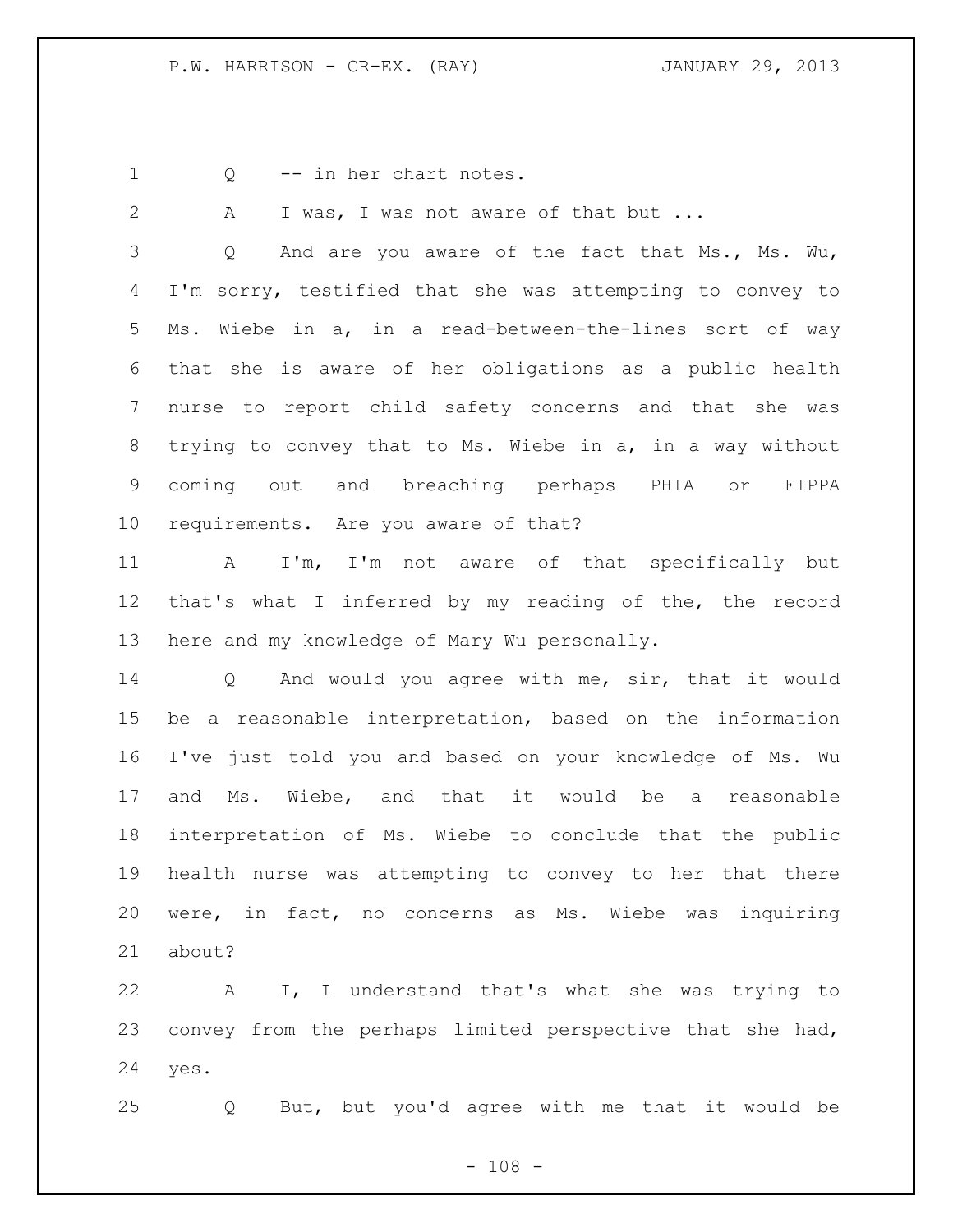Q -- in her chart notes.

A I was, I was not aware of that but ...

Q And are you aware of the fact that Ms., Ms. Wu, I'm sorry, testified that she was attempting to convey to Ms. Wiebe in a, in a read-between-the-lines sort of way that she is aware of her obligations as a public health nurse to report child safety concerns and that she was trying to convey that to Ms. Wiebe in a, in a way without coming out and breaching perhaps PHIA or FIPPA requirements. Are you aware of that?

A I'm, I'm not aware of that specifically but that's what I inferred by my reading of the, the record here and my knowledge of Mary Wu personally.

Q And would you agree with me, sir, that it would be a reasonable interpretation, based on the information I've just told you and based on your knowledge of Ms. Wu and Ms. Wiebe, and that it would be a reasonable interpretation of Ms. Wiebe to conclude that the public health nurse was attempting to convey to her that there were, in fact, no concerns as Ms. Wiebe was inquiring about?

A I, I understand that's what she was trying to convey from the perhaps limited perspective that she had, yes.

Q But, but you'd agree with me that it would be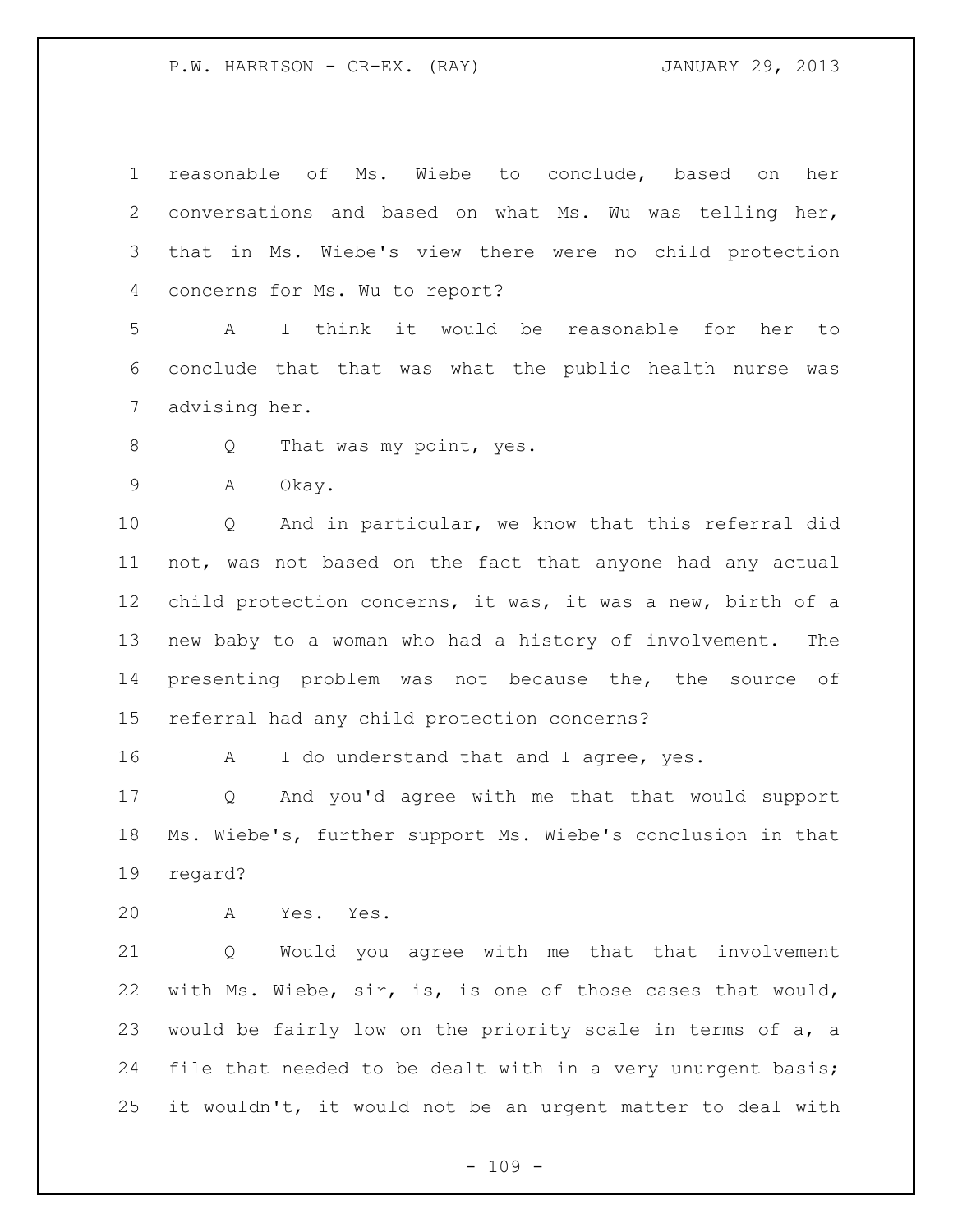reasonable of Ms. Wiebe to conclude, based on her conversations and based on what Ms. Wu was telling her, that in Ms. Wiebe's view there were no child protection concerns for Ms. Wu to report?

A I think it would be reasonable for her to conclude that that was what the public health nurse was advising her.

Q That was my point, yes.

A Okay.

Q And in particular, we know that this referral did not, was not based on the fact that anyone had any actual child protection concerns, it was, it was a new, birth of a new baby to a woman who had a history of involvement. The presenting problem was not because the, the source of referral had any child protection concerns?

A I do understand that and I agree, yes.

Q And you'd agree with me that that would support Ms. Wiebe's, further support Ms. Wiebe's conclusion in that regard?

A Yes. Yes.

Q Would you agree with me that that involvement with Ms. Wiebe, sir, is, is one of those cases that would, would be fairly low on the priority scale in terms of a, a file that needed to be dealt with in a very unurgent basis; it wouldn't, it would not be an urgent matter to deal with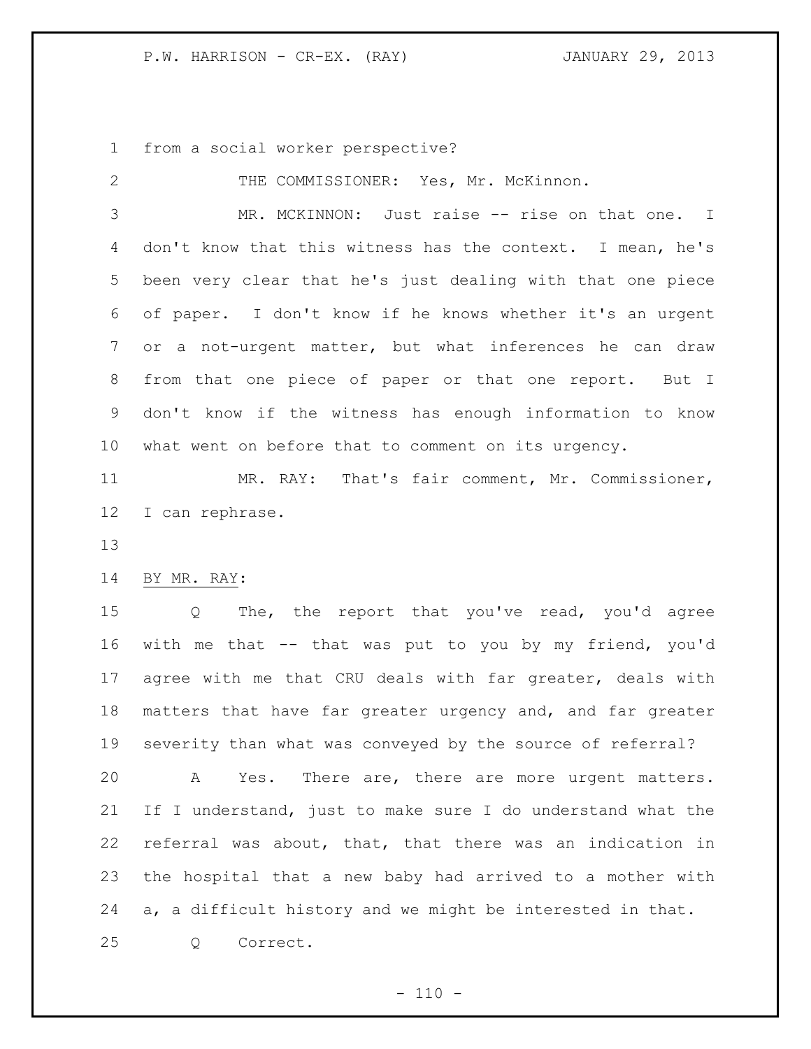from a social worker perspective?

THE COMMISSIONER: Yes, Mr. McKinnon.

MR. MCKINNON: Just raise -- rise on that one. I don't know that this witness has the context. I mean, he's been very clear that he's just dealing with that one piece of paper. I don't know if he knows whether it's an urgent or a not-urgent matter, but what inferences he can draw from that one piece of paper or that one report. But I don't know if the witness has enough information to know what went on before that to comment on its urgency.

MR. RAY: That's fair comment, Mr. Commissioner, I can rephrase.

BY MR. RAY:

Q The, the report that you've read, you'd agree with me that -- that was put to you by my friend, you'd agree with me that CRU deals with far greater, deals with matters that have far greater urgency and, and far greater severity than what was conveyed by the source of referral?

A Yes. There are, there are more urgent matters. If I understand, just to make sure I do understand what the referral was about, that, that there was an indication in the hospital that a new baby had arrived to a mother with a, a difficult history and we might be interested in that.

Q Correct.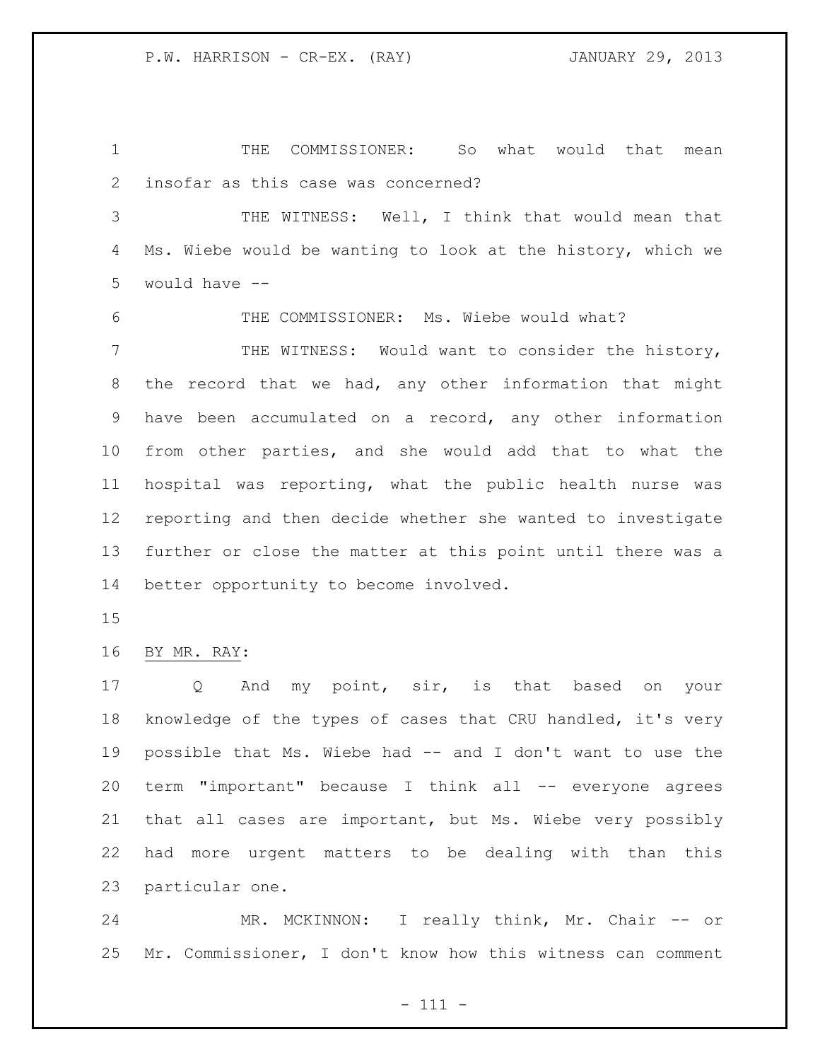THE COMMISSIONER: So what would that mean insofar as this case was concerned?

THE WITNESS: Well, I think that would mean that Ms. Wiebe would be wanting to look at the history, which we would have --

THE COMMISSIONER: Ms. Wiebe would what?

THE WITNESS: Would want to consider the history, the record that we had, any other information that might have been accumulated on a record, any other information from other parties, and she would add that to what the hospital was reporting, what the public health nurse was reporting and then decide whether she wanted to investigate further or close the matter at this point until there was a better opportunity to become involved.

BY MR. RAY:

Q And my point, sir, is that based on your knowledge of the types of cases that CRU handled, it's very possible that Ms. Wiebe had -- and I don't want to use the term "important" because I think all -- everyone agrees that all cases are important, but Ms. Wiebe very possibly had more urgent matters to be dealing with than this particular one.

MR. MCKINNON: I really think, Mr. Chair -- or Mr. Commissioner, I don't know how this witness can comment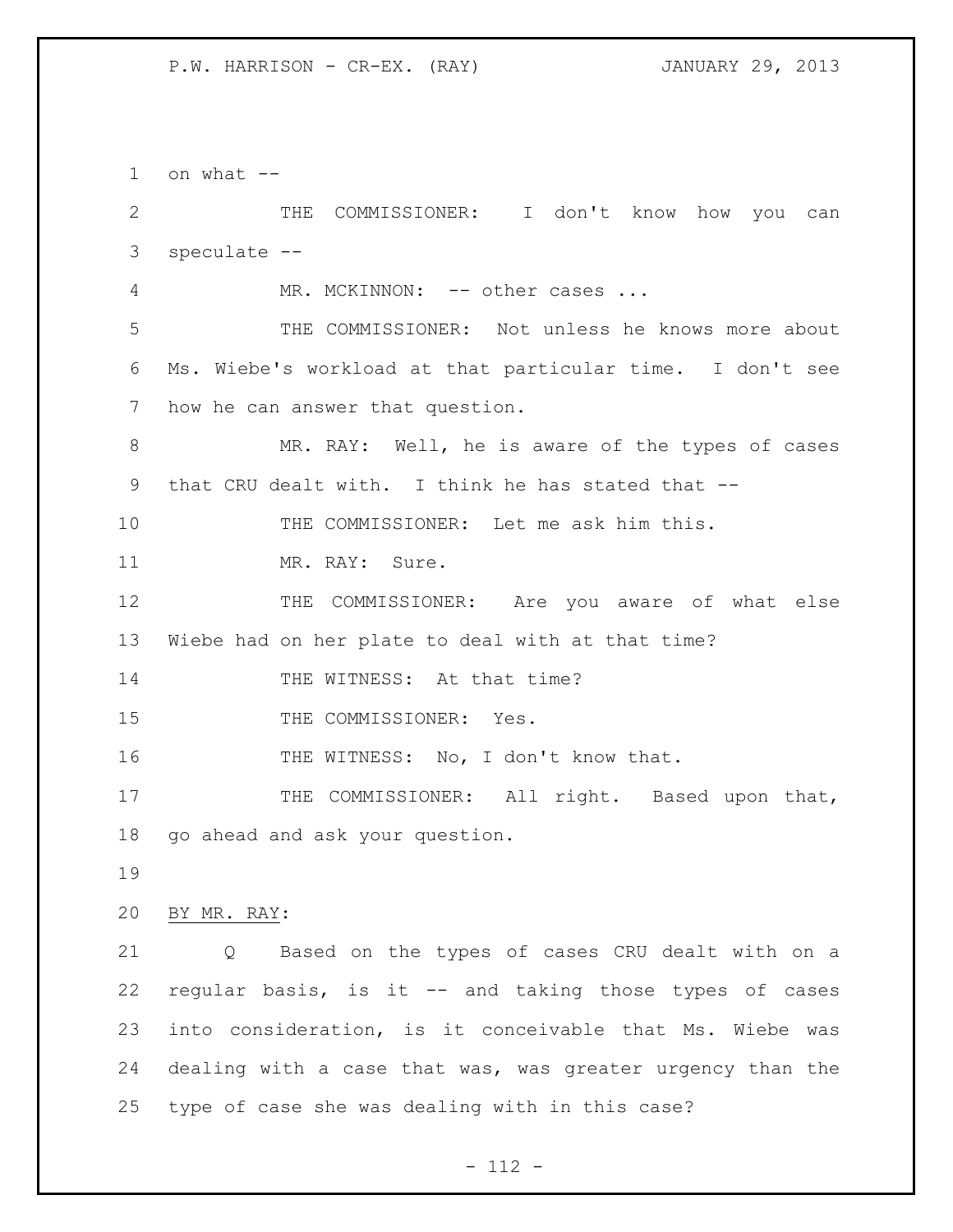on what --

THE COMMISSIONER: I don't know how you can speculate --

MR. MCKINNON: -- other cases ...

THE COMMISSIONER: Not unless he knows more about Ms. Wiebe's workload at that particular time. I don't see how he can answer that question.

MR. RAY: Well, he is aware of the types of cases that CRU dealt with. I think he has stated that --

THE COMMISSIONER: Let me ask him this.

MR. RAY: Sure.

THE COMMISSIONER: Are you aware of what else Wiebe had on her plate to deal with at that time?

THE WITNESS: At that time?

THE COMMISSIONER: Yes.

THE WITNESS: No, I don't know that.

THE COMMISSIONER: All right. Based upon that, go ahead and ask your question.

BY MR. RAY:

Q Based on the types of cases CRU dealt with on a regular basis, is it -- and taking those types of cases into consideration, is it conceivable that Ms. Wiebe was dealing with a case that was, was greater urgency than the type of case she was dealing with in this case?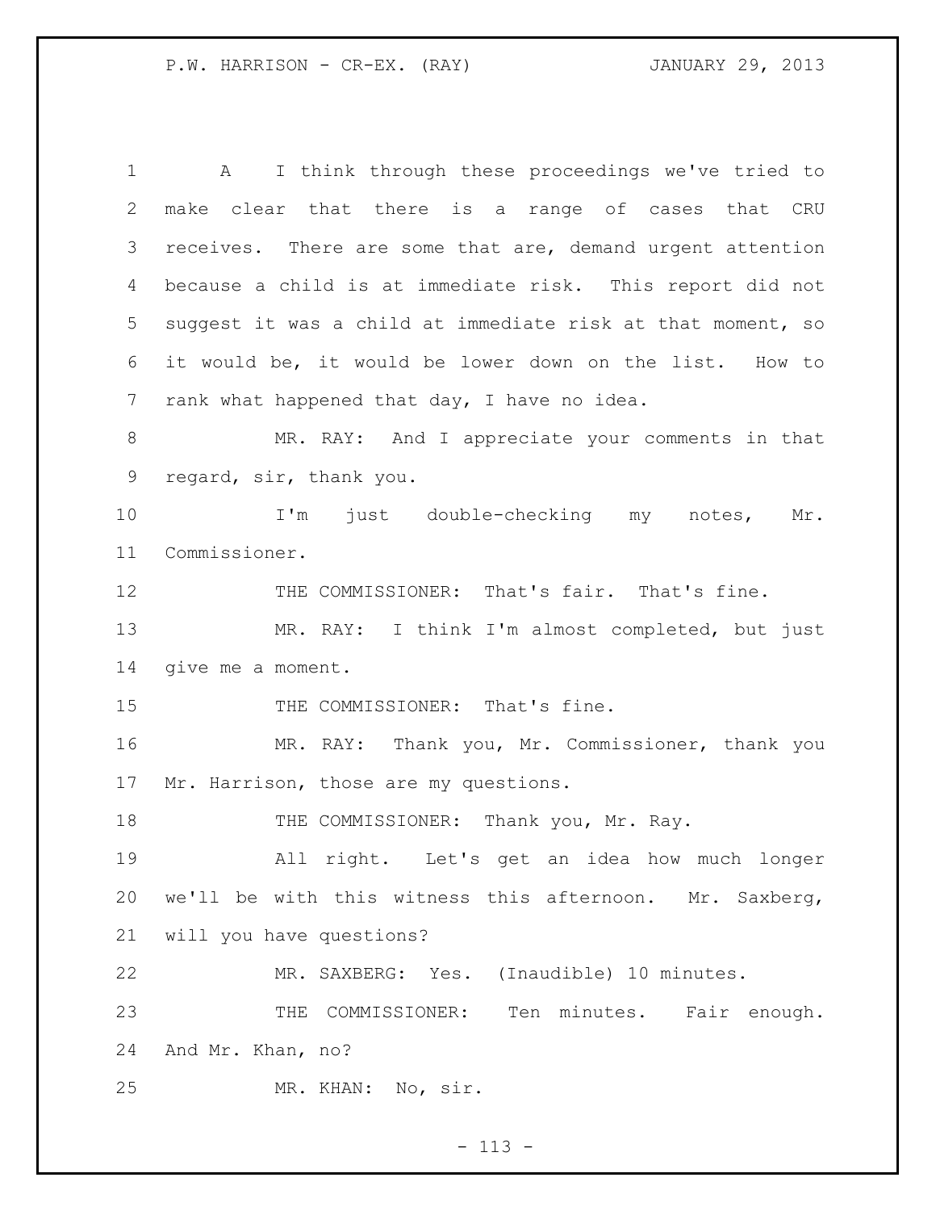A I think through these proceedings we've tried to make clear that there is a range of cases that CRU receives. There are some that are, demand urgent attention because a child is at immediate risk. This report did not suggest it was a child at immediate risk at that moment, so it would be, it would be lower down on the list. How to rank what happened that day, I have no idea.

MR. RAY: And I appreciate your comments in that regard, sir, thank you.

I'm just double-checking my notes, Mr. Commissioner.

THE COMMISSIONER: That's fair. That's fine.

MR. RAY: I think I'm almost completed, but just give me a moment.

THE COMMISSIONER: That's fine.

MR. RAY: Thank you, Mr. Commissioner, thank you Mr. Harrison, those are my questions.

THE COMMISSIONER: Thank you, Mr. Ray.

All right. Let's get an idea how much longer we'll be with this witness this afternoon. Mr. Saxberg, will you have questions?

MR. SAXBERG: Yes. (Inaudible) 10 minutes.

THE COMMISSIONER: Ten minutes. Fair enough. And Mr. Khan, no?

MR. KHAN: No, sir.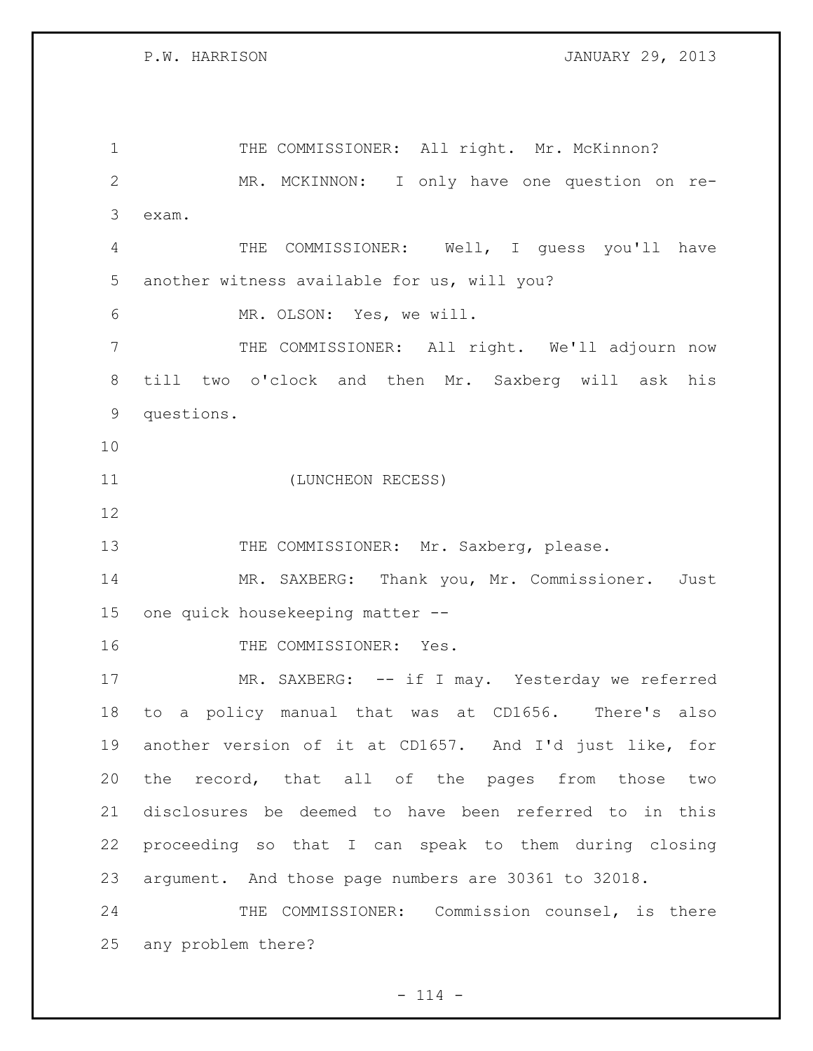THE COMMISSIONER: All right. Mr. McKinnon?

MR. MCKINNON: I only have one question on re-exam.

THE COMMISSIONER: Well, I guess you'll have another witness available for us, will you?

MR. OLSON: Yes, we will.

THE COMMISSIONER: All right. We'll adjourn now till two o'clock and then Mr. Saxberg will ask his questions.

(LUNCHEON RECESS)

THE COMMISSIONER: Mr. Saxberg, please.

MR. SAXBERG: Thank you, Mr. Commissioner. Just one quick housekeeping matter --

THE COMMISSIONER: Yes.

MR. SAXBERG: -- if I may. Yesterday we referred to a policy manual that was at CD1656. There's also another version of it at CD1657. And I'd just like, for the record, that all of the pages from those two disclosures be deemed to have been referred to in this proceeding so that I can speak to them during closing argument. And those page numbers are 30361 to 32018.

THE COMMISSIONER: Commission counsel, is there any problem there?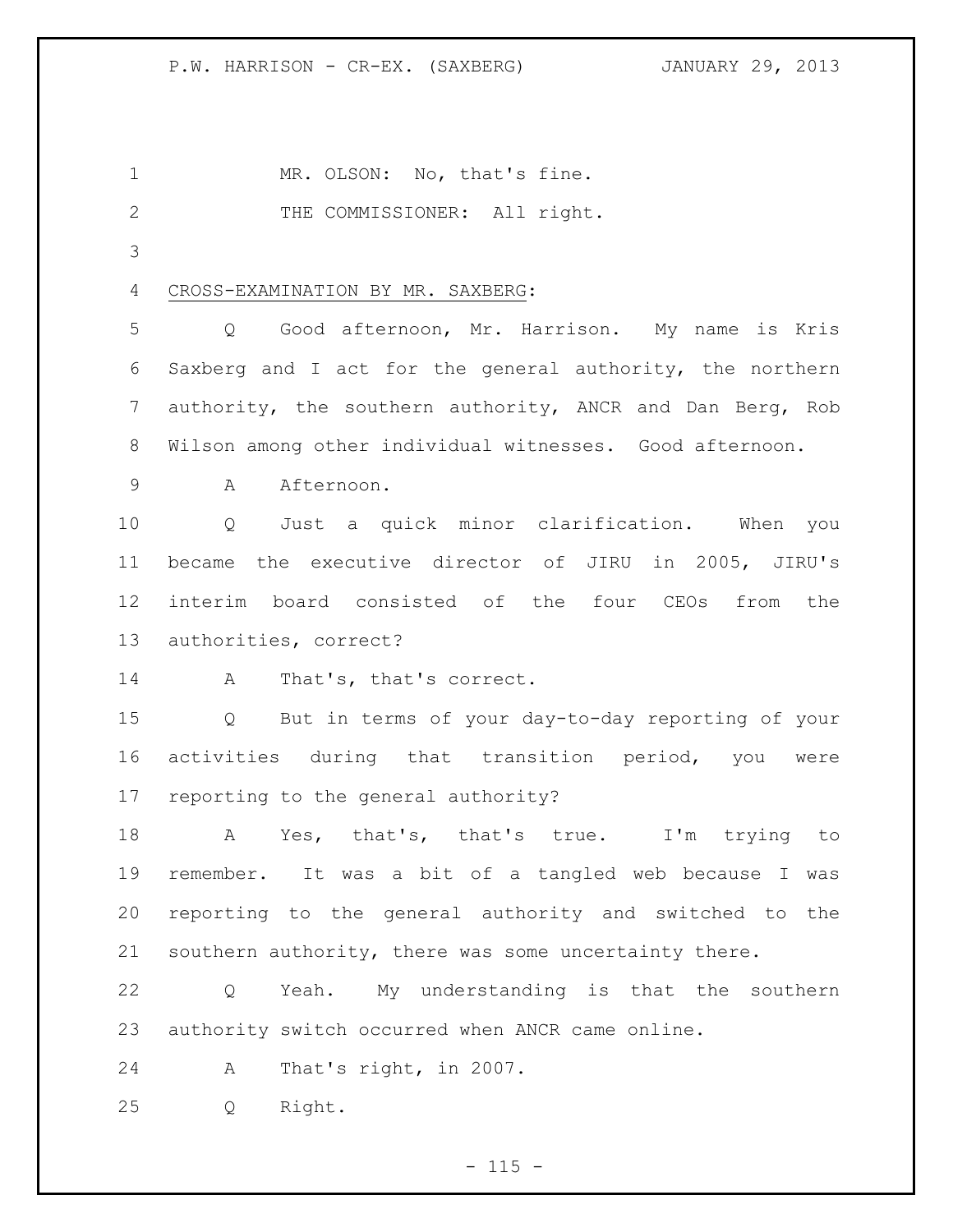MR. OLSON: No, that's fine.

THE COMMISSIONER: All right.

CROSS-EXAMINATION BY MR. SAXBERG:

Q Good afternoon, Mr. Harrison. My name is Kris Saxberg and I act for the general authority, the northern authority, the southern authority, ANCR and Dan Berg, Rob Wilson among other individual witnesses. Good afternoon.

A Afternoon.

Q Just a quick minor clarification. When you became the executive director of JIRU in 2005, JIRU's interim board consisted of the four CEOs from the authorities, correct?

A That's, that's correct.

Q But in terms of your day-to-day reporting of your activities during that transition period, you were reporting to the general authority?

A Yes, that's, that's true. I'm trying to remember. It was a bit of a tangled web because I was reporting to the general authority and switched to the southern authority, there was some uncertainty there.

Q Yeah. My understanding is that the southern authority switch occurred when ANCR came online.

A That's right, in 2007.

Q Right.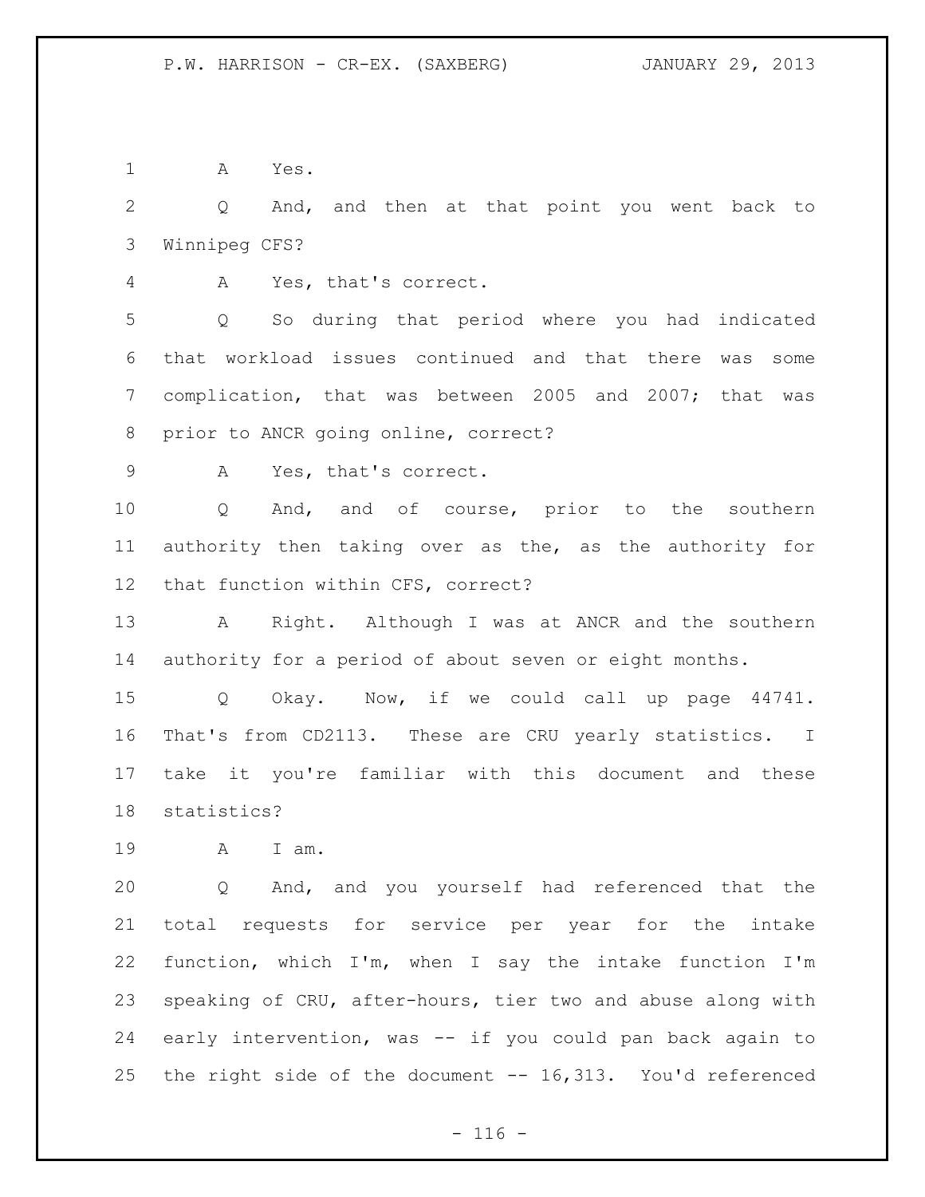A Yes.

Q And, and then at that point you went back to Winnipeg CFS?

A Yes, that's correct.

Q So during that period where you had indicated that workload issues continued and that there was some complication, that was between 2005 and 2007; that was prior to ANCR going online, correct?

A Yes, that's correct.

Q And, and of course, prior to the southern authority then taking over as the, as the authority for that function within CFS, correct?

A Right. Although I was at ANCR and the southern authority for a period of about seven or eight months.

Q Okay. Now, if we could call up page 44741. That's from CD2113. These are CRU yearly statistics. I take it you're familiar with this document and these statistics?

A I am.

Q And, and you yourself had referenced that the total requests for service per year for the intake function, which I'm, when I say the intake function I'm speaking of CRU, after-hours, tier two and abuse along with early intervention, was -- if you could pan back again to the right side of the document -- 16,313. You'd referenced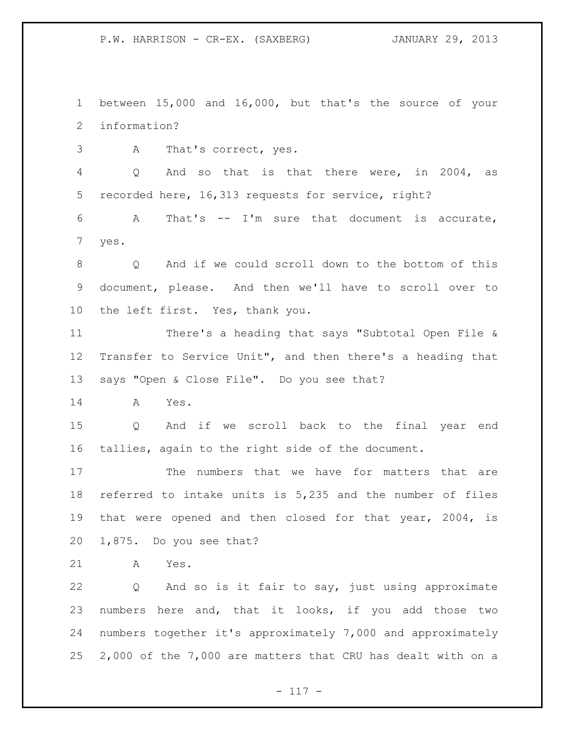between 15,000 and 16,000, but that's the source of your information?

A That's correct, yes.

Q And so that is that there were, in 2004, as recorded here, 16,313 requests for service, right?

A That's -- I'm sure that document is accurate, yes.

Q And if we could scroll down to the bottom of this document, please. And then we'll have to scroll over to the left first. Yes, thank you.

There's a heading that says "Subtotal Open File & Transfer to Service Unit", and then there's a heading that says "Open & Close File". Do you see that?

A Yes.

Q And if we scroll back to the final year end tallies, again to the right side of the document.

The numbers that we have for matters that are referred to intake units is 5,235 and the number of files that were opened and then closed for that year, 2004, is 1,875. Do you see that?

A Yes.

Q And so is it fair to say, just using approximate numbers here and, that it looks, if you add those two numbers together it's approximately 7,000 and approximately 2,000 of the 7,000 are matters that CRU has dealt with on a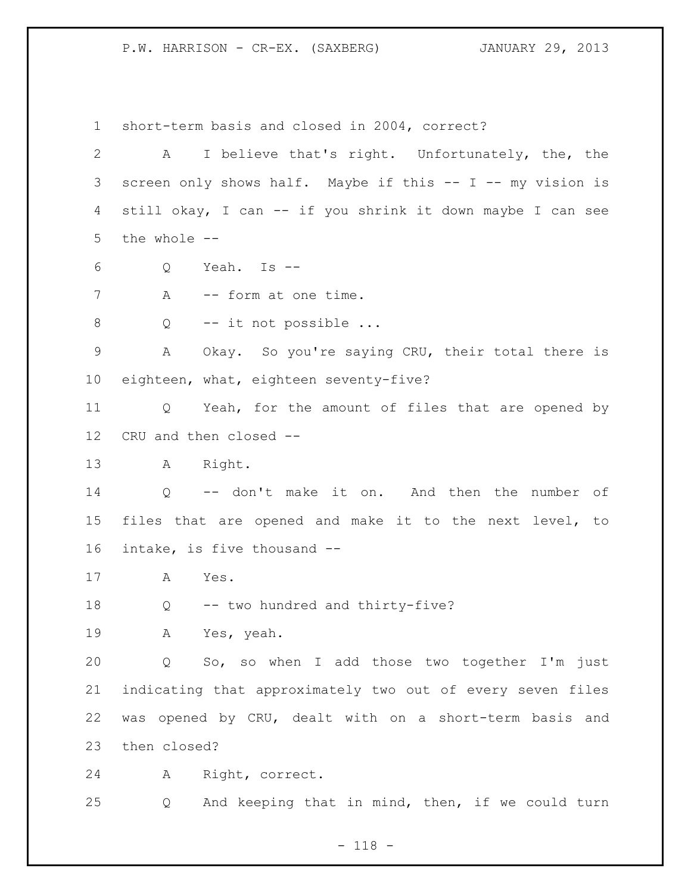short-term basis and closed in 2004, correct?

A I believe that's right. Unfortunately, the, the screen only shows half. Maybe if this -- I -- my vision is still okay, I can -- if you shrink it down maybe I can see the whole --

Q Yeah. Is --

A -- form at one time.

Q -- it not possible ...

A Okay. So you're saying CRU, their total there is eighteen, what, eighteen seventy-five?

Q Yeah, for the amount of files that are opened by CRU and then closed --

A Right.

Q -- don't make it on. And then the number of files that are opened and make it to the next level, to intake, is five thousand --

A Yes.

Q -- two hundred and thirty-five?

A Yes, yeah.

Q So, so when I add those two together I'm just indicating that approximately two out of every seven files was opened by CRU, dealt with on a short-term basis and then closed?

A Right, correct.

Q And keeping that in mind, then, if we could turn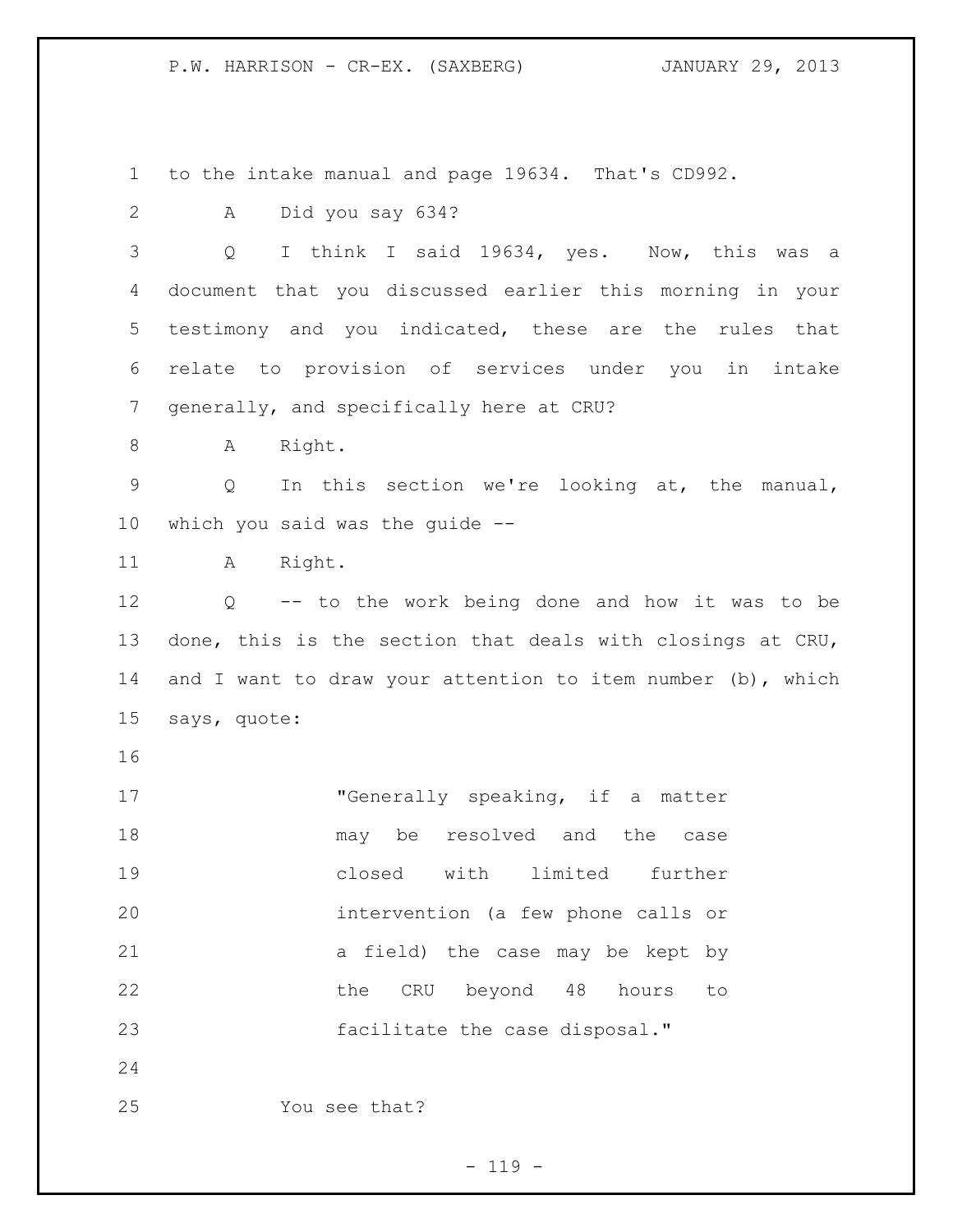to the intake manual and page 19634. That's CD992.

A Did you say 634?

Q I think I said 19634, yes. Now, this was a document that you discussed earlier this morning in your testimony and you indicated, these are the rules that relate to provision of services under you in intake generally, and specifically here at CRU?

A Right.

Q In this section we're looking at, the manual, which you said was the guide --

A Right.

Q -- to the work being done and how it was to be done, this is the section that deals with closings at CRU, and I want to draw your attention to item number (b), which says, quote:

> "Generally speaking, if a matter may be resolved and the case closed with limited further intervention (a few phone calls or a field) the case may be kept by the CRU beyond 48 hours to facilitate the case disposal."

You see that?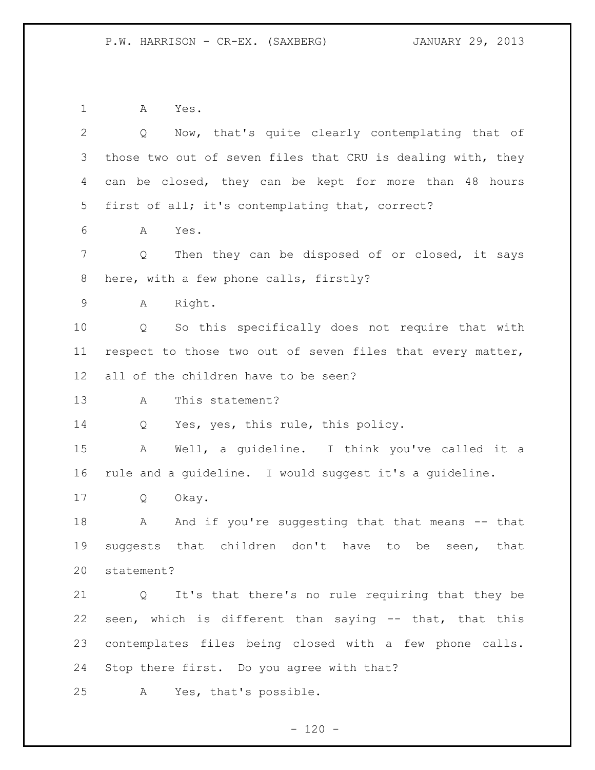A Yes.

Q Now, that's quite clearly contemplating that of those two out of seven files that CRU is dealing with, they can be closed, they can be kept for more than 48 hours first of all; it's contemplating that, correct?

A Yes.

Q Then they can be disposed of or closed, it says here, with a few phone calls, firstly?

A Right.

Q So this specifically does not require that with respect to those two out of seven files that every matter, all of the children have to be seen?

A This statement?

Q Yes, yes, this rule, this policy.

A Well, a guideline. I think you've called it a rule and a guideline. I would suggest it's a guideline.

Q Okay.

A And if you're suggesting that that means -- that suggests that children don't have to be seen, that statement?

Q It's that there's no rule requiring that they be seen, which is different than saying -- that, that this contemplates files being closed with a few phone calls. Stop there first. Do you agree with that?

A Yes, that's possible.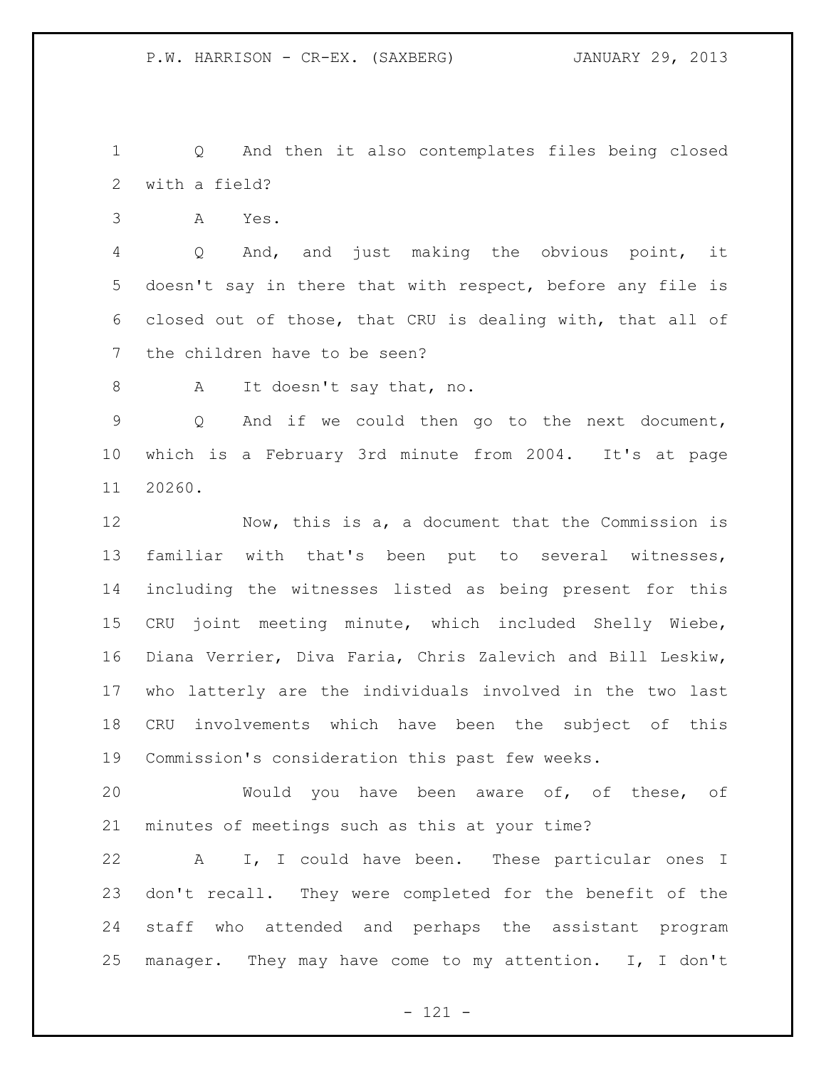Q And then it also contemplates files being closed with a field?

A Yes.

Q And, and just making the obvious point, it doesn't say in there that with respect, before any file is closed out of those, that CRU is dealing with, that all of the children have to be seen?

A It doesn't say that, no.

Q And if we could then go to the next document, which is a February 3rd minute from 2004. It's at page 20260.

Now, this is a, a document that the Commission is familiar with that's been put to several witnesses, including the witnesses listed as being present for this CRU joint meeting minute, which included Shelly Wiebe, Diana Verrier, Diva Faria, Chris Zalevich and Bill Leskiw, who latterly are the individuals involved in the two last CRU involvements which have been the subject of this Commission's consideration this past few weeks.

Would you have been aware of, of these, of minutes of meetings such as this at your time?

A I, I could have been. These particular ones I don't recall. They were completed for the benefit of the staff who attended and perhaps the assistant program manager. They may have come to my attention. I, I don't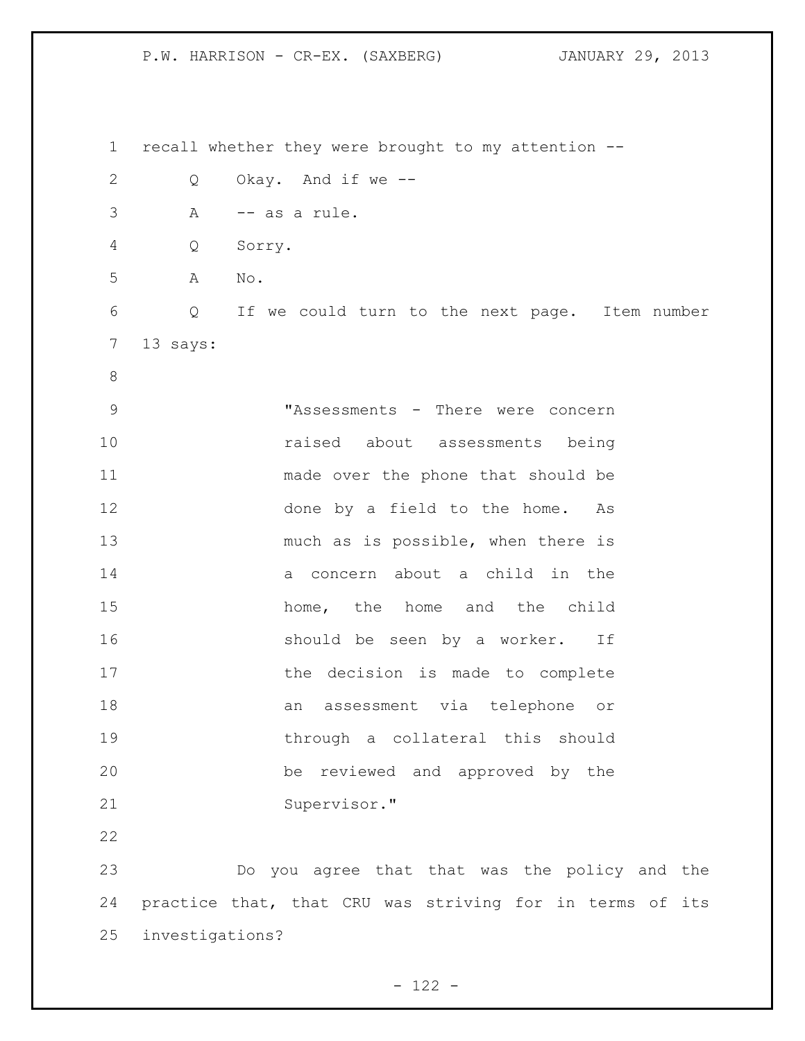recall whether they were brought to my attention --

Q Okay. And if we --

A -- as a rule.

Q Sorry.

A No.

Q If we could turn to the next page. Item number 13 says:

> "Assessments - There were concern raised about assessments being made over the phone that should be done by a field to the home. As much as is possible, when there is a concern about a child in the home, the home and the child should be seen by a worker. If the decision is made to complete an assessment via telephone or through a collateral this should be reviewed and approved by the Supervisor."

Do you agree that that was the policy and the practice that, that CRU was striving for in terms of its investigations?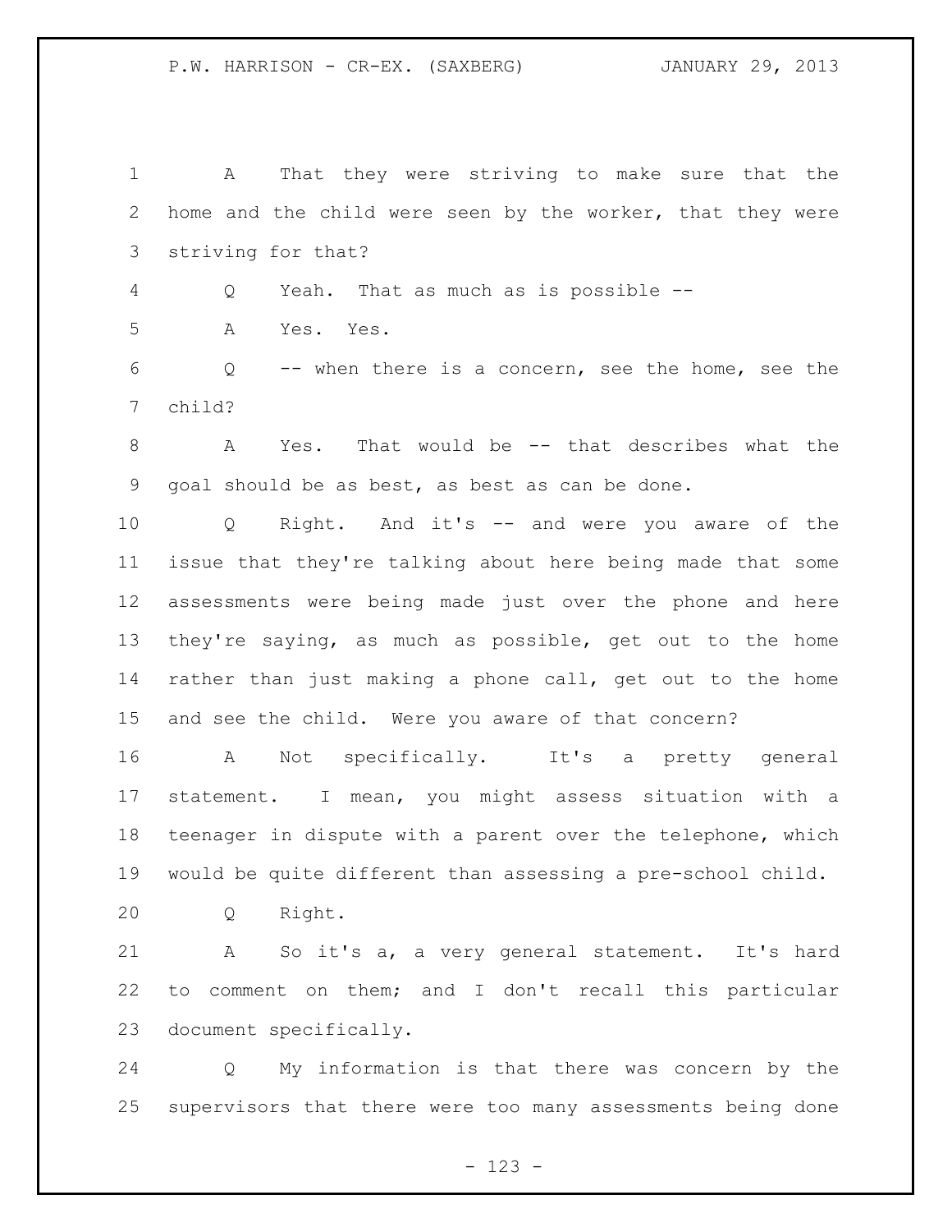A That they were striving to make sure that the home and the child were seen by the worker, that they were striving for that?

Q Yeah. That as much as is possible --

A Yes. Yes.

Q -- when there is a concern, see the home, see the child?

A Yes. That would be -- that describes what the goal should be as best, as best as can be done.

Q Right. And it's -- and were you aware of the issue that they're talking about here being made that some assessments were being made just over the phone and here they're saying, as much as possible, get out to the home rather than just making a phone call, get out to the home and see the child. Were you aware of that concern?

A Not specifically. It's a pretty general statement. I mean, you might assess situation with a teenager in dispute with a parent over the telephone, which would be quite different than assessing a pre-school child.

Q Right.

A So it's a, a very general statement. It's hard to comment on them; and I don't recall this particular document specifically.

Q My information is that there was concern by the supervisors that there were too many assessments being done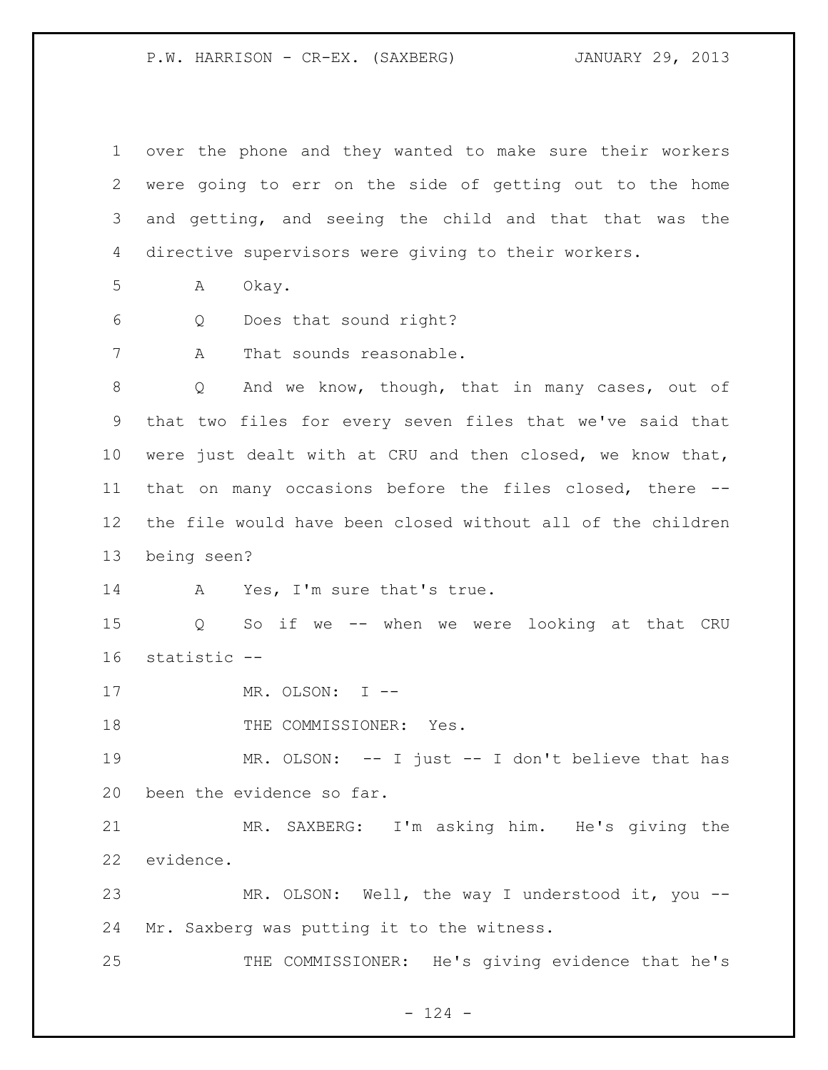over the phone and they wanted to make sure their workers were going to err on the side of getting out to the home and getting, and seeing the child and that that was the directive supervisors were giving to their workers.

A Okay.

Q Does that sound right?

A That sounds reasonable.

Q And we know, though, that in many cases, out of that two files for every seven files that we've said that were just dealt with at CRU and then closed, we know that, that on many occasions before the files closed, there -- the file would have been closed without all of the children being seen?

A Yes, I'm sure that's true.

Q So if we -- when we were looking at that CRU statistic --

MR. OLSON: I --

THE COMMISSIONER: Yes.

MR. OLSON: -- I just -- I don't believe that has been the evidence so far.

MR. SAXBERG: I'm asking him. He's giving the evidence.

MR. OLSON: Well, the way I understood it, you -- Mr. Saxberg was putting it to the witness.

THE COMMISSIONER: He's giving evidence that he's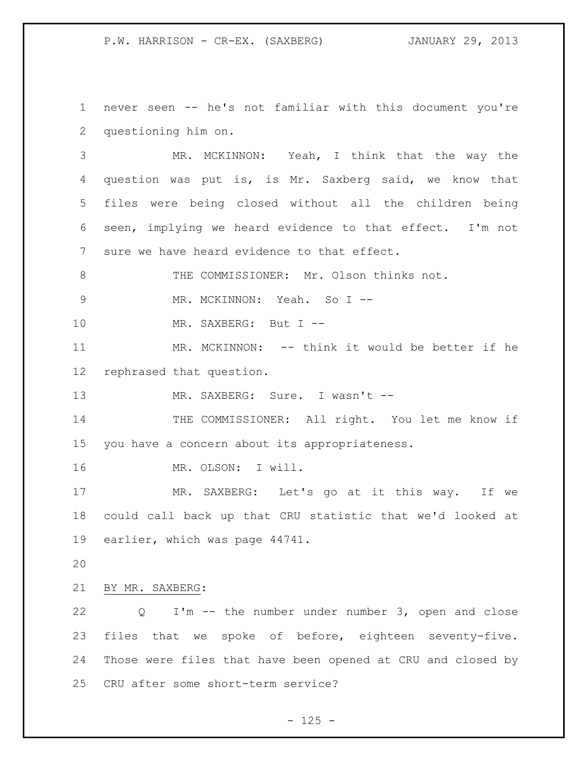never seen -- he's not familiar with this document you're questioning him on.

MR. MCKINNON: Yeah, I think that the way the question was put is, is Mr. Saxberg said, we know that files were being closed without all the children being seen, implying we heard evidence to that effect. I'm not sure we have heard evidence to that effect.

THE COMMISSIONER: Mr. Olson thinks not.

MR. MCKINNON: Yeah. So I --

MR. SAXBERG: But I --

MR. MCKINNON: -- think it would be better if he rephrased that question.

MR. SAXBERG: Sure. I wasn't --

THE COMMISSIONER: All right. You let me know if you have a concern about its appropriateness.

MR. OLSON: I will.

MR. SAXBERG: Let's go at it this way. If we could call back up that CRU statistic that we'd looked at earlier, which was page 44741.

BY MR. SAXBERG:

Q I'm -- the number under number 3, open and close files that we spoke of before, eighteen seventy-five. Those were files that have been opened at CRU and closed by CRU after some short-term service?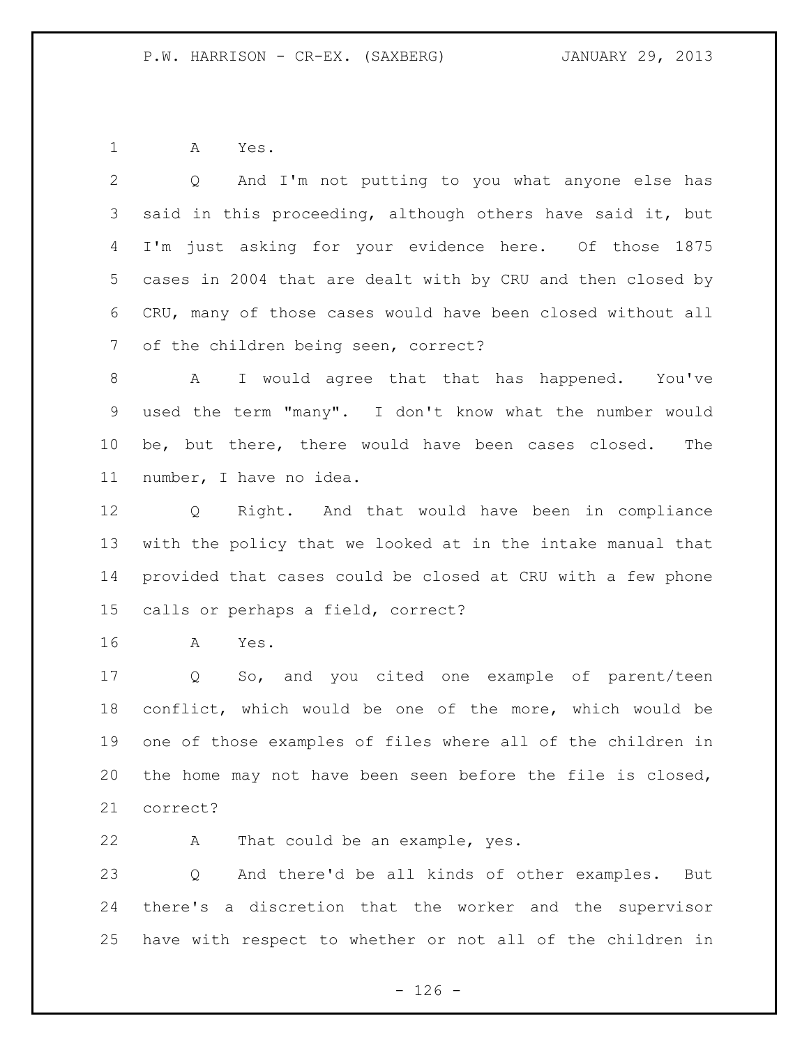A Yes.

Q And I'm not putting to you what anyone else has said in this proceeding, although others have said it, but I'm just asking for your evidence here. Of those 1875 cases in 2004 that are dealt with by CRU and then closed by CRU, many of those cases would have been closed without all of the children being seen, correct?

A I would agree that that has happened. You've used the term "many". I don't know what the number would be, but there, there would have been cases closed. The number, I have no idea.

Q Right. And that would have been in compliance with the policy that we looked at in the intake manual that provided that cases could be closed at CRU with a few phone calls or perhaps a field, correct?

A Yes.

Q So, and you cited one example of parent/teen conflict, which would be one of the more, which would be one of those examples of files where all of the children in the home may not have been seen before the file is closed, correct?

A That could be an example, yes.

Q And there'd be all kinds of other examples. But there's a discretion that the worker and the supervisor have with respect to whether or not all of the children in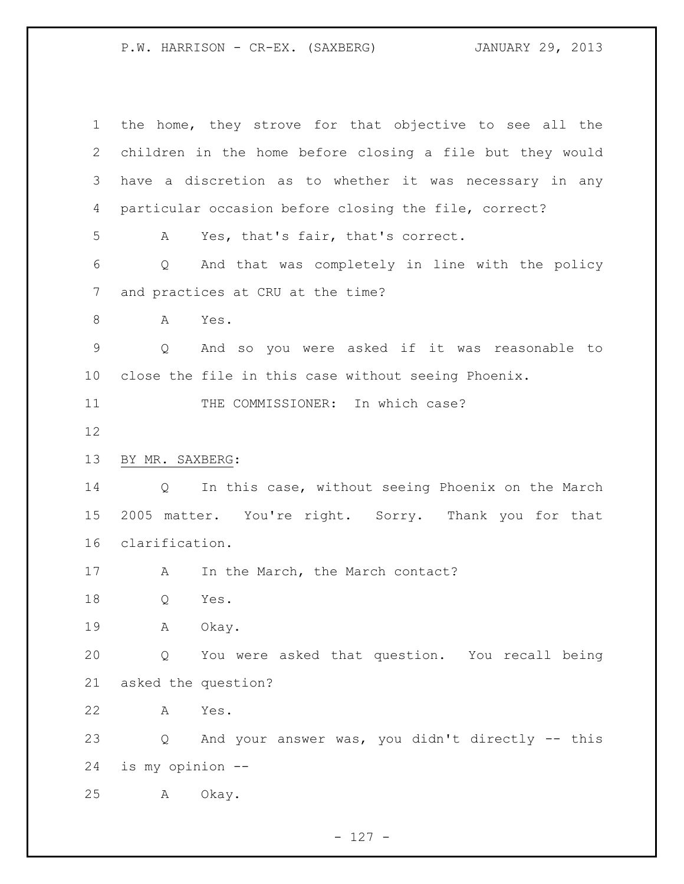the home, they strove for that objective to see all the children in the home before closing a file but they would have a discretion as to whether it was necessary in any particular occasion before closing the file, correct?

A Yes, that's fair, that's correct.

Q And that was completely in line with the policy and practices at CRU at the time?

A Yes.

Q And so you were asked if it was reasonable to close the file in this case without seeing Phoenix.

THE COMMISSIONER: In which case?

BY MR. SAXBERG:

Q In this case, without seeing Phoenix on the March 2005 matter. You're right. Sorry. Thank you for that clarification.

A In the March, the March contact?

Q Yes.

A Okay.

Q You were asked that question. You recall being asked the question?

A Yes.

Q And your answer was, you didn't directly -- this is my opinion --

A Okay.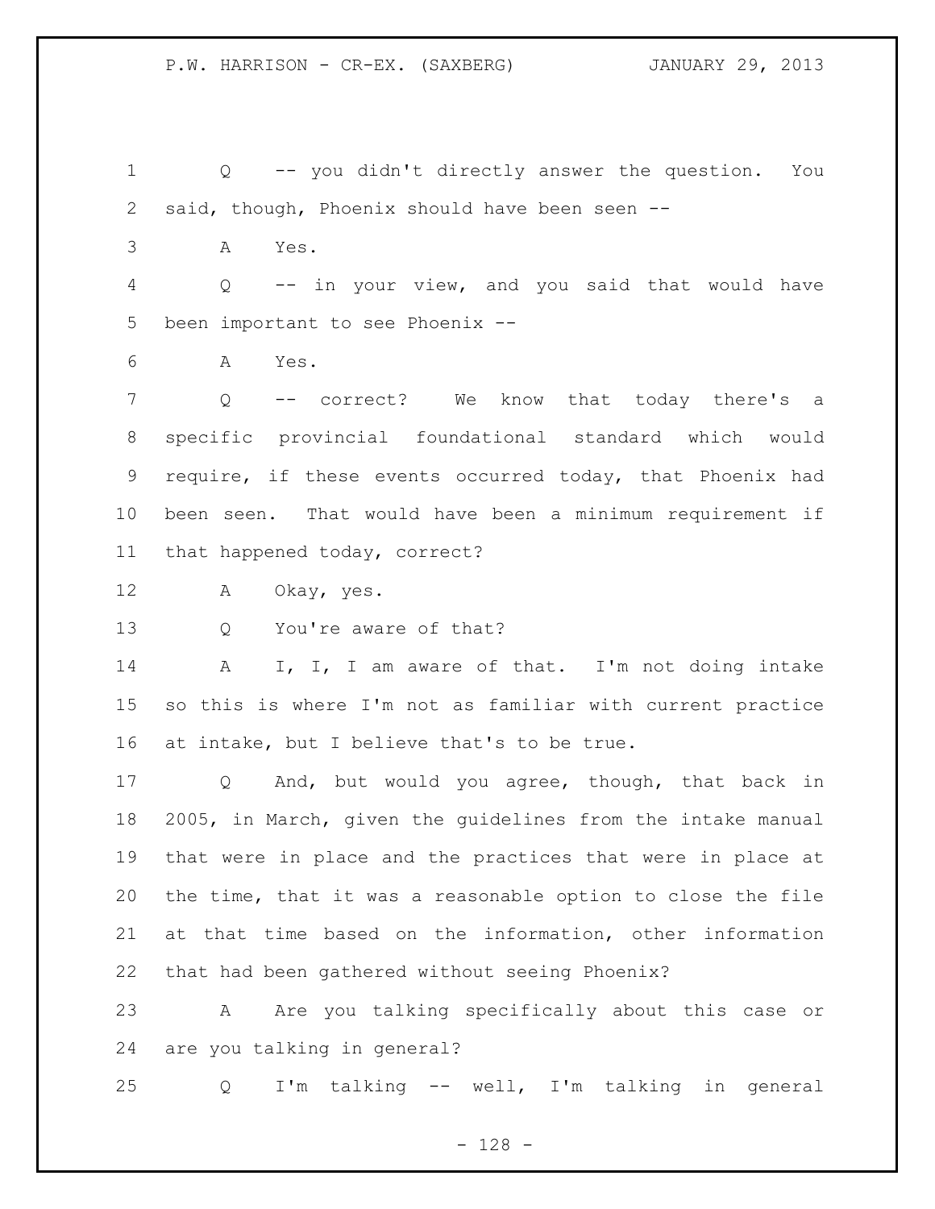Q -- you didn't directly answer the question. You said, though, Phoenix should have been seen --

A Yes.

Q -- in your view, and you said that would have been important to see Phoenix --

A Yes.

Q -- correct? We know that today there's a specific provincial foundational standard which would require, if these events occurred today, that Phoenix had been seen. That would have been a minimum requirement if that happened today, correct?

A Okay, yes.

Q You're aware of that?

A I, I, I am aware of that. I'm not doing intake so this is where I'm not as familiar with current practice at intake, but I believe that's to be true.

Q And, but would you agree, though, that back in 2005, in March, given the guidelines from the intake manual that were in place and the practices that were in place at the time, that it was a reasonable option to close the file at that time based on the information, other information that had been gathered without seeing Phoenix?

A Are you talking specifically about this case or are you talking in general?

Q I'm talking -- well, I'm talking in general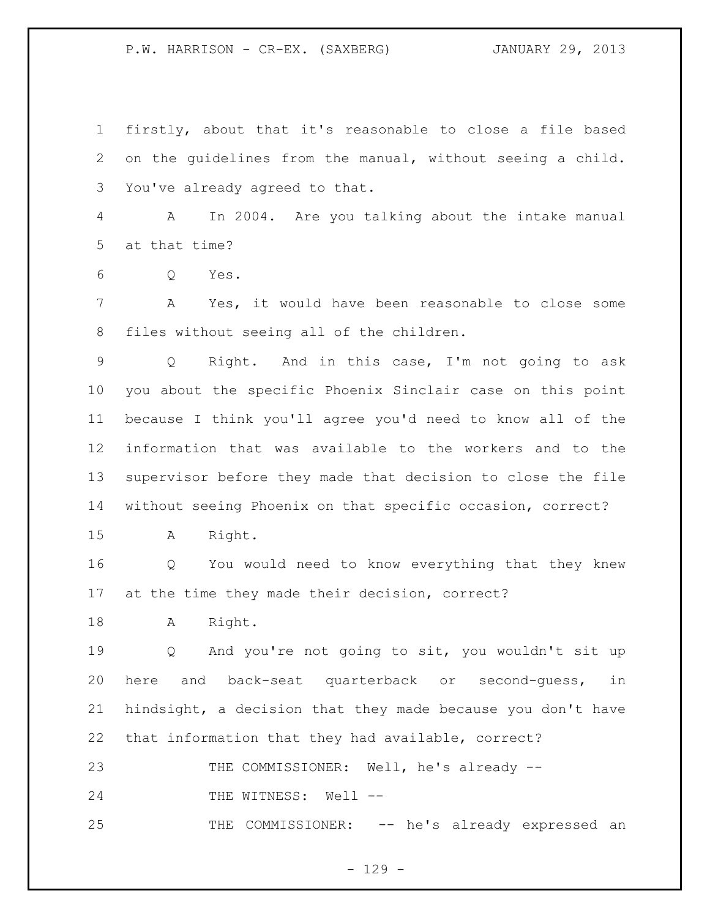firstly, about that it's reasonable to close a file based on the guidelines from the manual, without seeing a child. You've already agreed to that.

A In 2004. Are you talking about the intake manual at that time?

Q Yes.

A Yes, it would have been reasonable to close some files without seeing all of the children.

Q Right. And in this case, I'm not going to ask you about the specific Phoenix Sinclair case on this point because I think you'll agree you'd need to know all of the information that was available to the workers and to the supervisor before they made that decision to close the file without seeing Phoenix on that specific occasion, correct?

A Right.

Q You would need to know everything that they knew at the time they made their decision, correct?

A Right.

Q And you're not going to sit, you wouldn't sit up here and back-seat quarterback or second-guess, in hindsight, a decision that they made because you don't have that information that they had available, correct?

THE COMMISSIONER: Well, he's already --

THE WITNESS: Well --

THE COMMISSIONER: -- he's already expressed an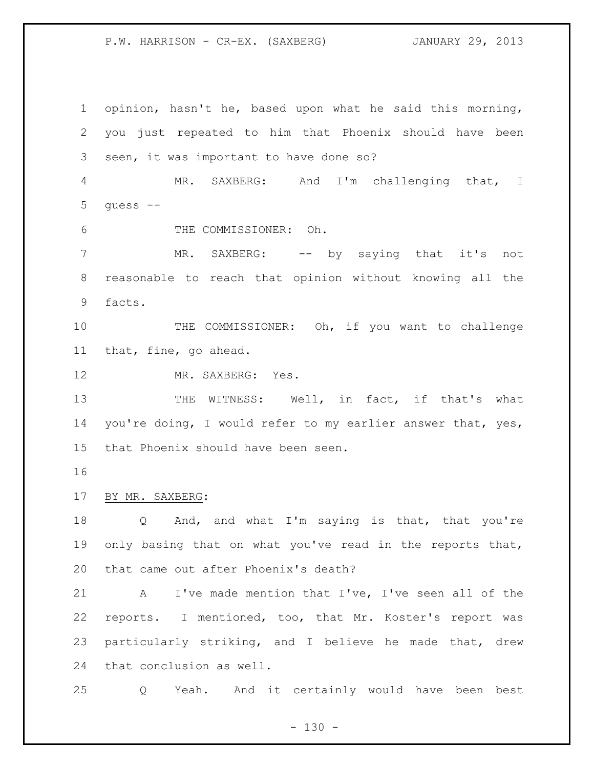opinion, hasn't he, based upon what he said this morning, you just repeated to him that Phoenix should have been seen, it was important to have done so?

MR. SAXBERG: And I'm challenging that, I guess --

THE COMMISSIONER: Oh.

MR. SAXBERG: -- by saying that it's not reasonable to reach that opinion without knowing all the facts.

THE COMMISSIONER: Oh, if you want to challenge that, fine, go ahead.

MR. SAXBERG: Yes.

THE WITNESS: Well, in fact, if that's what you're doing, I would refer to my earlier answer that, yes, that Phoenix should have been seen.

BY MR. SAXBERG:

Q And, and what I'm saying is that, that you're only basing that on what you've read in the reports that, that came out after Phoenix's death?

A I've made mention that I've, I've seen all of the reports. I mentioned, too, that Mr. Koster's report was particularly striking, and I believe he made that, drew that conclusion as well.

Q Yeah. And it certainly would have been best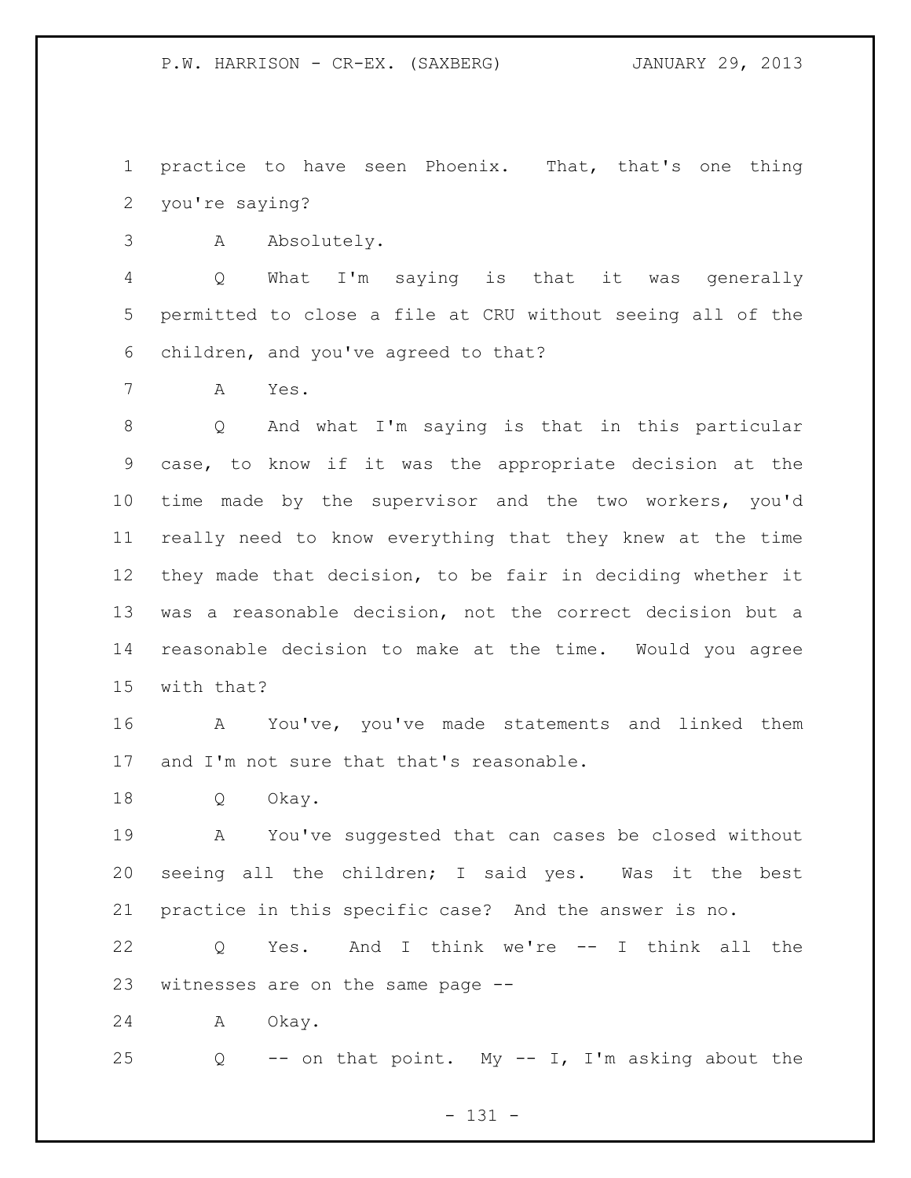practice to have seen Phoenix. That, that's one thing you're saying?

A Absolutely.

Q What I'm saying is that it was generally permitted to close a file at CRU without seeing all of the children, and you've agreed to that?

A Yes.

Q And what I'm saying is that in this particular case, to know if it was the appropriate decision at the time made by the supervisor and the two workers, you'd really need to know everything that they knew at the time they made that decision, to be fair in deciding whether it was a reasonable decision, not the correct decision but a reasonable decision to make at the time. Would you agree with that?

A You've, you've made statements and linked them and I'm not sure that that's reasonable.

Q Okay.

A You've suggested that can cases be closed without seeing all the children; I said yes. Was it the best practice in this specific case? And the answer is no.

Q Yes. And I think we're -- I think all the witnesses are on the same page --

A Okay.

Q -- on that point. My -- I, I'm asking about the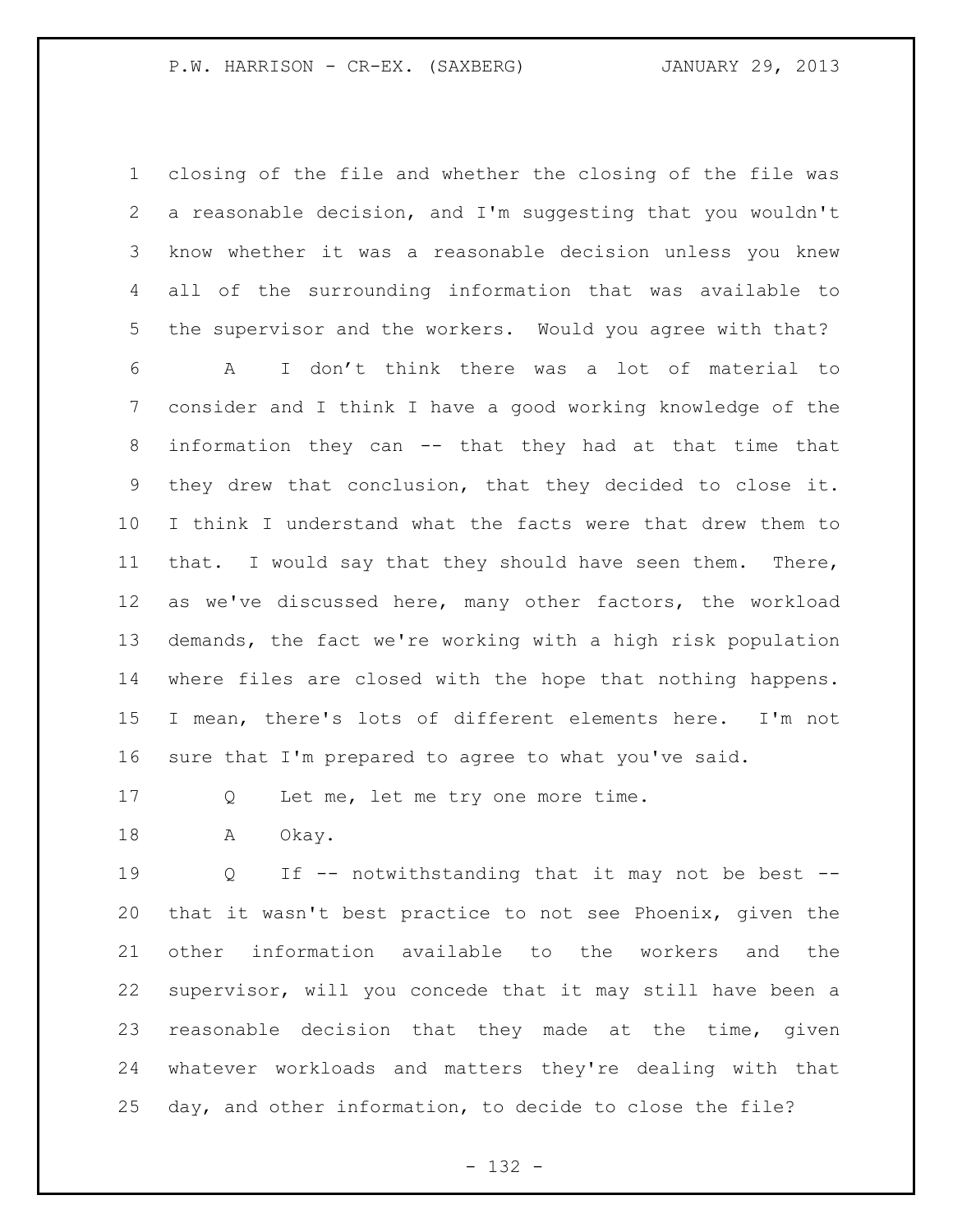closing of the file and whether the closing of the file was a reasonable decision, and I'm suggesting that you wouldn't know whether it was a reasonable decision unless you knew all of the surrounding information that was available to the supervisor and the workers. Would you agree with that?

A I don't think there was a lot of material to consider and I think I have a good working knowledge of the information they can -- that they had at that time that they drew that conclusion, that they decided to close it. I think I understand what the facts were that drew them to that. I would say that they should have seen them. There, as we've discussed here, many other factors, the workload demands, the fact we're working with a high risk population where files are closed with the hope that nothing happens. I mean, there's lots of different elements here. I'm not sure that I'm prepared to agree to what you've said.

Q Let me, let me try one more time.

A Okay.

Q If -- notwithstanding that it may not be best -- that it wasn't best practice to not see Phoenix, given the other information available to the workers and the supervisor, will you concede that it may still have been a reasonable decision that they made at the time, given whatever workloads and matters they're dealing with that day, and other information, to decide to close the file?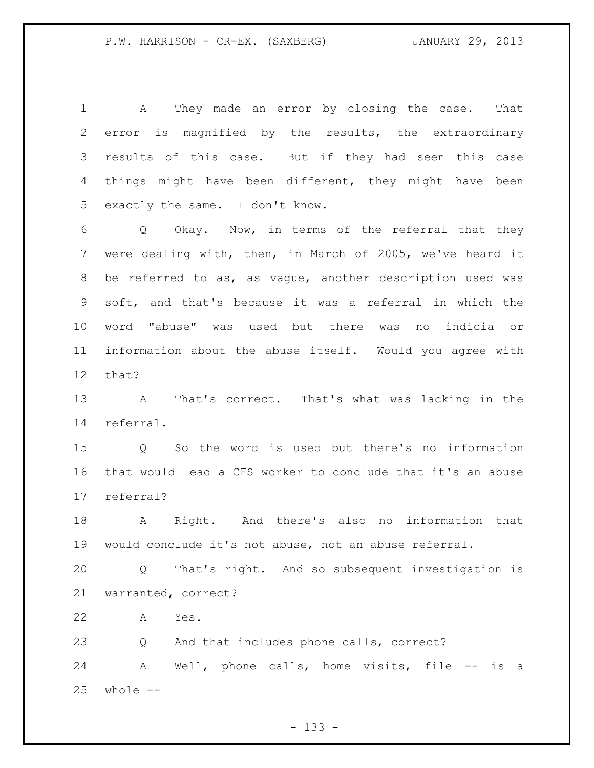A They made an error by closing the case. That error is magnified by the results, the extraordinary results of this case. But if they had seen this case things might have been different, they might have been exactly the same. I don't know.

Q Okay. Now, in terms of the referral that they were dealing with, then, in March of 2005, we've heard it be referred to as, as vague, another description used was soft, and that's because it was a referral in which the word "abuse" was used but there was no indicia or information about the abuse itself. Would you agree with that?

A That's correct. That's what was lacking in the referral.

Q So the word is used but there's no information that would lead a CFS worker to conclude that it's an abuse referral?

A Right. And there's also no information that would conclude it's not abuse, not an abuse referral.

Q That's right. And so subsequent investigation is warranted, correct?

A Yes.

Q And that includes phone calls, correct?

A Well, phone calls, home visits, file -- is a whole --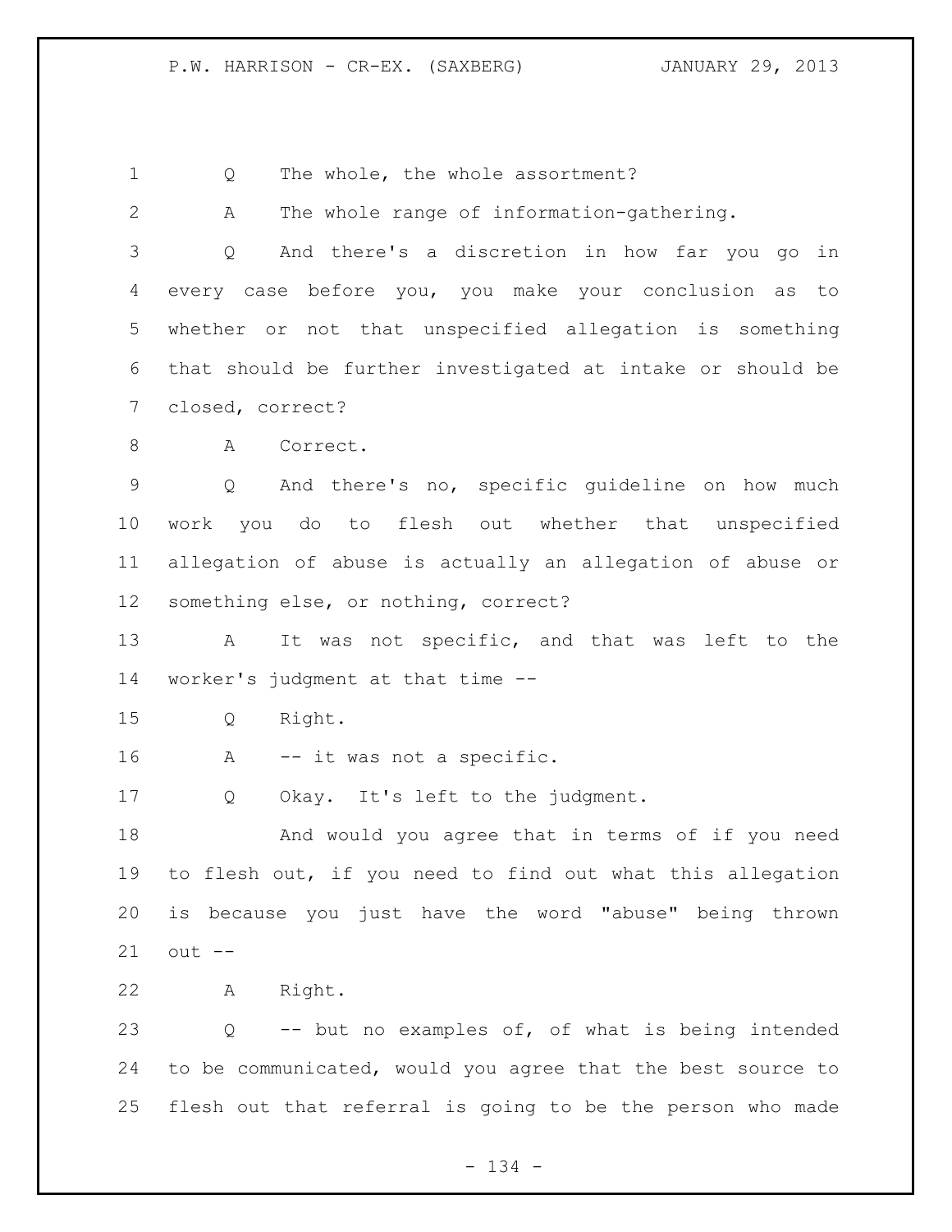Q The whole, the whole assortment?

A The whole range of information-gathering.

Q And there's a discretion in how far you go in every case before you, you make your conclusion as to whether or not that unspecified allegation is something that should be further investigated at intake or should be closed, correct?

A Correct.

Q And there's no, specific guideline on how much work you do to flesh out whether that unspecified allegation of abuse is actually an allegation of abuse or something else, or nothing, correct?

A It was not specific, and that was left to the worker's judgment at that time --

Q Right.

A -- it was not a specific.

Q Okay. It's left to the judgment.

And would you agree that in terms of if you need to flesh out, if you need to find out what this allegation is because you just have the word "abuse" being thrown out --

A Right.

Q -- but no examples of, of what is being intended to be communicated, would you agree that the best source to flesh out that referral is going to be the person who made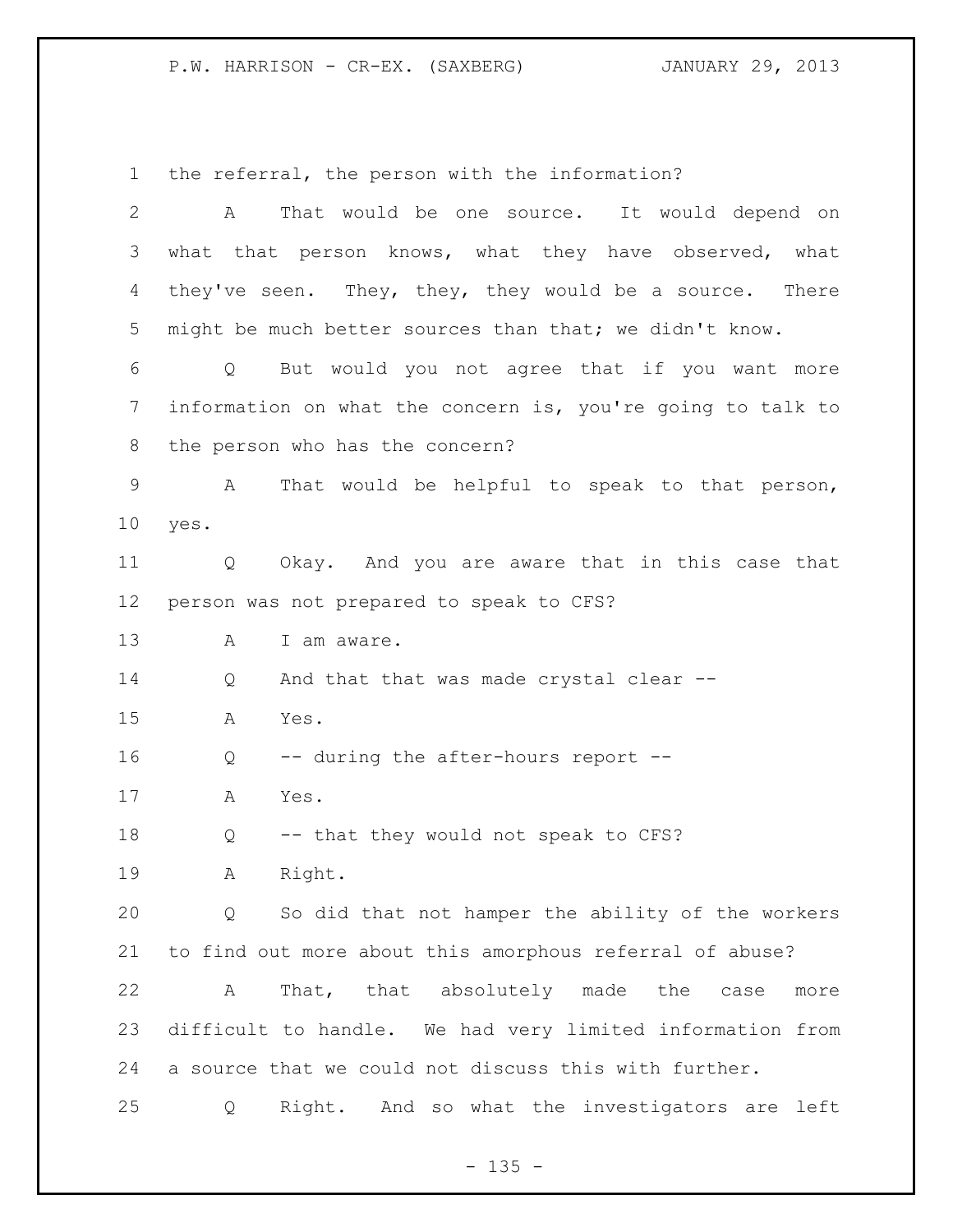the referral, the person with the information?

A That would be one source. It would depend on what that person knows, what they have observed, what they've seen. They, they, they would be a source. There might be much better sources than that; we didn't know.

Q But would you not agree that if you want more information on what the concern is, you're going to talk to the person who has the concern?

A That would be helpful to speak to that person, yes.

Q Okay. And you are aware that in this case that person was not prepared to speak to CFS?

A I am aware.

Q And that that was made crystal clear --

A Yes.

Q -- during the after-hours report --

A Yes.

Q -- that they would not speak to CFS?

A Right.

Q So did that not hamper the ability of the workers to find out more about this amorphous referral of abuse?

A That, that absolutely made the case more difficult to handle. We had very limited information from a source that we could not discuss this with further.

Q Right. And so what the investigators are left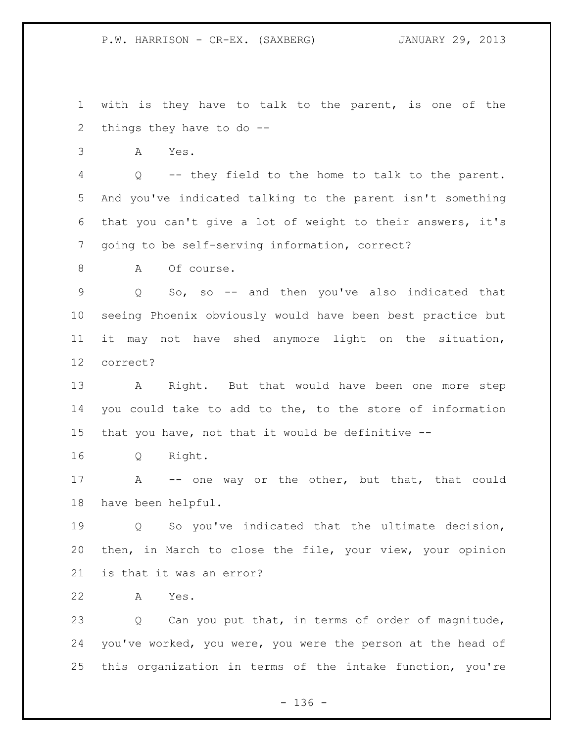with is they have to talk to the parent, is one of the things they have to do --

A Yes.

Q -- they field to the home to talk to the parent. And you've indicated talking to the parent isn't something that you can't give a lot of weight to their answers, it's going to be self-serving information, correct?

A Of course.

Q So, so -- and then you've also indicated that seeing Phoenix obviously would have been best practice but it may not have shed anymore light on the situation, correct?

A Right. But that would have been one more step you could take to add to the, to the store of information that you have, not that it would be definitive --

Q Right.

A -- one way or the other, but that, that could have been helpful.

Q So you've indicated that the ultimate decision, then, in March to close the file, your view, your opinion is that it was an error?

A Yes.

Q Can you put that, in terms of order of magnitude, you've worked, you were, you were the person at the head of this organization in terms of the intake function, you're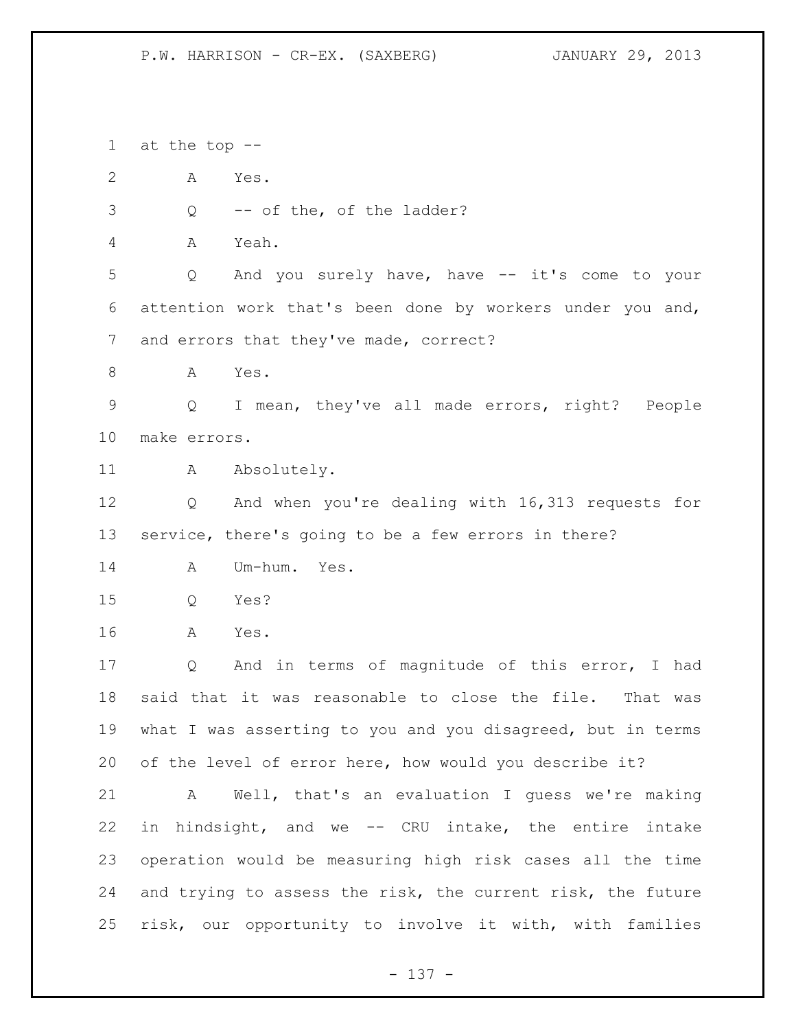at the top --

A Yes.

Q -- of the, of the ladder?

A Yeah.

Q And you surely have, have -- it's come to your attention work that's been done by workers under you and, and errors that they've made, correct?

A Yes.

Q I mean, they've all made errors, right? People make errors.

A Absolutely.

Q And when you're dealing with 16,313 requests for service, there's going to be a few errors in there?

A Um-hum. Yes.

Q Yes?

A Yes.

Q And in terms of magnitude of this error, I had said that it was reasonable to close the file. That was what I was asserting to you and you disagreed, but in terms of the level of error here, how would you describe it?

A Well, that's an evaluation I guess we're making in hindsight, and we -- CRU intake, the entire intake operation would be measuring high risk cases all the time and trying to assess the risk, the current risk, the future risk, our opportunity to involve it with, with families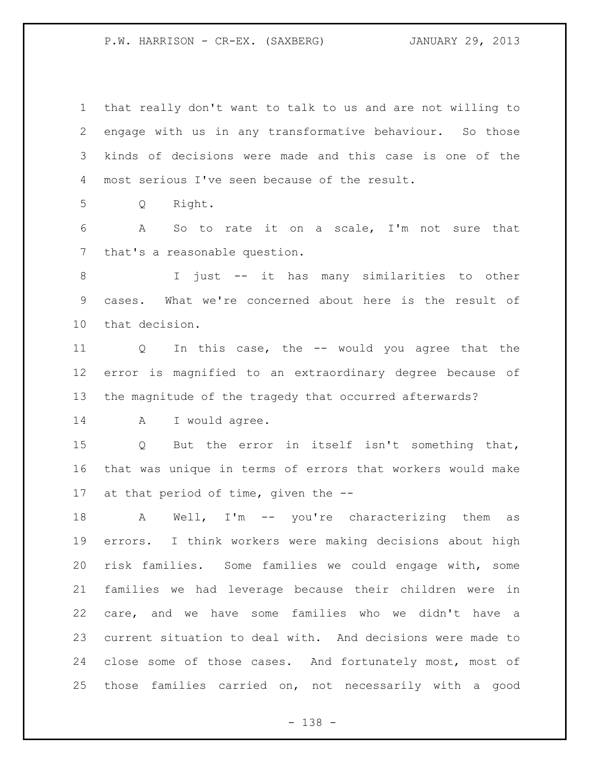that really don't want to talk to us and are not willing to engage with us in any transformative behaviour. So those kinds of decisions were made and this case is one of the most serious I've seen because of the result.

Q Right.

A So to rate it on a scale, I'm not sure that that's a reasonable question.

I just -- it has many similarities to other cases. What we're concerned about here is the result of that decision.

Q In this case, the -- would you agree that the error is magnified to an extraordinary degree because of the magnitude of the tragedy that occurred afterwards?

A I would agree.

Q But the error in itself isn't something that, that was unique in terms of errors that workers would make at that period of time, given the --

A Well, I'm -- you're characterizing them as errors. I think workers were making decisions about high risk families. Some families we could engage with, some families we had leverage because their children were in care, and we have some families who we didn't have a current situation to deal with. And decisions were made to close some of those cases. And fortunately most, most of those families carried on, not necessarily with a good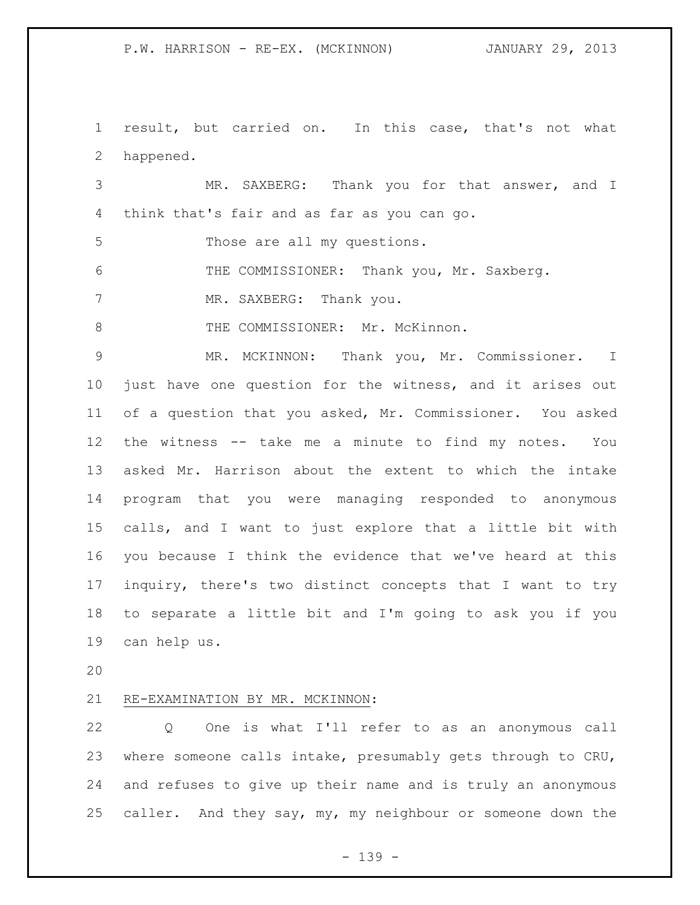result, but carried on. In this case, that's not what happened.

MR. SAXBERG: Thank you for that answer, and I think that's fair and as far as you can go.

Those are all my questions.

THE COMMISSIONER: Thank you, Mr. Saxberg.

MR. SAXBERG: Thank you.

THE COMMISSIONER: Mr. McKinnon.

MR. MCKINNON: Thank you, Mr. Commissioner. I just have one question for the witness, and it arises out of a question that you asked, Mr. Commissioner. You asked the witness -- take me a minute to find my notes. You asked Mr. Harrison about the extent to which the intake program that you were managing responded to anonymous calls, and I want to just explore that a little bit with you because I think the evidence that we've heard at this inquiry, there's two distinct concepts that I want to try to separate a little bit and I'm going to ask you if you can help us.

RE-EXAMINATION BY MR. MCKINNON:

Q One is what I'll refer to as an anonymous call where someone calls intake, presumably gets through to CRU, and refuses to give up their name and is truly an anonymous caller. And they say, my, my neighbour or someone down the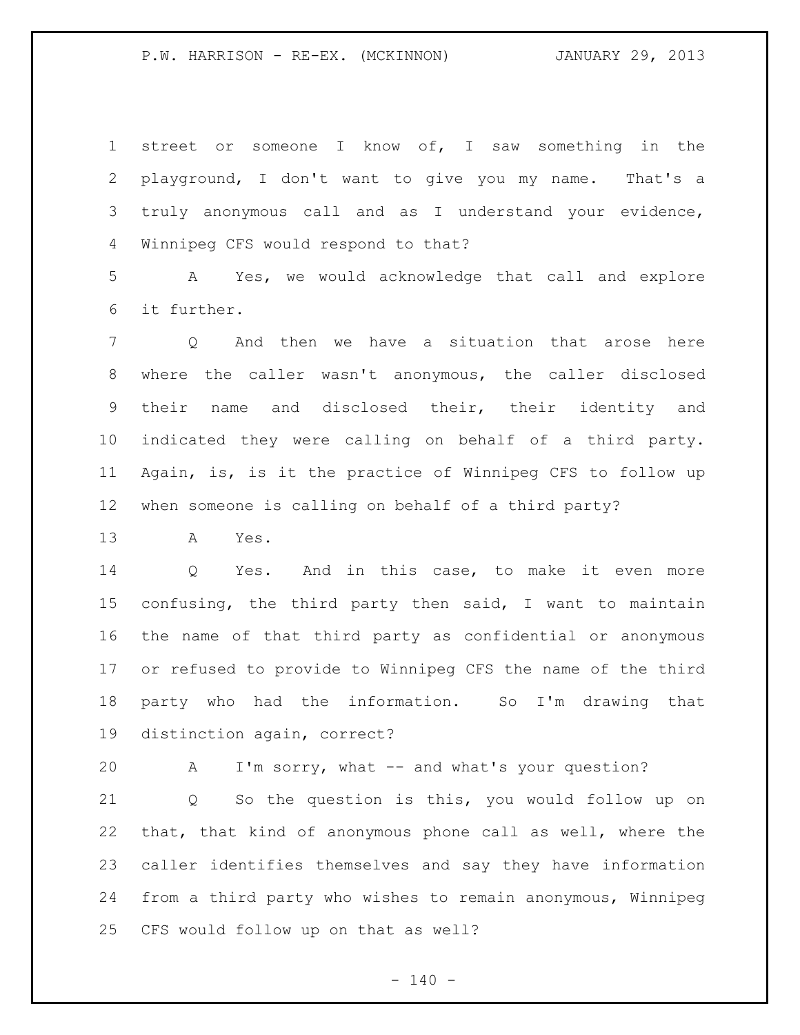street or someone I know of, I saw something in the playground, I don't want to give you my name. That's a truly anonymous call and as I understand your evidence, Winnipeg CFS would respond to that?

A Yes, we would acknowledge that call and explore it further.

Q And then we have a situation that arose here where the caller wasn't anonymous, the caller disclosed their name and disclosed their, their identity and indicated they were calling on behalf of a third party. Again, is, is it the practice of Winnipeg CFS to follow up when someone is calling on behalf of a third party?

A Yes.

Q Yes. And in this case, to make it even more confusing, the third party then said, I want to maintain the name of that third party as confidential or anonymous or refused to provide to Winnipeg CFS the name of the third party who had the information. So I'm drawing that distinction again, correct?

A I'm sorry, what -- and what's your question?

Q So the question is this, you would follow up on that, that kind of anonymous phone call as well, where the caller identifies themselves and say they have information from a third party who wishes to remain anonymous, Winnipeg CFS would follow up on that as well?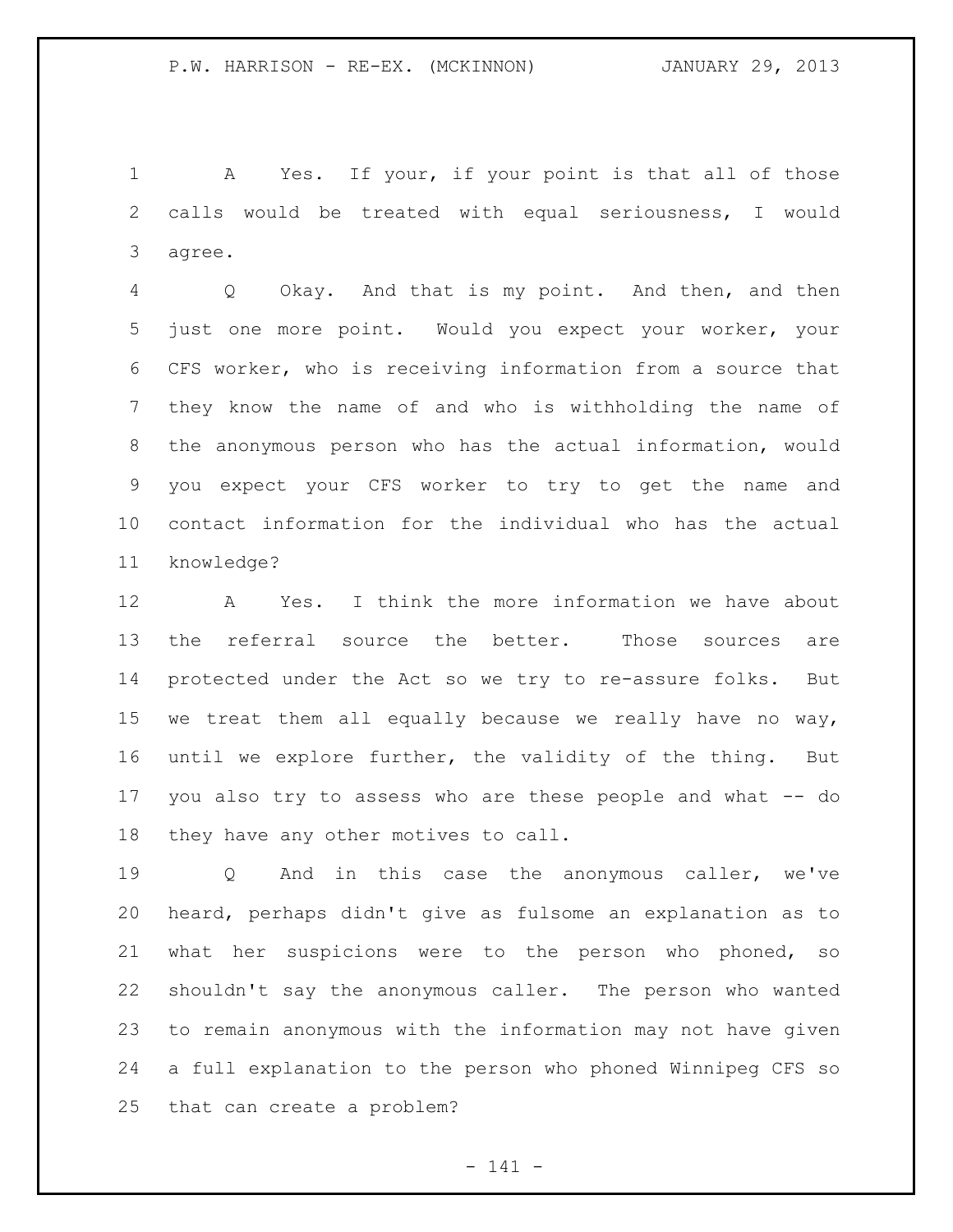A Yes. If your, if your point is that all of those calls would be treated with equal seriousness, I would agree.

Q Okay. And that is my point. And then, and then just one more point. Would you expect your worker, your CFS worker, who is receiving information from a source that they know the name of and who is withholding the name of the anonymous person who has the actual information, would you expect your CFS worker to try to get the name and contact information for the individual who has the actual knowledge?

A Yes. I think the more information we have about the referral source the better. Those sources are protected under the Act so we try to re-assure folks. But we treat them all equally because we really have no way, until we explore further, the validity of the thing. But you also try to assess who are these people and what -- do they have any other motives to call.

Q And in this case the anonymous caller, we've heard, perhaps didn't give as fulsome an explanation as to what her suspicions were to the person who phoned, so shouldn't say the anonymous caller. The person who wanted to remain anonymous with the information may not have given a full explanation to the person who phoned Winnipeg CFS so that can create a problem?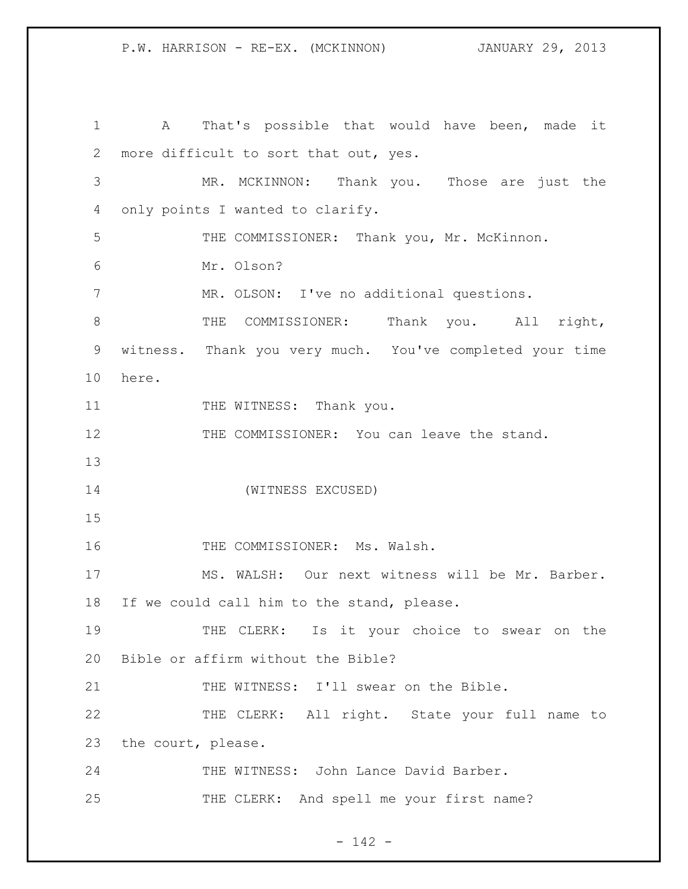A That's possible that would have been, made it more difficult to sort that out, yes.

MR. MCKINNON: Thank you. Those are just the only points I wanted to clarify.

THE COMMISSIONER: Thank you, Mr. McKinnon.

Mr. Olson?

MR. OLSON: I've no additional questions.

THE COMMISSIONER: Thank you. All right, witness. Thank you very much. You've completed your time here.

THE WITNESS: Thank you.

THE COMMISSIONER: You can leave the stand.

(WITNESS EXCUSED)

THE COMMISSIONER: Ms. Walsh.

MS. WALSH: Our next witness will be Mr. Barber. If we could call him to the stand, please.

THE CLERK: Is it your choice to swear on the Bible or affirm without the Bible?

THE WITNESS: I'll swear on the Bible.

THE CLERK: All right. State your full name to the court, please.

THE WITNESS: John Lance David Barber.

THE CLERK: And spell me your first name?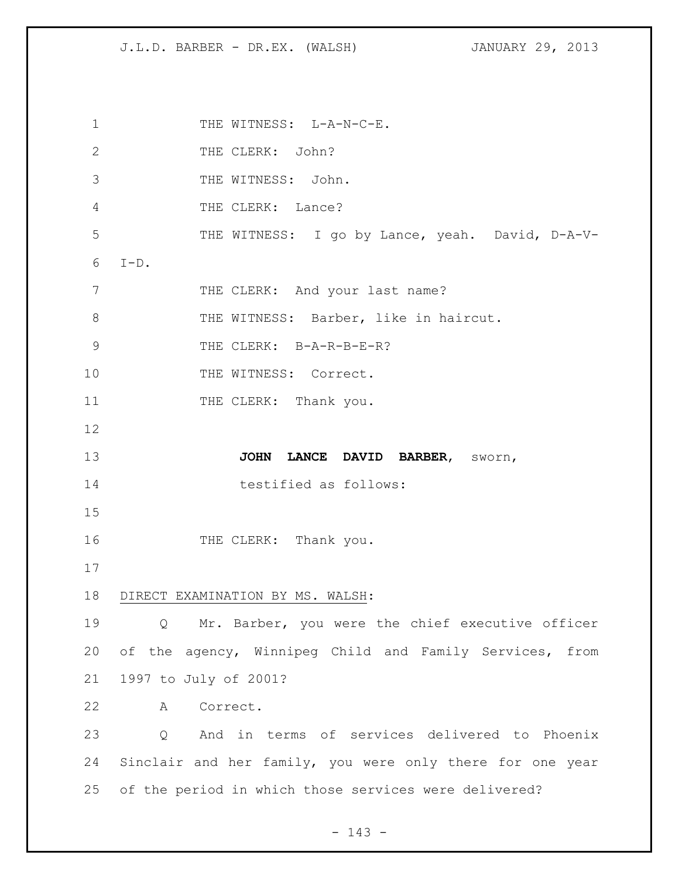THE WITNESS: L-A-N-C-E.

THE CLERK: John?

THE WITNESS: John.

THE CLERK: Lance?

THE WITNESS: I go by Lance, yeah. David, D-A-V-I-D.

THE CLERK: And your last name?

THE WITNESS: Barber, like in haircut.

THE CLERK: B-A-R-B-E-R?

THE WITNESS: Correct.

THE CLERK: Thank you.

**JOHN LANCE DAVID BARBER**, sworn,
testified as follows:

THE CLERK: Thank you.

DIRECT EXAMINATION BY MS. WALSH:

Q Mr. Barber, you were the chief executive officer of the agency, Winnipeg Child and Family Services, from 1997 to July of 2001?

A Correct.

Q And in terms of services delivered to Phoenix Sinclair and her family, you were only there for one year of the period in which those services were delivered?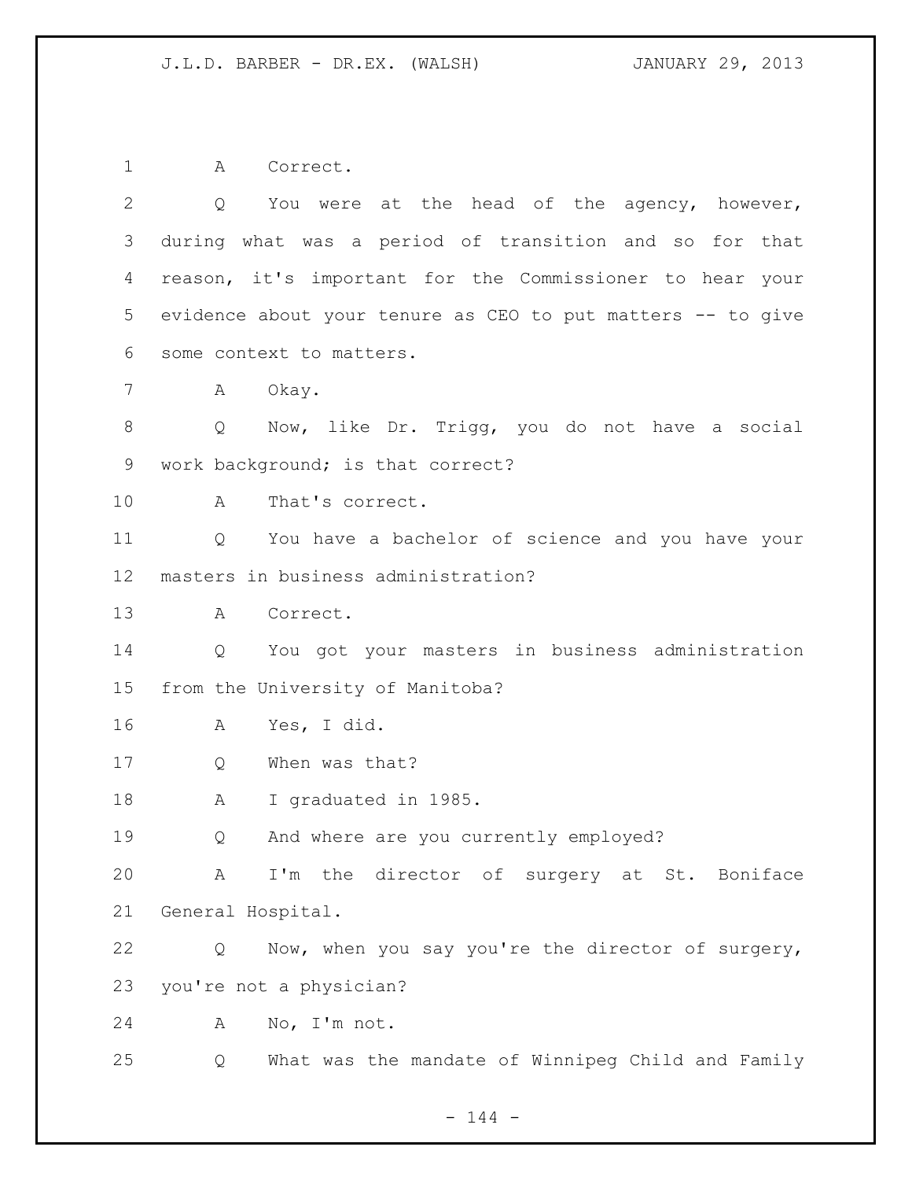A Correct.

Q You were at the head of the agency, however, during what was a period of transition and so for that reason, it's important for the Commissioner to hear your evidence about your tenure as CEO to put matters -- to give some context to matters.

A Okay.

Q Now, like Dr. Trigg, you do not have a social work background; is that correct?

A That's correct.

Q You have a bachelor of science and you have your masters in business administration?

A Correct.

Q You got your masters in business administration from the University of Manitoba?

A Yes, I did.

Q When was that?

A I graduated in 1985.

Q And where are you currently employed?

A I'm the director of surgery at St. Boniface General Hospital.

Q Now, when you say you're the director of surgery, you're not a physician?

A No, I'm not.

Q What was the mandate of Winnipeg Child and Family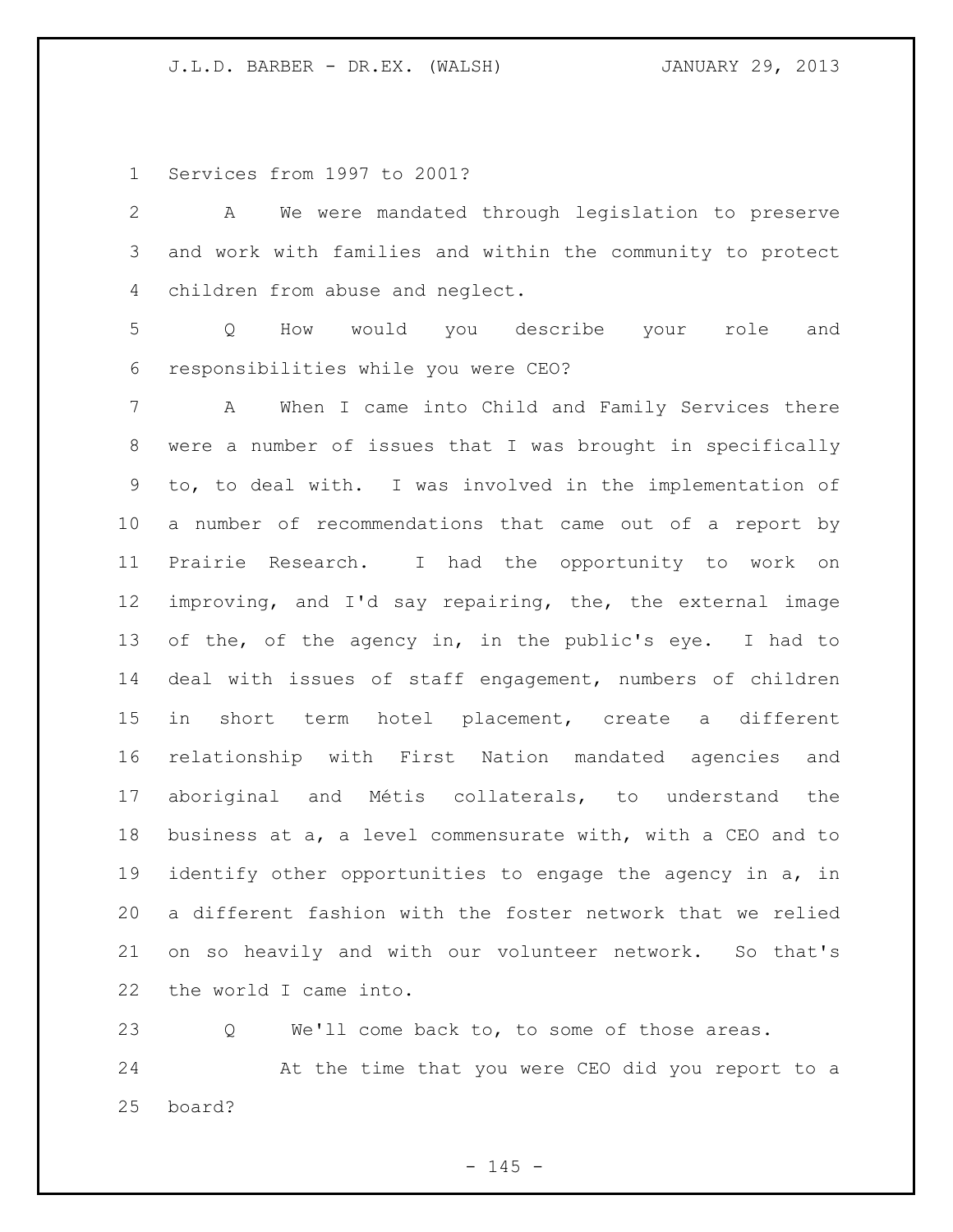Services from 1997 to 2001?

A We were mandated through legislation to preserve and work with families and within the community to protect children from abuse and neglect.

Q How would you describe your role and responsibilities while you were CEO?

A When I came into Child and Family Services there were a number of issues that I was brought in specifically to, to deal with. I was involved in the implementation of a number of recommendations that came out of a report by Prairie Research. I had the opportunity to work on improving, and I'd say repairing, the, the external image of the, of the agency in, in the public's eye. I had to deal with issues of staff engagement, numbers of children in short term hotel placement, create a different relationship with First Nation mandated agencies and aboriginal and Métis collaterals, to understand the business at a, a level commensurate with, with a CEO and to identify other opportunities to engage the agency in a, in a different fashion with the foster network that we relied on so heavily and with our volunteer network. So that's the world I came into.

Q We'll come back to, to some of those areas.

At the time that you were CEO did you report to a board?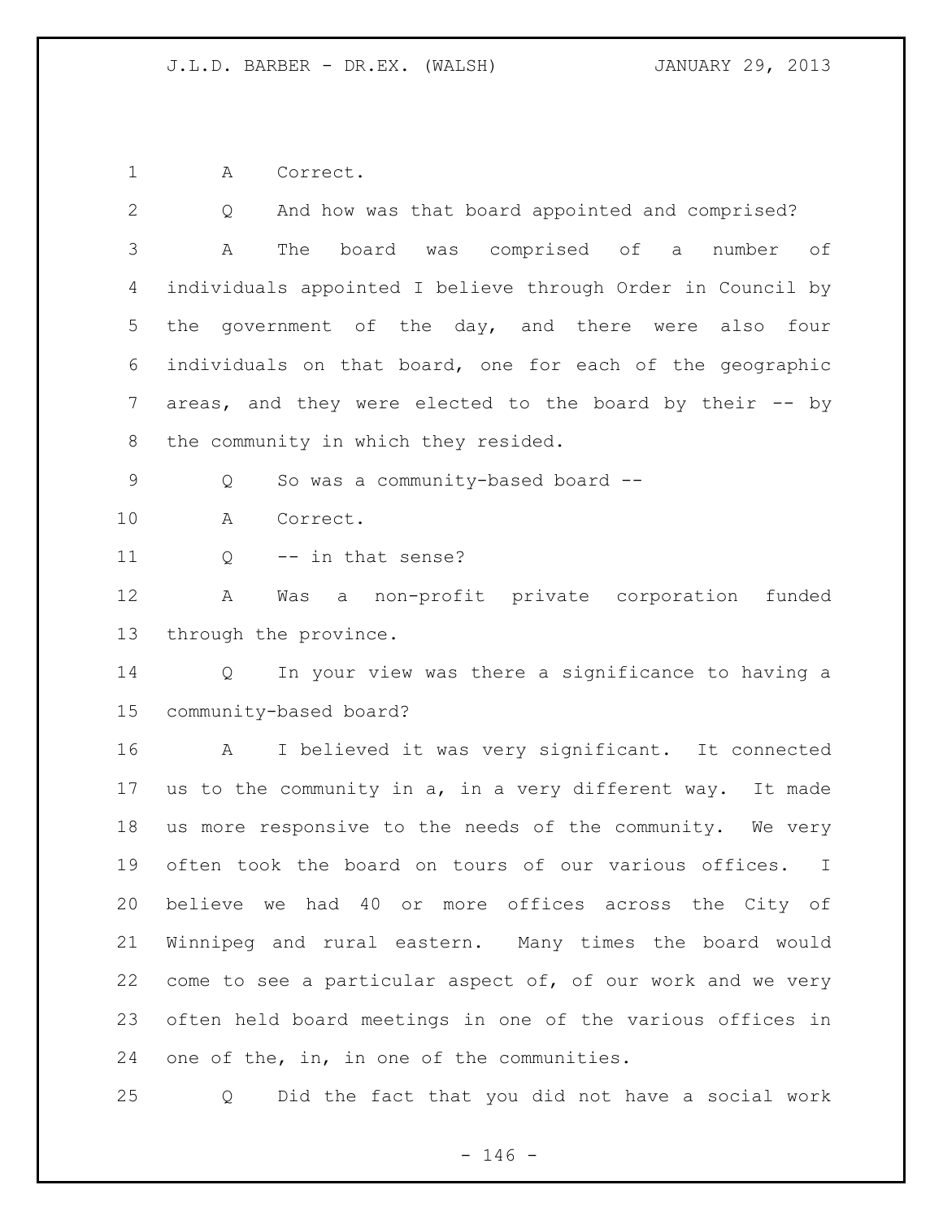A Correct.

Q And how was that board appointed and comprised?

A The board was comprised of a number of individuals appointed I believe through Order in Council by the government of the day, and there were also four individuals on that board, one for each of the geographic areas, and they were elected to the board by their -- by the community in which they resided.

Q So was a community-based board --

A Correct.

Q -- in that sense?

A Was a non-profit private corporation funded through the province.

Q In your view was there a significance to having a community-based board?

A I believed it was very significant. It connected us to the community in a, in a very different way. It made us more responsive to the needs of the community. We very often took the board on tours of our various offices. I believe we had 40 or more offices across the City of Winnipeg and rural eastern. Many times the board would come to see a particular aspect of, of our work and we very often held board meetings in one of the various offices in one of the, in, in one of the communities.

Q Did the fact that you did not have a social work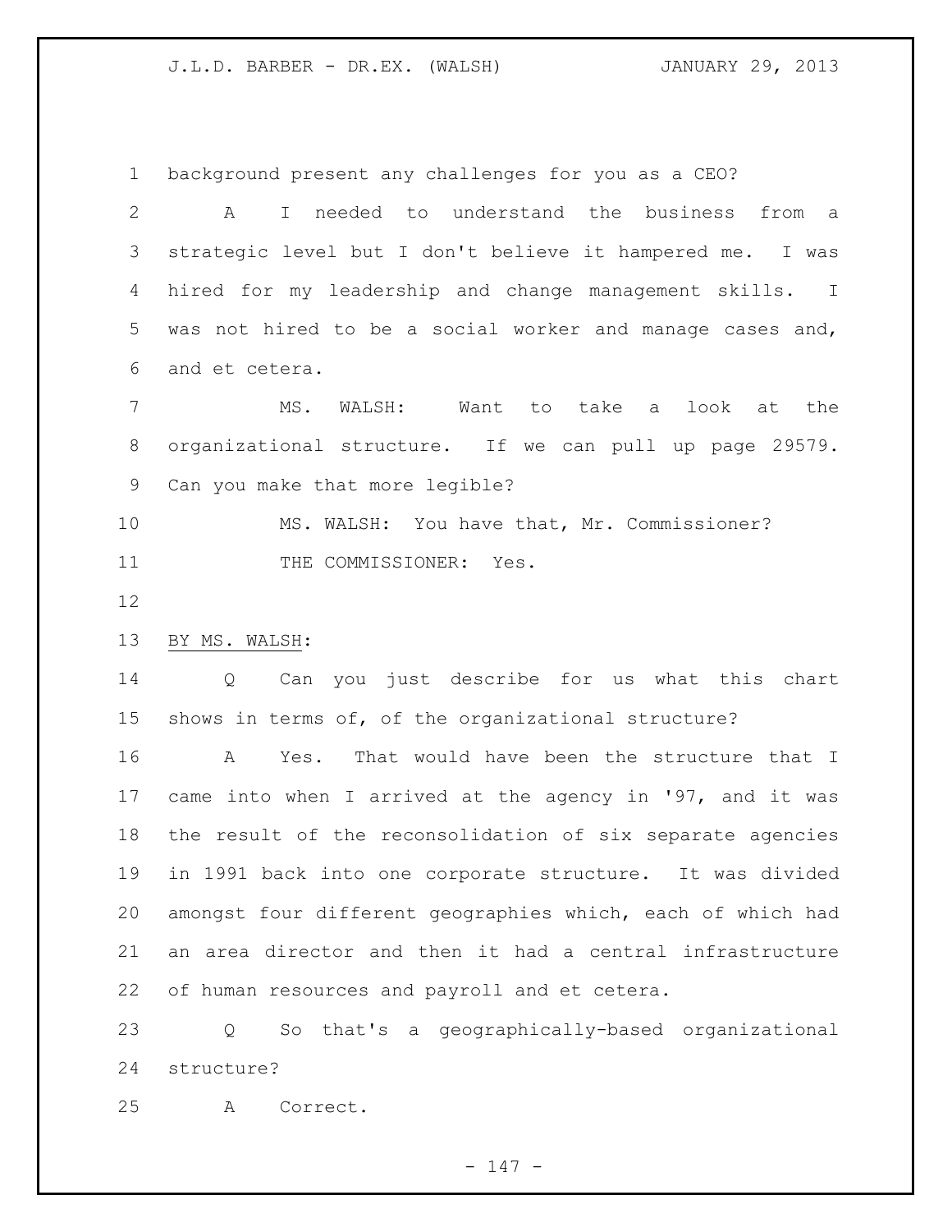background present any challenges for you as a CEO?

A I needed to understand the business from a strategic level but I don't believe it hampered me. I was hired for my leadership and change management skills. I was not hired to be a social worker and manage cases and, and et cetera.

MS. WALSH: Want to take a look at the organizational structure. If we can pull up page 29579. Can you make that more legible?

MS. WALSH: You have that, Mr. Commissioner?

THE COMMISSIONER: Yes.

BY MS. WALSH:

Q Can you just describe for us what this chart shows in terms of, of the organizational structure?

A Yes. That would have been the structure that I came into when I arrived at the agency in '97, and it was the result of the reconsolidation of six separate agencies in 1991 back into one corporate structure. It was divided amongst four different geographies which, each of which had an area director and then it had a central infrastructure of human resources and payroll and et cetera.

Q So that's a geographically-based organizational structure?

A Correct.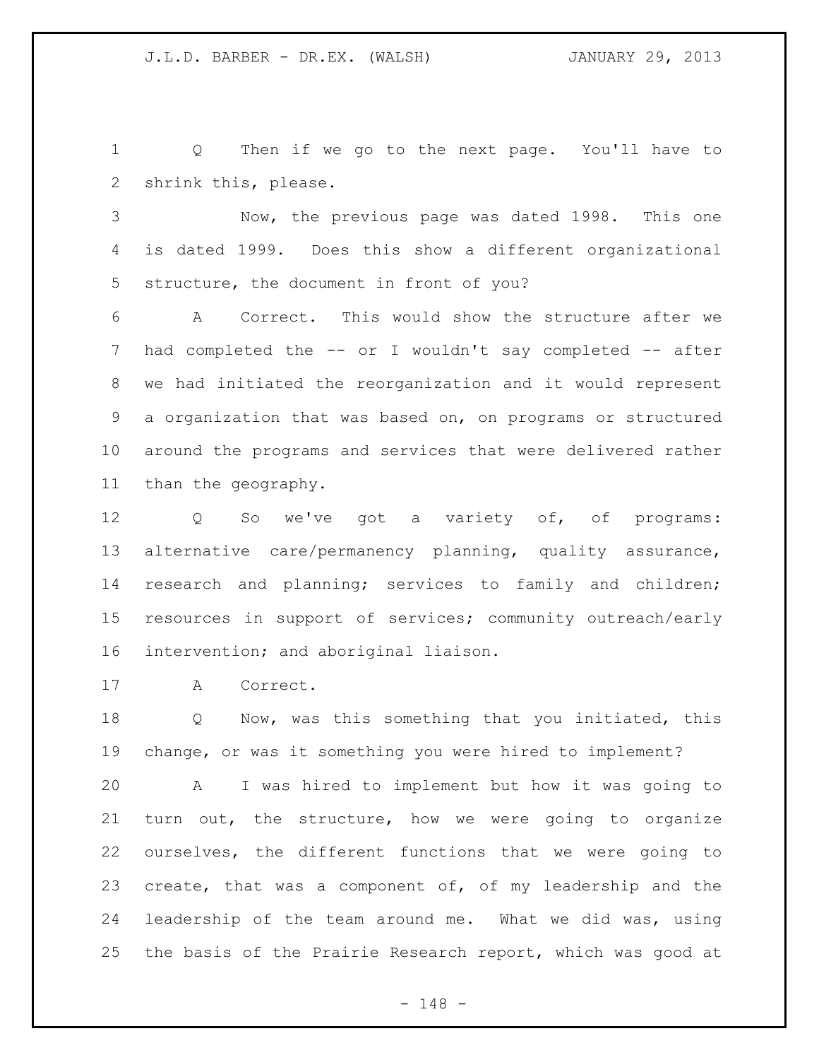Q Then if we go to the next page. You'll have to shrink this, please.

Now, the previous page was dated 1998. This one is dated 1999. Does this show a different organizational structure, the document in front of you?

A Correct. This would show the structure after we had completed the -- or I wouldn't say completed -- after we had initiated the reorganization and it would represent a organization that was based on, on programs or structured around the programs and services that were delivered rather than the geography.

Q So we've got a variety of, of programs: alternative care/permanency planning, quality assurance, research and planning; services to family and children; resources in support of services; community outreach/early intervention; and aboriginal liaison.

A Correct.

Q Now, was this something that you initiated, this change, or was it something you were hired to implement?

A I was hired to implement but how it was going to turn out, the structure, how we were going to organize ourselves, the different functions that we were going to create, that was a component of, of my leadership and the leadership of the team around me. What we did was, using the basis of the Prairie Research report, which was good at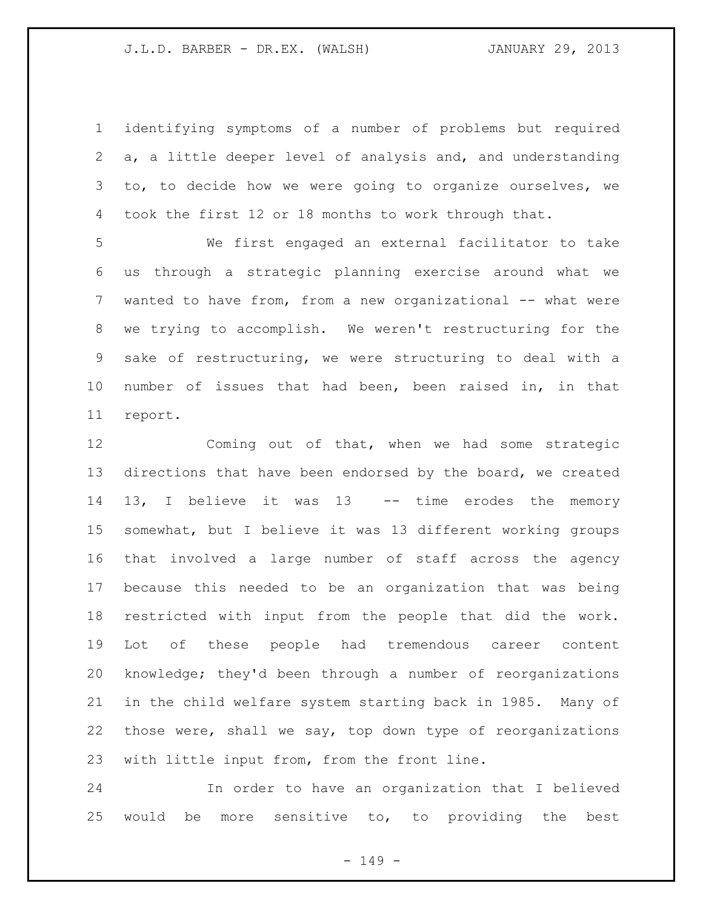identifying symptoms of a number of problems but required a, a little deeper level of analysis and, and understanding to, to decide how we were going to organize ourselves, we took the first 12 or 18 months to work through that.

We first engaged an external facilitator to take us through a strategic planning exercise around what we wanted to have from, from a new organizational -- what were we trying to accomplish. We weren't restructuring for the sake of restructuring, we were structuring to deal with a number of issues that had been, been raised in, in that report.

Coming out of that, when we had some strategic directions that have been endorsed by the board, we created 13, I believe it was 13 -- time erodes the memory somewhat, but I believe it was 13 different working groups that involved a large number of staff across the agency because this needed to be an organization that was being restricted with input from the people that did the work. Lot of these people had tremendous career content knowledge; they'd been through a number of reorganizations in the child welfare system starting back in 1985. Many of those were, shall we say, top down type of reorganizations with little input from, from the front line.

In order to have an organization that I believed would be more sensitive to, to providing the best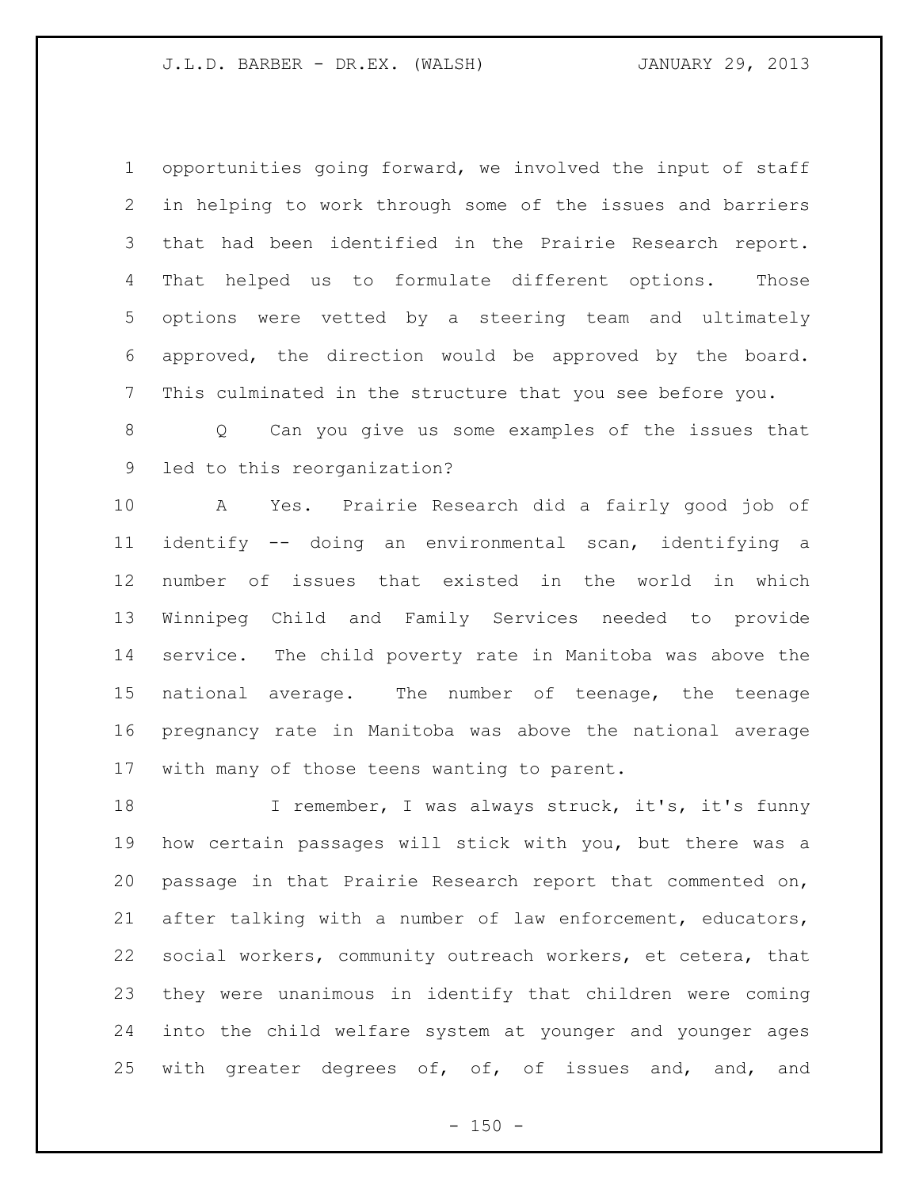opportunities going forward, we involved the input of staff in helping to work through some of the issues and barriers that had been identified in the Prairie Research report. That helped us to formulate different options. Those options were vetted by a steering team and ultimately approved, the direction would be approved by the board. This culminated in the structure that you see before you.

Q Can you give us some examples of the issues that led to this reorganization?

A Yes. Prairie Research did a fairly good job of identify -- doing an environmental scan, identifying a number of issues that existed in the world in which Winnipeg Child and Family Services needed to provide service. The child poverty rate in Manitoba was above the national average. The number of teenage, the teenage pregnancy rate in Manitoba was above the national average with many of those teens wanting to parent.

I remember, I was always struck, it's, it's funny how certain passages will stick with you, but there was a passage in that Prairie Research report that commented on, after talking with a number of law enforcement, educators, social workers, community outreach workers, et cetera, that they were unanimous in identify that children were coming into the child welfare system at younger and younger ages with greater degrees of, of, of issues and, and, and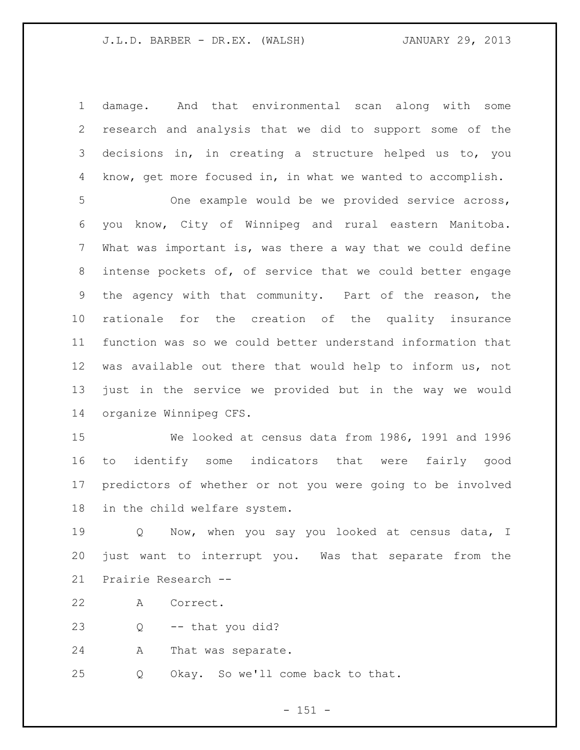damage. And that environmental scan along with some research and analysis that we did to support some of the decisions in, in creating a structure helped us to, you know, get more focused in, in what we wanted to accomplish.

One example would be we provided service across, you know, City of Winnipeg and rural eastern Manitoba. What was important is, was there a way that we could define intense pockets of, of service that we could better engage the agency with that community. Part of the reason, the rationale for the creation of the quality insurance function was so we could better understand information that was available out there that would help to inform us, not just in the service we provided but in the way we would organize Winnipeg CFS.

We looked at census data from 1986, 1991 and 1996 to identify some indicators that were fairly good predictors of whether or not you were going to be involved in the child welfare system.

Q Now, when you say you looked at census data, I just want to interrupt you. Was that separate from the Prairie Research --

A Correct.

Q -- that you did?

A That was separate.

Q Okay. So we'll come back to that.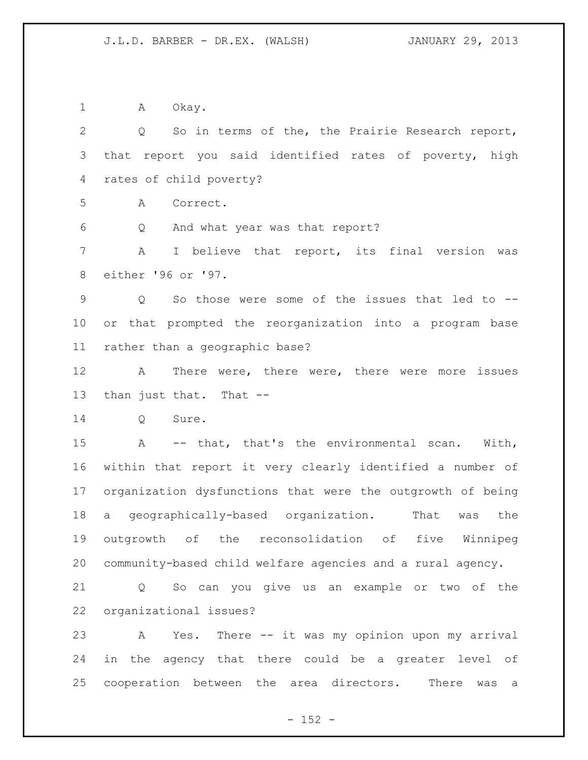A Okay.

Q So in terms of the, the Prairie Research report, that report you said identified rates of poverty, high rates of child poverty?

A Correct.

Q And what year was that report?

A I believe that report, its final version was either '96 or '97.

Q So those were some of the issues that led to -- or that prompted the reorganization into a program base rather than a geographic base?

A There were, there were, there were more issues than just that. That --

Q Sure.

A -- that, that's the environmental scan. With, within that report it very clearly identified a number of organization dysfunctions that were the outgrowth of being a geographically-based organization. That was the outgrowth of the reconsolidation of five Winnipeg community-based child welfare agencies and a rural agency.

Q So can you give us an example or two of the organizational issues?

A Yes. There -- it was my opinion upon my arrival in the agency that there could be a greater level of cooperation between the area directors. There was a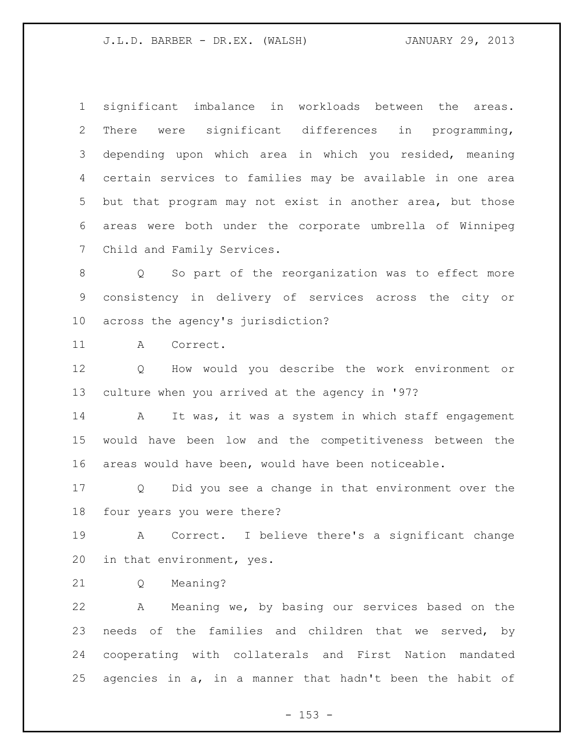significant imbalance in workloads between the areas. There were significant differences in programming, depending upon which area in which you resided, meaning certain services to families may be available in one area but that program may not exist in another area, but those areas were both under the corporate umbrella of Winnipeg Child and Family Services.

Q So part of the reorganization was to effect more consistency in delivery of services across the city or across the agency's jurisdiction?

A Correct.

Q How would you describe the work environment or culture when you arrived at the agency in '97?

A It was, it was a system in which staff engagement would have been low and the competitiveness between the areas would have been, would have been noticeable.

Q Did you see a change in that environment over the four years you were there?

A Correct. I believe there's a significant change in that environment, yes.

Q Meaning?

A Meaning we, by basing our services based on the needs of the families and children that we served, by cooperating with collaterals and First Nation mandated agencies in a, in a manner that hadn't been the habit of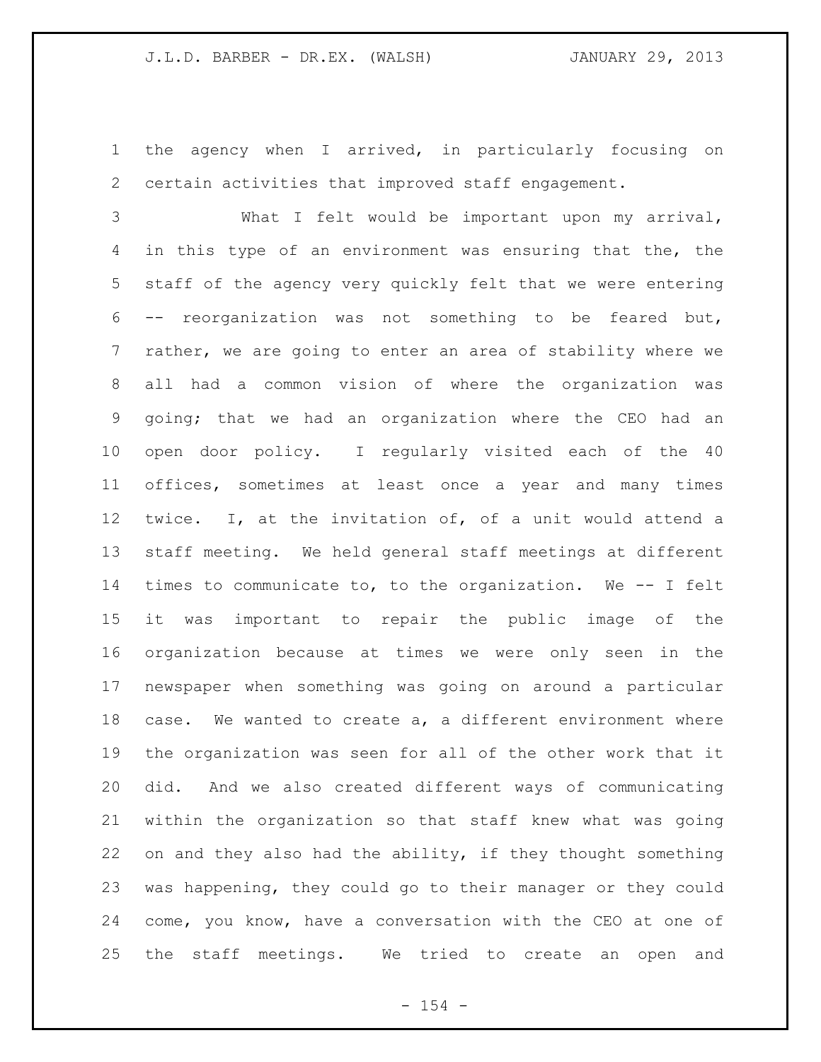the agency when I arrived, in particularly focusing on certain activities that improved staff engagement.

What I felt would be important upon my arrival, in this type of an environment was ensuring that the, the staff of the agency very quickly felt that we were entering -- reorganization was not something to be feared but, rather, we are going to enter an area of stability where we all had a common vision of where the organization was going; that we had an organization where the CEO had an open door policy. I regularly visited each of the 40 offices, sometimes at least once a year and many times twice. I, at the invitation of, of a unit would attend a staff meeting. We held general staff meetings at different times to communicate to, to the organization. We -- I felt it was important to repair the public image of the organization because at times we were only seen in the newspaper when something was going on around a particular case. We wanted to create a, a different environment where the organization was seen for all of the other work that it did. And we also created different ways of communicating within the organization so that staff knew what was going on and they also had the ability, if they thought something was happening, they could go to their manager or they could come, you know, have a conversation with the CEO at one of the staff meetings. We tried to create an open and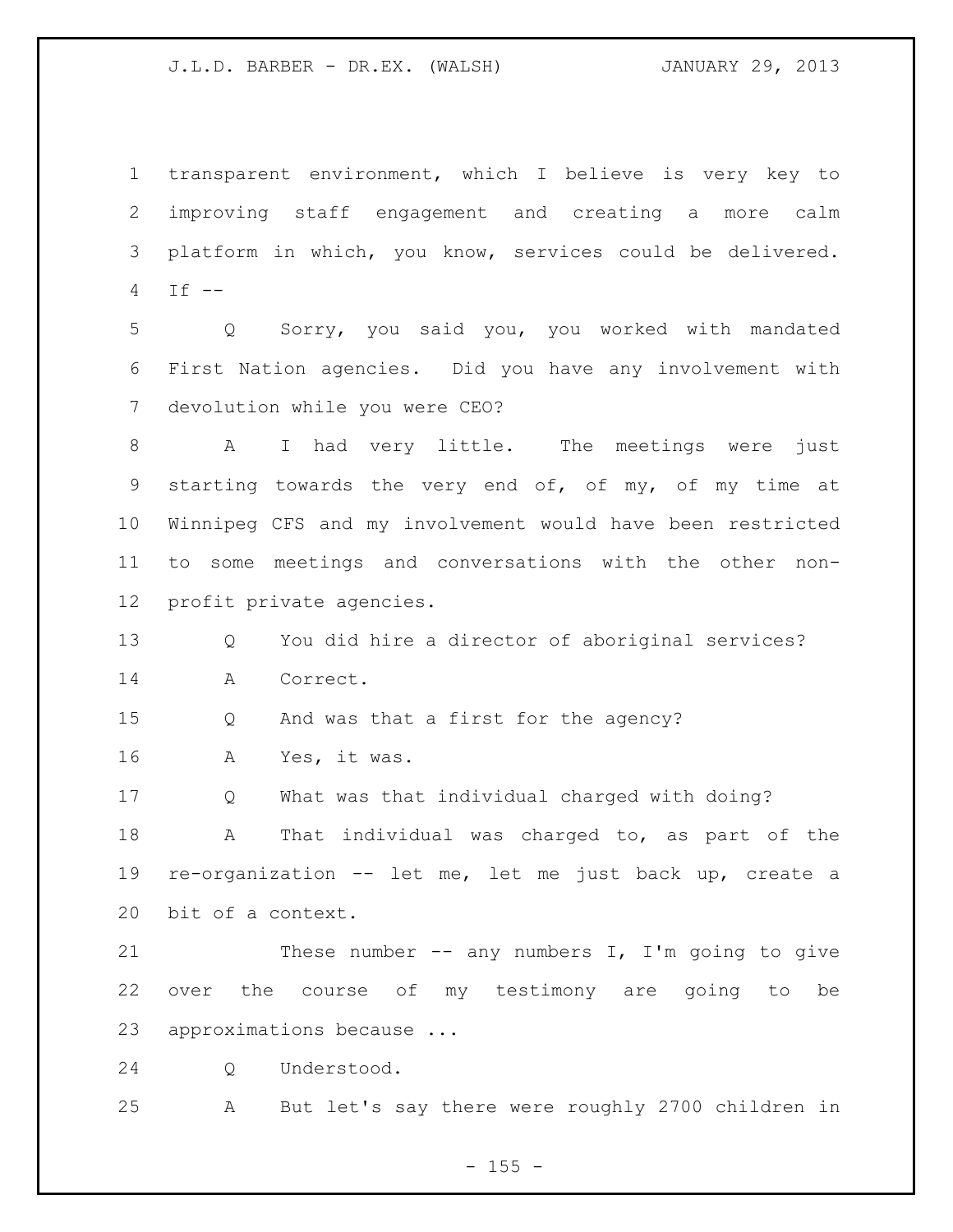transparent environment, which I believe is very key to improving staff engagement and creating a more calm platform in which, you know, services could be delivered. If --

Q Sorry, you said you, you worked with mandated First Nation agencies. Did you have any involvement with devolution while you were CEO?

A I had very little. The meetings were just starting towards the very end of, of my, of my time at Winnipeg CFS and my involvement would have been restricted to some meetings and conversations with the other non-profit private agencies.

Q You did hire a director of aboriginal services?

A Correct.

Q And was that a first for the agency?

A Yes, it was.

Q What was that individual charged with doing?

A That individual was charged to, as part of the re-organization -- let me, let me just back up, create a bit of a context.

These number -- any numbers I, I'm going to give over the course of my testimony are going to be approximations because ...

Q Understood.

A But let's say there were roughly 2700 children in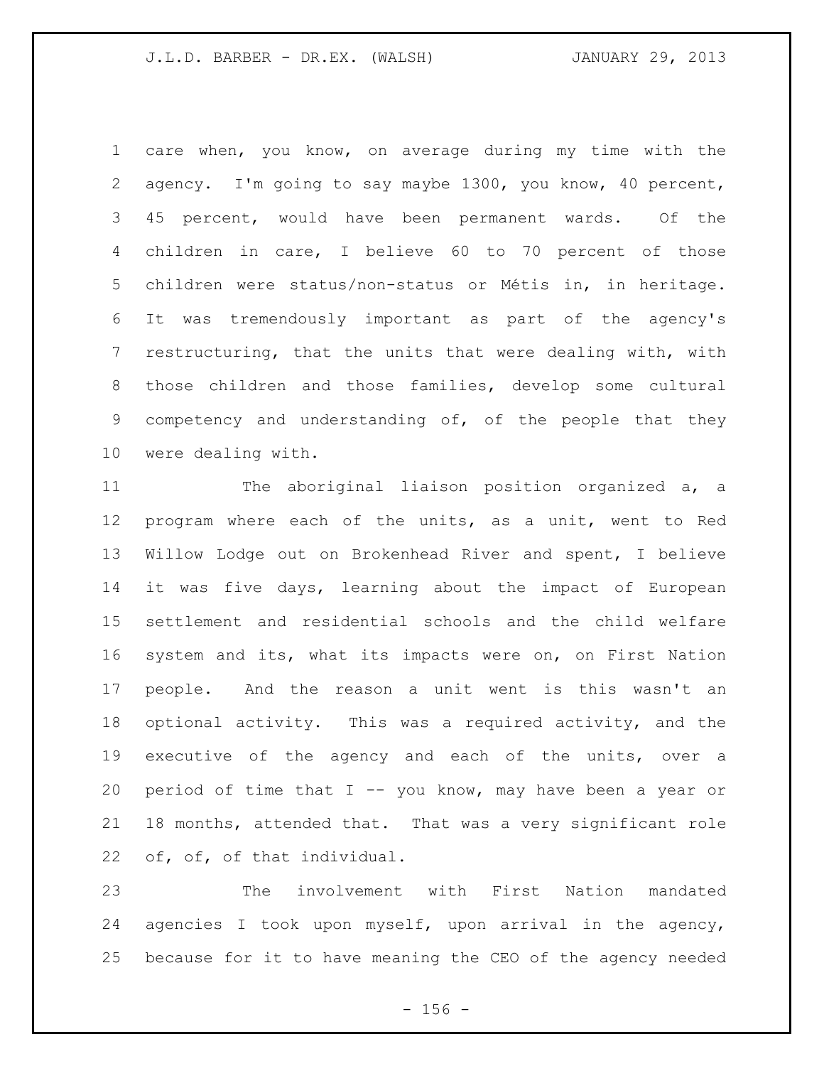care when, you know, on average during my time with the agency. I'm going to say maybe 1300, you know, 40 percent, 45 percent, would have been permanent wards. Of the children in care, I believe 60 to 70 percent of those children were status/non-status or Métis in, in heritage. It was tremendously important as part of the agency's restructuring, that the units that were dealing with, with those children and those families, develop some cultural competency and understanding of, of the people that they were dealing with.

The aboriginal liaison position organized a, a program where each of the units, as a unit, went to Red Willow Lodge out on Brokenhead River and spent, I believe it was five days, learning about the impact of European settlement and residential schools and the child welfare system and its, what its impacts were on, on First Nation people. And the reason a unit went is this wasn't an optional activity. This was a required activity, and the executive of the agency and each of the units, over a period of time that I -- you know, may have been a year or 18 months, attended that. That was a very significant role of, of, of that individual.

The involvement with First Nation mandated agencies I took upon myself, upon arrival in the agency, because for it to have meaning the CEO of the agency needed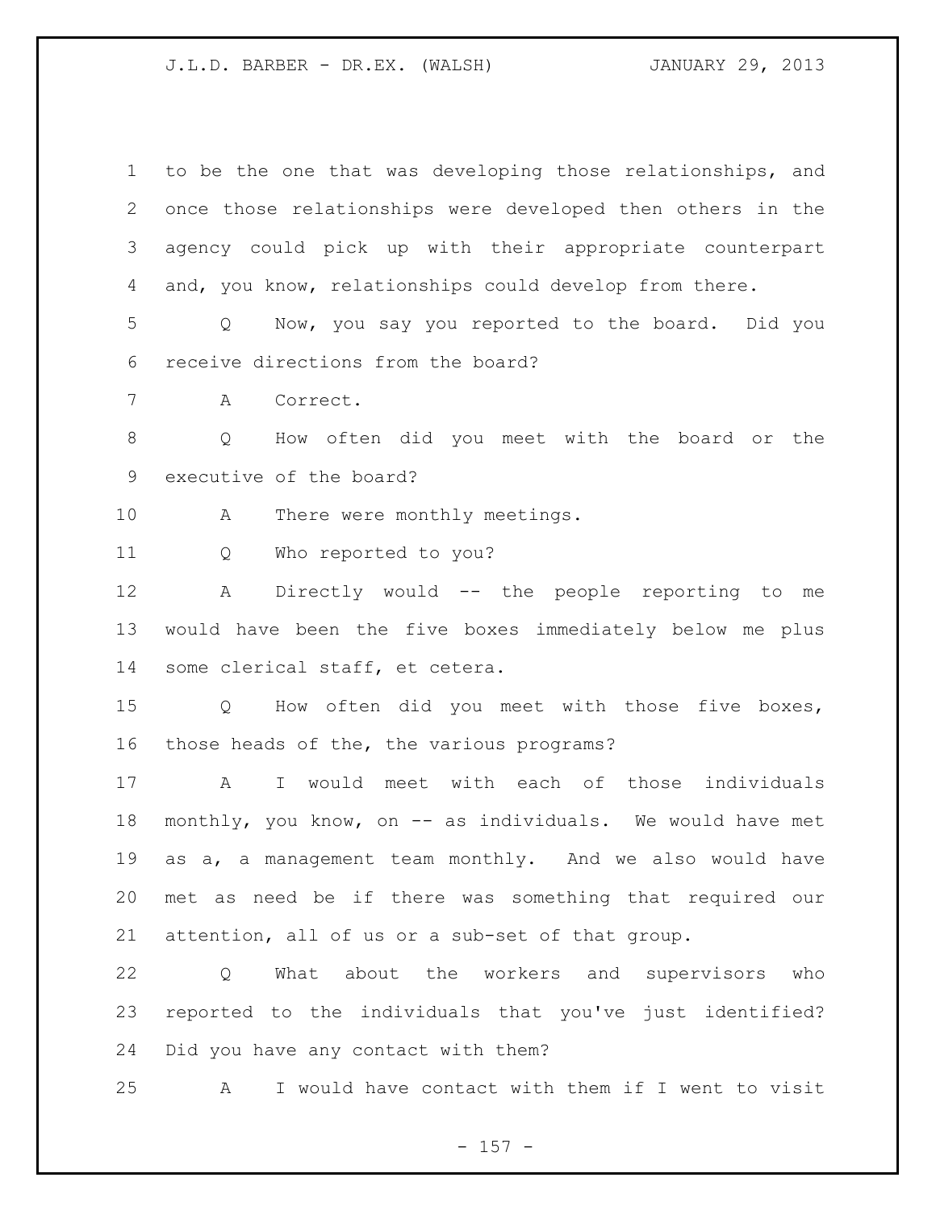to be the one that was developing those relationships, and once those relationships were developed then others in the agency could pick up with their appropriate counterpart and, you know, relationships could develop from there.

Q Now, you say you reported to the board. Did you receive directions from the board?

A Correct.

Q How often did you meet with the board or the executive of the board?

A There were monthly meetings.

Q Who reported to you?

A Directly would -- the people reporting to me would have been the five boxes immediately below me plus some clerical staff, et cetera.

Q How often did you meet with those five boxes, those heads of the, the various programs?

A I would meet with each of those individuals monthly, you know, on -- as individuals. We would have met as a, a management team monthly. And we also would have met as need be if there was something that required our attention, all of us or a sub-set of that group.

Q What about the workers and supervisors who reported to the individuals that you've just identified? Did you have any contact with them?

A I would have contact with them if I went to visit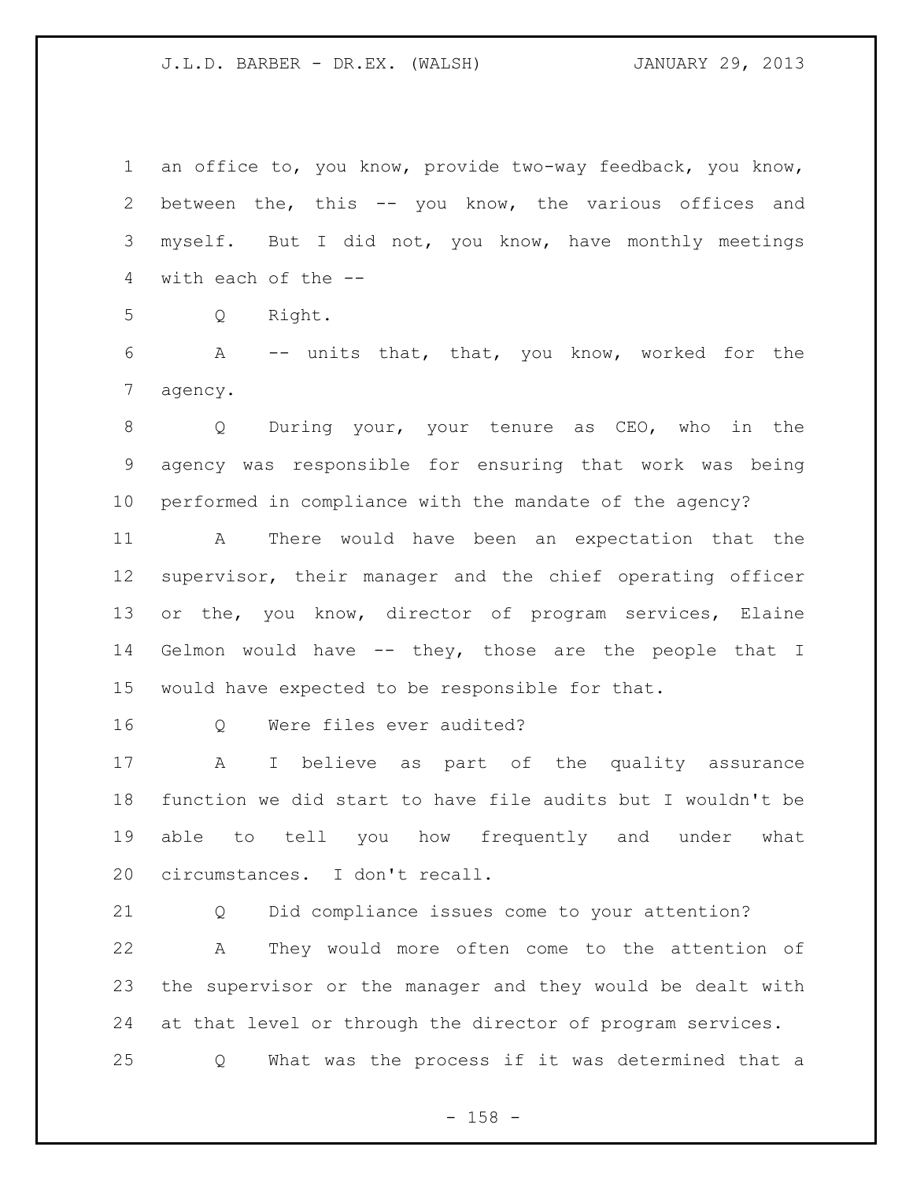an office to, you know, provide two-way feedback, you know, between the, this -- you know, the various offices and myself. But I did not, you know, have monthly meetings with each of the --

Q Right.

A -- units that, that, you know, worked for the agency.

Q During your, your tenure as CEO, who in the agency was responsible for ensuring that work was being performed in compliance with the mandate of the agency?

A There would have been an expectation that the supervisor, their manager and the chief operating officer or the, you know, director of program services, Elaine Gelmon would have -- they, those are the people that I would have expected to be responsible for that.

Q Were files ever audited?

A I believe as part of the quality assurance function we did start to have file audits but I wouldn't be able to tell you how frequently and under what circumstances. I don't recall.

Q Did compliance issues come to your attention?

A They would more often come to the attention of the supervisor or the manager and they would be dealt with at that level or through the director of program services.

Q What was the process if it was determined that a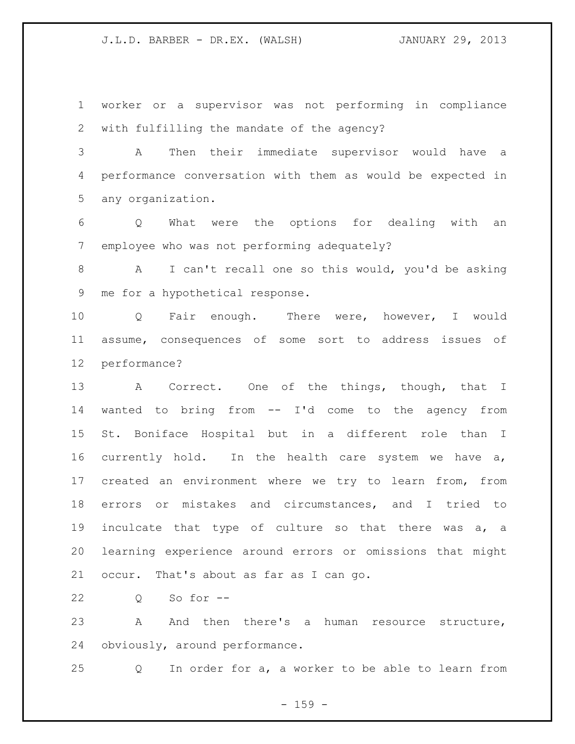worker or a supervisor was not performing in compliance with fulfilling the mandate of the agency?

A Then their immediate supervisor would have a performance conversation with them as would be expected in any organization.

Q What were the options for dealing with an employee who was not performing adequately?

A I can't recall one so this would, you'd be asking me for a hypothetical response.

Q Fair enough. There were, however, I would assume, consequences of some sort to address issues of performance?

A Correct. One of the things, though, that I wanted to bring from -- I'd come to the agency from St. Boniface Hospital but in a different role than I currently hold. In the health care system we have a, created an environment where we try to learn from, from errors or mistakes and circumstances, and I tried to inculcate that type of culture so that there was a, a learning experience around errors or omissions that might occur. That's about as far as I can go.

Q So for --

A And then there's a human resource structure, obviously, around performance.

Q In order for a, a worker to be able to learn from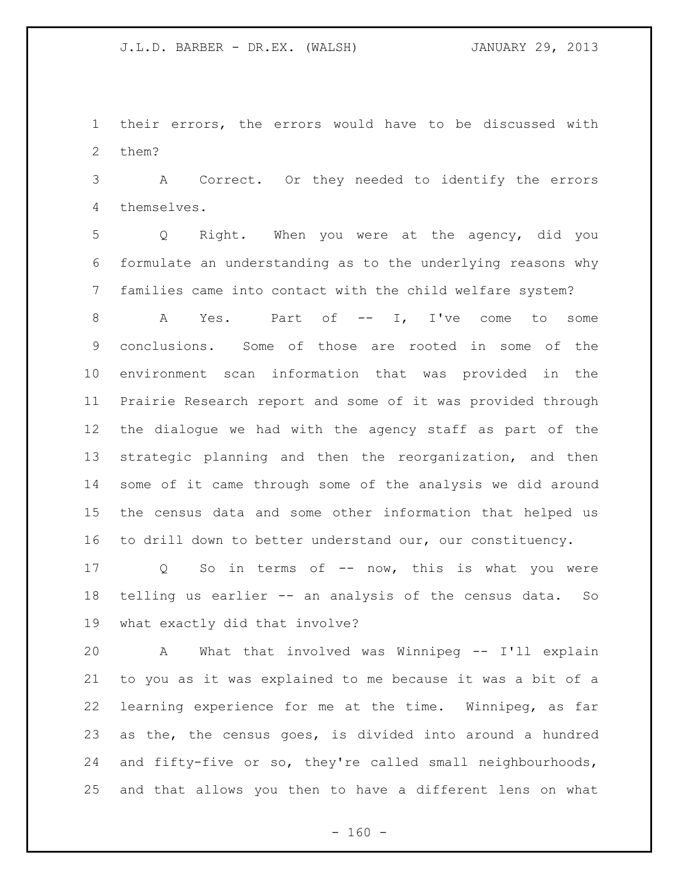their errors, the errors would have to be discussed with them?

A Correct. Or they needed to identify the errors themselves.

Q Right. When you were at the agency, did you formulate an understanding as to the underlying reasons why families came into contact with the child welfare system?

A Yes. Part of -- I, I've come to some conclusions. Some of those are rooted in some of the environment scan information that was provided in the Prairie Research report and some of it was provided through the dialogue we had with the agency staff as part of the strategic planning and then the reorganization, and then some of it came through some of the analysis we did around the census data and some other information that helped us to drill down to better understand our, our constituency.

Q So in terms of -- now, this is what you were telling us earlier -- an analysis of the census data. So what exactly did that involve?

A What that involved was Winnipeg -- I'll explain to you as it was explained to me because it was a bit of a learning experience for me at the time. Winnipeg, as far as the, the census goes, is divided into around a hundred and fifty-five or so, they're called small neighbourhoods, and that allows you then to have a different lens on what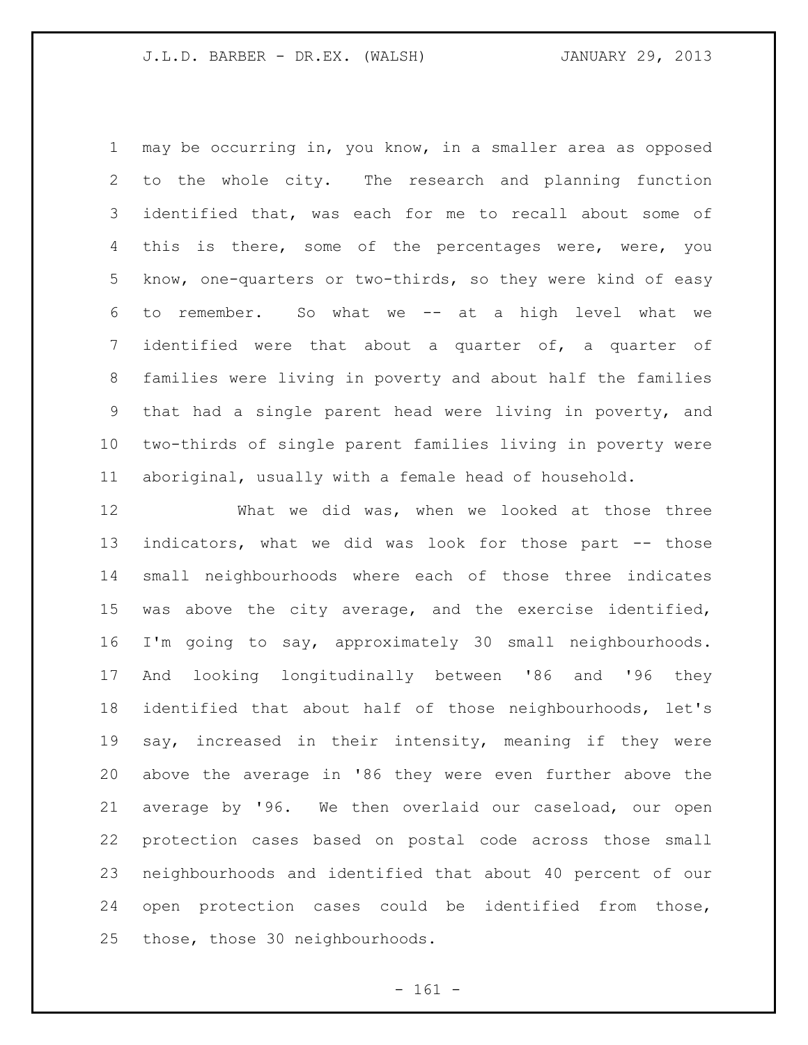may be occurring in, you know, in a smaller area as opposed to the whole city. The research and planning function identified that, was each for me to recall about some of this is there, some of the percentages were, were, you know, one-quarters or two-thirds, so they were kind of easy to remember. So what we -- at a high level what we identified were that about a quarter of, a quarter of families were living in poverty and about half the families that had a single parent head were living in poverty, and two-thirds of single parent families living in poverty were aboriginal, usually with a female head of household.

What we did was, when we looked at those three indicators, what we did was look for those part -- those small neighbourhoods where each of those three indicates was above the city average, and the exercise identified, I'm going to say, approximately 30 small neighbourhoods. And looking longitudinally between '86 and '96 they identified that about half of those neighbourhoods, let's say, increased in their intensity, meaning if they were above the average in '86 they were even further above the average by '96. We then overlaid our caseload, our open protection cases based on postal code across those small neighbourhoods and identified that about 40 percent of our open protection cases could be identified from those, those, those 30 neighbourhoods.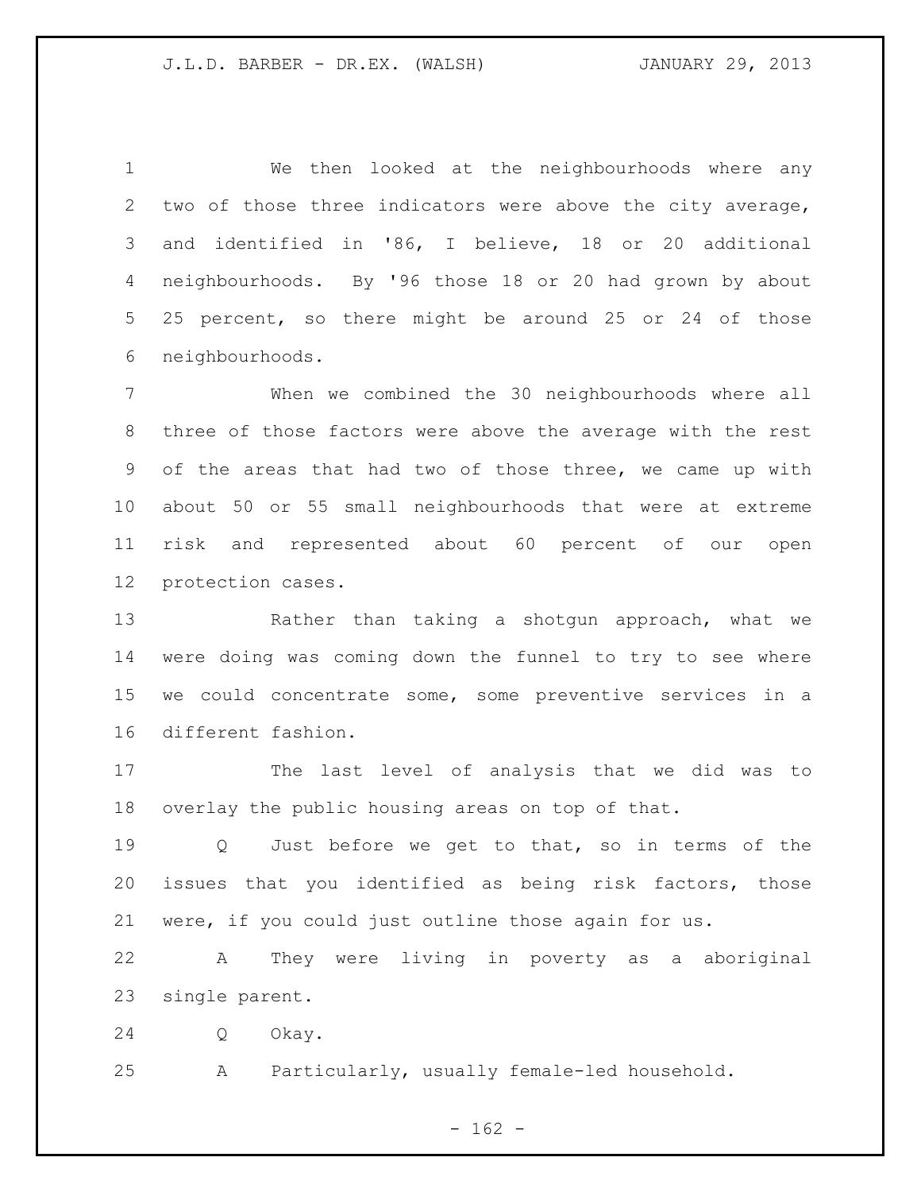We then looked at the neighbourhoods where any two of those three indicators were above the city average, and identified in '86, I believe, 18 or 20 additional neighbourhoods. By '96 those 18 or 20 had grown by about 25 percent, so there might be around 25 or 24 of those neighbourhoods.

When we combined the 30 neighbourhoods where all three of those factors were above the average with the rest of the areas that had two of those three, we came up with about 50 or 55 small neighbourhoods that were at extreme risk and represented about 60 percent of our open protection cases.

Rather than taking a shotgun approach, what we were doing was coming down the funnel to try to see where we could concentrate some, some preventive services in a different fashion.

The last level of analysis that we did was to overlay the public housing areas on top of that.

Q Just before we get to that, so in terms of the issues that you identified as being risk factors, those were, if you could just outline those again for us.

A They were living in poverty as a aboriginal single parent.

Q Okay.

A Particularly, usually female-led household.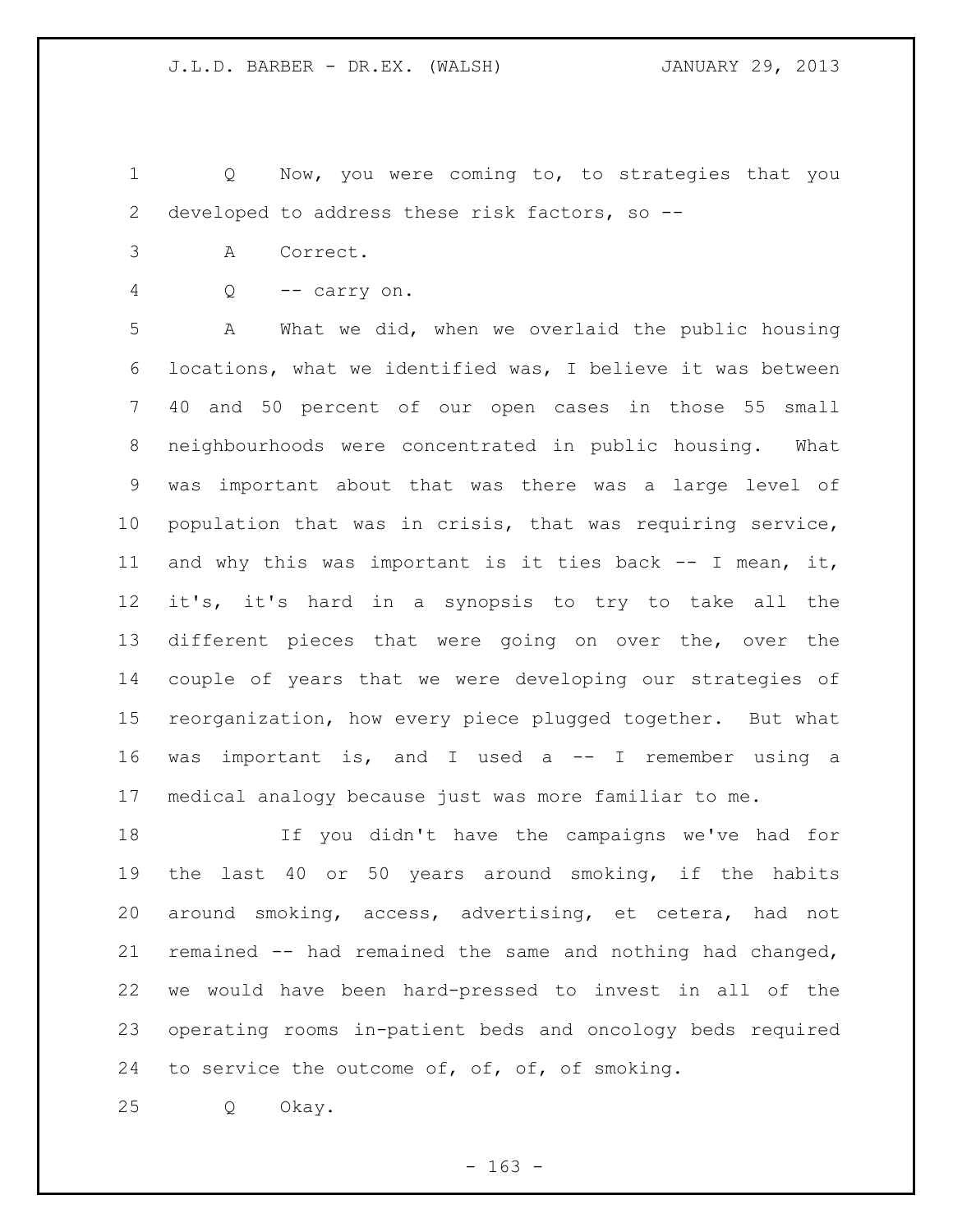Q Now, you were coming to, to strategies that you developed to address these risk factors, so --

A Correct.

Q -- carry on.

A What we did, when we overlaid the public housing locations, what we identified was, I believe it was between 40 and 50 percent of our open cases in those 55 small neighbourhoods were concentrated in public housing. What was important about that was there was a large level of population that was in crisis, that was requiring service, and why this was important is it ties back -- I mean, it, it's, it's hard in a synopsis to try to take all the different pieces that were going on over the, over the couple of years that we were developing our strategies of reorganization, how every piece plugged together. But what was important is, and I used a -- I remember using a medical analogy because just was more familiar to me.

If you didn't have the campaigns we've had for the last 40 or 50 years around smoking, if the habits around smoking, access, advertising, et cetera, had not remained -- had remained the same and nothing had changed, we would have been hard-pressed to invest in all of the operating rooms in-patient beds and oncology beds required to service the outcome of, of, of, of smoking.

Q Okay.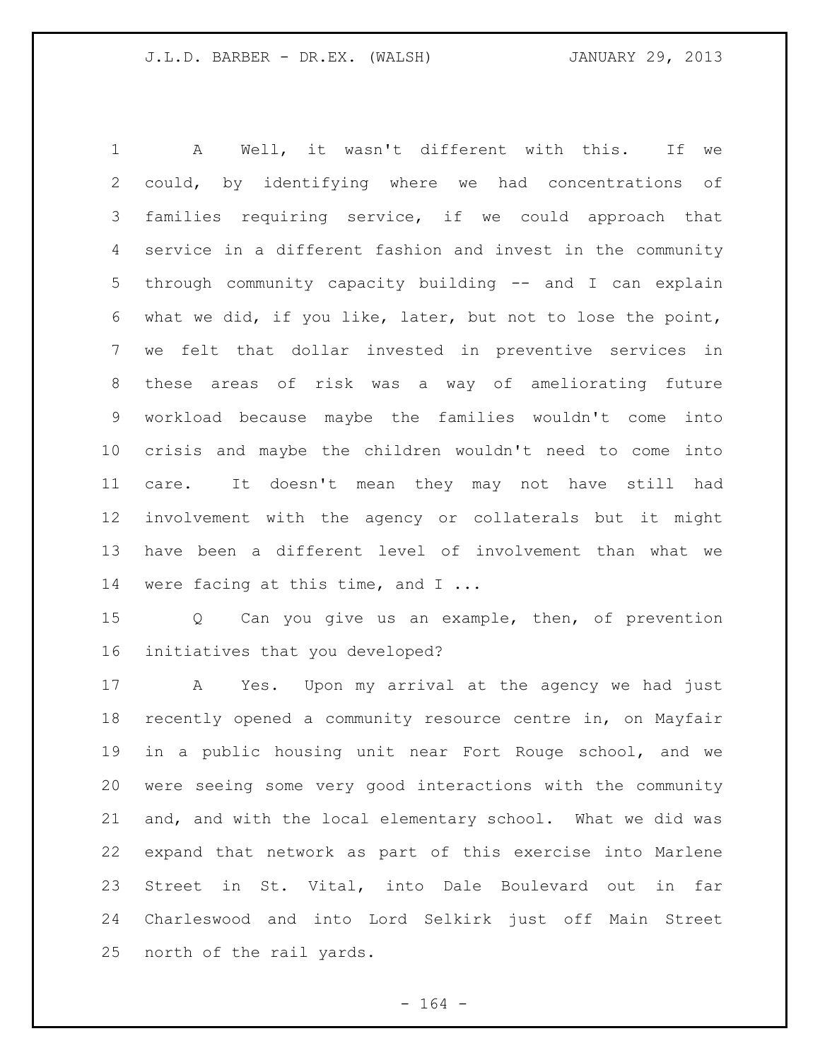A Well, it wasn't different with this. If we could, by identifying where we had concentrations of families requiring service, if we could approach that service in a different fashion and invest in the community through community capacity building -- and I can explain what we did, if you like, later, but not to lose the point, we felt that dollar invested in preventive services in these areas of risk was a way of ameliorating future workload because maybe the families wouldn't come into crisis and maybe the children wouldn't need to come into care. It doesn't mean they may not have still had involvement with the agency or collaterals but it might have been a different level of involvement than what we were facing at this time, and I ...

Q Can you give us an example, then, of prevention initiatives that you developed?

A Yes. Upon my arrival at the agency we had just recently opened a community resource centre in, on Mayfair in a public housing unit near Fort Rouge school, and we were seeing some very good interactions with the community and, and with the local elementary school. What we did was expand that network as part of this exercise into Marlene Street in St. Vital, into Dale Boulevard out in far Charleswood and into Lord Selkirk just off Main Street north of the rail yards.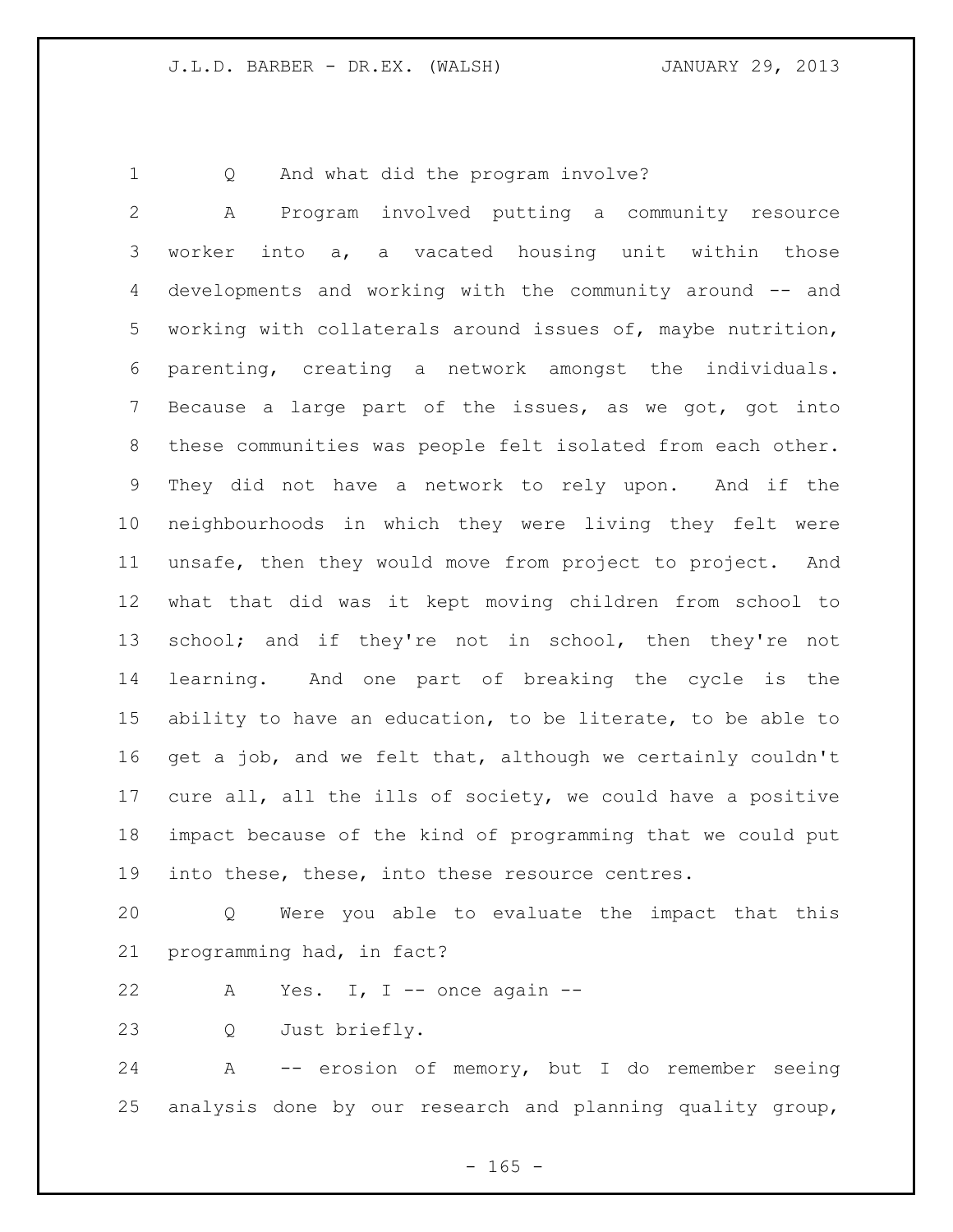Q And what did the program involve?

A Program involved putting a community resource worker into a, a vacated housing unit within those developments and working with the community around -- and working with collaterals around issues of, maybe nutrition, parenting, creating a network amongst the individuals. Because a large part of the issues, as we got, got into these communities was people felt isolated from each other. They did not have a network to rely upon. And if the neighbourhoods in which they were living they felt were unsafe, then they would move from project to project. And what that did was it kept moving children from school to school; and if they're not in school, then they're not learning. And one part of breaking the cycle is the ability to have an education, to be literate, to be able to get a job, and we felt that, although we certainly couldn't cure all, all the ills of society, we could have a positive impact because of the kind of programming that we could put into these, these, into these resource centres.

Q Were you able to evaluate the impact that this programming had, in fact?

A Yes. I, I -- once again --

Q Just briefly.

A -- erosion of memory, but I do remember seeing analysis done by our research and planning quality group,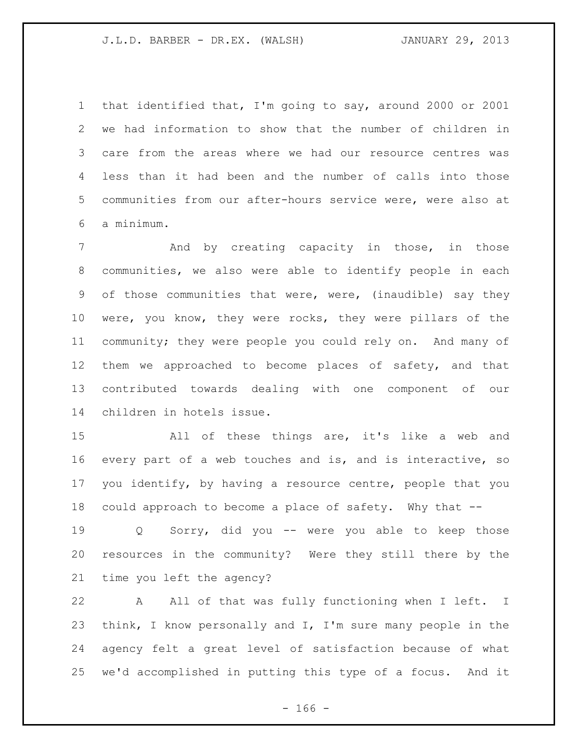that identified that, I'm going to say, around 2000 or 2001 we had information to show that the number of children in care from the areas where we had our resource centres was less than it had been and the number of calls into those communities from our after-hours service were, were also at a minimum.

And by creating capacity in those, in those communities, we also were able to identify people in each of those communities that were, were, (inaudible) say they were, you know, they were rocks, they were pillars of the community; they were people you could rely on. And many of them we approached to become places of safety, and that contributed towards dealing with one component of our children in hotels issue.

All of these things are, it's like a web and every part of a web touches and is, and is interactive, so you identify, by having a resource centre, people that you could approach to become a place of safety. Why that --

Q Sorry, did you -- were you able to keep those resources in the community? Were they still there by the time you left the agency?

A All of that was fully functioning when I left. I think, I know personally and I, I'm sure many people in the agency felt a great level of satisfaction because of what we'd accomplished in putting this type of a focus. And it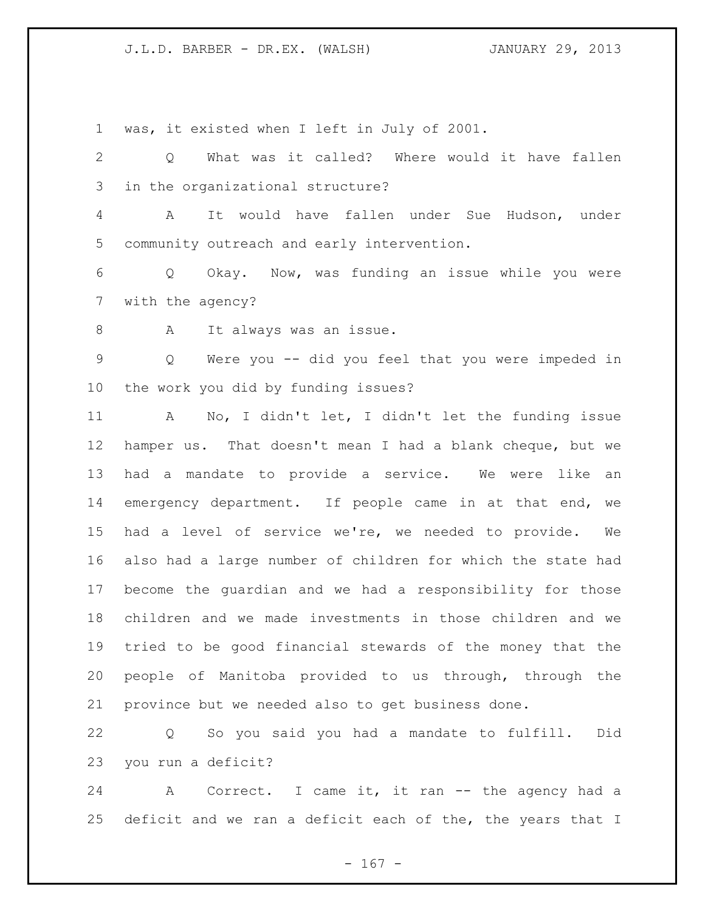was, it existed when I left in July of 2001.

Q What was it called? Where would it have fallen in the organizational structure?

A It would have fallen under Sue Hudson, under community outreach and early intervention.

Q Okay. Now, was funding an issue while you were with the agency?

A It always was an issue.

Q Were you -- did you feel that you were impeded in the work you did by funding issues?

A No, I didn't let, I didn't let the funding issue hamper us. That doesn't mean I had a blank cheque, but we had a mandate to provide a service. We were like an emergency department. If people came in at that end, we had a level of service we're, we needed to provide. We also had a large number of children for which the state had become the guardian and we had a responsibility for those children and we made investments in those children and we tried to be good financial stewards of the money that the people of Manitoba provided to us through, through the province but we needed also to get business done.

Q So you said you had a mandate to fulfill. Did you run a deficit?

A Correct. I came it, it ran -- the agency had a deficit and we ran a deficit each of the, the years that I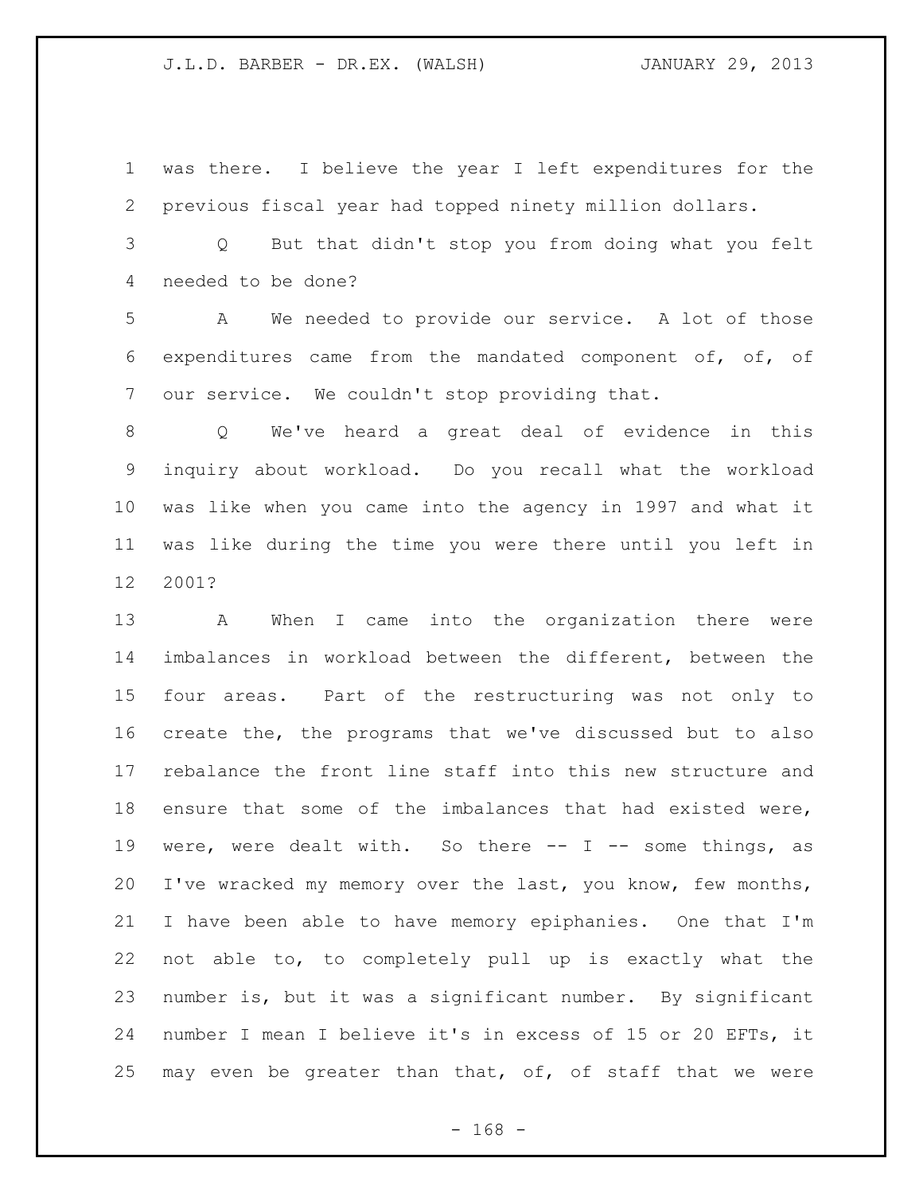was there. I believe the year I left expenditures for the previous fiscal year had topped ninety million dollars.

Q But that didn't stop you from doing what you felt needed to be done?

A We needed to provide our service. A lot of those expenditures came from the mandated component of, of, of our service. We couldn't stop providing that.

Q We've heard a great deal of evidence in this inquiry about workload. Do you recall what the workload was like when you came into the agency in 1997 and what it was like during the time you were there until you left in 2001?

A When I came into the organization there were imbalances in workload between the different, between the four areas. Part of the restructuring was not only to create the, the programs that we've discussed but to also rebalance the front line staff into this new structure and ensure that some of the imbalances that had existed were, were, were dealt with. So there -- I -- some things, as I've wracked my memory over the last, you know, few months, I have been able to have memory epiphanies. One that I'm not able to, to completely pull up is exactly what the number is, but it was a significant number. By significant number I mean I believe it's in excess of 15 or 20 EFTs, it may even be greater than that, of, of staff that we were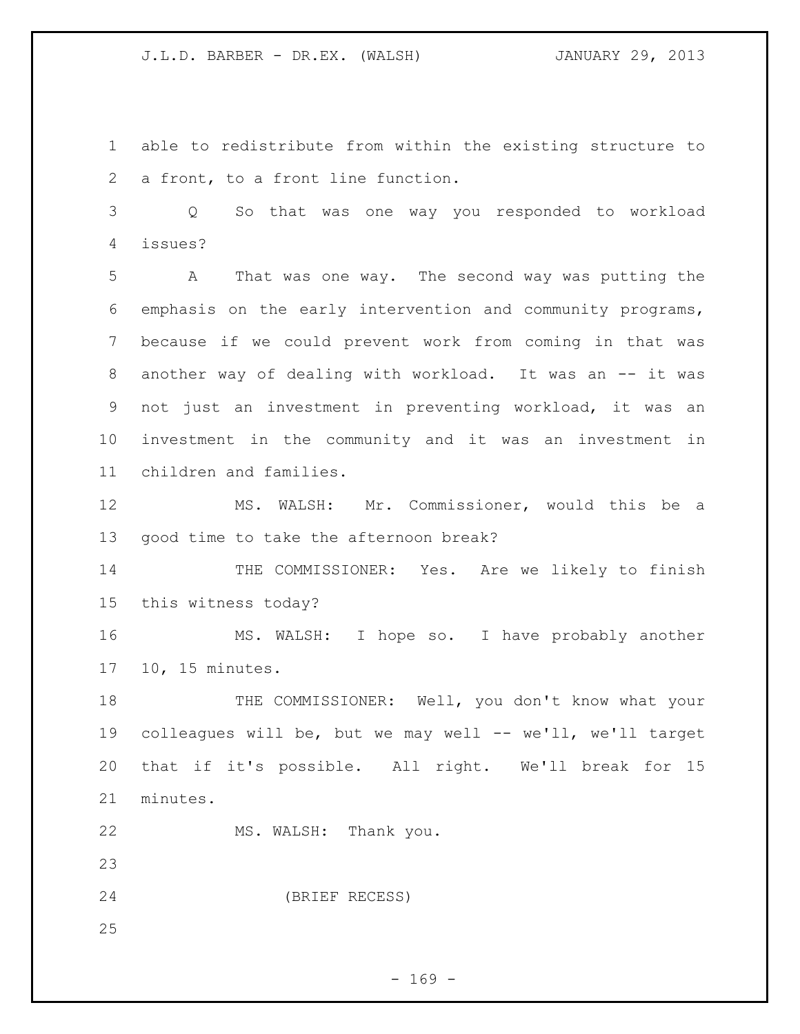able to redistribute from within the existing structure to a front, to a front line function.

Q So that was one way you responded to workload issues?

A That was one way. The second way was putting the emphasis on the early intervention and community programs, because if we could prevent work from coming in that was another way of dealing with workload. It was an -- it was not just an investment in preventing workload, it was an investment in the community and it was an investment in children and families.

MS. WALSH: Mr. Commissioner, would this be a good time to take the afternoon break?

THE COMMISSIONER: Yes. Are we likely to finish this witness today?

MS. WALSH: I hope so. I have probably another 10, 15 minutes.

THE COMMISSIONER: Well, you don't know what your colleagues will be, but we may well -- we'll, we'll target that if it's possible. All right. We'll break for 15 minutes.

MS. WALSH: Thank you.

(BRIEF RECESS)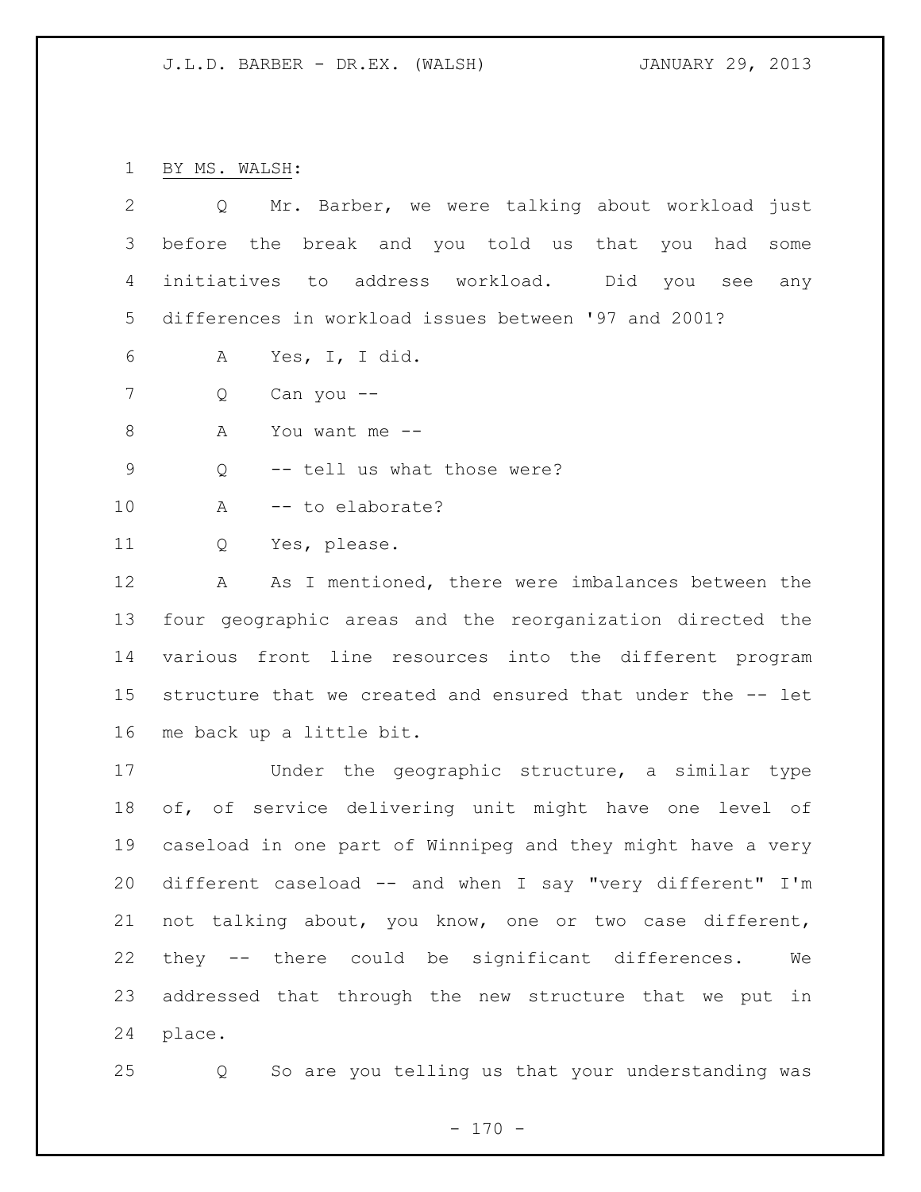BY MS. WALSH:

Q Mr. Barber, we were talking about workload just before the break and you told us that you had some initiatives to address workload. Did you see any differences in workload issues between '97 and 2001?

A Yes, I, I did.

Q Can you --

A You want me --

Q -- tell us what those were?

A -- to elaborate?

Q Yes, please.

A As I mentioned, there were imbalances between the four geographic areas and the reorganization directed the various front line resources into the different program structure that we created and ensured that under the -- let me back up a little bit.

Under the geographic structure, a similar type of, of service delivering unit might have one level of caseload in one part of Winnipeg and they might have a very different caseload -- and when I say "very different" I'm not talking about, you know, one or two case different, they -- there could be significant differences. We addressed that through the new structure that we put in place.

Q So are you telling us that your understanding was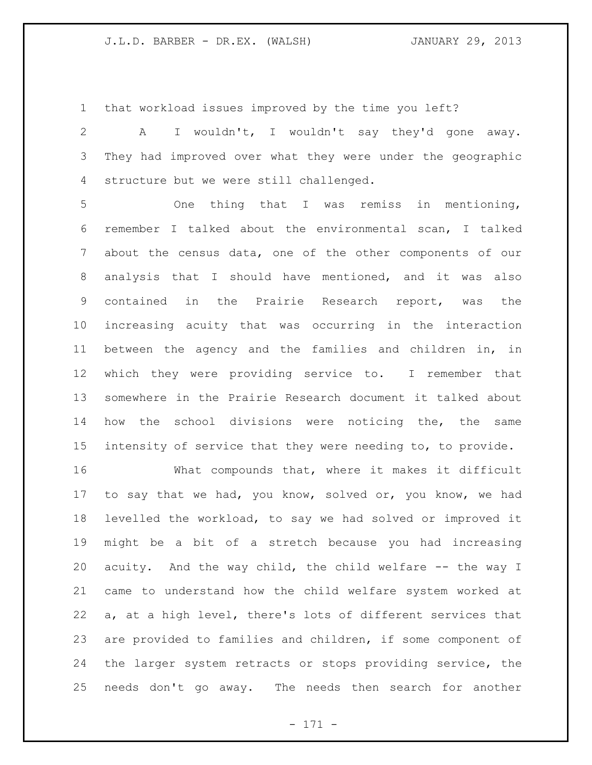that workload issues improved by the time you left?

A I wouldn't, I wouldn't say they'd gone away. They had improved over what they were under the geographic structure but we were still challenged.

One thing that I was remiss in mentioning, remember I talked about the environmental scan, I talked about the census data, one of the other components of our analysis that I should have mentioned, and it was also contained in the Prairie Research report, was the increasing acuity that was occurring in the interaction between the agency and the families and children in, in which they were providing service to. I remember that somewhere in the Prairie Research document it talked about how the school divisions were noticing the, the same intensity of service that they were needing to, to provide.

What compounds that, where it makes it difficult to say that we had, you know, solved or, you know, we had levelled the workload, to say we had solved or improved it might be a bit of a stretch because you had increasing acuity. And the way child, the child welfare -- the way I came to understand how the child welfare system worked at a, at a high level, there's lots of different services that are provided to families and children, if some component of the larger system retracts or stops providing service, the needs don't go away. The needs then search for another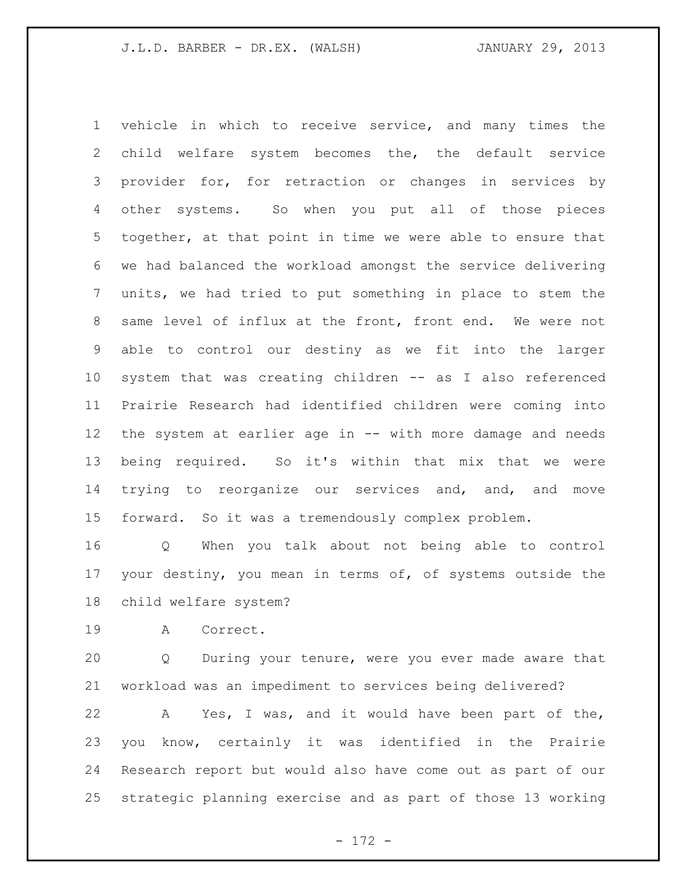vehicle in which to receive service, and many times the child welfare system becomes the, the default service provider for, for retraction or changes in services by other systems. So when you put all of those pieces together, at that point in time we were able to ensure that we had balanced the workload amongst the service delivering units, we had tried to put something in place to stem the same level of influx at the front, front end. We were not able to control our destiny as we fit into the larger system that was creating children -- as I also referenced Prairie Research had identified children were coming into the system at earlier age in -- with more damage and needs being required. So it's within that mix that we were trying to reorganize our services and, and, and move forward. So it was a tremendously complex problem.

Q When you talk about not being able to control your destiny, you mean in terms of, of systems outside the child welfare system?

A Correct.

Q During your tenure, were you ever made aware that workload was an impediment to services being delivered?

A Yes, I was, and it would have been part of the, you know, certainly it was identified in the Prairie Research report but would also have come out as part of our strategic planning exercise and as part of those 13 working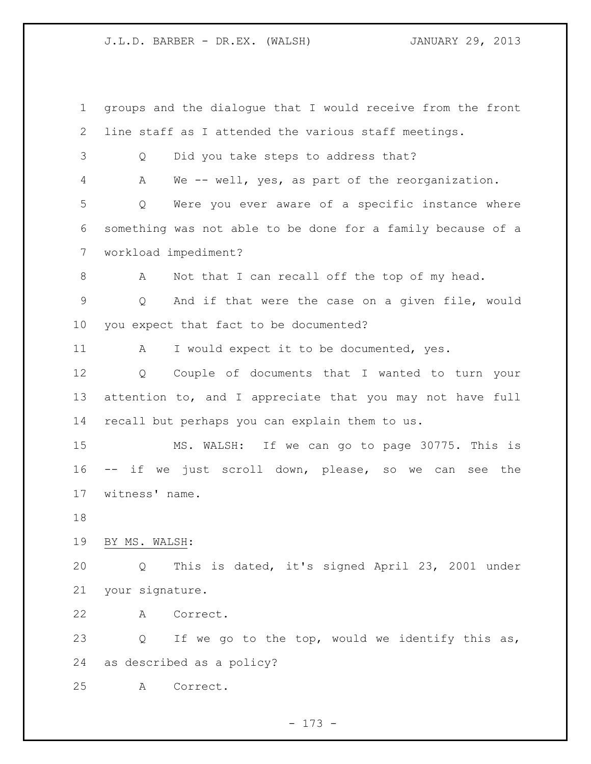groups and the dialogue that I would receive from the front line staff as I attended the various staff meetings.

Q Did you take steps to address that?

A We -- well, yes, as part of the reorganization.

Q Were you ever aware of a specific instance where something was not able to be done for a family because of a workload impediment?

A Not that I can recall off the top of my head.

Q And if that were the case on a given file, would you expect that fact to be documented?

A I would expect it to be documented, yes.

Q Couple of documents that I wanted to turn your attention to, and I appreciate that you may not have full recall but perhaps you can explain them to us.

MS. WALSH: If we can go to page 30775. This is -- if we just scroll down, please, so we can see the witness' name.

BY MS. WALSH:

Q This is dated, it's signed April 23, 2001 under your signature.

A Correct.

Q If we go to the top, would we identify this as, as described as a policy?

A Correct.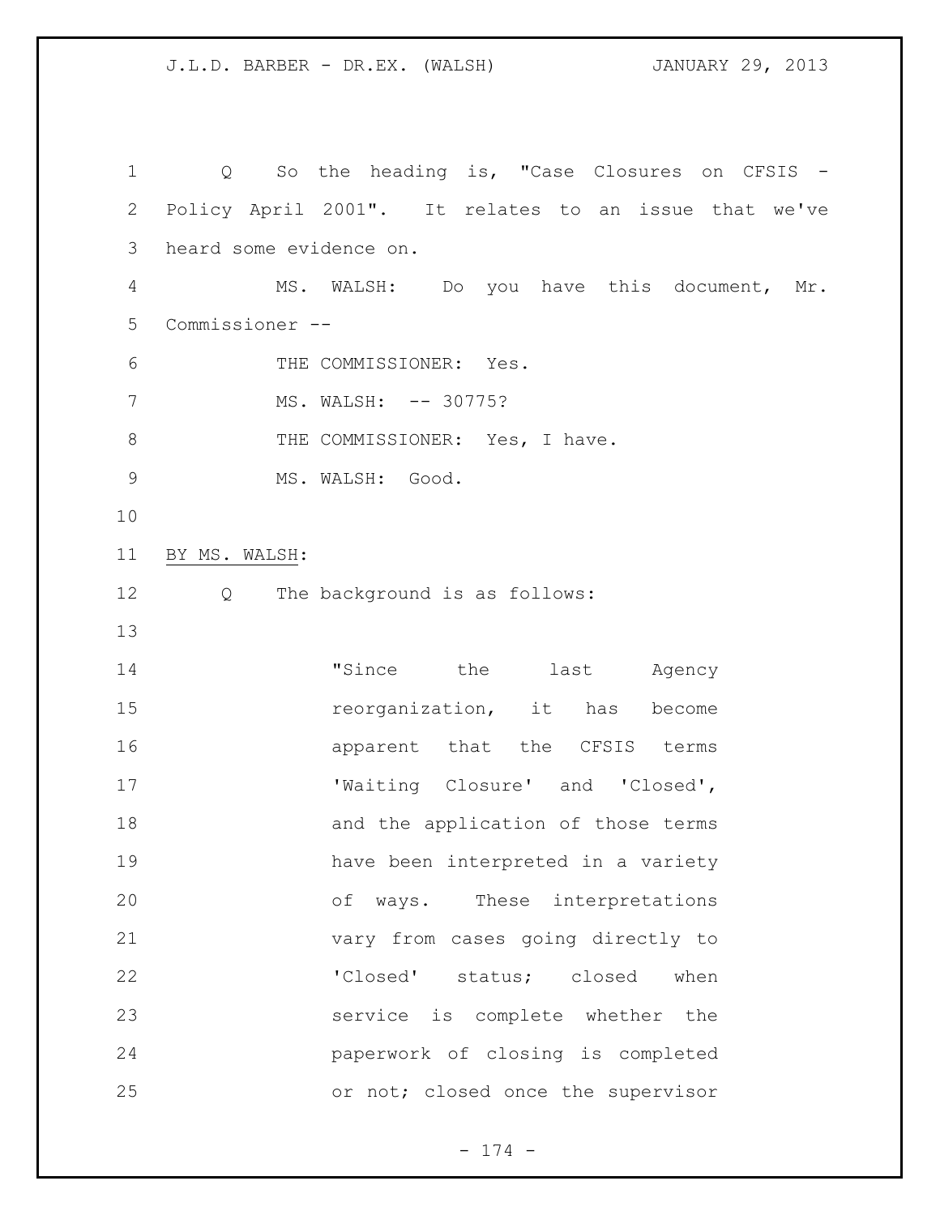Q So the heading is, "Case Closures on CFSIS - Policy April 2001". It relates to an issue that we've heard some evidence on.

MS. WALSH: Do you have this document, Mr. Commissioner --

THE COMMISSIONER: Yes.

MS. WALSH: -- 30775?

THE COMMISSIONER: Yes, I have.

MS. WALSH: Good.

BY MS. WALSH:

Q The background is as follows:

> "Since the last Agency reorganization, it has become apparent that the CFSIS terms 'Waiting Closure' and 'Closed', and the application of those terms have been interpreted in a variety of ways. These interpretations vary from cases going directly to 'Closed' status; closed when service is complete whether the paperwork of closing is completed or not; closed once the supervisor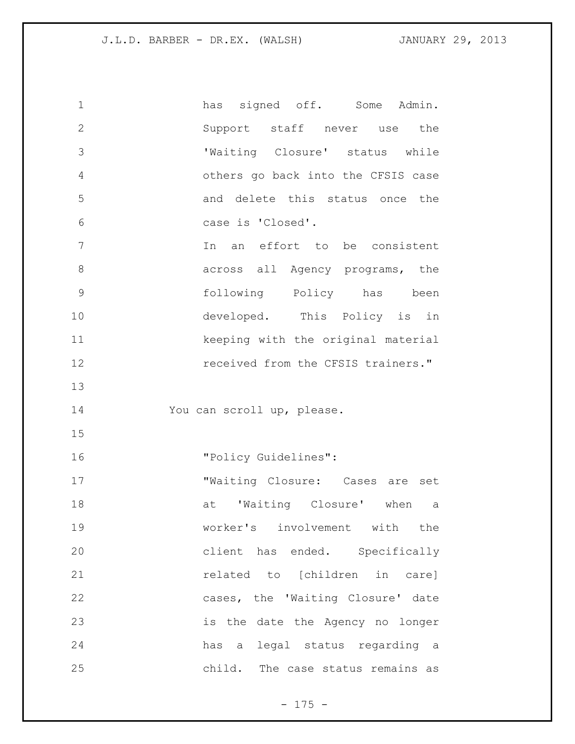has signed off. Some Admin. Support staff never use the 'Waiting Closure' status while others go back into the CFSIS case and delete this status once the case is 'Closed'.

In an effort to be consistent across all Agency programs, the following Policy has been developed. This Policy is in keeping with the original material received from the CFSIS trainers."

You can scroll up, please.

"Policy Guidelines":

"Waiting Closure: Cases are set at 'Waiting Closure' when a worker's involvement with the client has ended. Specifically related to [children in care] cases, the 'Waiting Closure' date is the date the Agency no longer has a legal status regarding a child. The case status remains as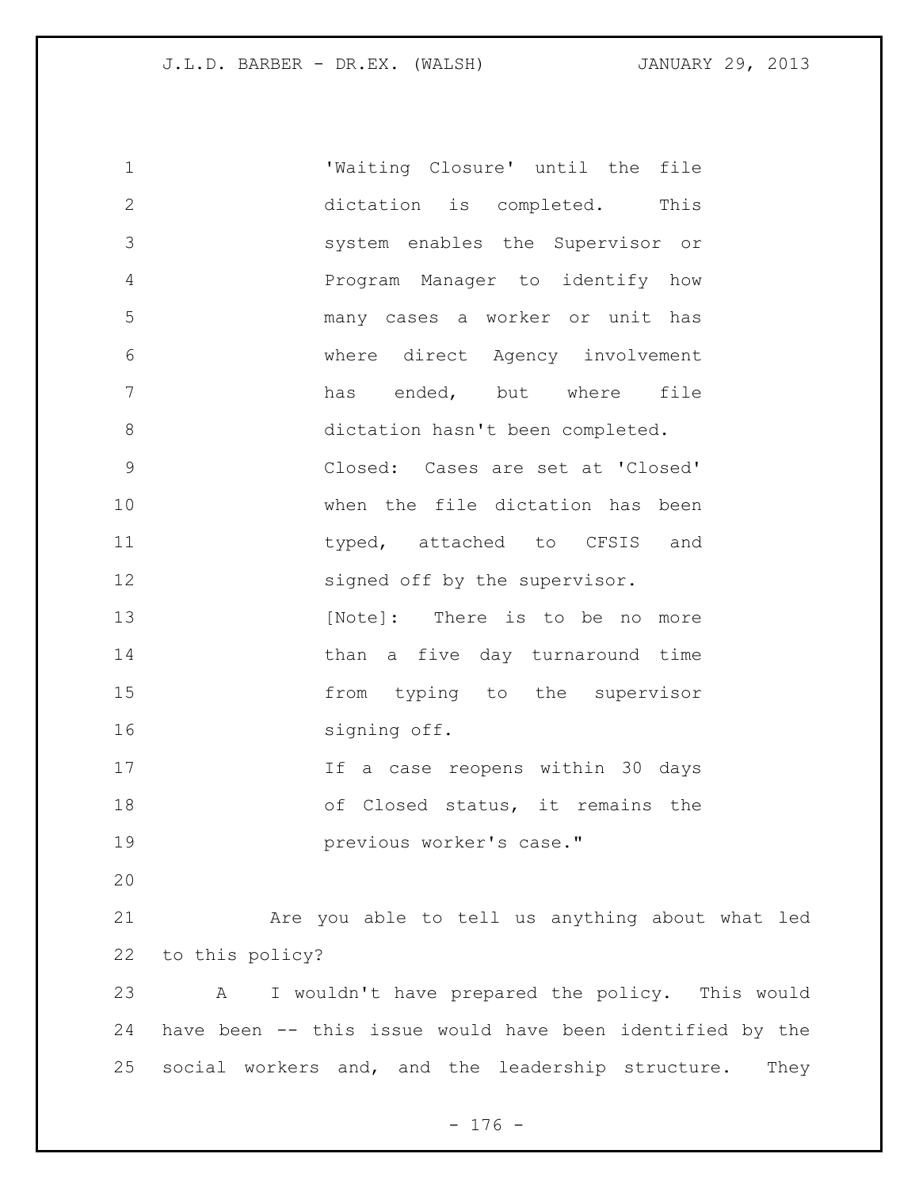'Waiting Closure' until the file dictation is completed. This system enables the Supervisor or Program Manager to identify how many cases a worker or unit has where direct Agency involvement has ended, but where file dictation hasn't been completed.

Closed: Cases are set at 'Closed' when the file dictation has been typed, attached to CFSIS and signed off by the supervisor.

[Note]: There is to be no more than a five day turnaround time from typing to the supervisor signing off.

If a case reopens within 30 days of Closed status, it remains the previous worker's case."

Are you able to tell us anything about what led to this policy?

A I wouldn't have prepared the policy. This would have been -- this issue would have been identified by the social workers and, and the leadership structure. They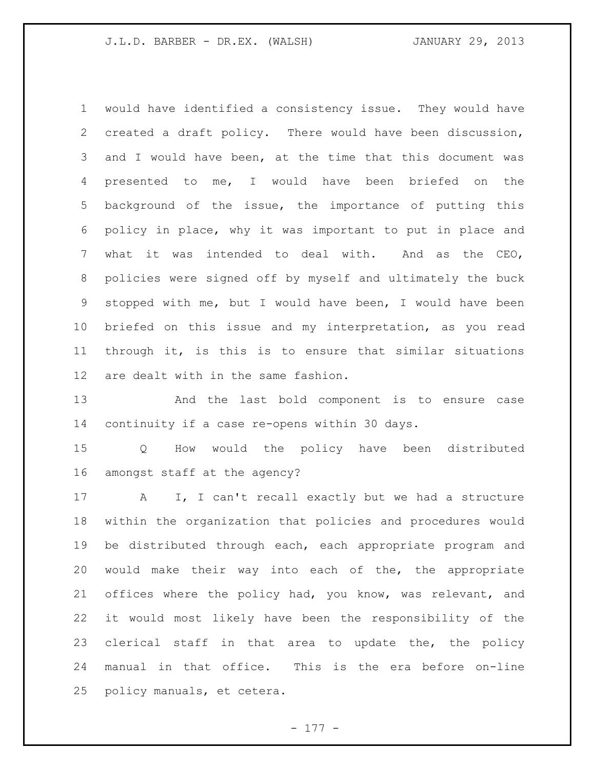would have identified a consistency issue. They would have created a draft policy. There would have been discussion, and I would have been, at the time that this document was presented to me, I would have been briefed on the background of the issue, the importance of putting this policy in place, why it was important to put in place and what it was intended to deal with. And as the CEO, policies were signed off by myself and ultimately the buck stopped with me, but I would have been, I would have been briefed on this issue and my interpretation, as you read through it, is this is to ensure that similar situations are dealt with in the same fashion.

And the last bold component is to ensure case continuity if a case re-opens within 30 days.

Q How would the policy have been distributed amongst staff at the agency?

A I, I can't recall exactly but we had a structure within the organization that policies and procedures would be distributed through each, each appropriate program and would make their way into each of the, the appropriate offices where the policy had, you know, was relevant, and it would most likely have been the responsibility of the clerical staff in that area to update the, the policy manual in that office. This is the era before on-line policy manuals, et cetera.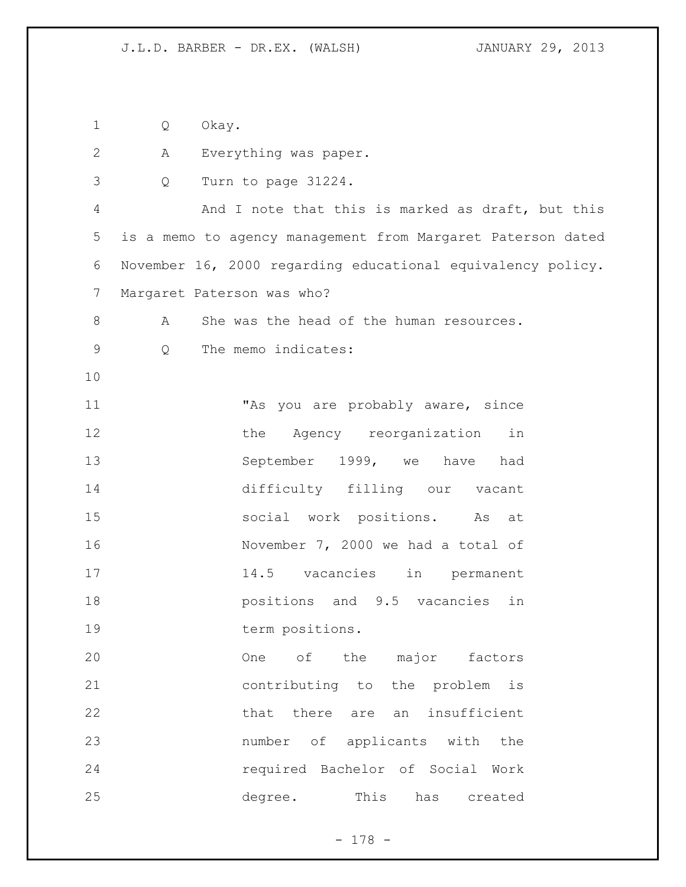Q Okay.

A Everything was paper.

Q Turn to page 31224.

And I note that this is marked as draft, but this is a memo to agency management from Margaret Paterson dated November 16, 2000 regarding educational equivalency policy. Margaret Paterson was who?

A She was the head of the human resources.

Q The memo indicates:

> "As you are probably aware, since the Agency reorganization in September 1999, we have had difficulty filling our vacant social work positions. As at November 7, 2000 we had a total of 14.5 vacancies in permanent positions and 9.5 vacancies in term positions.
>
> One of the major factors contributing to the problem is that there are an insufficient number of applicants with the required Bachelor of Social Work degree. This has created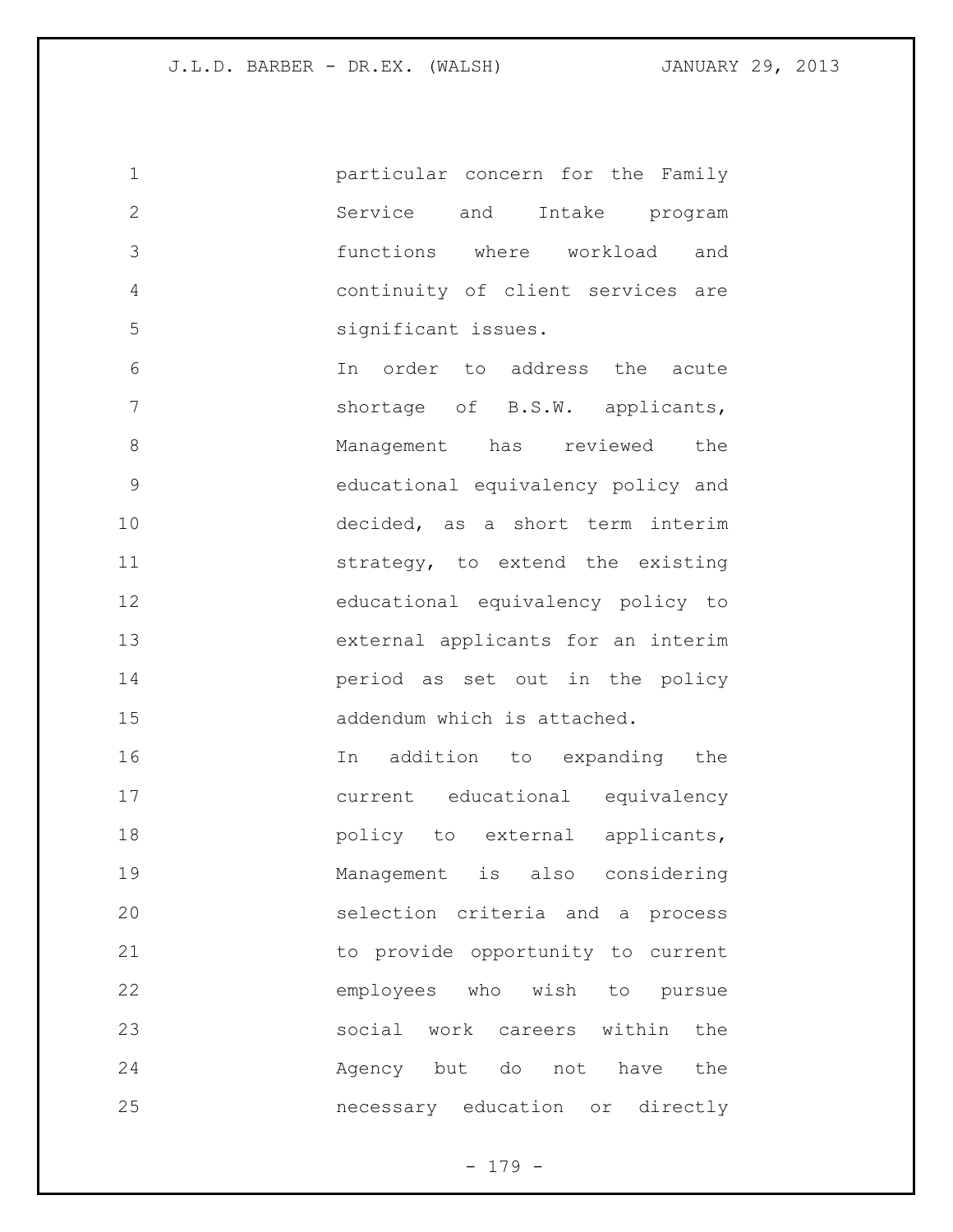particular concern for the Family Service and Intake program functions where workload and continuity of client services are significant issues.

In order to address the acute shortage of B.S.W. applicants, Management has reviewed the educational equivalency policy and decided, as a short term interim strategy, to extend the existing educational equivalency policy to external applicants for an interim period as set out in the policy addendum which is attached.

In addition to expanding the current educational equivalency policy to external applicants, Management is also considering selection criteria and a process to provide opportunity to current employees who wish to pursue social work careers within the Agency but do not have the necessary education or directly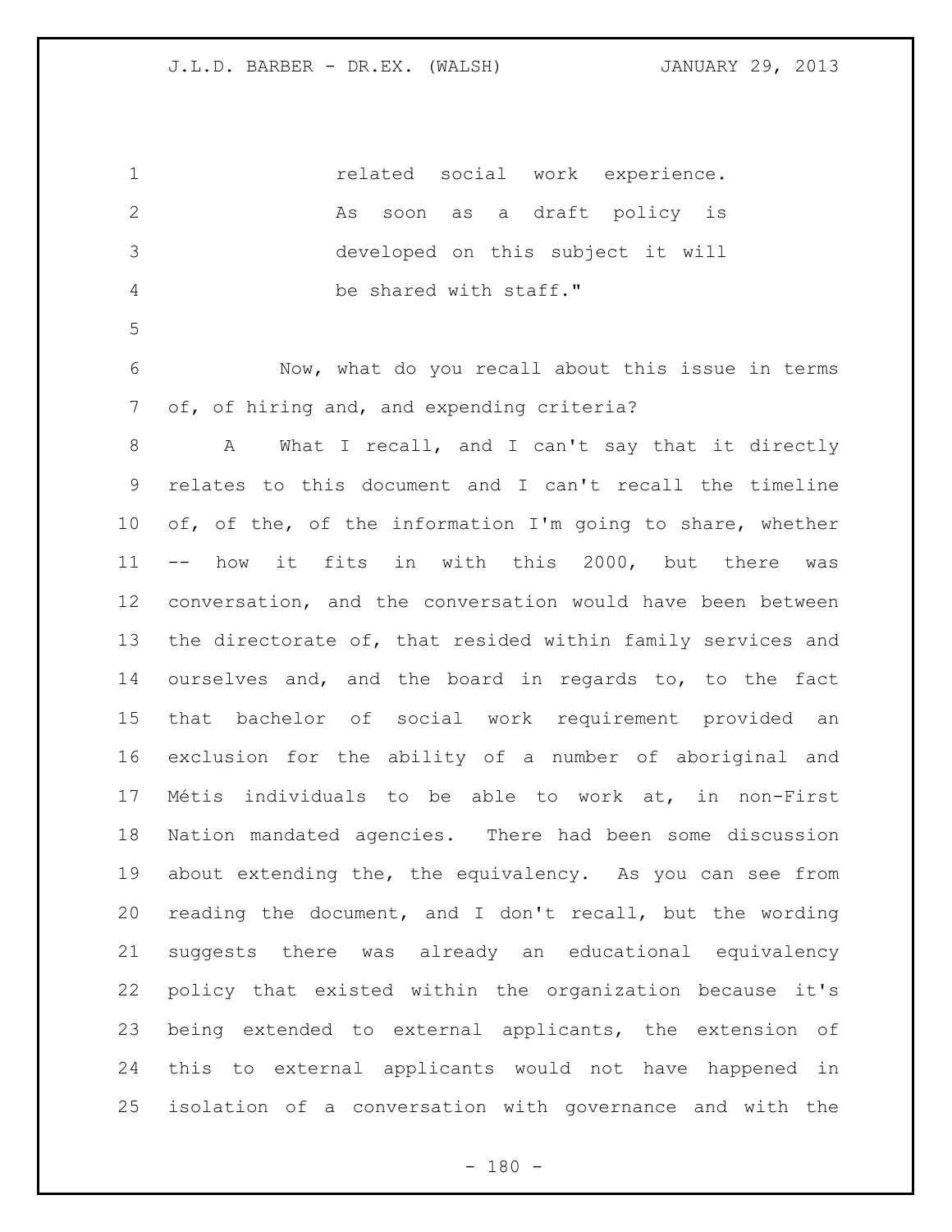related social work experience. As soon as a draft policy is developed on this subject it will be shared with staff."

Now, what do you recall about this issue in terms of, of hiring and, and expending criteria?

A What I recall, and I can't say that it directly relates to this document and I can't recall the timeline of, of the, of the information I'm going to share, whether -- how it fits in with this 2000, but there was conversation, and the conversation would have been between the directorate of, that resided within family services and ourselves and, and the board in regards to, to the fact that bachelor of social work requirement provided an exclusion for the ability of a number of aboriginal and Métis individuals to be able to work at, in non-First Nation mandated agencies. There had been some discussion about extending the, the equivalency. As you can see from reading the document, and I don't recall, but the wording suggests there was already an educational equivalency policy that existed within the organization because it's being extended to external applicants, the extension of this to external applicants would not have happened in isolation of a conversation with governance and with the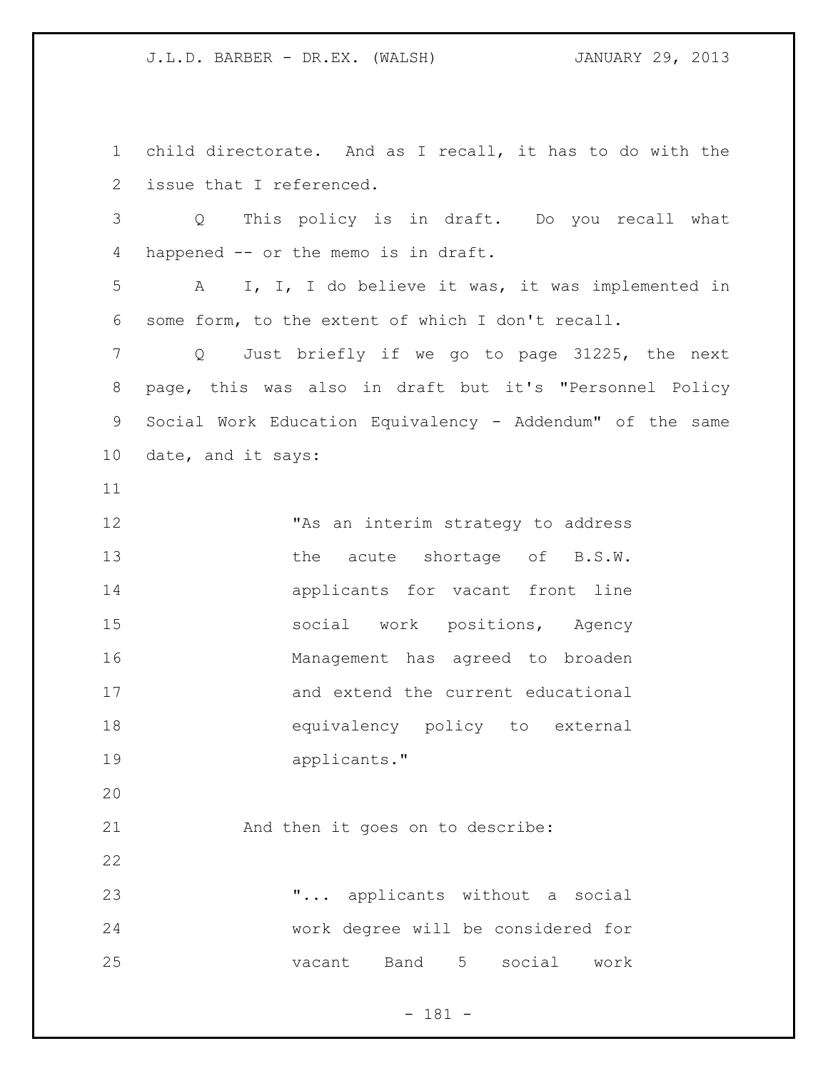child directorate. And as I recall, it has to do with the issue that I referenced.

Q This policy is in draft. Do you recall what happened -- or the memo is in draft.

A I, I, I do believe it was, it was implemented in some form, to the extent of which I don't recall.

Q Just briefly if we go to page 31225, the next page, this was also in draft but it's "Personnel Policy Social Work Education Equivalency - Addendum" of the same date, and it says:

> "As an interim strategy to address the acute shortage of B.S.W. applicants for vacant front line social work positions, Agency Management has agreed to broaden and extend the current educational equivalency policy to external applicants."

And then it goes on to describe:

> "... applicants without a social work degree will be considered for vacant Band 5 social work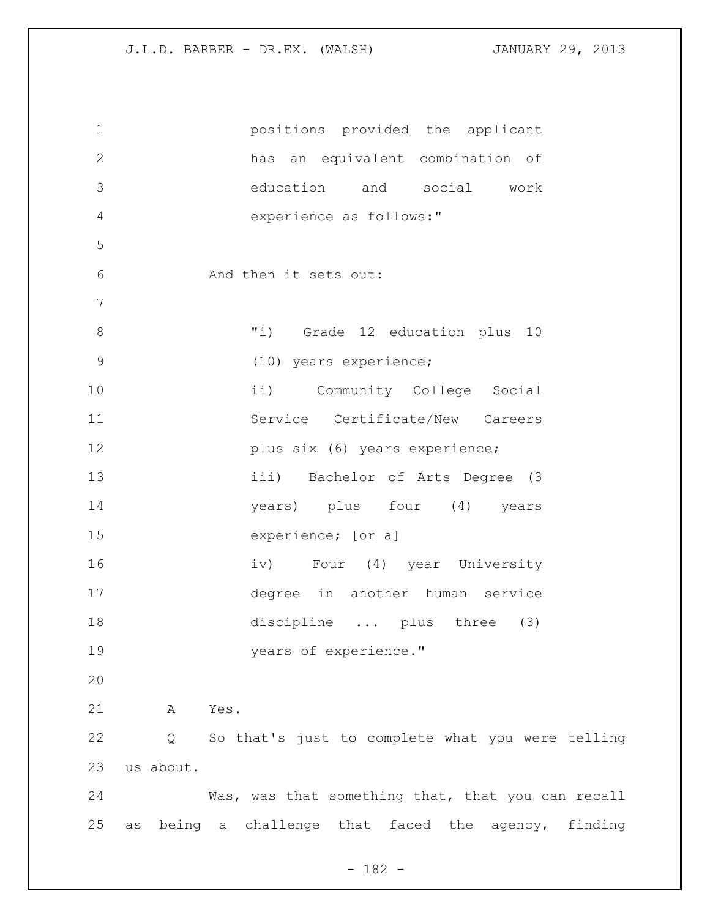positions provided the applicant has an equivalent combination of education and social work experience as follows:"

And then it sets out:

"i) Grade 12 education plus 10 (10) years experience;
ii) Community College Social Service Certificate/New Careers plus six (6) years experience;
iii) Bachelor of Arts Degree (3 years) plus four (4) years experience; [or a]
iv) Four (4) year University degree in another human service discipline ... plus three (3) years of experience."

A Yes.

Q So that's just to complete what you were telling us about.

Was, was that something that, that you can recall as being a challenge that faced the agency, finding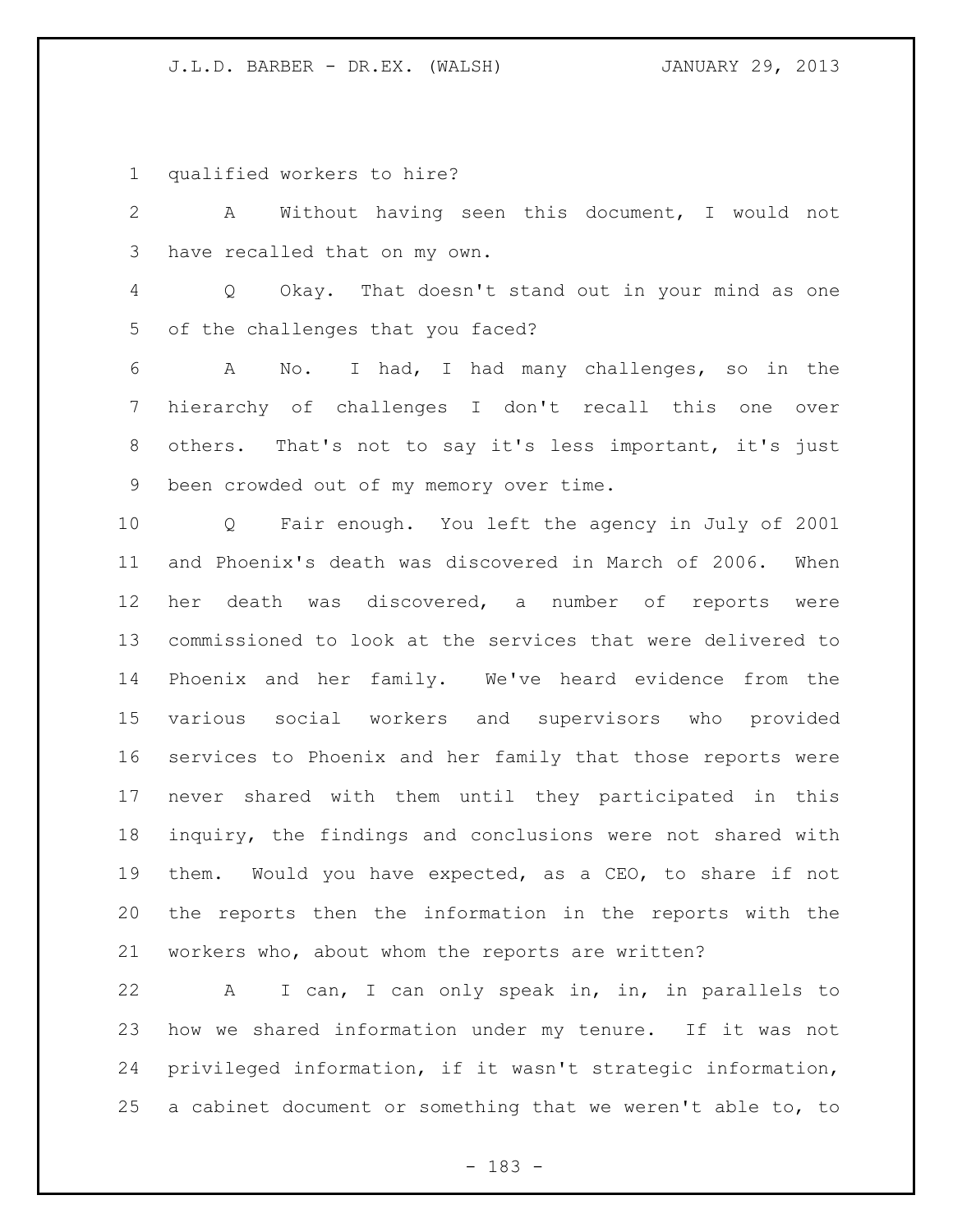qualified workers to hire?

A Without having seen this document, I would not have recalled that on my own.

Q Okay. That doesn't stand out in your mind as one of the challenges that you faced?

A No. I had, I had many challenges, so in the hierarchy of challenges I don't recall this one over others. That's not to say it's less important, it's just been crowded out of my memory over time.

Q Fair enough. You left the agency in July of 2001 and Phoenix's death was discovered in March of 2006. When her death was discovered, a number of reports were commissioned to look at the services that were delivered to Phoenix and her family. We've heard evidence from the various social workers and supervisors who provided services to Phoenix and her family that those reports were never shared with them until they participated in this inquiry, the findings and conclusions were not shared with them. Would you have expected, as a CEO, to share if not the reports then the information in the reports with the workers who, about whom the reports are written?

A I can, I can only speak in, in, in parallels to how we shared information under my tenure. If it was not privileged information, if it wasn't strategic information, a cabinet document or something that we weren't able to, to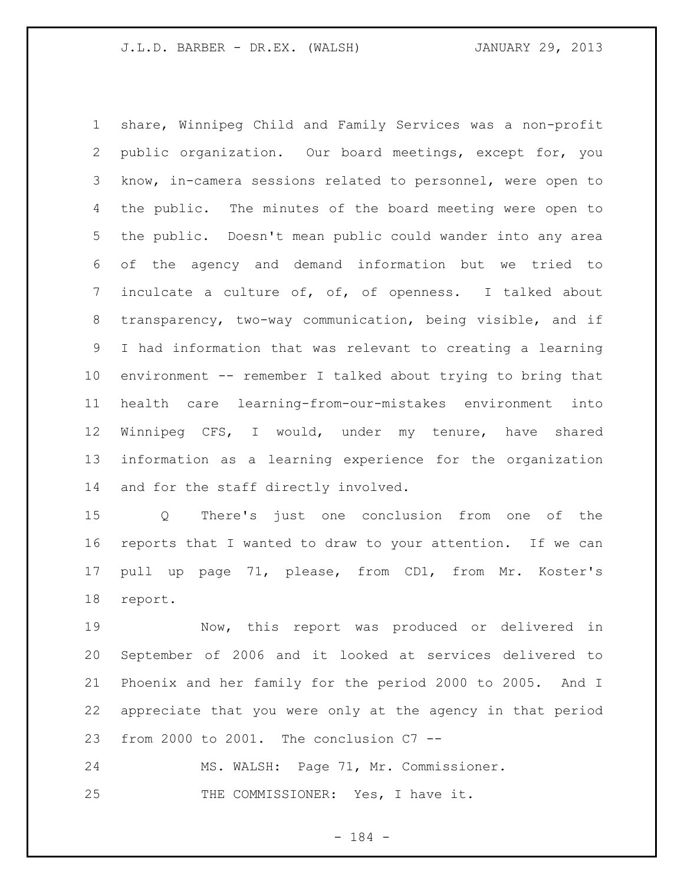share, Winnipeg Child and Family Services was a non-profit public organization. Our board meetings, except for, you know, in-camera sessions related to personnel, were open to the public. The minutes of the board meeting were open to the public. Doesn't mean public could wander into any area of the agency and demand information but we tried to inculcate a culture of, of, of openness. I talked about transparency, two-way communication, being visible, and if I had information that was relevant to creating a learning environment -- remember I talked about trying to bring that health care learning-from-our-mistakes environment into Winnipeg CFS, I would, under my tenure, have shared information as a learning experience for the organization and for the staff directly involved.

Q There's just one conclusion from one of the reports that I wanted to draw to your attention. If we can pull up page 71, please, from CD1, from Mr. Koster's report.

Now, this report was produced or delivered in September of 2006 and it looked at services delivered to Phoenix and her family for the period 2000 to 2005. And I appreciate that you were only at the agency in that period from 2000 to 2001. The conclusion C7 --

MS. WALSH: Page 71, Mr. Commissioner.

THE COMMISSIONER: Yes, I have it.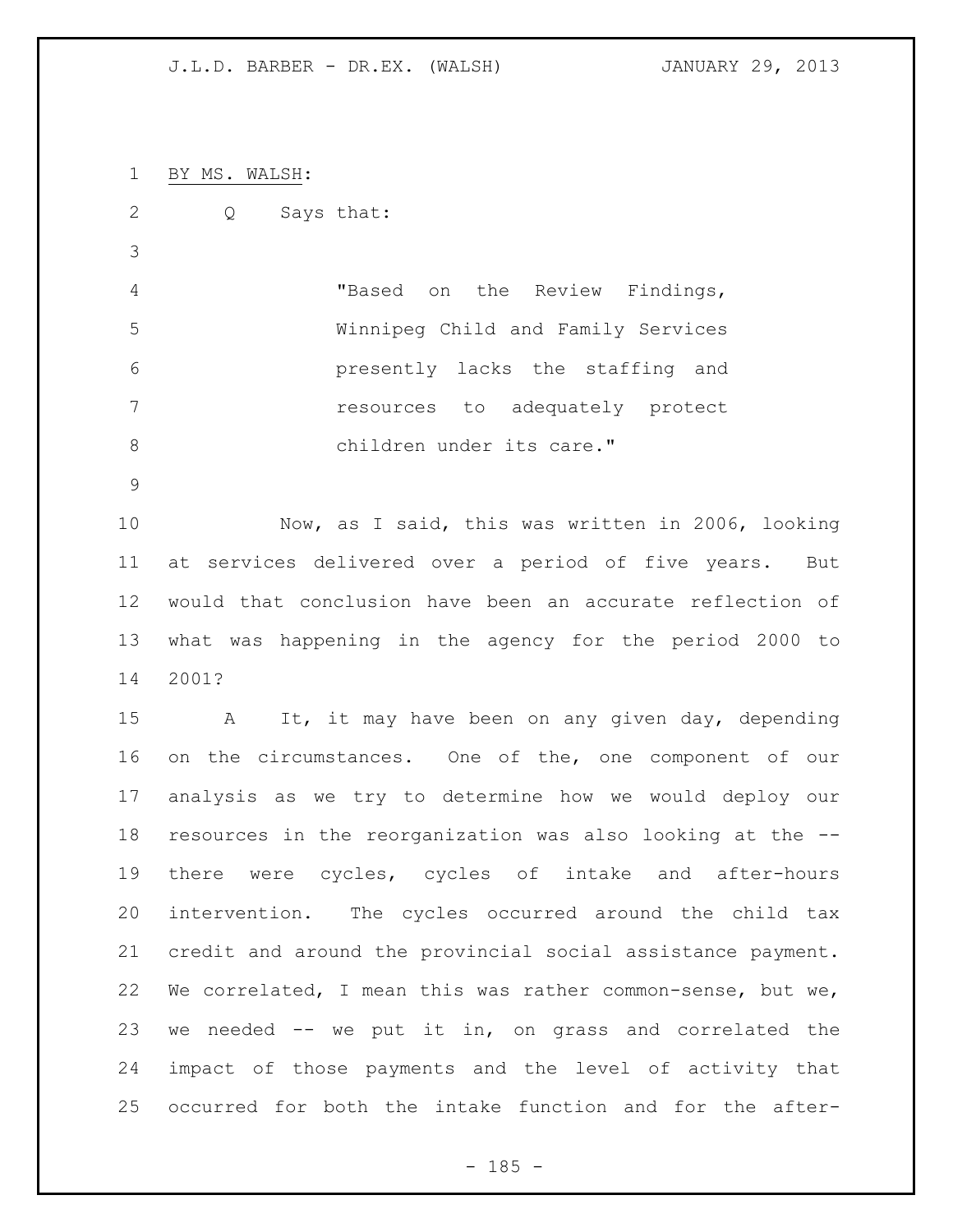BY MS. WALSH:

Q Says that:

> "Based on the Review Findings, Winnipeg Child and Family Services presently lacks the staffing and resources to adequately protect children under its care."

Now, as I said, this was written in 2006, looking at services delivered over a period of five years. But would that conclusion have been an accurate reflection of what was happening in the agency for the period 2000 to 2001?

A It, it may have been on any given day, depending on the circumstances. One of the, one component of our analysis as we try to determine how we would deploy our resources in the reorganization was also looking at the -- there were cycles, cycles of intake and after-hours intervention. The cycles occurred around the child tax credit and around the provincial social assistance payment. We correlated, I mean this was rather common-sense, but we, we needed -- we put it in, on grass and correlated the impact of those payments and the level of activity that occurred for both the intake function and for the after-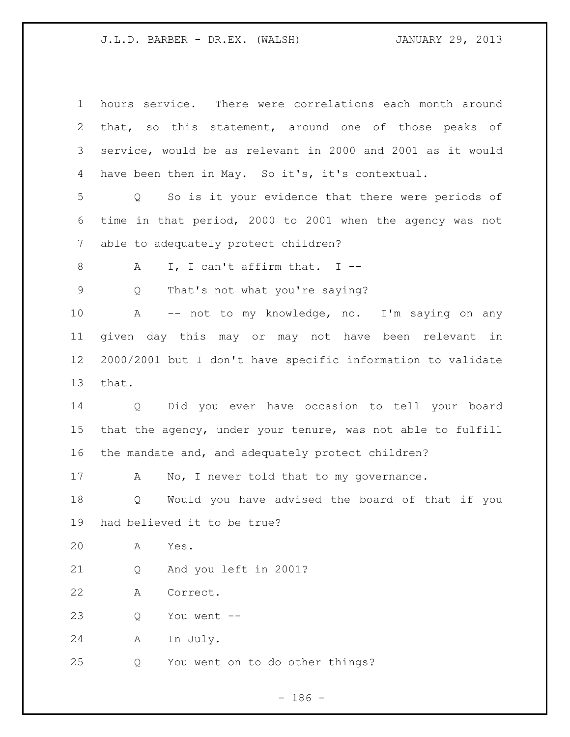hours service. There were correlations each month around that, so this statement, around one of those peaks of service, would be as relevant in 2000 and 2001 as it would have been then in May. So it's, it's contextual.

Q So is it your evidence that there were periods of time in that period, 2000 to 2001 when the agency was not able to adequately protect children?

A I, I can't affirm that. I --

Q That's not what you're saying?

A -- not to my knowledge, no. I'm saying on any given day this may or may not have been relevant in 2000/2001 but I don't have specific information to validate that.

Q Did you ever have occasion to tell your board that the agency, under your tenure, was not able to fulfill the mandate and, and adequately protect children?

A No, I never told that to my governance.

Q Would you have advised the board of that if you had believed it to be true?

A Yes.

Q And you left in 2001?

A Correct.

Q You went --

A In July.

Q You went on to do other things?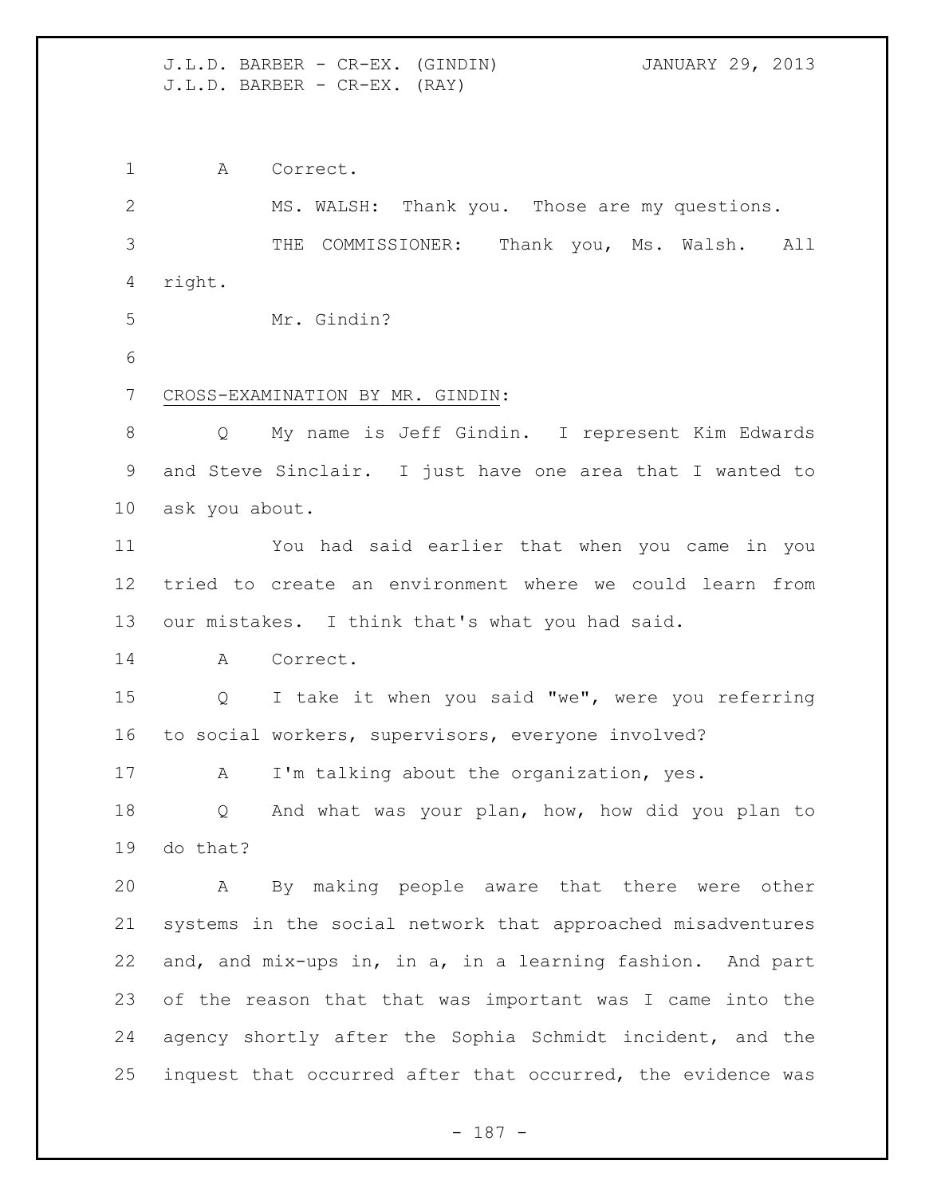A Correct.

MS. WALSH: Thank you. Those are my questions.

THE COMMISSIONER: Thank you, Ms. Walsh. All right.

Mr. Gindin?

CROSS-EXAMINATION BY MR. GINDIN:

Q My name is Jeff Gindin. I represent Kim Edwards and Steve Sinclair. I just have one area that I wanted to ask you about.

You had said earlier that when you came in you tried to create an environment where we could learn from our mistakes. I think that's what you had said.

A Correct.

Q I take it when you said "we", were you referring to social workers, supervisors, everyone involved?

A I'm talking about the organization, yes.

Q And what was your plan, how, how did you plan to do that?

A By making people aware that there were other systems in the social network that approached misadventures and, and mix-ups in, in a, in a learning fashion. And part of the reason that that was important was I came into the agency shortly after the Sophia Schmidt incident, and the inquest that occurred after that occurred, the evidence was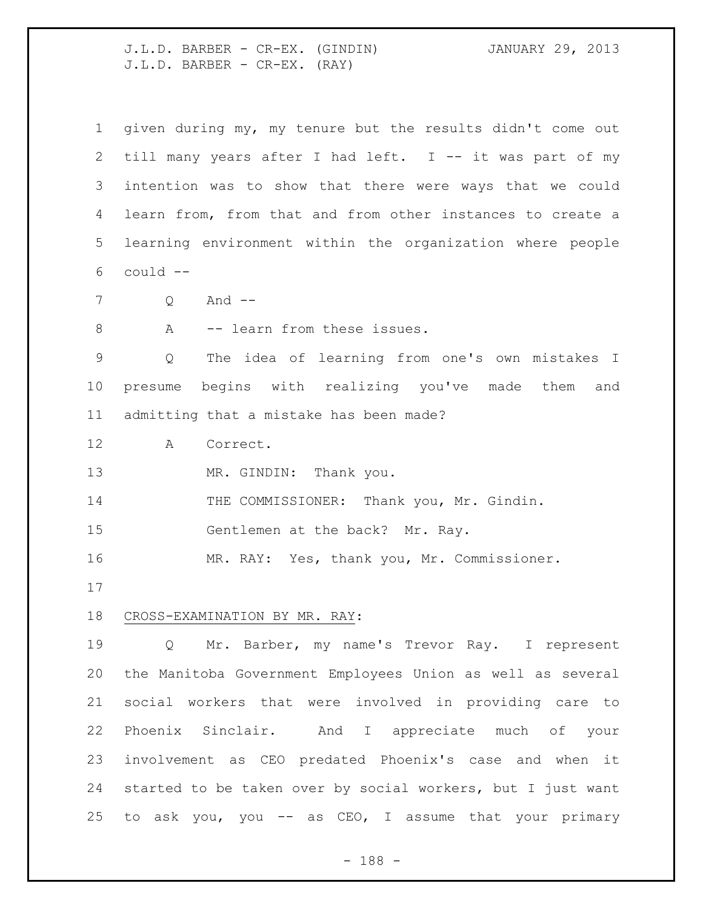given during my, my tenure but the results didn't come out till many years after I had left. I -- it was part of my intention was to show that there were ways that we could learn from, from that and from other instances to create a learning environment within the organization where people could --

Q And --

A -- learn from these issues.

Q The idea of learning from one's own mistakes I presume begins with realizing you've made them and admitting that a mistake has been made?

A Correct.

MR. GINDIN: Thank you.

THE COMMISSIONER: Thank you, Mr. Gindin.

Gentlemen at the back? Mr. Ray.

MR. RAY: Yes, thank you, Mr. Commissioner.

## CROSS-EXAMINATION BY MR. RAY:

Q Mr. Barber, my name's Trevor Ray. I represent the Manitoba Government Employees Union as well as several social workers that were involved in providing care to Phoenix Sinclair. And I appreciate much of your involvement as CEO predated Phoenix's case and when it started to be taken over by social workers, but I just want to ask you, you -- as CEO, I assume that your primary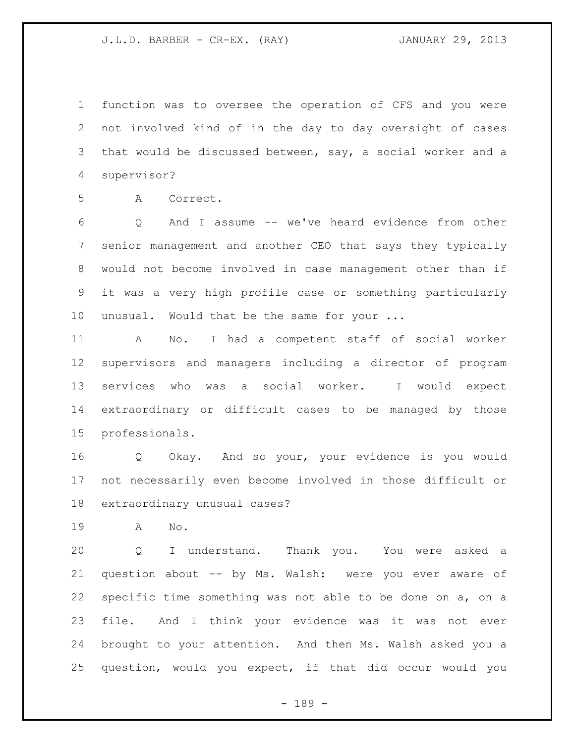function was to oversee the operation of CFS and you were not involved kind of in the day to day oversight of cases that would be discussed between, say, a social worker and a supervisor?

A Correct.

Q And I assume -- we've heard evidence from other senior management and another CEO that says they typically would not become involved in case management other than if it was a very high profile case or something particularly unusual. Would that be the same for your ...

A No. I had a competent staff of social worker supervisors and managers including a director of program services who was a social worker. I would expect extraordinary or difficult cases to be managed by those professionals.

Q Okay. And so your, your evidence is you would not necessarily even become involved in those difficult or extraordinary unusual cases?

A No.

Q I understand. Thank you. You were asked a question about -- by Ms. Walsh: were you ever aware of specific time something was not able to be done on a, on a file. And I think your evidence was it was not ever brought to your attention. And then Ms. Walsh asked you a question, would you expect, if that did occur would you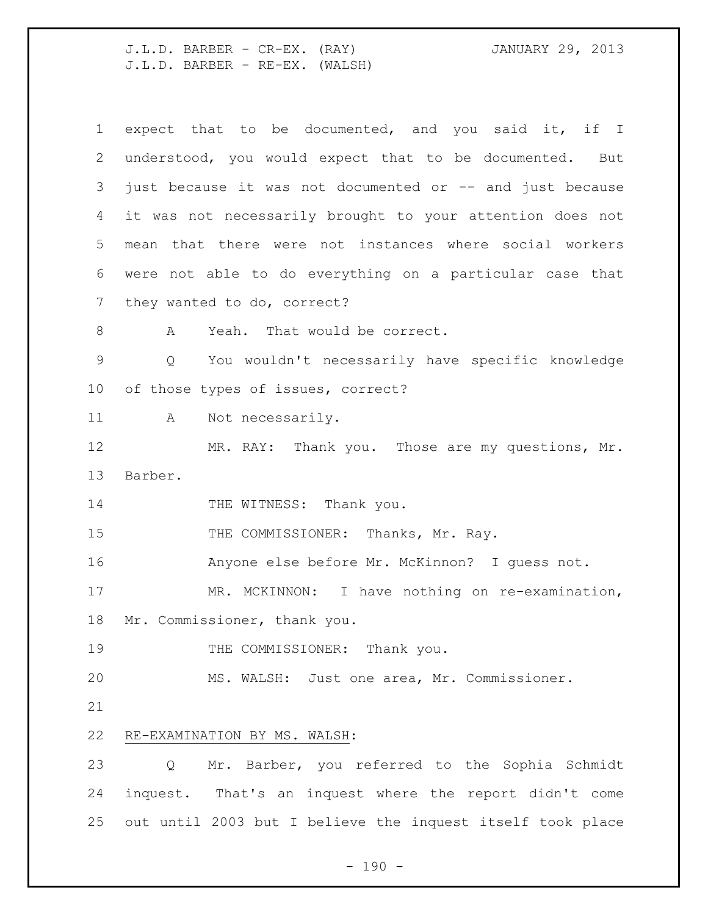expect that to be documented, and you said it, if I understood, you would expect that to be documented. But just because it was not documented or -- and just because it was not necessarily brought to your attention does not mean that there were not instances where social workers were not able to do everything on a particular case that they wanted to do, correct?

A Yeah. That would be correct.

Q You wouldn't necessarily have specific knowledge of those types of issues, correct?

A Not necessarily.

MR. RAY: Thank you. Those are my questions, Mr. Barber.

THE WITNESS: Thank you.

THE COMMISSIONER: Thanks, Mr. Ray.

Anyone else before Mr. McKinnon? I guess not.

MR. MCKINNON: I have nothing on re-examination, Mr. Commissioner, thank you.

THE COMMISSIONER: Thank you.

MS. WALSH: Just one area, Mr. Commissioner.

RE-EXAMINATION BY MS. WALSH:

Q Mr. Barber, you referred to the Sophia Schmidt inquest. That's an inquest where the report didn't come out until 2003 but I believe the inquest itself took place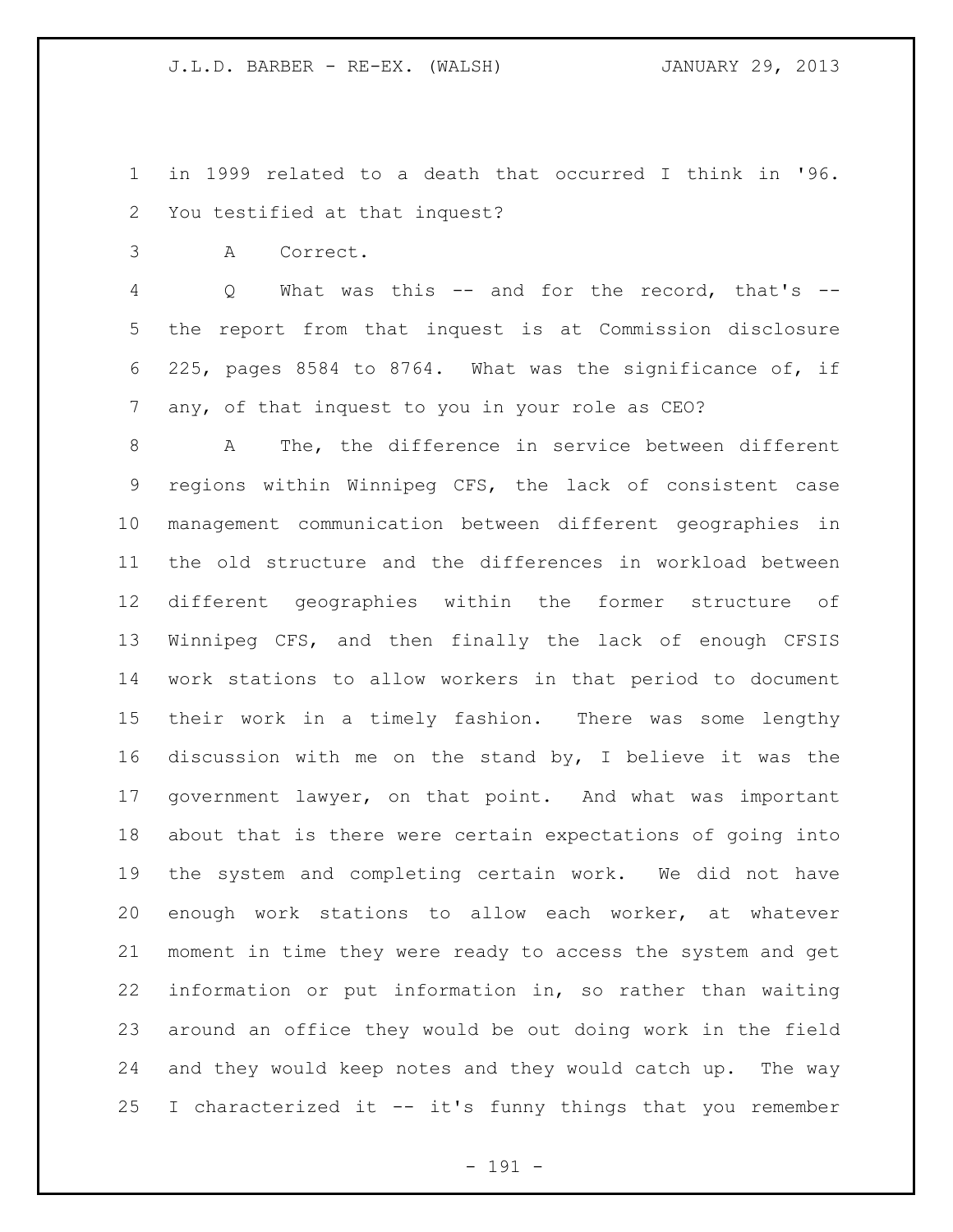in 1999 related to a death that occurred I think in '96. You testified at that inquest?

A Correct.

Q What was this -- and for the record, that's -- the report from that inquest is at Commission disclosure 225, pages 8584 to 8764. What was the significance of, if any, of that inquest to you in your role as CEO?

A The, the difference in service between different regions within Winnipeg CFS, the lack of consistent case management communication between different geographies in the old structure and the differences in workload between different geographies within the former structure of Winnipeg CFS, and then finally the lack of enough CFSIS work stations to allow workers in that period to document their work in a timely fashion. There was some lengthy discussion with me on the stand by, I believe it was the government lawyer, on that point. And what was important about that is there were certain expectations of going into the system and completing certain work. We did not have enough work stations to allow each worker, at whatever moment in time they were ready to access the system and get information or put information in, so rather than waiting around an office they would be out doing work in the field and they would keep notes and they would catch up. The way I characterized it -- it's funny things that you remember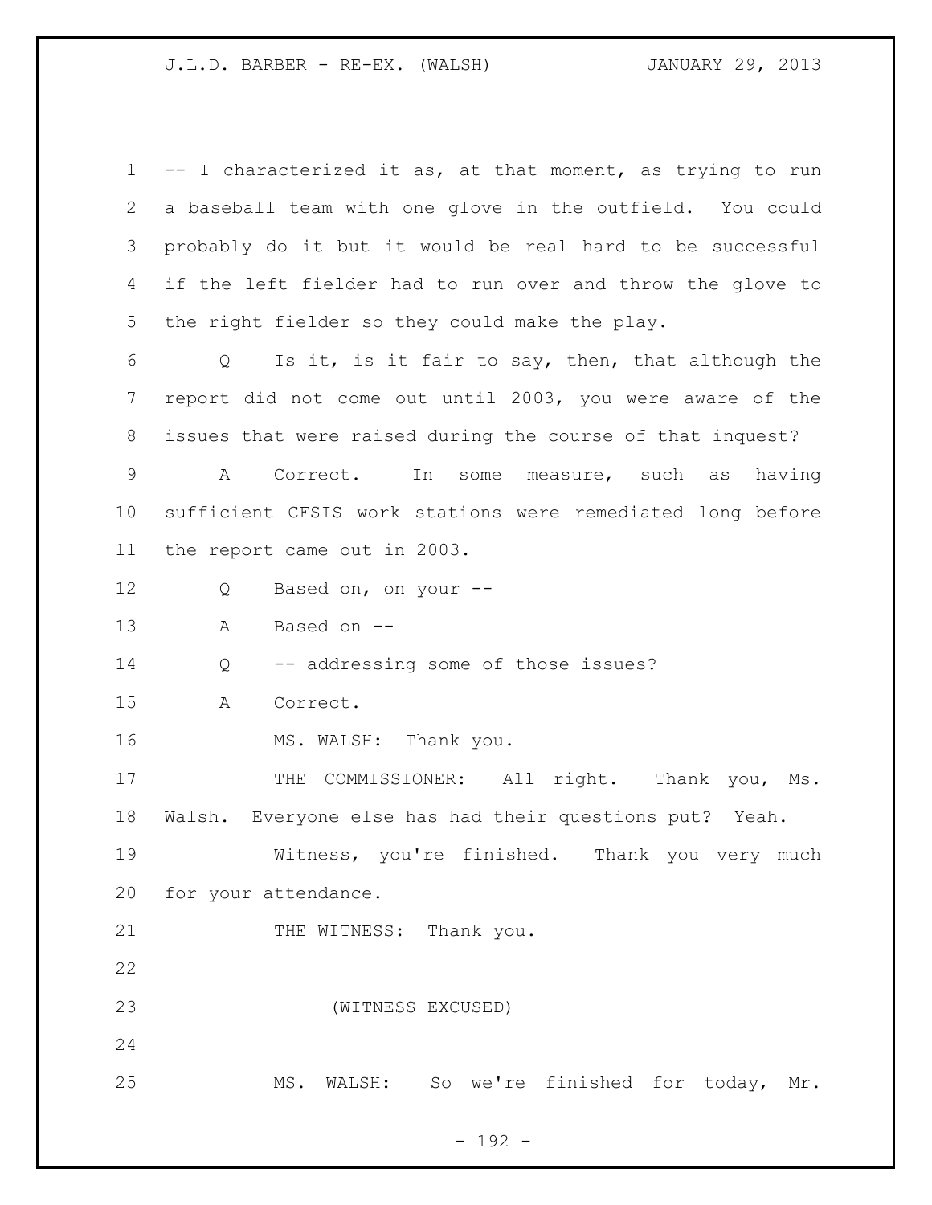-- I characterized it as, at that moment, as trying to run a baseball team with one glove in the outfield. You could probably do it but it would be real hard to be successful if the left fielder had to run over and throw the glove to the right fielder so they could make the play.

Q Is it, is it fair to say, then, that although the report did not come out until 2003, you were aware of the issues that were raised during the course of that inquest?

A Correct. In some measure, such as having sufficient CFSIS work stations were remediated long before the report came out in 2003.

Q Based on, on your --

A Based on --

Q -- addressing some of those issues?

A Correct.

MS. WALSH: Thank you.

THE COMMISSIONER: All right. Thank you, Ms. Walsh. Everyone else has had their questions put? Yeah.

Witness, you're finished. Thank you very much for your attendance.

THE WITNESS: Thank you.

(WITNESS EXCUSED)

MS. WALSH: So we're finished for today, Mr.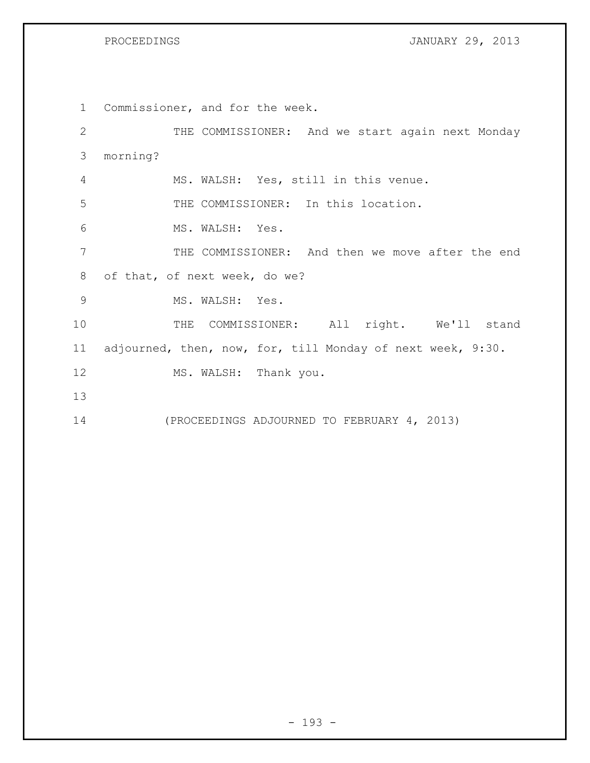Commissioner, and for the week.

THE COMMISSIONER: And we start again next Monday morning?

MS. WALSH: Yes, still in this venue.

THE COMMISSIONER: In this location.

MS. WALSH: Yes.

THE COMMISSIONER: And then we move after the end of that, of next week, do we?

MS. WALSH: Yes.

THE COMMISSIONER: All right. We'll stand adjourned, then, now, for, till Monday of next week, 9:30.

MS. WALSH: Thank you.

(PROCEEDINGS ADJOURNED TO FEBRUARY 4, 2013)